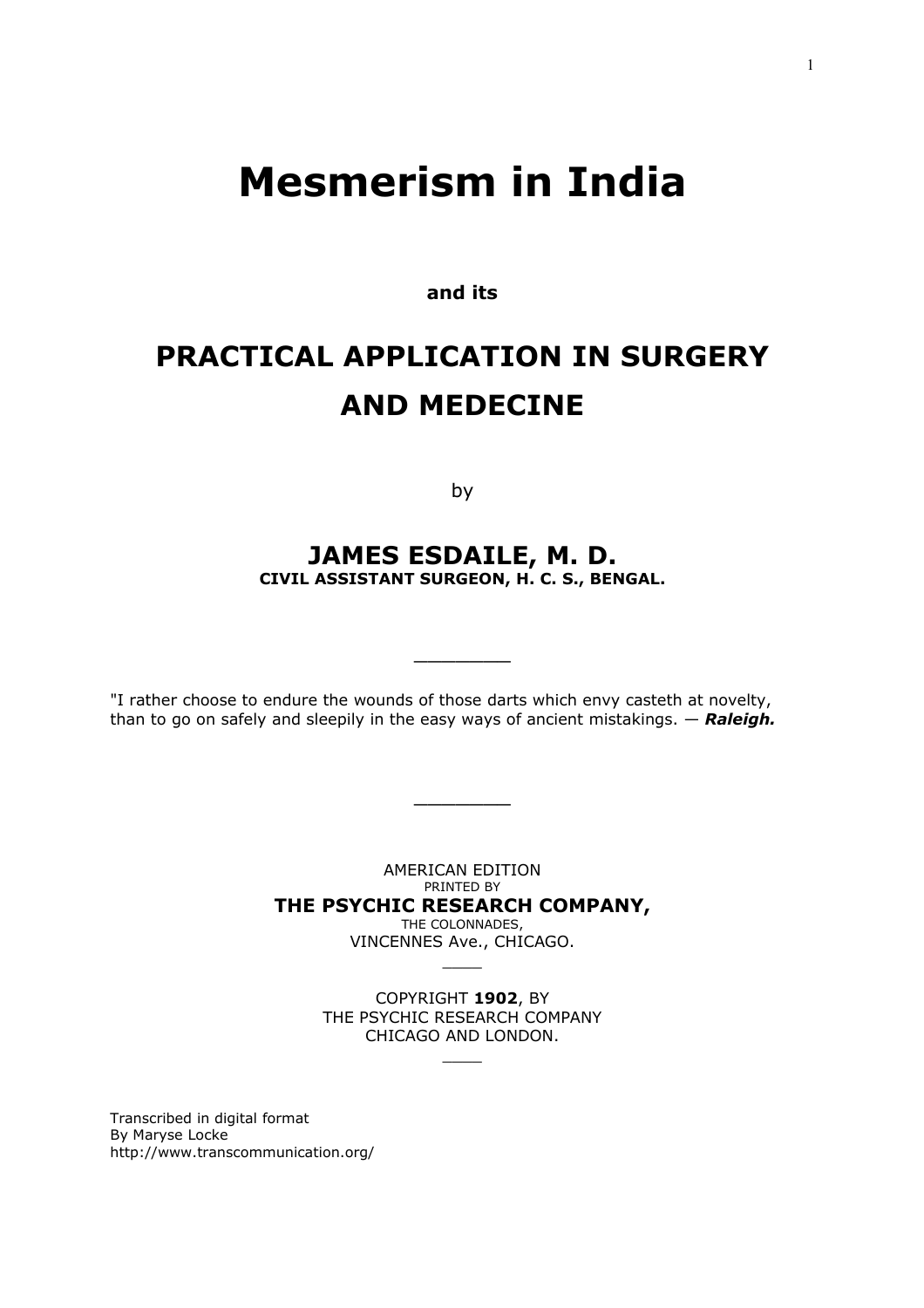# Mesmerism in India

**and its**

## PRACTICAL APPLICATION IN SURGERY AND MEDECINE

by

### JAMES ESDAILE, M. D.

**CIVIL ASSISTANT SURGEON, H. C. S., BENGAL.**

---

"I rather choose to endure the wounds of those darts which envy casteth at novelty, than to go on safely and sleepily in the easy ways of ancient mistakings. — ***Raleigh.***

---

AMERICAN EDITION
PRINTED BY
**THE PSYCHIC RESEARCH COMPANY,**
THE COLONNADES,
VINCENNES Ave., CHICAGO.

COPYRIGHT **1902**, BY
THE PSYCHIC RESEARCH COMPANY
CHICAGO AND LONDON.

Transcribed in digital format
By Maryse Locke
http://www.transcommunication.org/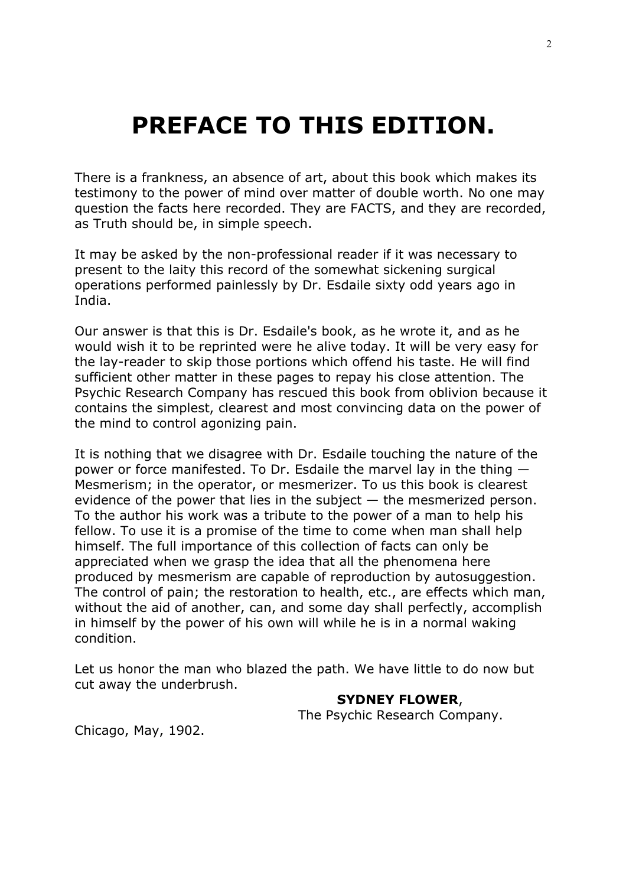# PREFACE TO THIS EDITION.

There is a frankness, an absence of art, about this book which makes its testimony to the power of mind over matter of double worth. No one may question the facts here recorded. They are FACTS, and they are recorded, as Truth should be, in simple speech.

It may be asked by the non-professional reader if it was necessary to present to the laity this record of the somewhat sickening surgical operations performed painlessly by Dr. Esdaile sixty odd years ago in India.

Our answer is that this is Dr. Esdaile's book, as he wrote it, and as he would wish it to be reprinted were he alive today. It will be very easy for the lay-reader to skip those portions which offend his taste. He will find sufficient other matter in these pages to repay his close attention. The Psychic Research Company has rescued this book from oblivion because it contains the simplest, clearest and most convincing data on the power of the mind to control agonizing pain.

It is nothing that we disagree with Dr. Esdaile touching the nature of the power or force manifested. To Dr. Esdaile the marvel lay in the thing — Mesmerism; in the operator, or mesmerizer. To us this book is clearest evidence of the power that lies in the subject — the mesmerized person. To the author his work was a tribute to the power of a man to help his fellow. To use it is a promise of the time to come when man shall help himself. The full importance of this collection of facts can only be appreciated when we grasp the idea that all the phenomena here produced by mesmerism are capable of reproduction by autosuggestion. The control of pain; the restoration to health, etc., are effects which man, without the aid of another, can, and some day shall perfectly, accomplish in himself by the power of his own will while he is in a normal waking condition.

Let us honor the man who blazed the path. We have little to do now but cut away the underbrush.

**SYDNEY FLOWER**,
The Psychic Research Company.

Chicago, May, 1902.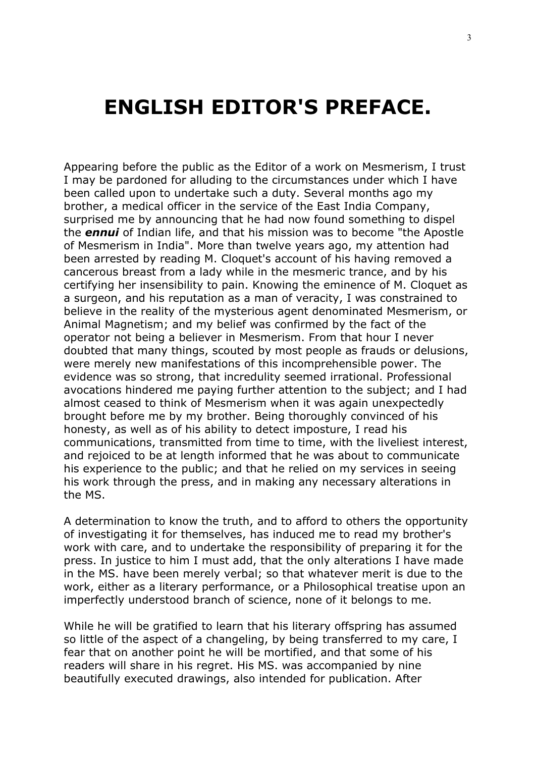# ENGLISH EDITOR'S PREFACE.

Appearing before the public as the Editor of a work on Mesmerism, I trust I may be pardoned for alluding to the circumstances under which I have been called upon to undertake such a duty. Several months ago my brother, a medical officer in the service of the East India Company, surprised me by announcing that he had now found something to dispel the ***ennui*** of Indian life, and that his mission was to become "the Apostle of Mesmerism in India". More than twelve years ago, my attention had been arrested by reading M. Cloquet's account of his having removed a cancerous breast from a lady while in the mesmeric trance, and by his certifying her insensibility to pain. Knowing the eminence of M. Cloquet as a surgeon, and his reputation as a man of veracity, I was constrained to believe in the reality of the mysterious agent denominated Mesmerism, or Animal Magnetism; and my belief was confirmed by the fact of the operator not being a believer in Mesmerism. From that hour I never doubted that many things, scouted by most people as frauds or delusions, were merely new manifestations of this incomprehensible power. The evidence was so strong, that incredulity seemed irrational. Professional avocations hindered me paying further attention to the subject; and I had almost ceased to think of Mesmerism when it was again unexpectedly brought before me by my brother. Being thoroughly convinced of his honesty, as well as of his ability to detect imposture, I read his communications, transmitted from time to time, with the liveliest interest, and rejoiced to be at length informed that he was about to communicate his experience to the public; and that he relied on my services in seeing his work through the press, and in making any necessary alterations in the MS.

A determination to know the truth, and to afford to others the opportunity of investigating it for themselves, has induced me to read my brother's work with care, and to undertake the responsibility of preparing it for the press. In justice to him I must add, that the only alterations I have made in the MS. have been merely verbal; so that whatever merit is due to the work, either as a literary performance, or a Philosophical treatise upon an imperfectly understood branch of science, none of it belongs to me.

While he will be gratified to learn that his literary offspring has assumed so little of the aspect of a changeling, by being transferred to my care, I fear that on another point he will be mortified, and that some of his readers will share in his regret. His MS. was accompanied by nine beautifully executed drawings, also intended for publication. After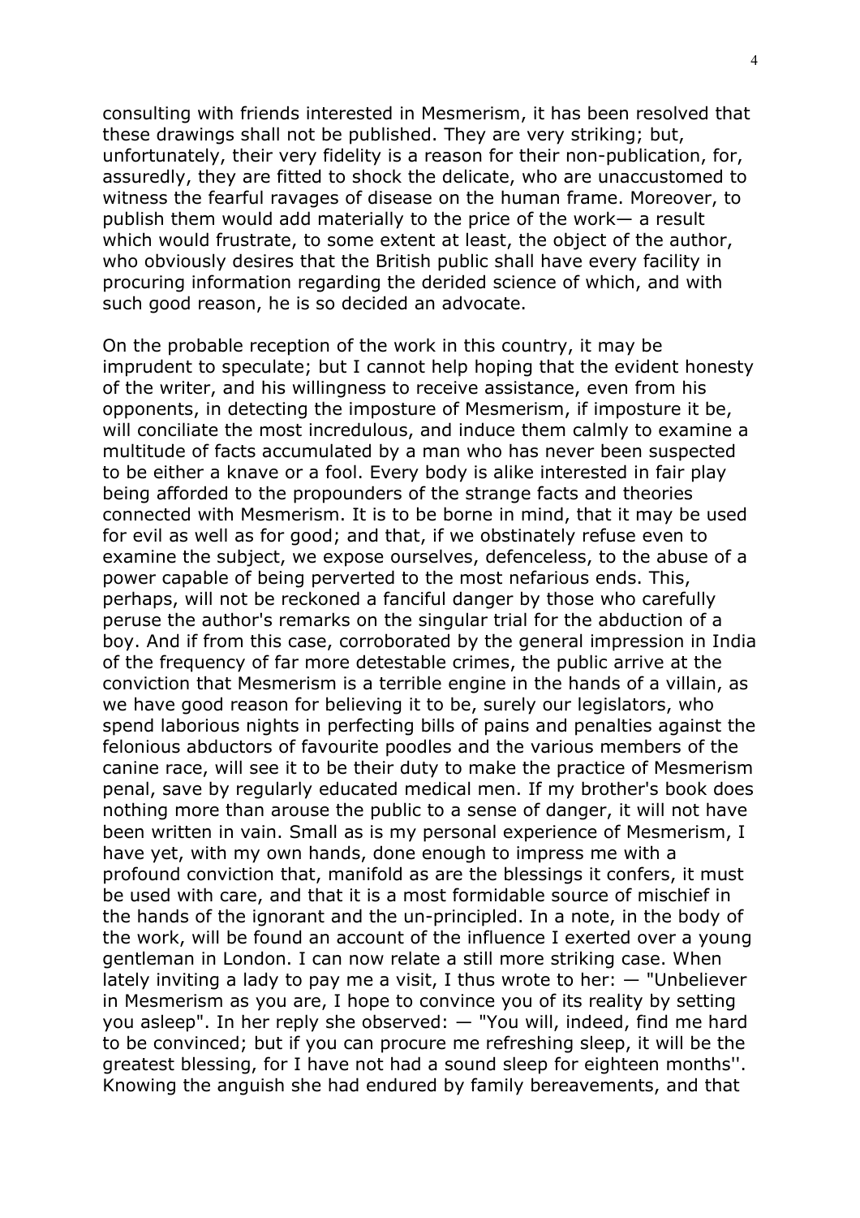consulting with friends interested in Mesmerism, it has been resolved that these drawings shall not be published. They are very striking; but, unfortunately, their very fidelity is a reason for their non-publication, for, assuredly, they are fitted to shock the delicate, who are unaccustomed to witness the fearful ravages of disease on the human frame. Moreover, to publish them would add materially to the price of the work— a result which would frustrate, to some extent at least, the object of the author, who obviously desires that the British public shall have every facility in procuring information regarding the derided science of which, and with such good reason, he is so decided an advocate.

On the probable reception of the work in this country, it may be imprudent to speculate; but I cannot help hoping that the evident honesty of the writer, and his willingness to receive assistance, even from his opponents, in detecting the imposture of Mesmerism, if imposture it be, will conciliate the most incredulous, and induce them calmly to examine a multitude of facts accumulated by a man who has never been suspected to be either a knave or a fool. Every body is alike interested in fair play being afforded to the propounders of the strange facts and theories connected with Mesmerism. It is to be borne in mind, that it may be used for evil as well as for good; and that, if we obstinately refuse even to examine the subject, we expose ourselves, defenceless, to the abuse of a power capable of being perverted to the most nefarious ends. This, perhaps, will not be reckoned a fanciful danger by those who carefully peruse the author's remarks on the singular trial for the abduction of a boy. And if from this case, corroborated by the general impression in India of the frequency of far more detestable crimes, the public arrive at the conviction that Mesmerism is a terrible engine in the hands of a villain, as we have good reason for believing it to be, surely our legislators, who spend laborious nights in perfecting bills of pains and penalties against the felonious abductors of favourite poodles and the various members of the canine race, will see it to be their duty to make the practice of Mesmerism penal, save by regularly educated medical men. If my brother's book does nothing more than arouse the public to a sense of danger, it will not have been written in vain. Small as is my personal experience of Mesmerism, I have yet, with my own hands, done enough to impress me with a profound conviction that, manifold as are the blessings it confers, it must be used with care, and that it is a most formidable source of mischief in the hands of the ignorant and the un-principled. In a note, in the body of the work, will be found an account of the influence I exerted over a young gentleman in London. I can now relate a still more striking case. When lately inviting a lady to pay me a visit, I thus wrote to her: — "Unbeliever in Mesmerism as you are, I hope to convince you of its reality by setting you asleep". In her reply she observed: — "You will, indeed, find me hard to be convinced; but if you can procure me refreshing sleep, it will be the greatest blessing, for I have not had a sound sleep for eighteen months''. Knowing the anguish she had endured by family bereavements, and that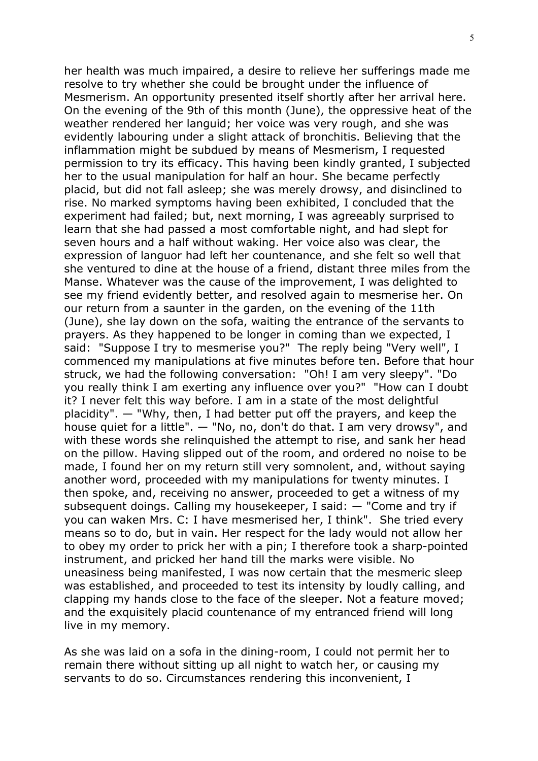her health was much impaired, a desire to relieve her sufferings made me resolve to try whether she could be brought under the influence of Mesmerism. An opportunity presented itself shortly after her arrival here. On the evening of the 9th of this month (June), the oppressive heat of the weather rendered her languid; her voice was very rough, and she was evidently labouring under a slight attack of bronchitis. Believing that the inflammation might be subdued by means of Mesmerism, I requested permission to try its efficacy. This having been kindly granted, I subjected her to the usual manipulation for half an hour. She became perfectly placid, but did not fall asleep; she was merely drowsy, and disinclined to rise. No marked symptoms having been exhibited, I concluded that the experiment had failed; but, next morning, I was agreeably surprised to learn that she had passed a most comfortable night, and had slept for seven hours and a half without waking. Her voice also was clear, the expression of languor had left her countenance, and she felt so well that she ventured to dine at the house of a friend, distant three miles from the Manse. Whatever was the cause of the improvement, I was delighted to see my friend evidently better, and resolved again to mesmerise her. On our return from a saunter in the garden, on the evening of the 11th (June), she lay down on the sofa, waiting the entrance of the servants to prayers. As they happened to be longer in coming than we expected, I said: "Suppose I try to mesmerise you?" The reply being "Very well", I commenced my manipulations at five minutes before ten. Before that hour struck, we had the following conversation: "Oh! I am very sleepy". "Do you really think I am exerting any influence over you?" "How can I doubt it? I never felt this way before. I am in a state of the most delightful placidity". — "Why, then, I had better put off the prayers, and keep the house quiet for a little". — "No, no, don't do that. I am very drowsy", and with these words she relinquished the attempt to rise, and sank her head on the pillow. Having slipped out of the room, and ordered no noise to be made, I found her on my return still very somnolent, and, without saying another word, proceeded with my manipulations for twenty minutes. I then spoke, and, receiving no answer, proceeded to get a witness of my subsequent doings. Calling my housekeeper, I said: — "Come and try if you can waken Mrs. C: I have mesmerised her, I think". She tried every means so to do, but in vain. Her respect for the lady would not allow her to obey my order to prick her with a pin; I therefore took a sharp-pointed instrument, and pricked her hand till the marks were visible. No uneasiness being manifested, I was now certain that the mesmeric sleep was established, and proceeded to test its intensity by loudly calling, and clapping my hands close to the face of the sleeper. Not a feature moved; and the exquisitely placid countenance of my entranced friend will long live in my memory.

As she was laid on a sofa in the dining-room, I could not permit her to remain there without sitting up all night to watch her, or causing my servants to do so. Circumstances rendering this inconvenient, I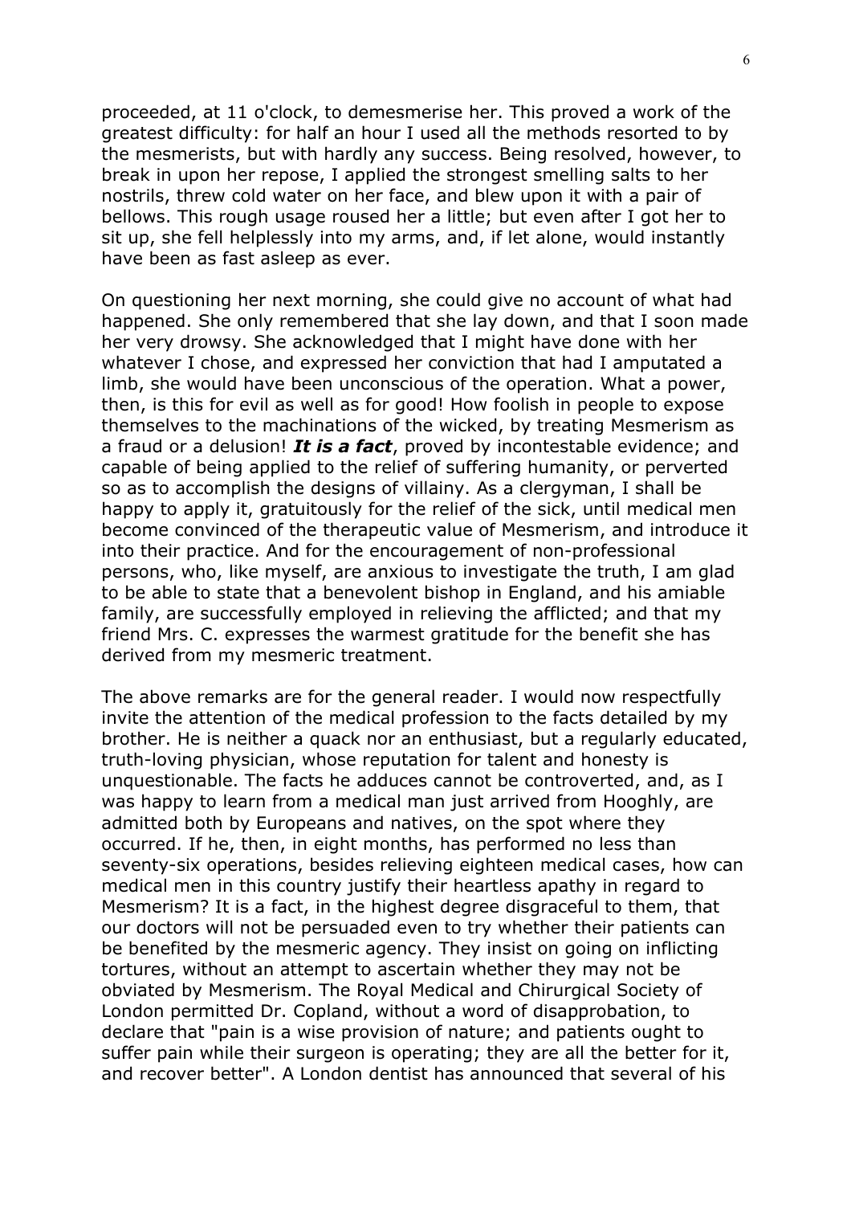proceeded, at 11 o'clock, to demesmerise her. This proved a work of the greatest difficulty: for half an hour I used all the methods resorted to by the mesmerists, but with hardly any success. Being resolved, however, to break in upon her repose, I applied the strongest smelling salts to her nostrils, threw cold water on her face, and blew upon it with a pair of bellows. This rough usage roused her a little; but even after I got her to sit up, she fell helplessly into my arms, and, if let alone, would instantly have been as fast asleep as ever.

On questioning her next morning, she could give no account of what had happened. She only remembered that she lay down, and that I soon made her very drowsy. She acknowledged that I might have done with her whatever I chose, and expressed her conviction that had I amputated a limb, she would have been unconscious of the operation. What a power, then, is this for evil as well as for good! How foolish in people to expose themselves to the machinations of the wicked, by treating Mesmerism as a fraud or a delusion! ***It is a fact***, proved by incontestable evidence; and capable of being applied to the relief of suffering humanity, or perverted so as to accomplish the designs of villainy. As a clergyman, I shall be happy to apply it, gratuitously for the relief of the sick, until medical men become convinced of the therapeutic value of Mesmerism, and introduce it into their practice. And for the encouragement of non-professional persons, who, like myself, are anxious to investigate the truth, I am glad to be able to state that a benevolent bishop in England, and his amiable family, are successfully employed in relieving the afflicted; and that my friend Mrs. C. expresses the warmest gratitude for the benefit she has derived from my mesmeric treatment.

The above remarks are for the general reader. I would now respectfully invite the attention of the medical profession to the facts detailed by my brother. He is neither a quack nor an enthusiast, but a regularly educated, truth-loving physician, whose reputation for talent and honesty is unquestionable. The facts he adduces cannot be controverted, and, as I was happy to learn from a medical man just arrived from Hooghly, are admitted both by Europeans and natives, on the spot where they occurred. If he, then, in eight months, has performed no less than seventy-six operations, besides relieving eighteen medical cases, how can medical men in this country justify their heartless apathy in regard to Mesmerism? It is a fact, in the highest degree disgraceful to them, that our doctors will not be persuaded even to try whether their patients can be benefited by the mesmeric agency. They insist on going on inflicting tortures, without an attempt to ascertain whether they may not be obviated by Mesmerism. The Royal Medical and Chirurgical Society of London permitted Dr. Copland, without a word of disapprobation, to declare that "pain is a wise provision of nature; and patients ought to suffer pain while their surgeon is operating; they are all the better for it, and recover better". A London dentist has announced that several of his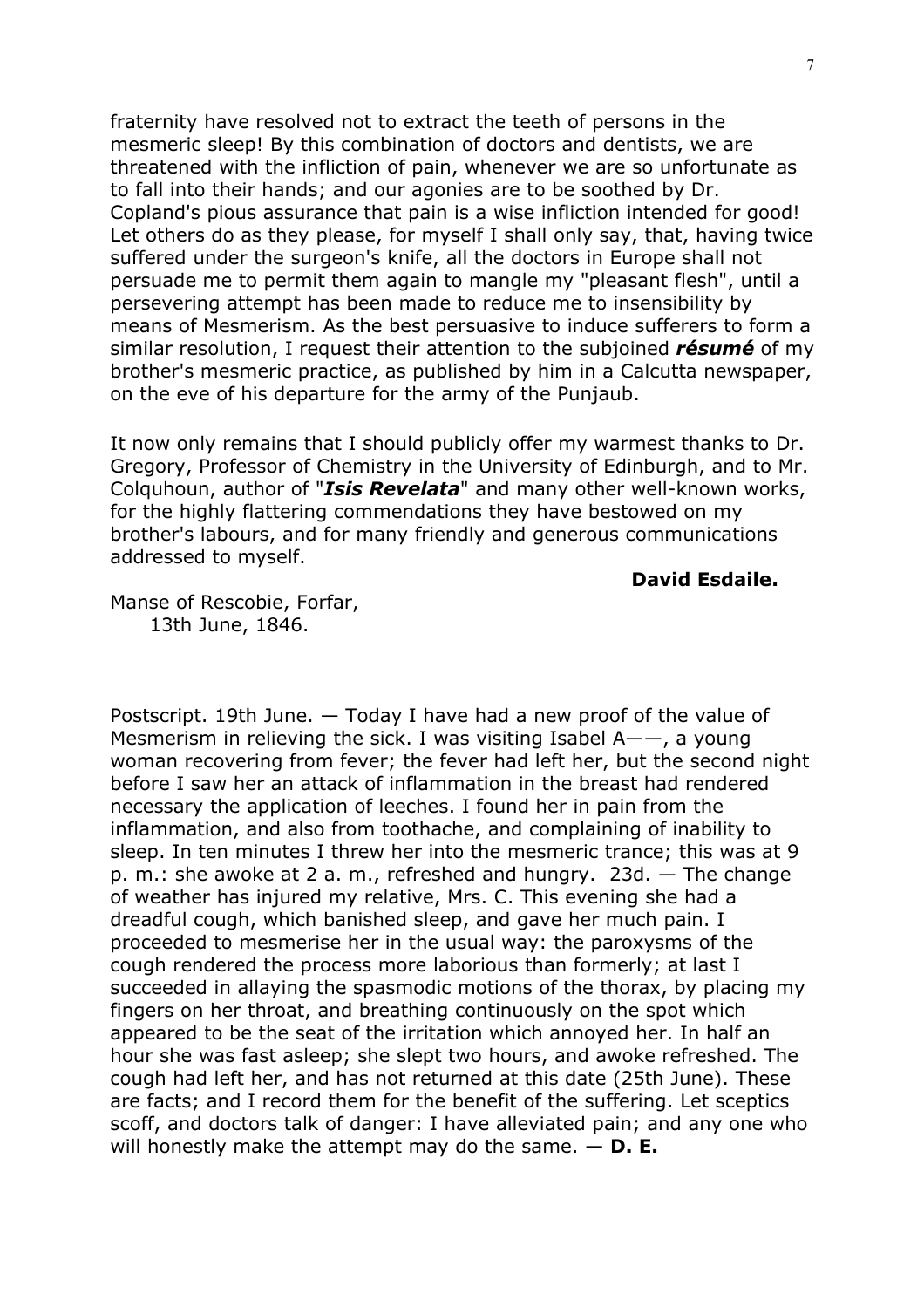fraternity have resolved not to extract the teeth of persons in the mesmeric sleep! By this combination of doctors and dentists, we are threatened with the infliction of pain, whenever we are so unfortunate as to fall into their hands; and our agonies are to be soothed by Dr. Copland's pious assurance that pain is a wise infliction intended for good! Let others do as they please, for myself I shall only say, that, having twice suffered under the surgeon's knife, all the doctors in Europe shall not persuade me to permit them again to mangle my "pleasant flesh", until a persevering attempt has been made to reduce me to insensibility by means of Mesmerism. As the best persuasive to induce sufferers to form a similar resolution, I request their attention to the subjoined ***résumé*** of my brother's mesmeric practice, as published by him in a Calcutta newspaper, on the eve of his departure for the army of the Punjaub.

It now only remains that I should publicly offer my warmest thanks to Dr. Gregory, Professor of Chemistry in the University of Edinburgh, and to Mr. Colquhoun, author of "***Isis Revelata***" and many other well-known works, for the highly flattering commendations they have bestowed on my brother's labours, and for many friendly and generous communications addressed to myself.

**David Esdaile.**

Manse of Rescobie, Forfar,
13th June, 1846.

Postscript. 19th June. — Today I have had a new proof of the value of Mesmerism in relieving the sick. I was visiting Isabel A——, a young woman recovering from fever; the fever had left her, but the second night before I saw her an attack of inflammation in the breast had rendered necessary the application of leeches. I found her in pain from the inflammation, and also from toothache, and complaining of inability to sleep. In ten minutes I threw her into the mesmeric trance; this was at 9 p. m.: she awoke at 2 a. m., refreshed and hungry. 23d. — The change of weather has injured my relative, Mrs. C. This evening she had a dreadful cough, which banished sleep, and gave her much pain. I proceeded to mesmerise her in the usual way: the paroxysms of the cough rendered the process more laborious than formerly; at last I succeeded in allaying the spasmodic motions of the thorax, by placing my fingers on her throat, and breathing continuously on the spot which appeared to be the seat of the irritation which annoyed her. In half an hour she was fast asleep; she slept two hours, and awoke refreshed. The cough had left her, and has not returned at this date (25th June). These are facts; and I record them for the benefit of the suffering. Let sceptics scoff, and doctors talk of danger: I have alleviated pain; and any one who will honestly make the attempt may do the same. — **D. E.**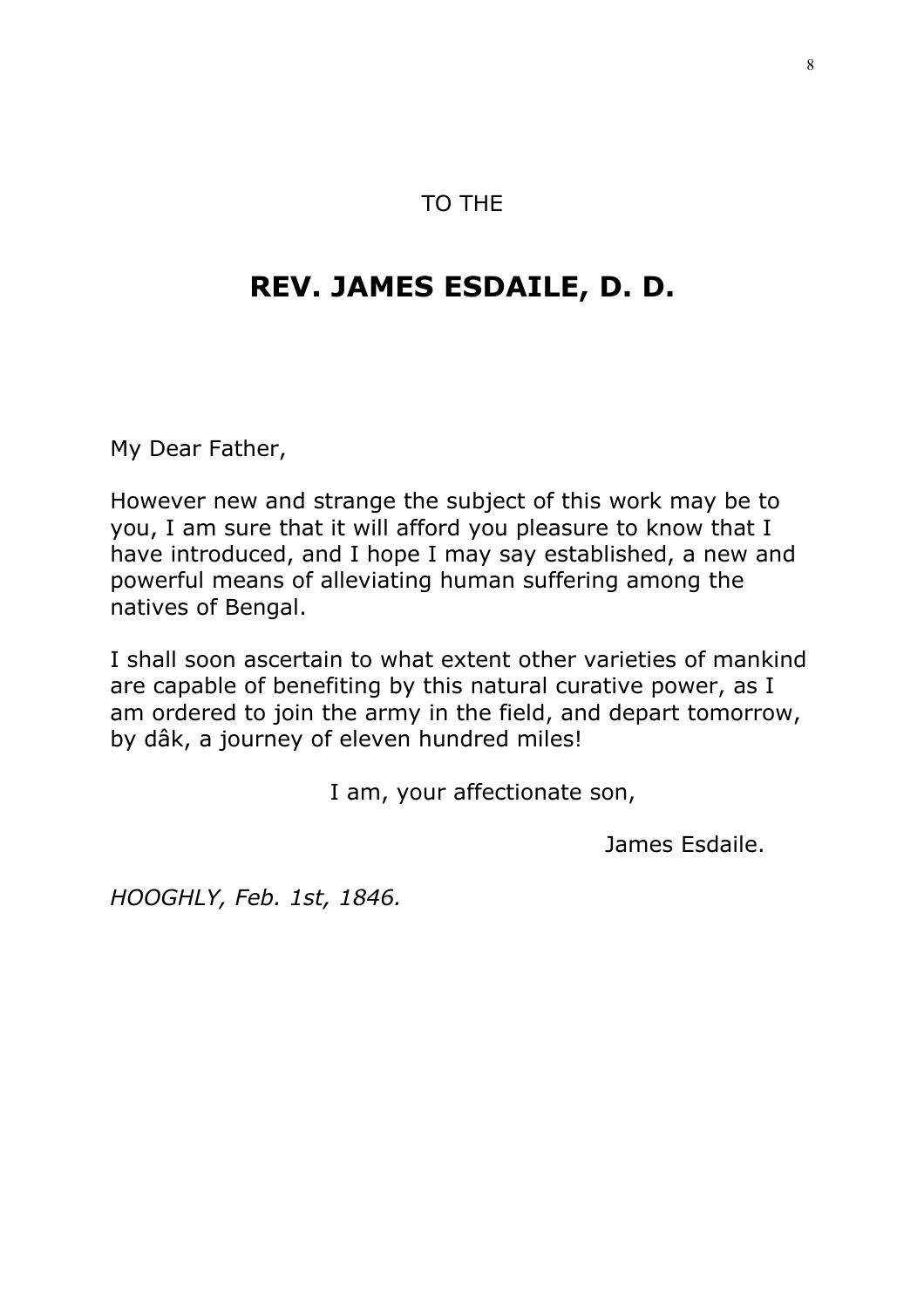TO THE

# REV. JAMES ESDAILE, D. D.

My Dear Father,

However new and strange the subject of this work may be to you, I am sure that it will afford you pleasure to know that I have introduced, and I hope I may say established, a new and powerful means of alleviating human suffering among the natives of Bengal.

I shall soon ascertain to what extent other varieties of mankind are capable of benefiting by this natural curative power, as I am ordered to join the army in the field, and depart tomorrow, by dâk, a journey of eleven hundred miles!

I am, your affectionate son,

James Esdaile.

*HOOGHLY, Feb. 1st, 1846.*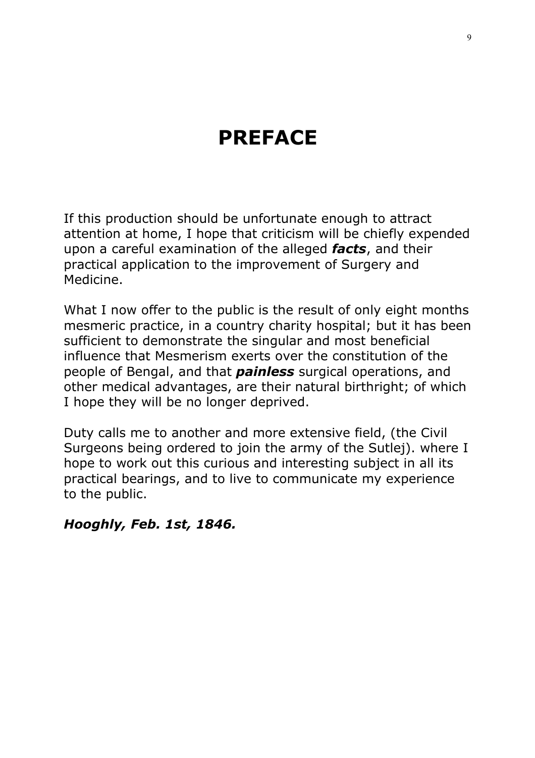# PREFACE

If this production should be unfortunate enough to attract attention at home, I hope that criticism will be chiefly expended upon a careful examination of the alleged ***facts***, and their practical application to the improvement of Surgery and Medicine.

What I now offer to the public is the result of only eight months mesmeric practice, in a country charity hospital; but it has been sufficient to demonstrate the singular and most beneficial influence that Mesmerism exerts over the constitution of the people of Bengal, and that ***painless*** surgical operations, and other medical advantages, are their natural birthright; of which I hope they will be no longer deprived.

Duty calls me to another and more extensive field, (the Civil Surgeons being ordered to join the army of the Sutlej). where I hope to work out this curious and interesting subject in all its practical bearings, and to live to communicate my experience to the public.

***Hooghly, Feb. 1st, 1846.***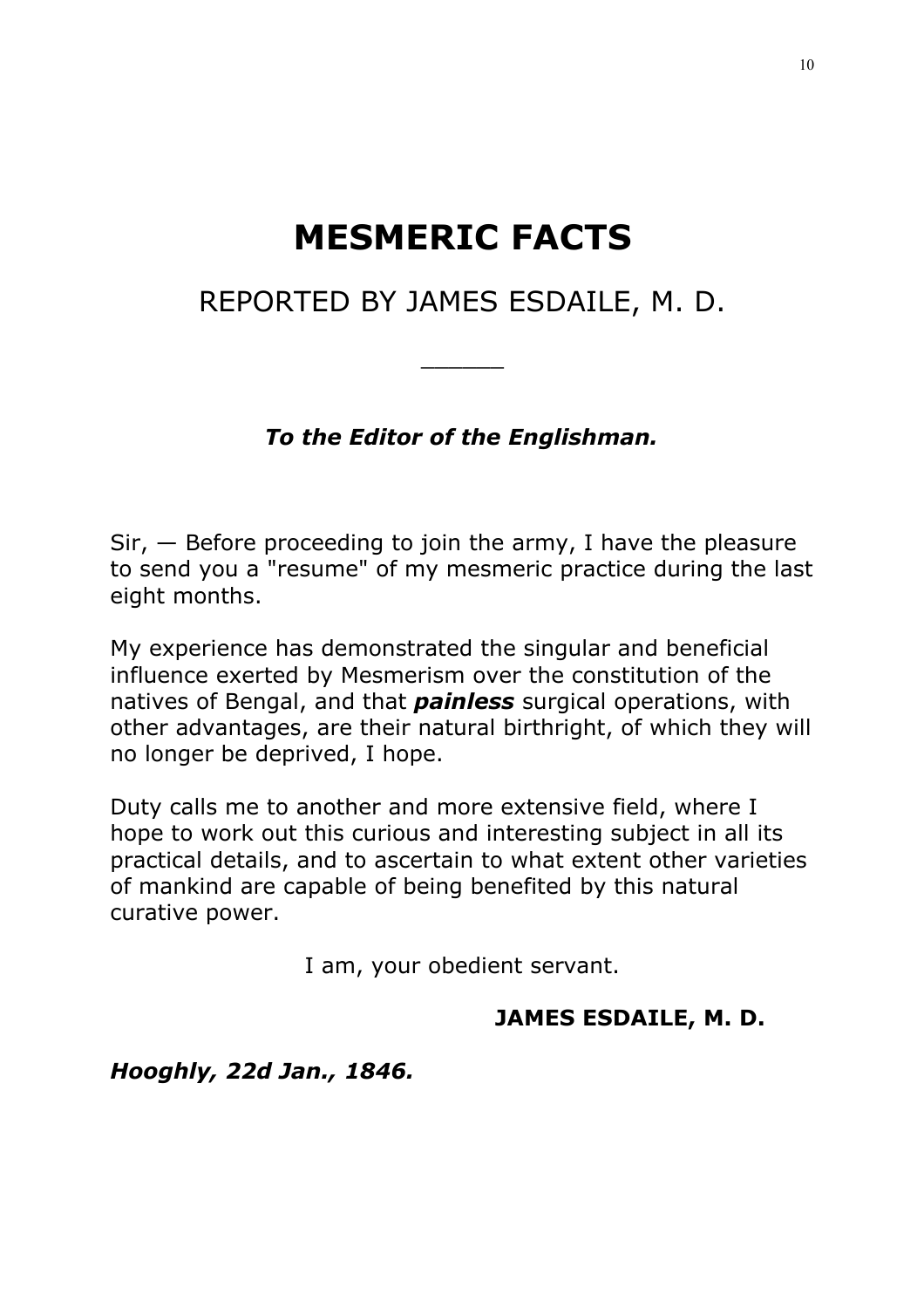# MESMERIC FACTS

## REPORTED BY JAMES ESDAILE, M. D.

______

***To the Editor of the Englishman.***

Sir, — Before proceeding to join the army, I have the pleasure to send you a "resume" of my mesmeric practice during the last eight months.

My experience has demonstrated the singular and beneficial influence exerted by Mesmerism over the constitution of the natives of Bengal, and that ***painless*** surgical operations, with other advantages, are their natural birthright, of which they will no longer be deprived, I hope.

Duty calls me to another and more extensive field, where I hope to work out this curious and interesting subject in all its practical details, and to ascertain to what extent other varieties of mankind are capable of being benefited by this natural curative power.

I am, your obedient servant.

**JAMES ESDAILE, M. D.**

***Hooghly, 22d Jan., 1846.***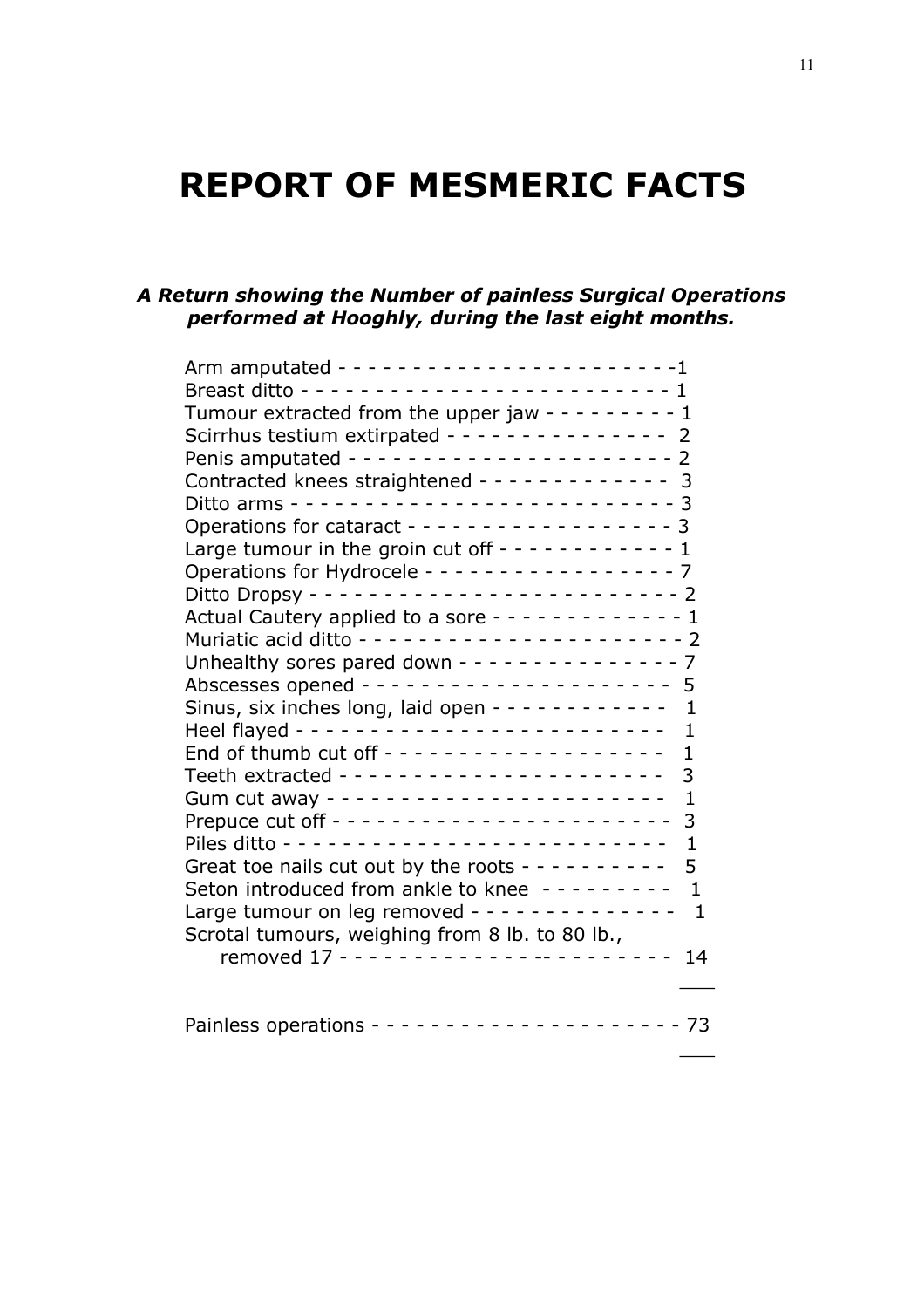# REPORT OF MESMERIC FACTS

***A Return showing the Number of painless Surgical Operations performed at Hooghly, during the last eight months.***

| | |
|---|---|
| Arm amputated | 1 |
| Breast ditto | 1 |
| Tumour extracted from the upper jaw | 1 |
| Scirrhus testium extirpated | 2 |
| Penis amputated | 2 |
| Contracted knees straightened | 3 |
| Ditto arms | 3 |
| Operations for cataract | 3 |
| Large tumour in the groin cut off | 1 |
| Operations for Hydrocele | 7 |
| Ditto Dropsy | 2 |
| Actual Cautery applied to a sore | 1 |
| Muriatic acid ditto | 2 |
| Unhealthy sores pared down | 7 |
| Abscesses opened | 5 |
| Sinus, six inches long, laid open | 1 |
| Heel flayed | 1 |
| End of thumb cut off | 1 |
| Teeth extracted | 3 |
| Gum cut away | 1 |
| Prepuce cut off | 3 |
| Piles ditto | 1 |
| Great toe nails cut out by the roots | 5 |
| Seton introduced from ankle to knee | 1 |
| Large tumour on leg removed | 1 |
| Scrotal tumours, weighing from 8 lb. to 80 lb., removed 17 | 14 |
| Painless operations | 73 |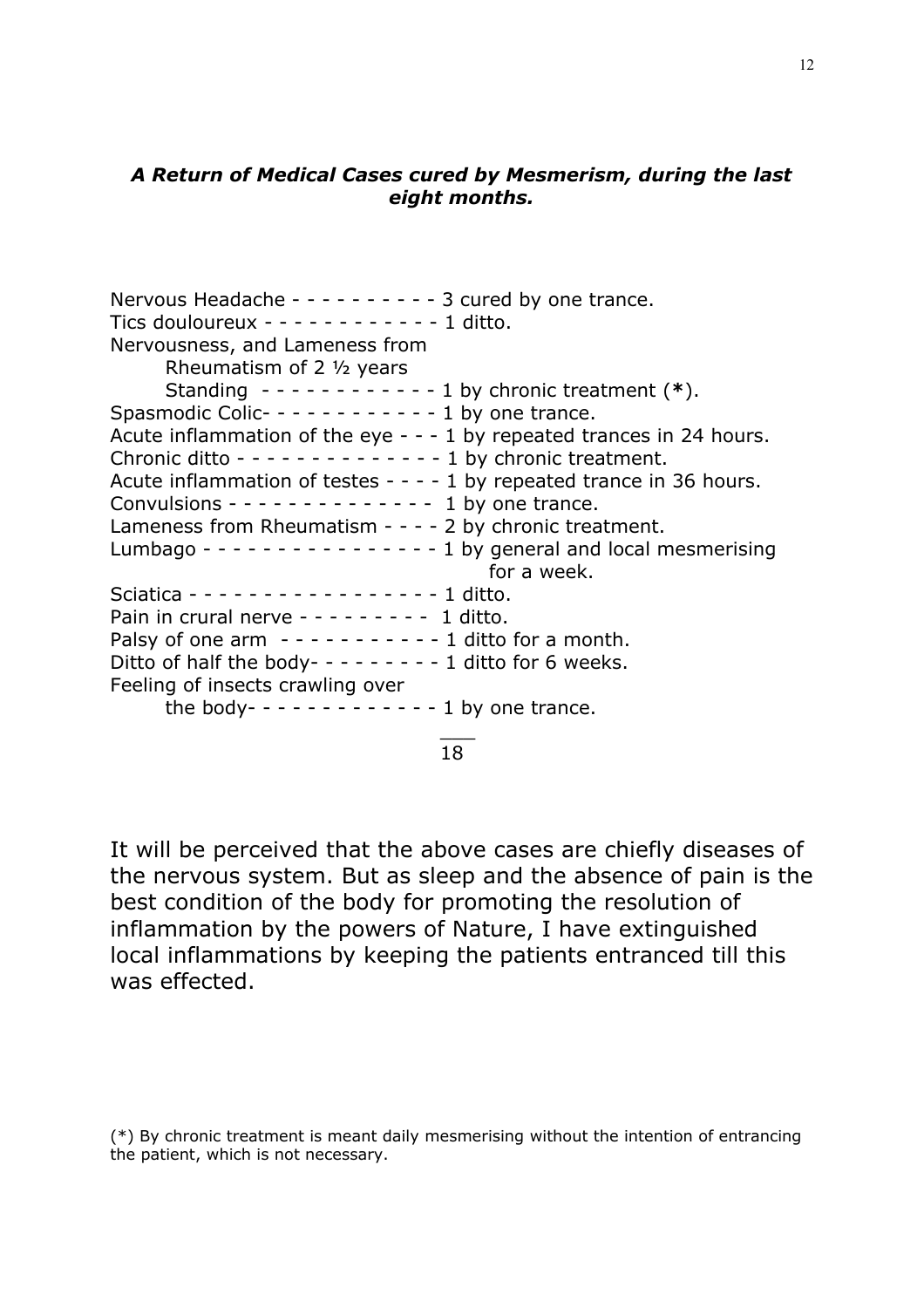***A Return of Medical Cases cured by Mesmerism, during the last eight months.***

Nervous Headache - - - - - - - - - - 3 cured by one trance.
Tics douloureux - - - - - - - - - - - - 1 ditto.
Nervousness, and Lameness from
 Rheumatism of 2 ½ years
 Standing - - - - - - - - - - - - 1 by chronic treatment (**\***).
Spasmodic Colic- - - - - - - - - - - - 1 by one trance.
Acute inflammation of the eye - - - 1 by repeated trances in 24 hours.
Chronic ditto - - - - - - - - - - - - - 1 by chronic treatment.
Acute inflammation of testes - - - - 1 by repeated trance in 36 hours.
Convulsions - - - - - - - - - - - - - 1 by one trance.
Lameness from Rheumatism - - - - 2 by chronic treatment.
Lumbago - - - - - - - - - - - - - - - 1 by general and local mesmerising for a week.
Sciatica - - - - - - - - - - - - - - - - 1 ditto.
Pain in crural nerve - - - - - - - - - 1 ditto.
Palsy of one arm - - - - - - - - - - - 1 ditto for a month.
Ditto of half the body- - - - - - - - - 1 ditto for 6 weeks.
Feeling of insects crawling over
 the body- - - - - - - - - - - - - 1 by one trance.

18

It will be perceived that the above cases are chiefly diseases of the nervous system. But as sleep and the absence of pain is the best condition of the body for promoting the resolution of inflammation by the powers of Nature, I have extinguished local inflammations by keeping the patients entranced till this was effected.

(*) By chronic treatment is meant daily mesmerising without the intention of entrancing the patient, which is not necessary.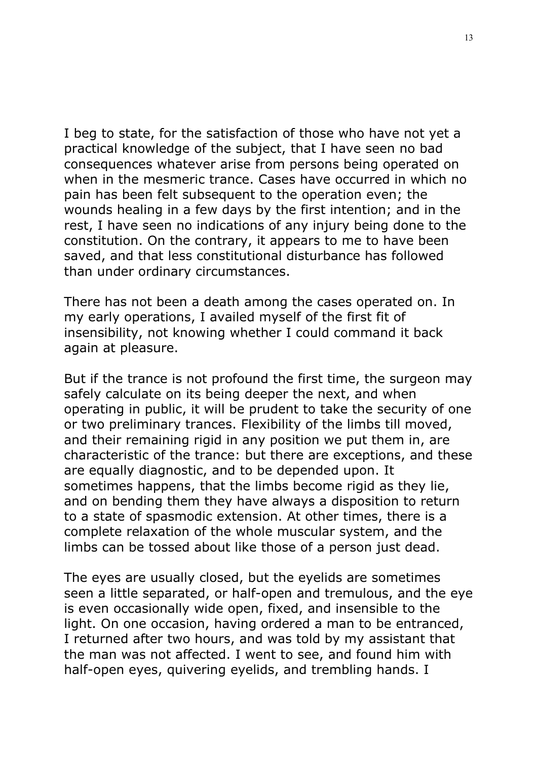I beg to state, for the satisfaction of those who have not yet a practical knowledge of the subject, that I have seen no bad consequences whatever arise from persons being operated on when in the mesmeric trance. Cases have occurred in which no pain has been felt subsequent to the operation even; the wounds healing in a few days by the first intention; and in the rest, I have seen no indications of any injury being done to the constitution. On the contrary, it appears to me to have been saved, and that less constitutional disturbance has followed than under ordinary circumstances.

There has not been a death among the cases operated on. In my early operations, I availed myself of the first fit of insensibility, not knowing whether I could command it back again at pleasure.

But if the trance is not profound the first time, the surgeon may safely calculate on its being deeper the next, and when operating in public, it will be prudent to take the security of one or two preliminary trances. Flexibility of the limbs till moved, and their remaining rigid in any position we put them in, are characteristic of the trance: but there are exceptions, and these are equally diagnostic, and to be depended upon. It sometimes happens, that the limbs become rigid as they lie, and on bending them they have always a disposition to return to a state of spasmodic extension. At other times, there is a complete relaxation of the whole muscular system, and the limbs can be tossed about like those of a person just dead.

The eyes are usually closed, but the eyelids are sometimes seen a little separated, or half-open and tremulous, and the eye is even occasionally wide open, fixed, and insensible to the light. On one occasion, having ordered a man to be entranced, I returned after two hours, and was told by my assistant that the man was not affected. I went to see, and found him with half-open eyes, quivering eyelids, and trembling hands. I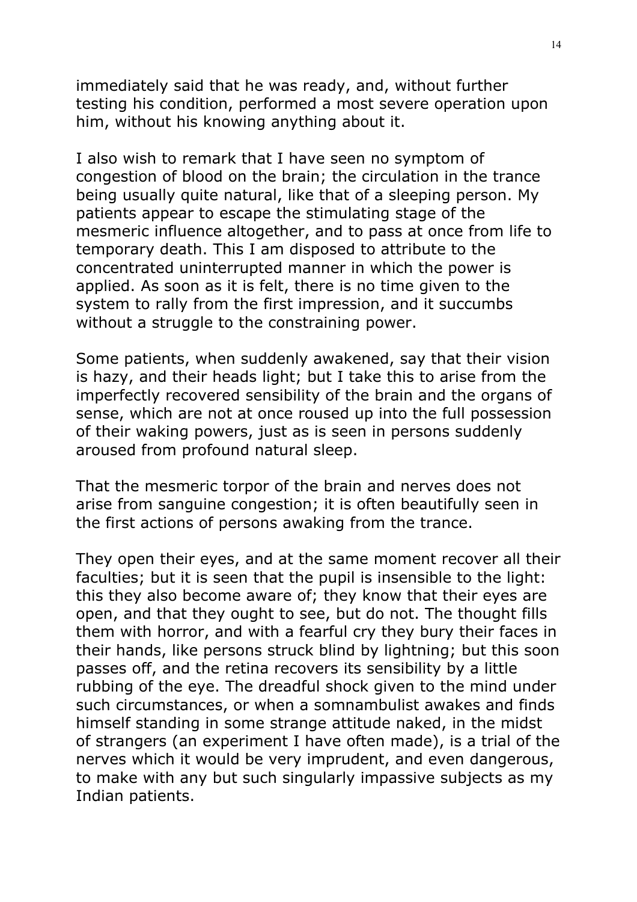immediately said that he was ready, and, without further testing his condition, performed a most severe operation upon him, without his knowing anything about it.

I also wish to remark that I have seen no symptom of congestion of blood on the brain; the circulation in the trance being usually quite natural, like that of a sleeping person. My patients appear to escape the stimulating stage of the mesmeric influence altogether, and to pass at once from life to temporary death. This I am disposed to attribute to the concentrated uninterrupted manner in which the power is applied. As soon as it is felt, there is no time given to the system to rally from the first impression, and it succumbs without a struggle to the constraining power.

Some patients, when suddenly awakened, say that their vision is hazy, and their heads light; but I take this to arise from the imperfectly recovered sensibility of the brain and the organs of sense, which are not at once roused up into the full possession of their waking powers, just as is seen in persons suddenly aroused from profound natural sleep.

That the mesmeric torpor of the brain and nerves does not arise from sanguine congestion; it is often beautifully seen in the first actions of persons awaking from the trance.

They open their eyes, and at the same moment recover all their faculties; but it is seen that the pupil is insensible to the light: this they also become aware of; they know that their eyes are open, and that they ought to see, but do not. The thought fills them with horror, and with a fearful cry they bury their faces in their hands, like persons struck blind by lightning; but this soon passes off, and the retina recovers its sensibility by a little rubbing of the eye. The dreadful shock given to the mind under such circumstances, or when a somnambulist awakes and finds himself standing in some strange attitude naked, in the midst of strangers (an experiment I have often made), is a trial of the nerves which it would be very imprudent, and even dangerous, to make with any but such singularly impassive subjects as my Indian patients.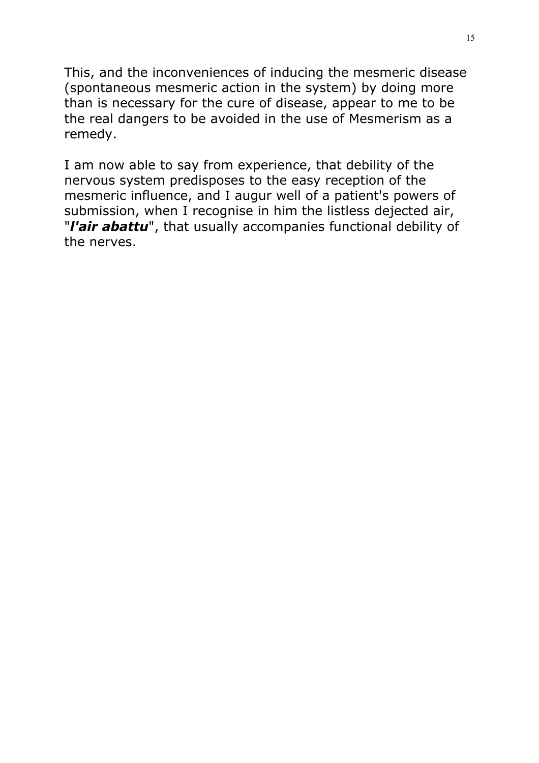This, and the inconveniences of inducing the mesmeric disease (spontaneous mesmeric action in the system) by doing more than is necessary for the cure of disease, appear to me to be the real dangers to be avoided in the use of Mesmerism as a remedy.

I am now able to say from experience, that debility of the nervous system predisposes to the easy reception of the mesmeric influence, and I augur well of a patient's powers of submission, when I recognise in him the listless dejected air, "***l'air abattu***", that usually accompanies functional debility of the nerves.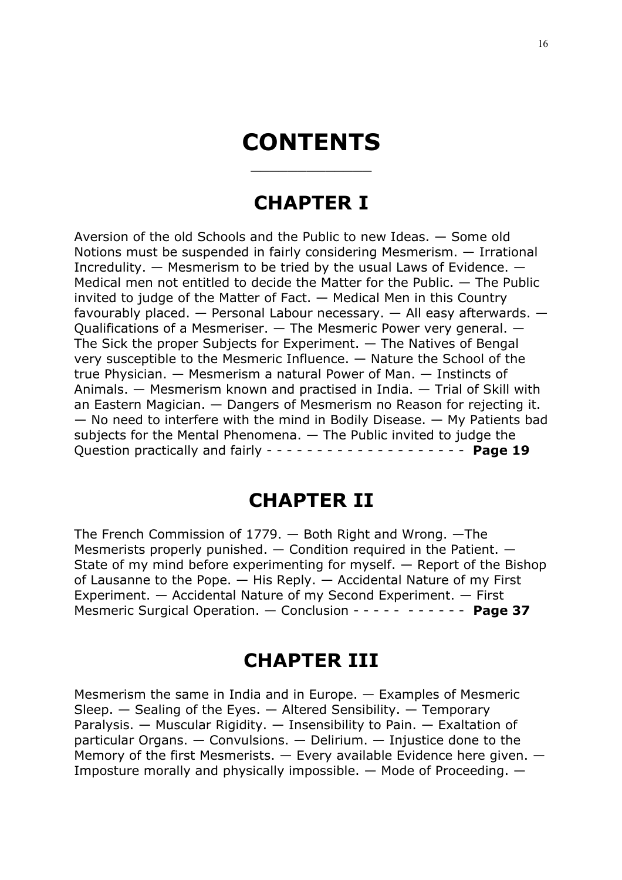# CONTENTS

## CHAPTER I

Aversion of the old Schools and the Public to new Ideas. — Some old Notions must be suspended in fairly considering Mesmerism. — Irrational Incredulity. — Mesmerism to be tried by the usual Laws of Evidence. — Medical men not entitled to decide the Matter for the Public. — The Public invited to judge of the Matter of Fact. — Medical Men in this Country favourably placed. — Personal Labour necessary. — All easy afterwards. — Qualifications of a Mesmeriser. — The Mesmeric Power very general. — The Sick the proper Subjects for Experiment. — The Natives of Bengal very susceptible to the Mesmeric Influence. — Nature the School of the true Physician. — Mesmerism a natural Power of Man. — Instincts of Animals. — Mesmerism known and practised in India. — Trial of Skill with an Eastern Magician. — Dangers of Mesmerism no Reason for rejecting it. — No need to interfere with the mind in Bodily Disease. — My Patients bad subjects for the Mental Phenomena. — The Public invited to judge the Question practically and fairly - - - - - - - - - - - - - - - - - - - - **Page 19**

## CHAPTER II

The French Commission of 1779. — Both Right and Wrong. —The Mesmerists properly punished. — Condition required in the Patient. — State of my mind before experimenting for myself. — Report of the Bishop of Lausanne to the Pope. — His Reply. — Accidental Nature of my First Experiment. — Accidental Nature of my Second Experiment. — First Mesmeric Surgical Operation. — Conclusion - - - - - - - - - - **Page 37**

## CHAPTER III

Mesmerism the same in India and in Europe. — Examples of Mesmeric Sleep. — Sealing of the Eyes. — Altered Sensibility. — Temporary Paralysis. — Muscular Rigidity. — Insensibility to Pain. — Exaltation of particular Organs. — Convulsions. — Delirium. — Injustice done to the Memory of the first Mesmerists. — Every available Evidence here given. — Imposture morally and physically impossible. — Mode of Proceeding. —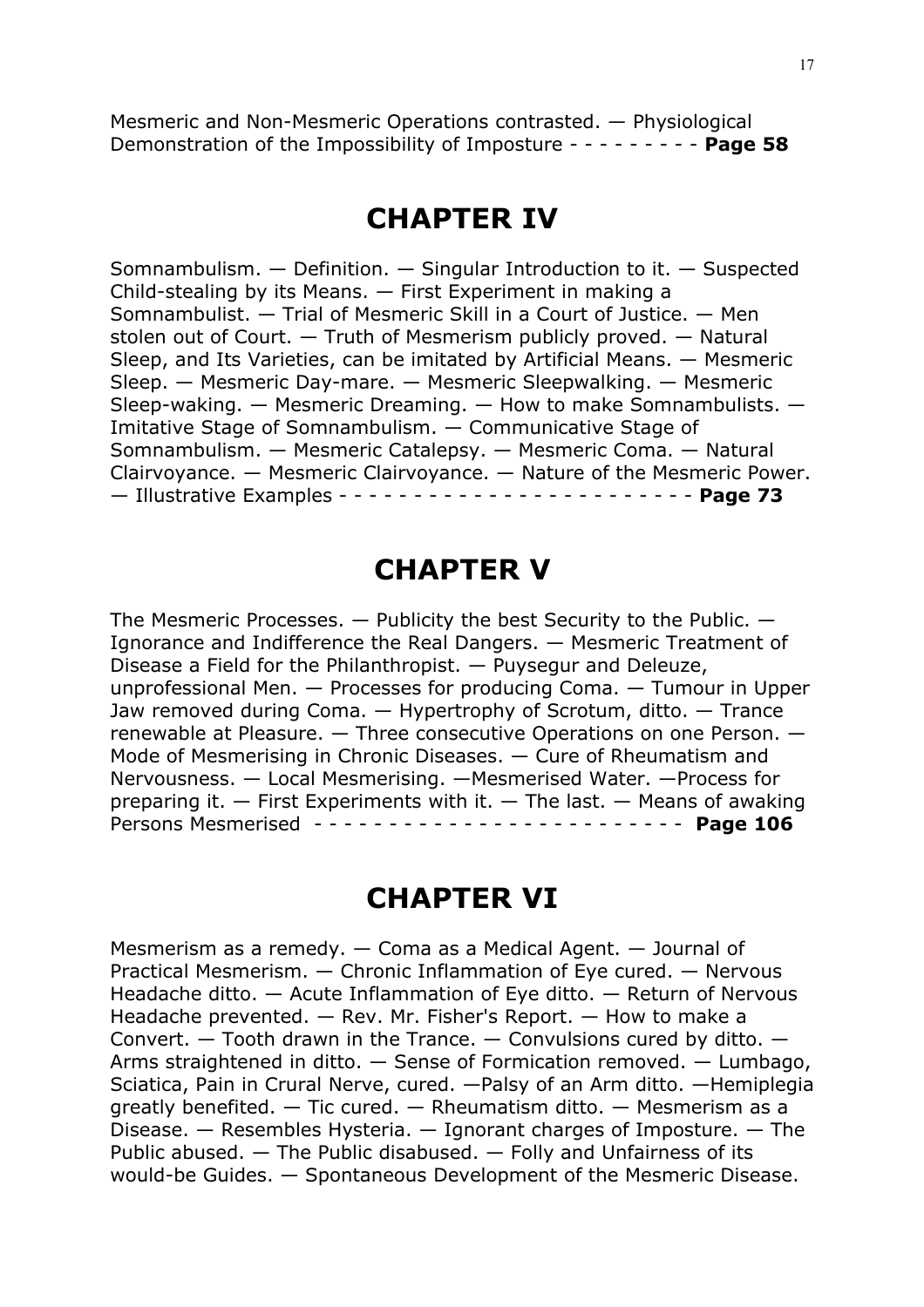Mesmeric and Non-Mesmeric Operations contrasted. — Physiological Demonstration of the Impossibility of Imposture - - - - - - - - - **Page 58**

## CHAPTER IV

Somnambulism. — Definition. — Singular Introduction to it. — Suspected Child-stealing by its Means. — First Experiment in making a Somnambulist. — Trial of Mesmeric Skill in a Court of Justice. — Men stolen out of Court. — Truth of Mesmerism publicly proved. — Natural Sleep, and Its Varieties, can be imitated by Artificial Means. — Mesmeric Sleep. — Mesmeric Day-mare. — Mesmeric Sleepwalking. — Mesmeric Sleep-waking. — Mesmeric Dreaming. — How to make Somnambulists. — Imitative Stage of Somnambulism. — Communicative Stage of Somnambulism. — Mesmeric Catalepsy. — Mesmeric Coma. — Natural Clairvoyance. — Mesmeric Clairvoyance. — Nature of the Mesmeric Power. — Illustrative Examples - - - - - - - - - - - - - - - - - - - - - - - - **Page 73**

## CHAPTER V

The Mesmeric Processes. — Publicity the best Security to the Public. — Ignorance and Indifference the Real Dangers. — Mesmeric Treatment of Disease a Field for the Philanthropist. — Puysegur and Deleuze, unprofessional Men. — Processes for producing Coma. — Tumour in Upper Jaw removed during Coma. — Hypertrophy of Scrotum, ditto. — Trance renewable at Pleasure. — Three consecutive Operations on one Person. — Mode of Mesmerising in Chronic Diseases. — Cure of Rheumatism and Nervousness. — Local Mesmerising. —Mesmerised Water. —Process for preparing it. — First Experiments with it. — The last. — Means of awaking Persons Mesmerised - - - - - - - - - - - - - - - - - - - - - - - - **Page 106**

## CHAPTER VI

Mesmerism as a remedy. — Coma as a Medical Agent. — Journal of Practical Mesmerism. — Chronic Inflammation of Eye cured. — Nervous Headache ditto. — Acute Inflammation of Eye ditto. — Return of Nervous Headache prevented. — Rev. Mr. Fisher's Report. — How to make a Convert. — Tooth drawn in the Trance. — Convulsions cured by ditto. — Arms straightened in ditto. — Sense of Formication removed. — Lumbago, Sciatica, Pain in Crural Nerve, cured. —Palsy of an Arm ditto. —Hemiplegia greatly benefited. — Tic cured. — Rheumatism ditto. — Mesmerism as a Disease. — Resembles Hysteria. — Ignorant charges of Imposture. — The Public abused. — The Public disabused. — Folly and Unfairness of its would-be Guides. — Spontaneous Development of the Mesmeric Disease.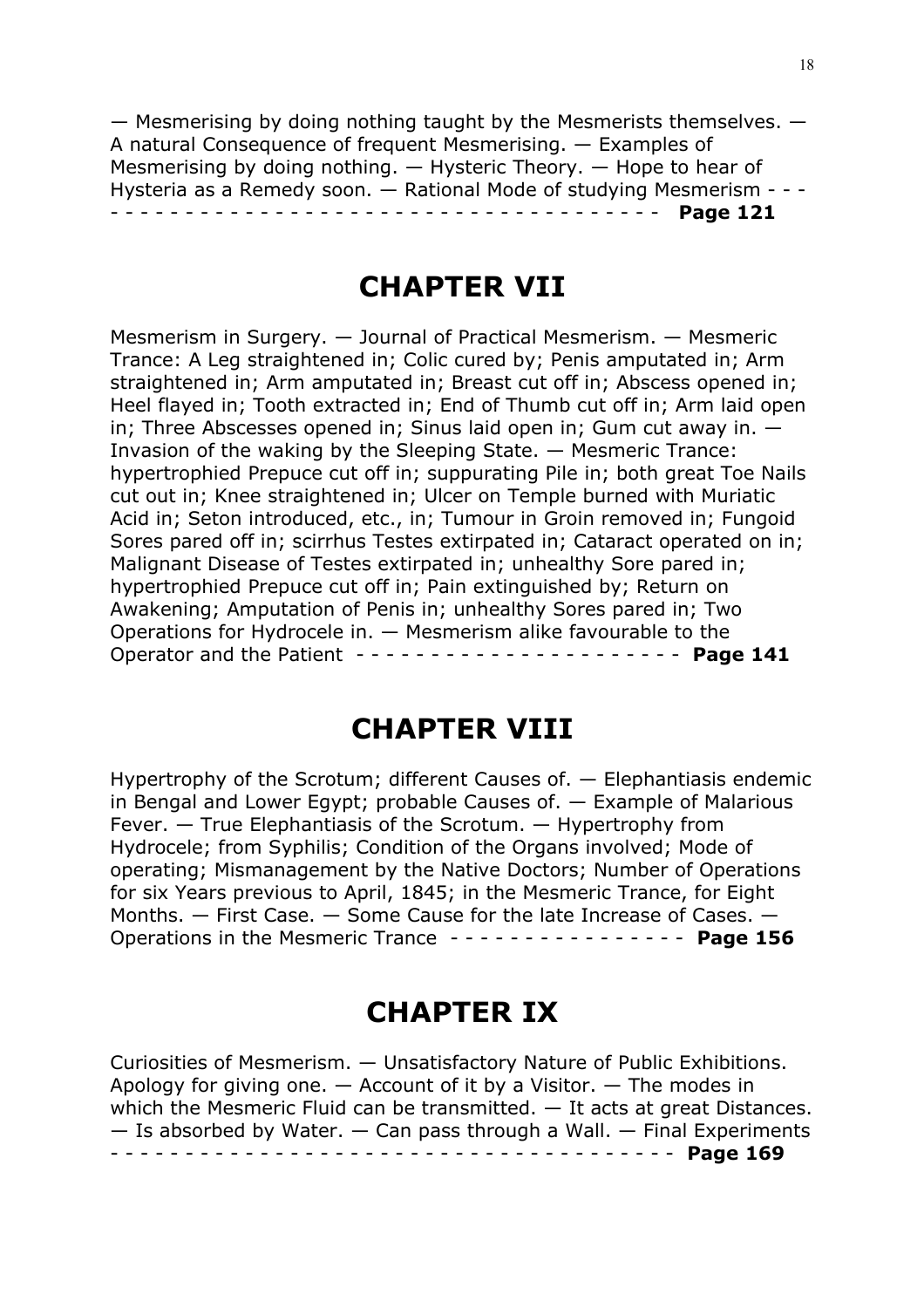— Mesmerising by doing nothing taught by the Mesmerists themselves. — A natural Consequence of frequent Mesmerising. — Examples of Mesmerising by doing nothing. — Hysteric Theory. — Hope to hear of Hysteria as a Remedy soon. — Rational Mode of studying Mesmerism - - - - - - - - - - - - - - - - - - - - - - - - - - - - - - - - - - - - - - - - **Page 121**

## CHAPTER VII

Mesmerism in Surgery. — Journal of Practical Mesmerism. — Mesmeric Trance: A Leg straightened in; Colic cured by; Penis amputated in; Arm straightened in; Arm amputated in; Breast cut off in; Abscess opened in; Heel flayed in; Tooth extracted in; End of Thumb cut off in; Arm laid open in; Three Abscesses opened in; Sinus laid open in; Gum cut away in. — Invasion of the waking by the Sleeping State. — Mesmeric Trance: hypertrophied Prepuce cut off in; suppurating Pile in; both great Toe Nails cut out in; Knee straightened in; Ulcer on Temple burned with Muriatic Acid in; Seton introduced, etc., in; Tumour in Groin removed in; Fungoid Sores pared off in; scirrhus Testes extirpated in; Cataract operated on in; Malignant Disease of Testes extirpated in; unhealthy Sore pared in; hypertrophied Prepuce cut off in; Pain extinguished by; Return on Awakening; Amputation of Penis in; unhealthy Sores pared in; Two Operations for Hydrocele in. — Mesmerism alike favourable to the Operator and the Patient - - - - - - - - - - - - - - - - - - - - - - **Page 141**

## CHAPTER VIII

Hypertrophy of the Scrotum; different Causes of. — Elephantiasis endemic in Bengal and Lower Egypt; probable Causes of. — Example of Malarious Fever. — True Elephantiasis of the Scrotum. — Hypertrophy from Hydrocele; from Syphilis; Condition of the Organs involved; Mode of operating; Mismanagement by the Native Doctors; Number of Operations for six Years previous to April, 1845; in the Mesmeric Trance, for Eight Months. — First Case. — Some Cause for the late Increase of Cases. — Operations in the Mesmeric Trance - - - - - - - - - - - - - - - - **Page 156**

## CHAPTER IX

Curiosities of Mesmerism. — Unsatisfactory Nature of Public Exhibitions. Apology for giving one. — Account of it by a Visitor. — The modes in which the Mesmeric Fluid can be transmitted. — It acts at great Distances. — Is absorbed by Water. — Can pass through a Wall. — Final Experiments - - - - - - - - - - - - - - - - - - - - - - - - - - - - - - - - - - - - - - **Page 169**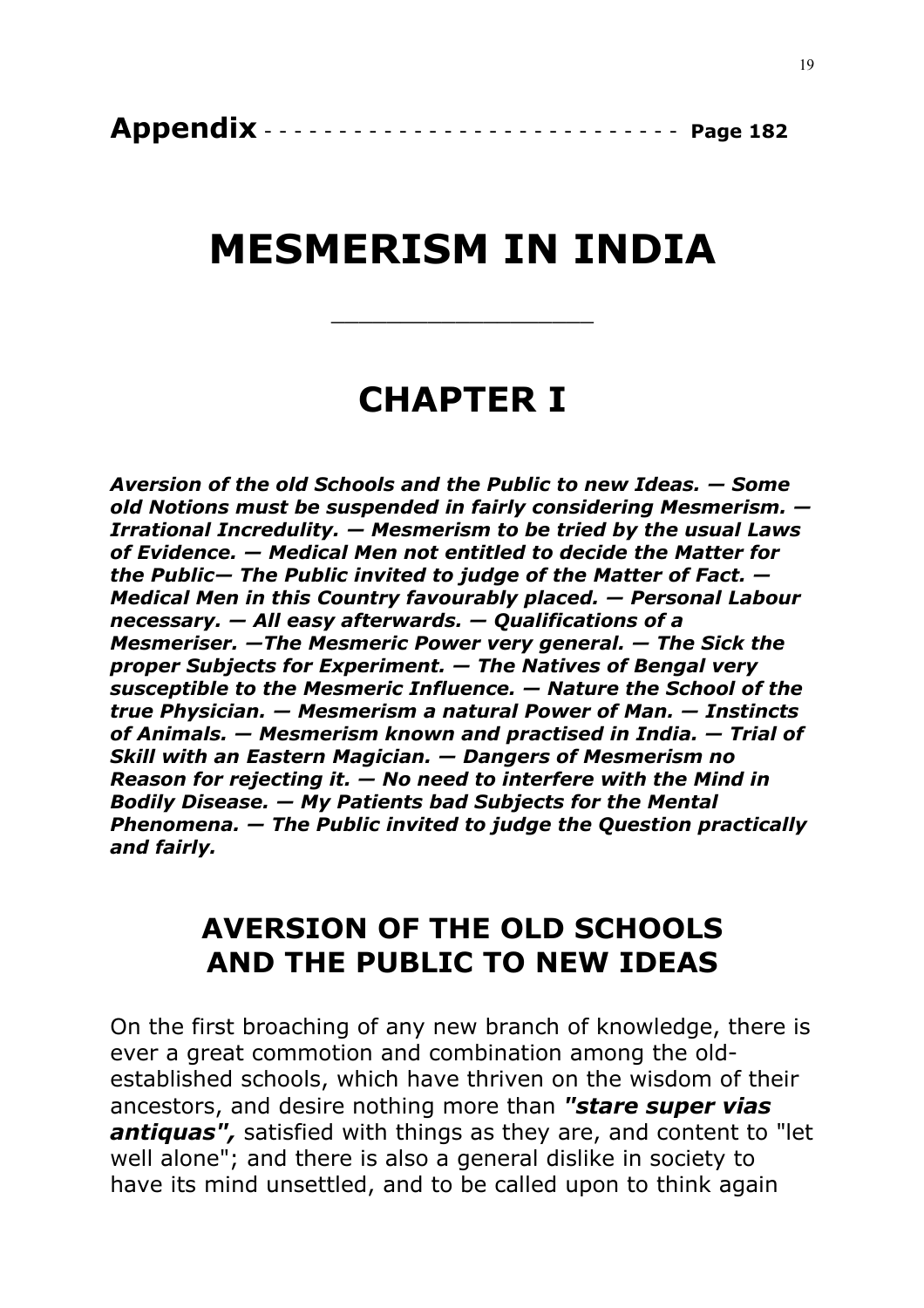**Appendix** - - - - - - - - - - - - - - - - - - - - - - - - - - - **Page 182**

# MESMERISM IN INDIA

---

# CHAPTER I

***Aversion of the old Schools and the Public to new Ideas. — Some old Notions must be suspended in fairly considering Mesmerism. — Irrational Incredulity. — Mesmerism to be tried by the usual Laws of Evidence. — Medical Men not entitled to decide the Matter for the Public— The Public invited to judge of the Matter of Fact. — Medical Men in this Country favourably placed. — Personal Labour necessary. — All easy afterwards. — Qualifications of a Mesmeriser. —The Mesmeric Power very general. — The Sick the proper Subjects for Experiment. — The Natives of Bengal very susceptible to the Mesmeric Influence. — Nature the School of the true Physician. — Mesmerism a natural Power of Man. — Instincts of Animals. — Mesmerism known and practised in India. — Trial of Skill with an Eastern Magician. — Dangers of Mesmerism no Reason for rejecting it. — No need to interfere with the Mind in Bodily Disease. — My Patients bad Subjects for the Mental Phenomena. — The Public invited to judge the Question practically and fairly.***

## AVERSION OF THE OLD SCHOOLS AND THE PUBLIC TO NEW IDEAS

On the first broaching of any new branch of knowledge, there is ever a great commotion and combination among the old-established schools, which have thriven on the wisdom of their ancestors, and desire nothing more than ***"stare super vias antiquas",*** satisfied with things as they are, and content to "let well alone"; and there is also a general dislike in society to have its mind unsettled, and to be called upon to think again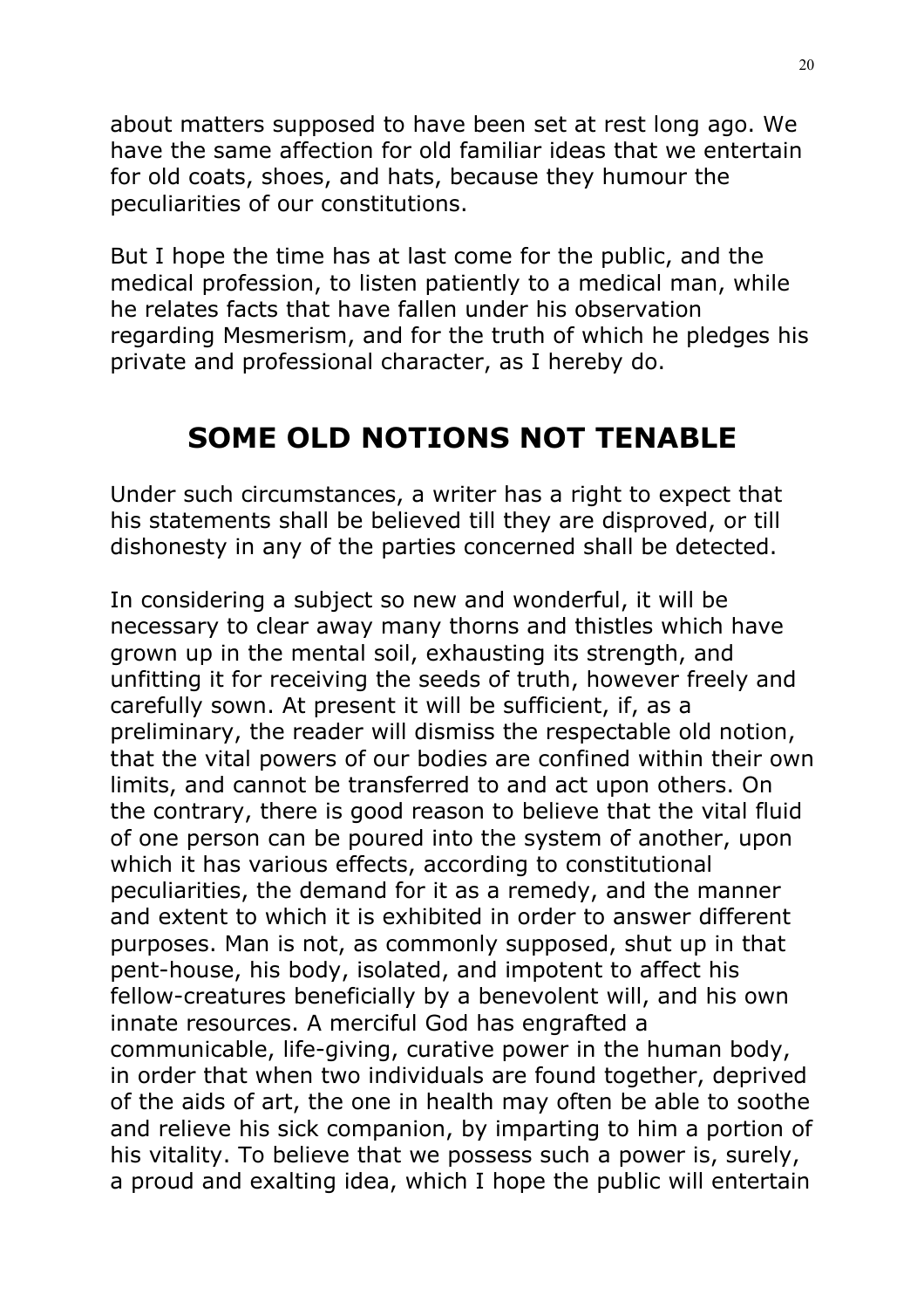about matters supposed to have been set at rest long ago. We have the same affection for old familiar ideas that we entertain for old coats, shoes, and hats, because they humour the peculiarities of our constitutions.

But I hope the time has at last come for the public, and the medical profession, to listen patiently to a medical man, while he relates facts that have fallen under his observation regarding Mesmerism, and for the truth of which he pledges his private and professional character, as I hereby do.

## SOME OLD NOTIONS NOT TENABLE

Under such circumstances, a writer has a right to expect that his statements shall be believed till they are disproved, or till dishonesty in any of the parties concerned shall be detected.

In considering a subject so new and wonderful, it will be necessary to clear away many thorns and thistles which have grown up in the mental soil, exhausting its strength, and unfitting it for receiving the seeds of truth, however freely and carefully sown. At present it will be sufficient, if, as a preliminary, the reader will dismiss the respectable old notion, that the vital powers of our bodies are confined within their own limits, and cannot be transferred to and act upon others. On the contrary, there is good reason to believe that the vital fluid of one person can be poured into the system of another, upon which it has various effects, according to constitutional peculiarities, the demand for it as a remedy, and the manner and extent to which it is exhibited in order to answer different purposes. Man is not, as commonly supposed, shut up in that pent-house, his body, isolated, and impotent to affect his fellow-creatures beneficially by a benevolent will, and his own innate resources. A merciful God has engrafted a communicable, life-giving, curative power in the human body, in order that when two individuals are found together, deprived of the aids of art, the one in health may often be able to soothe and relieve his sick companion, by imparting to him a portion of his vitality. To believe that we possess such a power is, surely, a proud and exalting idea, which I hope the public will entertain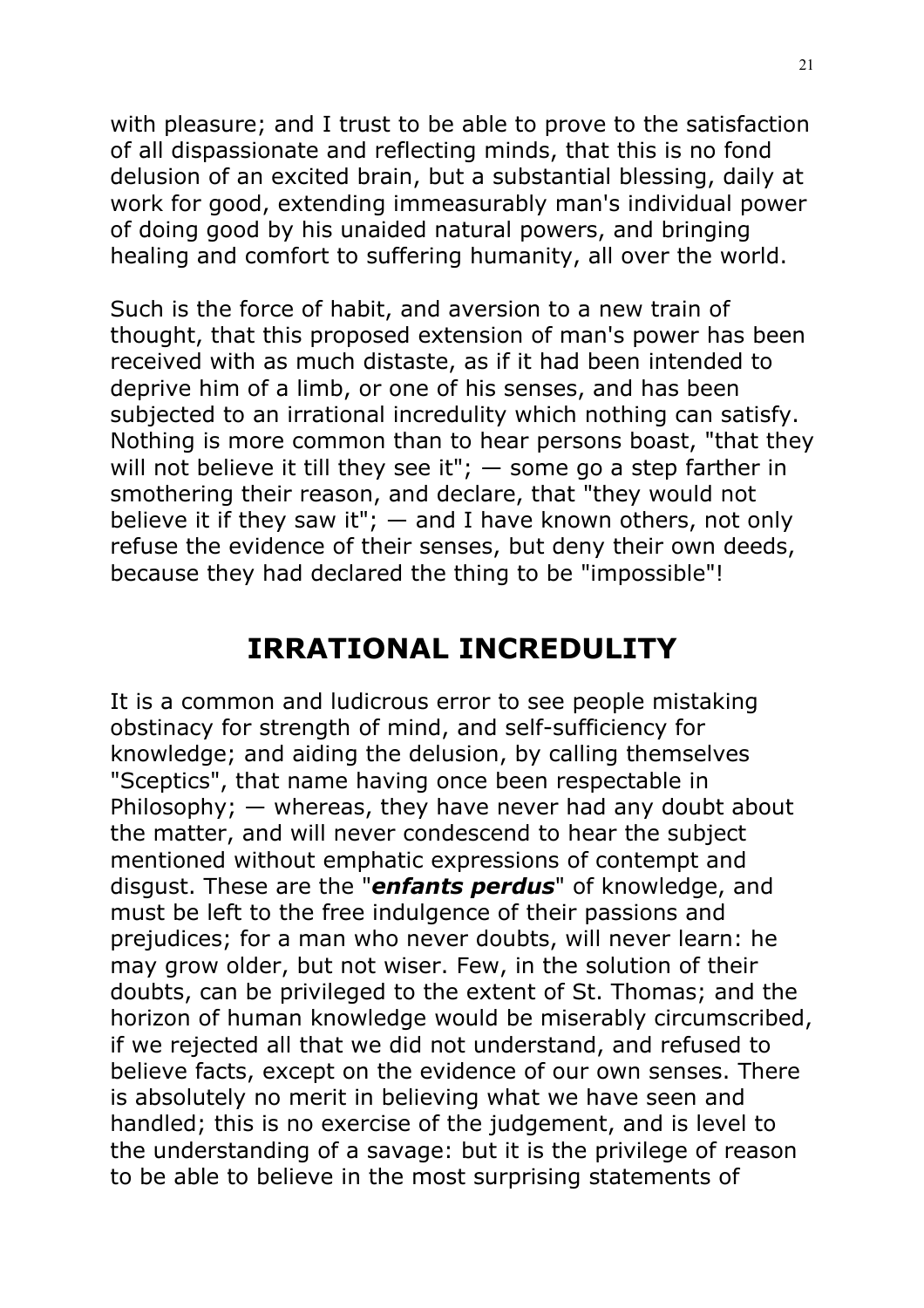with pleasure; and I trust to be able to prove to the satisfaction of all dispassionate and reflecting minds, that this is no fond delusion of an excited brain, but a substantial blessing, daily at work for good, extending immeasurably man's individual power of doing good by his unaided natural powers, and bringing healing and comfort to suffering humanity, all over the world.

Such is the force of habit, and aversion to a new train of thought, that this proposed extension of man's power has been received with as much distaste, as if it had been intended to deprive him of a limb, or one of his senses, and has been subjected to an irrational incredulity which nothing can satisfy. Nothing is more common than to hear persons boast, "that they will not believe it till they see it"; — some go a step farther in smothering their reason, and declare, that "they would not believe it if they saw it"; — and I have known others, not only refuse the evidence of their senses, but deny their own deeds, because they had declared the thing to be "impossible"!

## IRRATIONAL INCREDULITY

It is a common and ludicrous error to see people mistaking obstinacy for strength of mind, and self-sufficiency for knowledge; and aiding the delusion, by calling themselves "Sceptics", that name having once been respectable in Philosophy; — whereas, they have never had any doubt about the matter, and will never condescend to hear the subject mentioned without emphatic expressions of contempt and disgust. These are the "***enfants perdus***" of knowledge, and must be left to the free indulgence of their passions and prejudices; for a man who never doubts, will never learn: he may grow older, but not wiser. Few, in the solution of their doubts, can be privileged to the extent of St. Thomas; and the horizon of human knowledge would be miserably circumscribed, if we rejected all that we did not understand, and refused to believe facts, except on the evidence of our own senses. There is absolutely no merit in believing what we have seen and handled; this is no exercise of the judgement, and is level to the understanding of a savage: but it is the privilege of reason to be able to believe in the most surprising statements of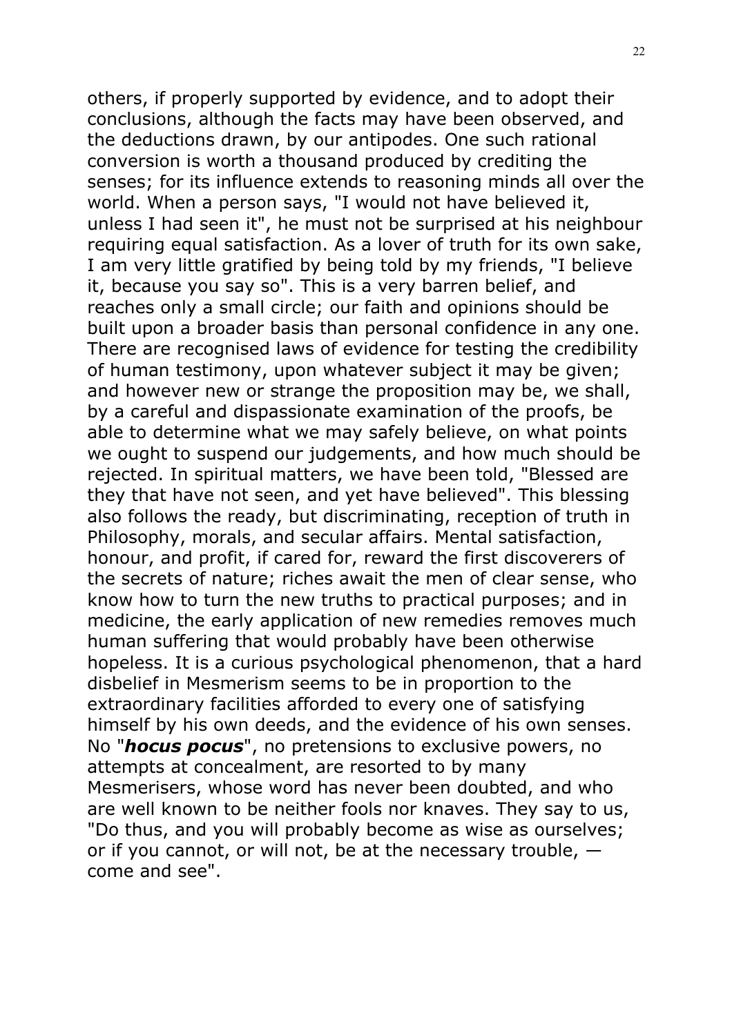others, if properly supported by evidence, and to adopt their conclusions, although the facts may have been observed, and the deductions drawn, by our antipodes. One such rational conversion is worth a thousand produced by crediting the senses; for its influence extends to reasoning minds all over the world. When a person says, "I would not have believed it, unless I had seen it", he must not be surprised at his neighbour requiring equal satisfaction. As a lover of truth for its own sake, I am very little gratified by being told by my friends, "I believe it, because you say so". This is a very barren belief, and reaches only a small circle; our faith and opinions should be built upon a broader basis than personal confidence in any one. There are recognised laws of evidence for testing the credibility of human testimony, upon whatever subject it may be given; and however new or strange the proposition may be, we shall, by a careful and dispassionate examination of the proofs, be able to determine what we may safely believe, on what points we ought to suspend our judgements, and how much should be rejected. In spiritual matters, we have been told, "Blessed are they that have not seen, and yet have believed". This blessing also follows the ready, but discriminating, reception of truth in Philosophy, morals, and secular affairs. Mental satisfaction, honour, and profit, if cared for, reward the first discoverers of the secrets of nature; riches await the men of clear sense, who know how to turn the new truths to practical purposes; and in medicine, the early application of new remedies removes much human suffering that would probably have been otherwise hopeless. It is a curious psychological phenomenon, that a hard disbelief in Mesmerism seems to be in proportion to the extraordinary facilities afforded to every one of satisfying himself by his own deeds, and the evidence of his own senses. No "***hocus pocus***", no pretensions to exclusive powers, no attempts at concealment, are resorted to by many Mesmerisers, whose word has never been doubted, and who are well known to be neither fools nor knaves. They say to us, "Do thus, and you will probably become as wise as ourselves; or if you cannot, or will not, be at the necessary trouble, — come and see".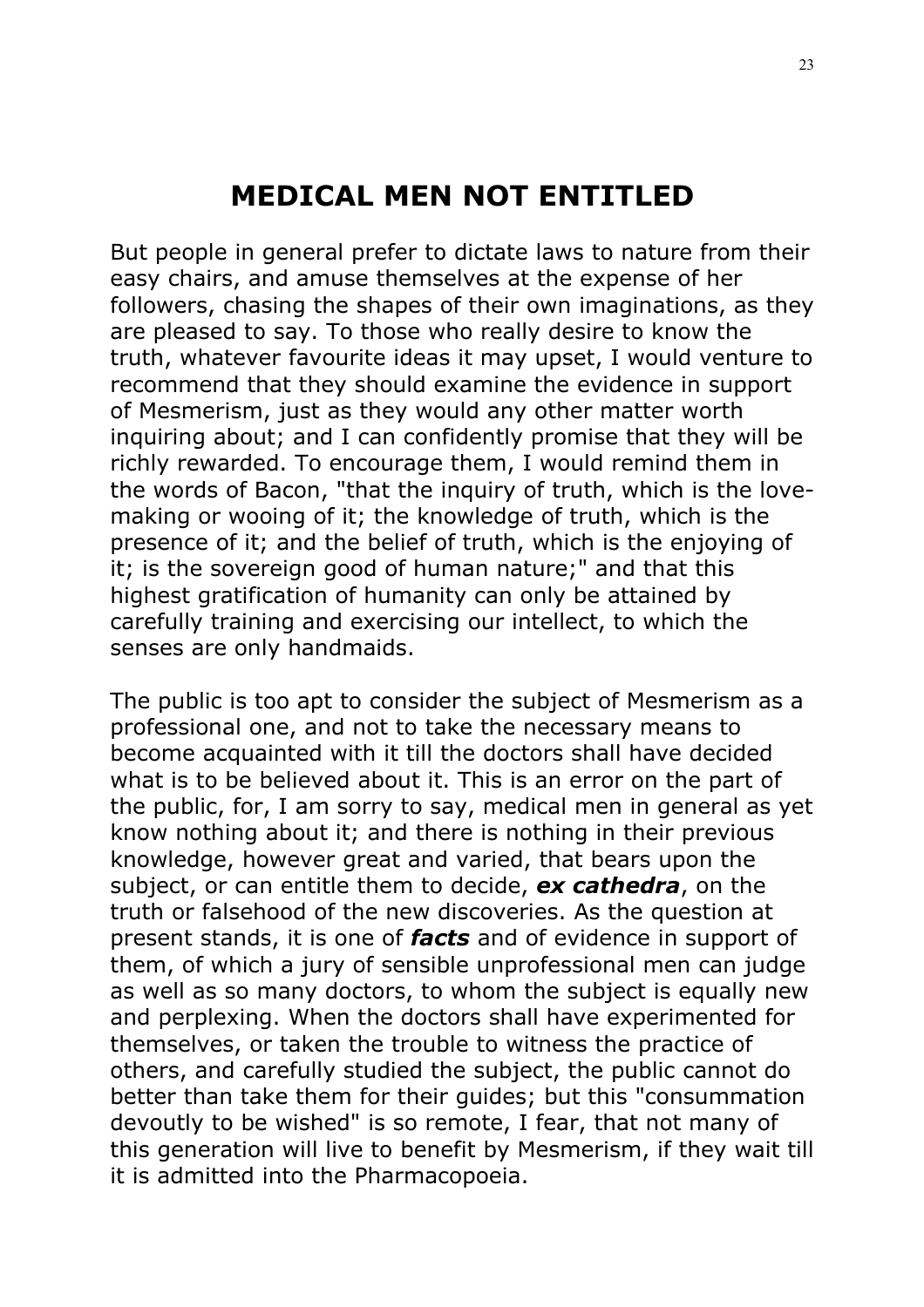## MEDICAL MEN NOT ENTITLED

But people in general prefer to dictate laws to nature from their easy chairs, and amuse themselves at the expense of her followers, chasing the shapes of their own imaginations, as they are pleased to say. To those who really desire to know the truth, whatever favourite ideas it may upset, I would venture to recommend that they should examine the evidence in support of Mesmerism, just as they would any other matter worth inquiring about; and I can confidently promise that they will be richly rewarded. To encourage them, I would remind them in the words of Bacon, "that the inquiry of truth, which is the love-making or wooing of it; the knowledge of truth, which is the presence of it; and the belief of truth, which is the enjoying of it; is the sovereign good of human nature;" and that this highest gratification of humanity can only be attained by carefully training and exercising our intellect, to which the senses are only handmaids.

The public is too apt to consider the subject of Mesmerism as a professional one, and not to take the necessary means to become acquainted with it till the doctors shall have decided what is to be believed about it. This is an error on the part of the public, for, I am sorry to say, medical men in general as yet know nothing about it; and there is nothing in their previous knowledge, however great and varied, that bears upon the subject, or can entitle them to decide, ***ex cathedra***, on the truth or falsehood of the new discoveries. As the question at present stands, it is one of ***facts*** and of evidence in support of them, of which a jury of sensible unprofessional men can judge as well as so many doctors, to whom the subject is equally new and perplexing. When the doctors shall have experimented for themselves, or taken the trouble to witness the practice of others, and carefully studied the subject, the public cannot do better than take them for their guides; but this "consummation devoutly to be wished" is so remote, I fear, that not many of this generation will live to benefit by Mesmerism, if they wait till it is admitted into the Pharmacopoeia.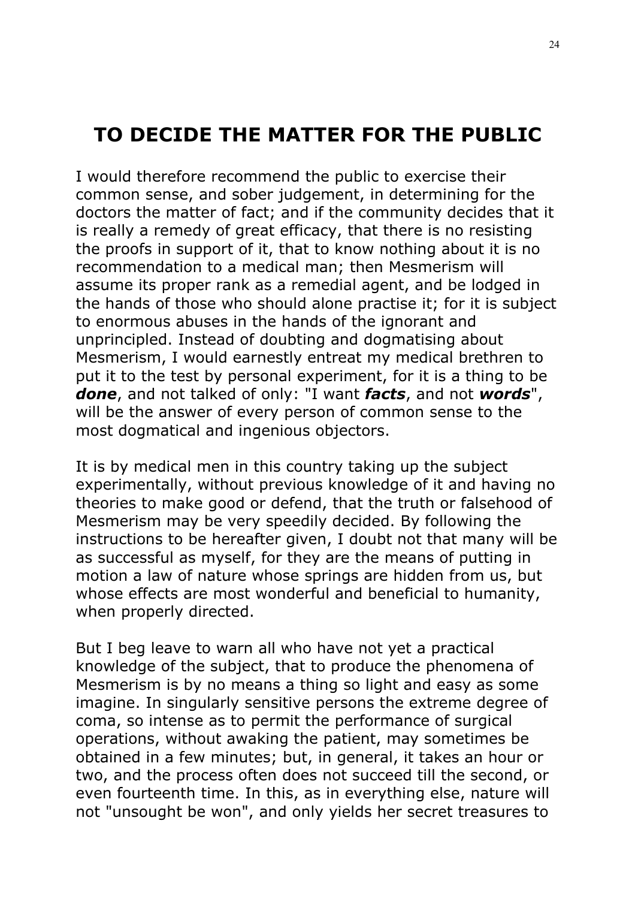## TO DECIDE THE MATTER FOR THE PUBLIC

I would therefore recommend the public to exercise their common sense, and sober judgement, in determining for the doctors the matter of fact; and if the community decides that it is really a remedy of great efficacy, that there is no resisting the proofs in support of it, that to know nothing about it is no recommendation to a medical man; then Mesmerism will assume its proper rank as a remedial agent, and be lodged in the hands of those who should alone practise it; for it is subject to enormous abuses in the hands of the ignorant and unprincipled. Instead of doubting and dogmatising about Mesmerism, I would earnestly entreat my medical brethren to put it to the test by personal experiment, for it is a thing to be ***done***, and not talked of only: "I want ***facts***, and not ***words***", will be the answer of every person of common sense to the most dogmatical and ingenious objectors.

It is by medical men in this country taking up the subject experimentally, without previous knowledge of it and having no theories to make good or defend, that the truth or falsehood of Mesmerism may be very speedily decided. By following the instructions to be hereafter given, I doubt not that many will be as successful as myself, for they are the means of putting in motion a law of nature whose springs are hidden from us, but whose effects are most wonderful and beneficial to humanity, when properly directed.

But I beg leave to warn all who have not yet a practical knowledge of the subject, that to produce the phenomena of Mesmerism is by no means a thing so light and easy as some imagine. In singularly sensitive persons the extreme degree of coma, so intense as to permit the performance of surgical operations, without awaking the patient, may sometimes be obtained in a few minutes; but, in general, it takes an hour or two, and the process often does not succeed till the second, or even fourteenth time. In this, as in everything else, nature will not "unsought be won", and only yields her secret treasures to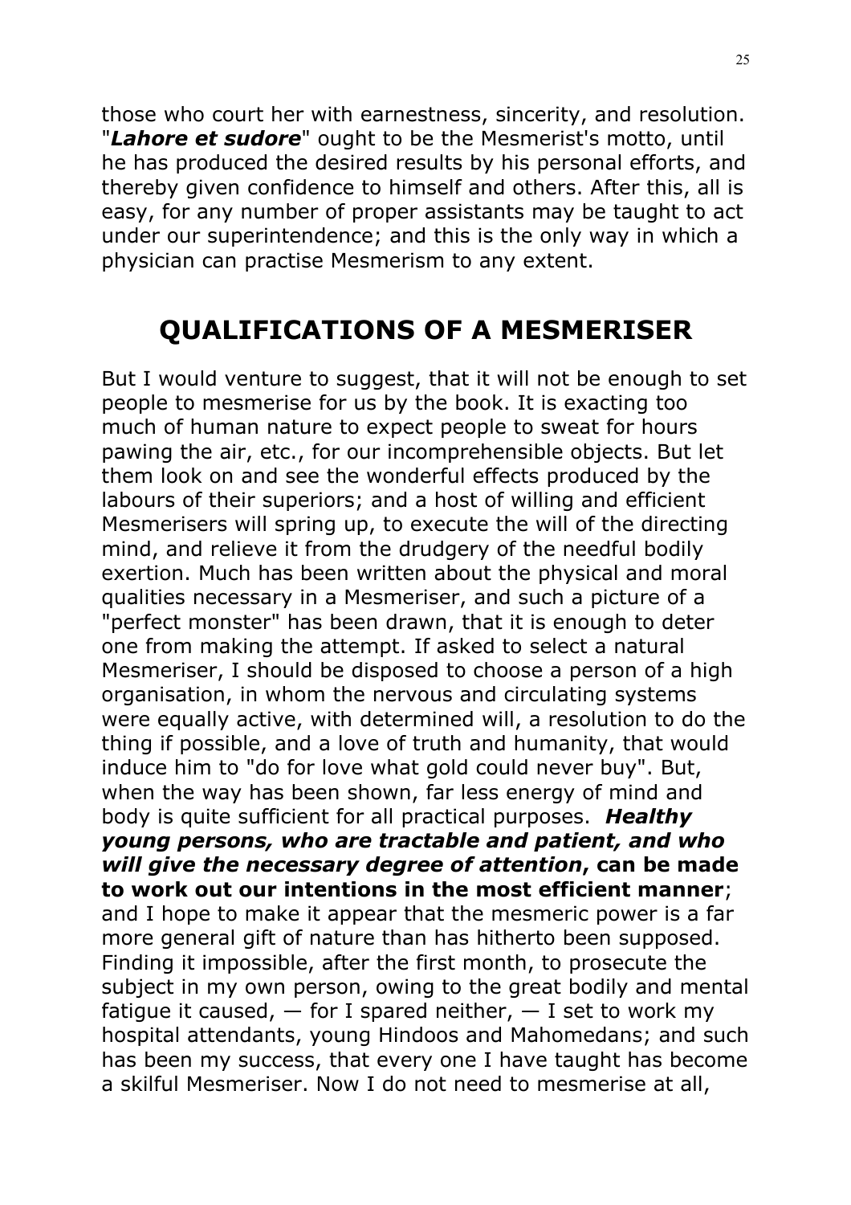those who court her with earnestness, sincerity, and resolution. "***Lahore et sudore***" ought to be the Mesmerist's motto, until he has produced the desired results by his personal efforts, and thereby given confidence to himself and others. After this, all is easy, for any number of proper assistants may be taught to act under our superintendence; and this is the only way in which a physician can practise Mesmerism to any extent.

## QUALIFICATIONS OF A MESMERISER

But I would venture to suggest, that it will not be enough to set people to mesmerise for us by the book. It is exacting too much of human nature to expect people to sweat for hours pawing the air, etc., for our incomprehensible objects. But let them look on and see the wonderful effects produced by the labours of their superiors; and a host of willing and efficient Mesmerisers will spring up, to execute the will of the directing mind, and relieve it from the drudgery of the needful bodily exertion. Much has been written about the physical and moral qualities necessary in a Mesmeriser, and such a picture of a "perfect monster" has been drawn, that it is enough to deter one from making the attempt. If asked to select a natural Mesmeriser, I should be disposed to choose a person of a high organisation, in whom the nervous and circulating systems were equally active, with determined will, a resolution to do the thing if possible, and a love of truth and humanity, that would induce him to "do for love what gold could never buy". But, when the way has been shown, far less energy of mind and body is quite sufficient for all practical purposes. ***Healthy young persons, who are tractable and patient, and who will give the necessary degree of attention*, can be made to work out our intentions in the most efficient manner**; and I hope to make it appear that the mesmeric power is a far more general gift of nature than has hitherto been supposed. Finding it impossible, after the first month, to prosecute the subject in my own person, owing to the great bodily and mental fatigue it caused, — for I spared neither, — I set to work my hospital attendants, young Hindoos and Mahomedans; and such has been my success, that every one I have taught has become a skilful Mesmeriser. Now I do not need to mesmerise at all,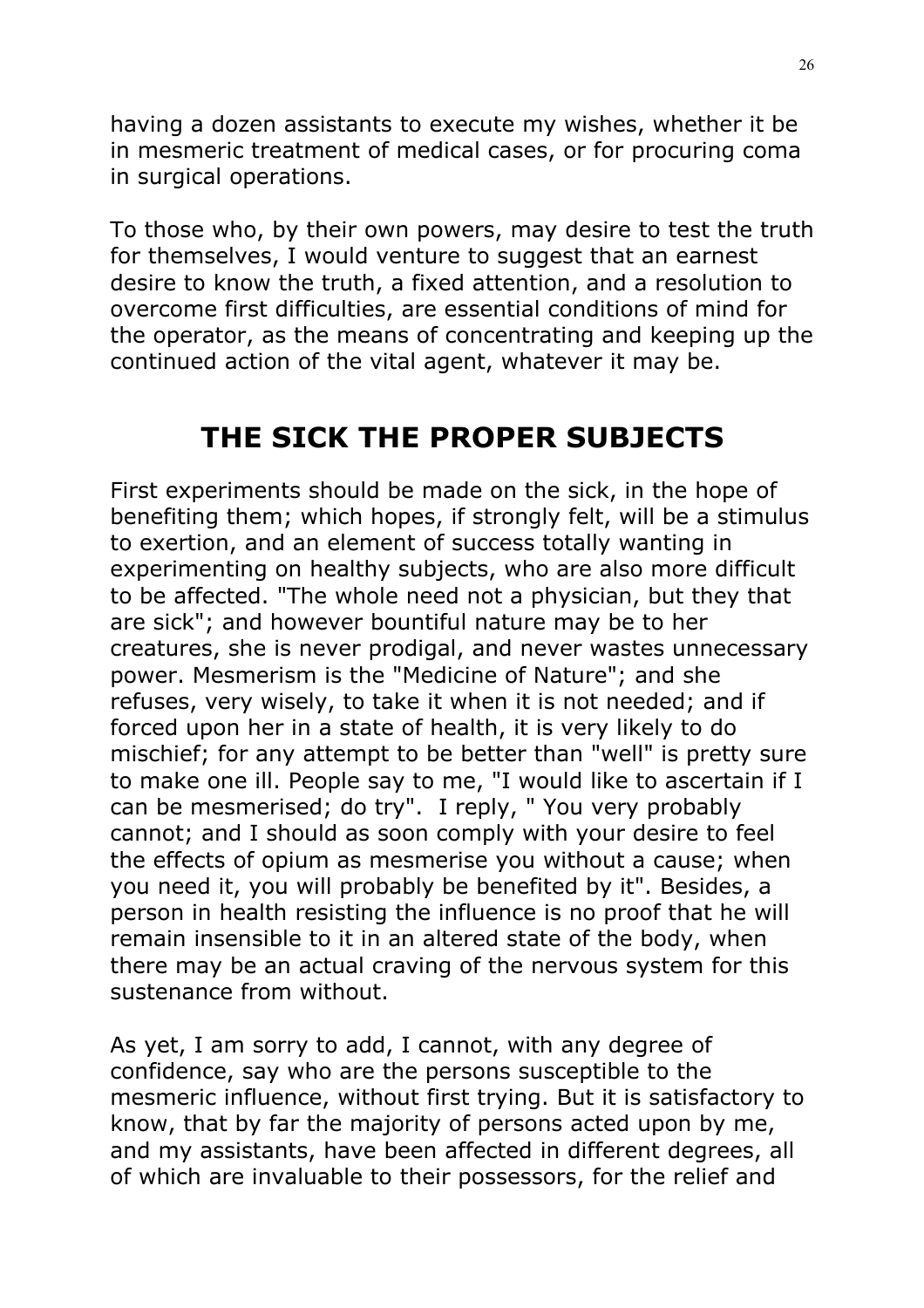having a dozen assistants to execute my wishes, whether it be in mesmeric treatment of medical cases, or for procuring coma in surgical operations.

To those who, by their own powers, may desire to test the truth for themselves, I would venture to suggest that an earnest desire to know the truth, a fixed attention, and a resolution to overcome first difficulties, are essential conditions of mind for the operator, as the means of concentrating and keeping up the continued action of the vital agent, whatever it may be.

## THE SICK THE PROPER SUBJECTS

First experiments should be made on the sick, in the hope of benefiting them; which hopes, if strongly felt, will be a stimulus to exertion, and an element of success totally wanting in experimenting on healthy subjects, who are also more difficult to be affected. "The whole need not a physician, but they that are sick"; and however bountiful nature may be to her creatures, she is never prodigal, and never wastes unnecessary power. Mesmerism is the "Medicine of Nature"; and she refuses, very wisely, to take it when it is not needed; and if forced upon her in a state of health, it is very likely to do mischief; for any attempt to be better than "well" is pretty sure to make one ill. People say to me, "I would like to ascertain if I can be mesmerised; do try". I reply, " You very probably cannot; and I should as soon comply with your desire to feel the effects of opium as mesmerise you without a cause; when you need it, you will probably be benefited by it". Besides, a person in health resisting the influence is no proof that he will remain insensible to it in an altered state of the body, when there may be an actual craving of the nervous system for this sustenance from without.

As yet, I am sorry to add, I cannot, with any degree of confidence, say who are the persons susceptible to the mesmeric influence, without first trying. But it is satisfactory to know, that by far the majority of persons acted upon by me, and my assistants, have been affected in different degrees, all of which are invaluable to their possessors, for the relief and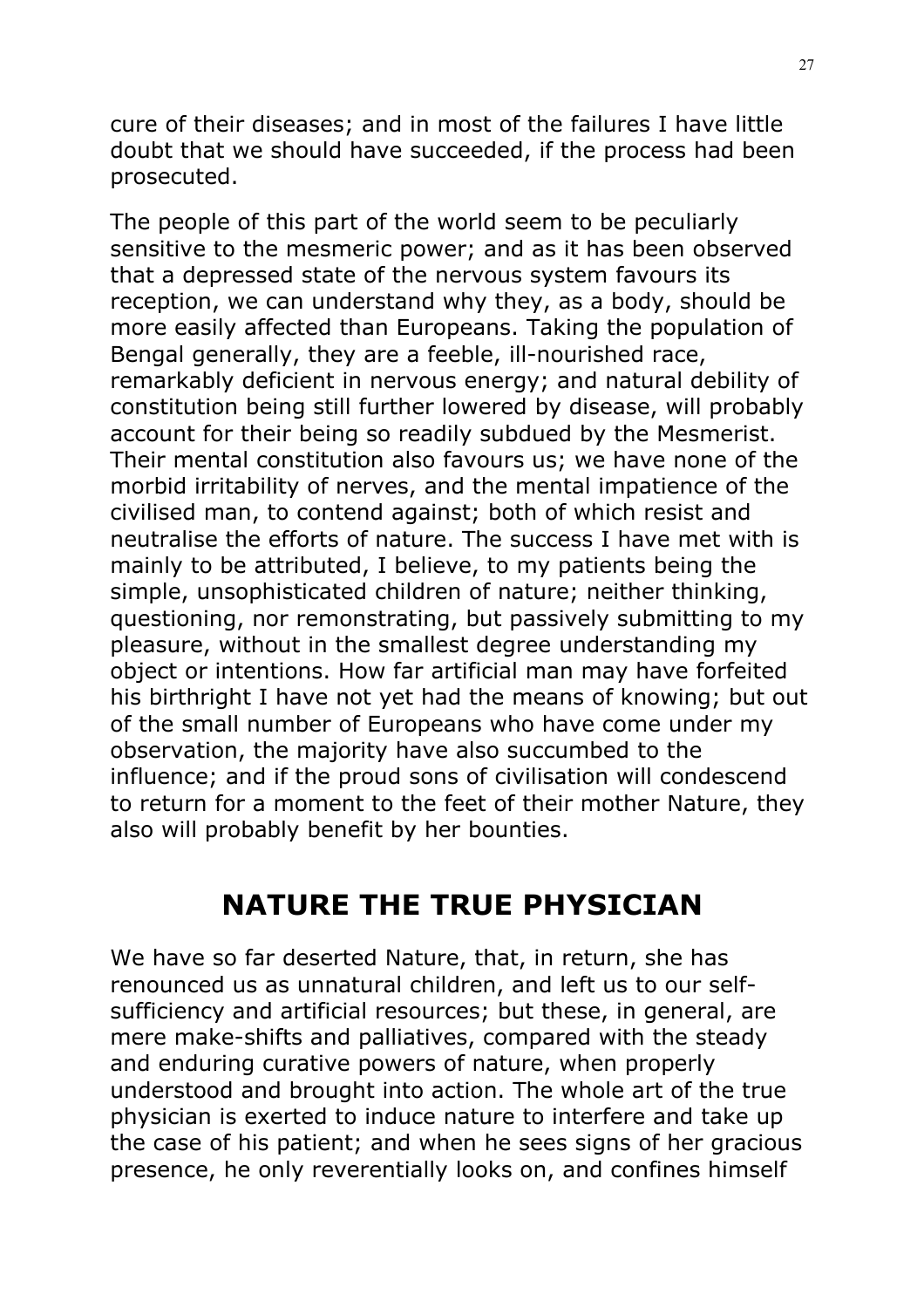cure of their diseases; and in most of the failures I have little doubt that we should have succeeded, if the process had been prosecuted.

The people of this part of the world seem to be peculiarly sensitive to the mesmeric power; and as it has been observed that a depressed state of the nervous system favours its reception, we can understand why they, as a body, should be more easily affected than Europeans. Taking the population of Bengal generally, they are a feeble, ill-nourished race, remarkably deficient in nervous energy; and natural debility of constitution being still further lowered by disease, will probably account for their being so readily subdued by the Mesmerist. Their mental constitution also favours us; we have none of the morbid irritability of nerves, and the mental impatience of the civilised man, to contend against; both of which resist and neutralise the efforts of nature. The success I have met with is mainly to be attributed, I believe, to my patients being the simple, unsophisticated children of nature; neither thinking, questioning, nor remonstrating, but passively submitting to my pleasure, without in the smallest degree understanding my object or intentions. How far artificial man may have forfeited his birthright I have not yet had the means of knowing; but out of the small number of Europeans who have come under my observation, the majority have also succumbed to the influence; and if the proud sons of civilisation will condescend to return for a moment to the feet of their mother Nature, they also will probably benefit by her bounties.

## NATURE THE TRUE PHYSICIAN

We have so far deserted Nature, that, in return, she has renounced us as unnatural children, and left us to our self-sufficiency and artificial resources; but these, in general, are mere make-shifts and palliatives, compared with the steady and enduring curative powers of nature, when properly understood and brought into action. The whole art of the true physician is exerted to induce nature to interfere and take up the case of his patient; and when he sees signs of her gracious presence, he only reverentially looks on, and confines himself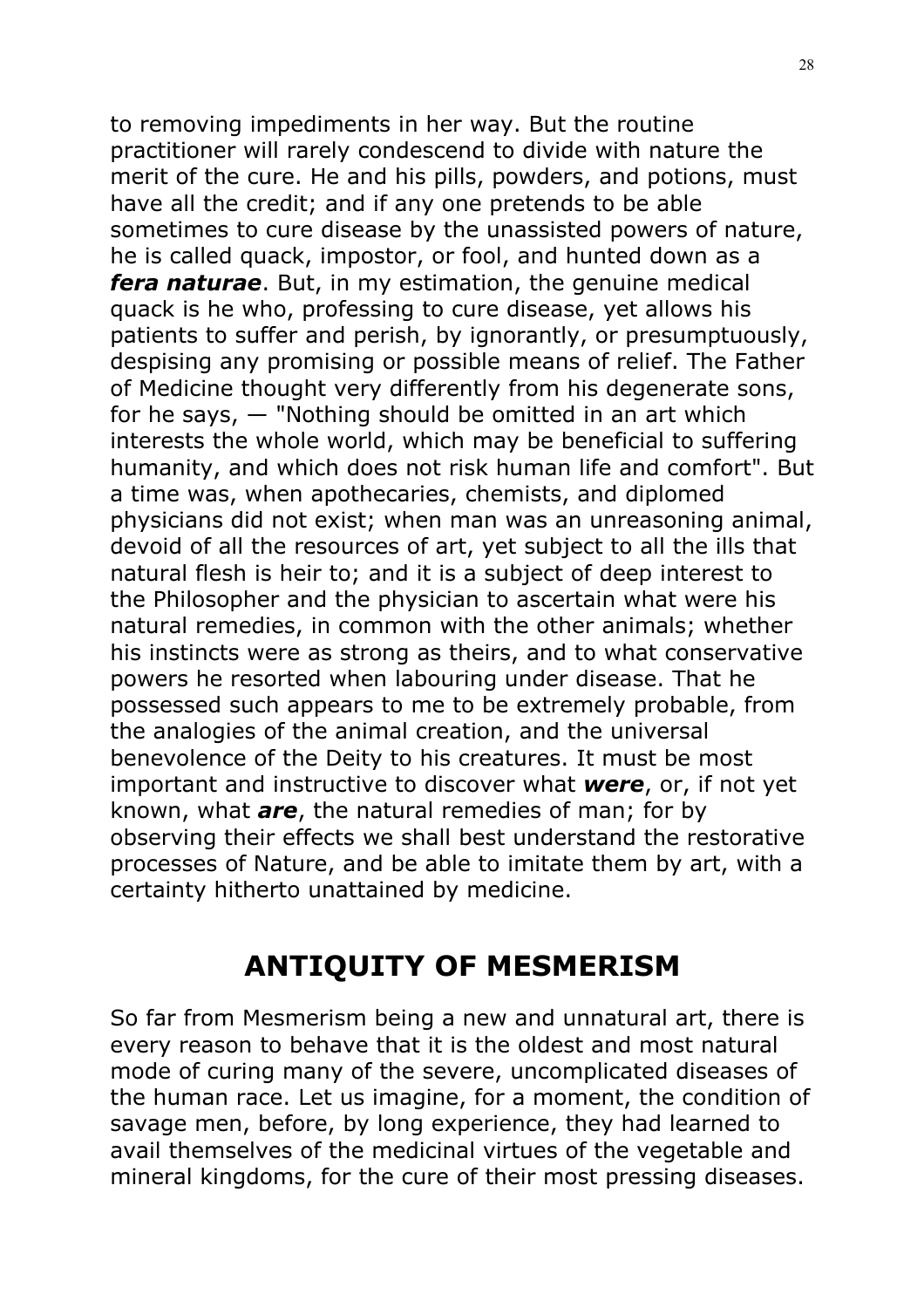to removing impediments in her way. But the routine practitioner will rarely condescend to divide with nature the merit of the cure. He and his pills, powders, and potions, must have all the credit; and if any one pretends to be able sometimes to cure disease by the unassisted powers of nature, he is called quack, impostor, or fool, and hunted down as a ***fera naturae***. But, in my estimation, the genuine medical quack is he who, professing to cure disease, yet allows his patients to suffer and perish, by ignorantly, or presumptuously, despising any promising or possible means of relief. The Father of Medicine thought very differently from his degenerate sons, for he says, — "Nothing should be omitted in an art which interests the whole world, which may be beneficial to suffering humanity, and which does not risk human life and comfort". But a time was, when apothecaries, chemists, and diplomed physicians did not exist; when man was an unreasoning animal, devoid of all the resources of art, yet subject to all the ills that natural flesh is heir to; and it is a subject of deep interest to the Philosopher and the physician to ascertain what were his natural remedies, in common with the other animals; whether his instincts were as strong as theirs, and to what conservative powers he resorted when labouring under disease. That he possessed such appears to me to be extremely probable, from the analogies of the animal creation, and the universal benevolence of the Deity to his creatures. It must be most important and instructive to discover what ***were***, or, if not yet known, what ***are***, the natural remedies of man; for by observing their effects we shall best understand the restorative processes of Nature, and be able to imitate them by art, with a certainty hitherto unattained by medicine.

## ANTIQUITY OF MESMERISM

So far from Mesmerism being a new and unnatural art, there is every reason to behave that it is the oldest and most natural mode of curing many of the severe, uncomplicated diseases of the human race. Let us imagine, for a moment, the condition of savage men, before, by long experience, they had learned to avail themselves of the medicinal virtues of the vegetable and mineral kingdoms, for the cure of their most pressing diseases.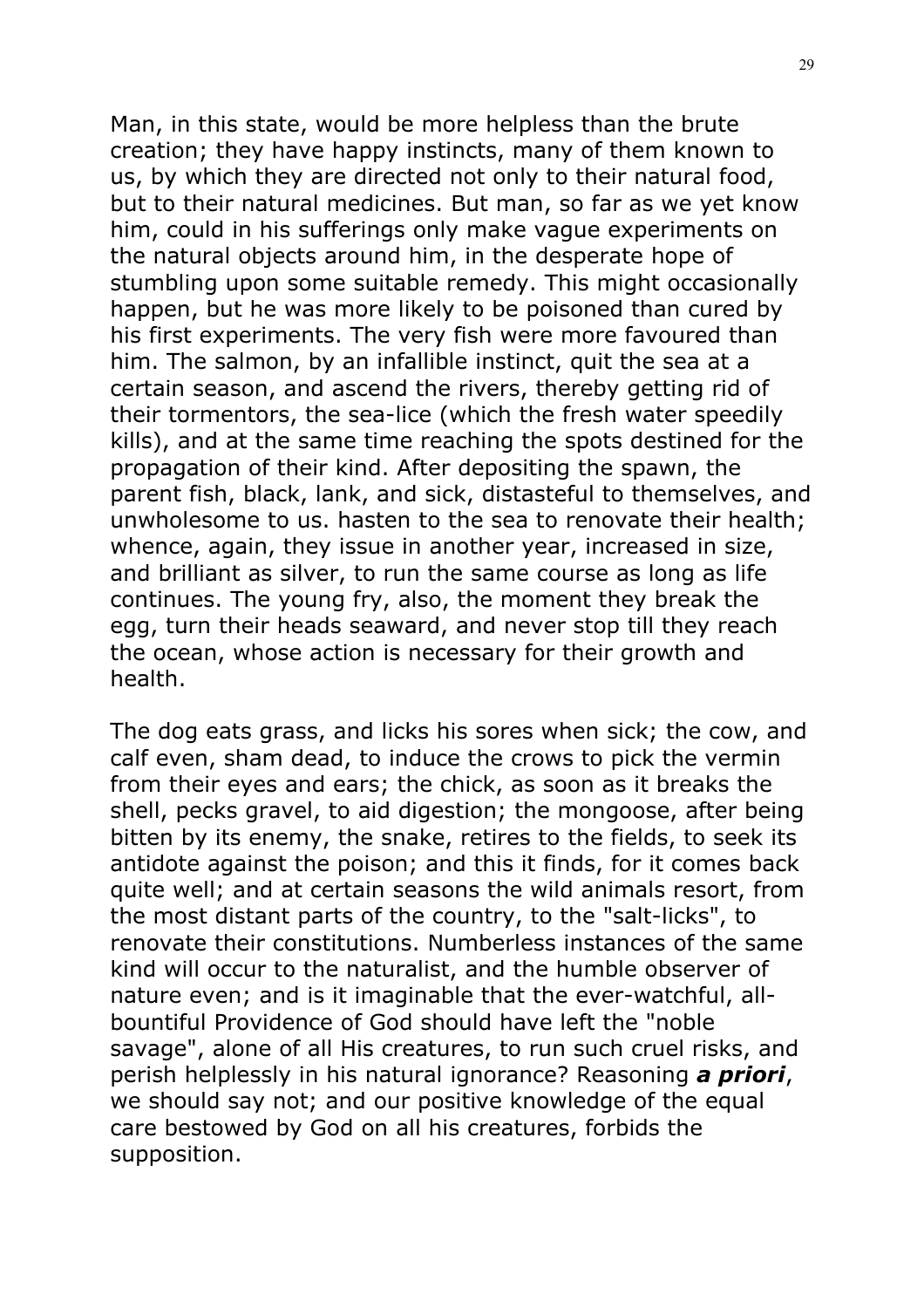Man, in this state, would be more helpless than the brute creation; they have happy instincts, many of them known to us, by which they are directed not only to their natural food, but to their natural medicines. But man, so far as we yet know him, could in his sufferings only make vague experiments on the natural objects around him, in the desperate hope of stumbling upon some suitable remedy. This might occasionally happen, but he was more likely to be poisoned than cured by his first experiments. The very fish were more favoured than him. The salmon, by an infallible instinct, quit the sea at a certain season, and ascend the rivers, thereby getting rid of their tormentors, the sea-lice (which the fresh water speedily kills), and at the same time reaching the spots destined for the propagation of their kind. After depositing the spawn, the parent fish, black, lank, and sick, distasteful to themselves, and unwholesome to us. hasten to the sea to renovate their health; whence, again, they issue in another year, increased in size, and brilliant as silver, to run the same course as long as life continues. The young fry, also, the moment they break the egg, turn their heads seaward, and never stop till they reach the ocean, whose action is necessary for their growth and health.

The dog eats grass, and licks his sores when sick; the cow, and calf even, sham dead, to induce the crows to pick the vermin from their eyes and ears; the chick, as soon as it breaks the shell, pecks gravel, to aid digestion; the mongoose, after being bitten by its enemy, the snake, retires to the fields, to seek its antidote against the poison; and this it finds, for it comes back quite well; and at certain seasons the wild animals resort, from the most distant parts of the country, to the "salt-licks", to renovate their constitutions. Numberless instances of the same kind will occur to the naturalist, and the humble observer of nature even; and is it imaginable that the ever-watchful, all-bountiful Providence of God should have left the "noble savage", alone of all His creatures, to run such cruel risks, and perish helplessly in his natural ignorance? Reasoning ***a priori***, we should say not; and our positive knowledge of the equal care bestowed by God on all his creatures, forbids the supposition.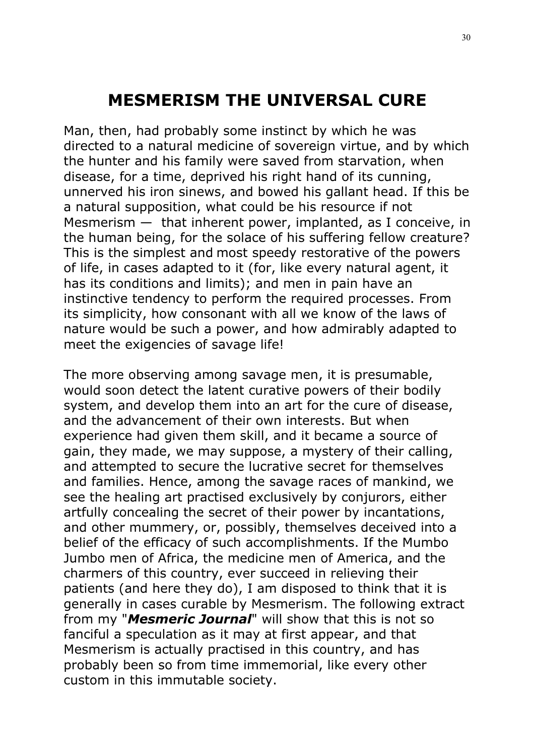# MESMERISM THE UNIVERSAL CURE

Man, then, had probably some instinct by which he was directed to a natural medicine of sovereign virtue, and by which the hunter and his family were saved from starvation, when disease, for a time, deprived his right hand of its cunning, unnerved his iron sinews, and bowed his gallant head. If this be a natural supposition, what could be his resource if not Mesmerism — that inherent power, implanted, as I conceive, in the human being, for the solace of his suffering fellow creature? This is the simplest and most speedy restorative of the powers of life, in cases adapted to it (for, like every natural agent, it has its conditions and limits); and men in pain have an instinctive tendency to perform the required processes. From its simplicity, how consonant with all we know of the laws of nature would be such a power, and how admirably adapted to meet the exigencies of savage life!

The more observing among savage men, it is presumable, would soon detect the latent curative powers of their bodily system, and develop them into an art for the cure of disease, and the advancement of their own interests. But when experience had given them skill, and it became a source of gain, they made, we may suppose, a mystery of their calling, and attempted to secure the lucrative secret for themselves and families. Hence, among the savage races of mankind, we see the healing art practised exclusively by conjurors, either artfully concealing the secret of their power by incantations, and other mummery, or, possibly, themselves deceived into a belief of the efficacy of such accomplishments. If the Mumbo Jumbo men of Africa, the medicine men of America, and the charmers of this country, ever succeed in relieving their patients (and here they do), I am disposed to think that it is generally in cases curable by Mesmerism. The following extract from my "***Mesmeric Journal***" will show that this is not so fanciful a speculation as it may at first appear, and that Mesmerism is actually practised in this country, and has probably been so from time immemorial, like every other custom in this immutable society.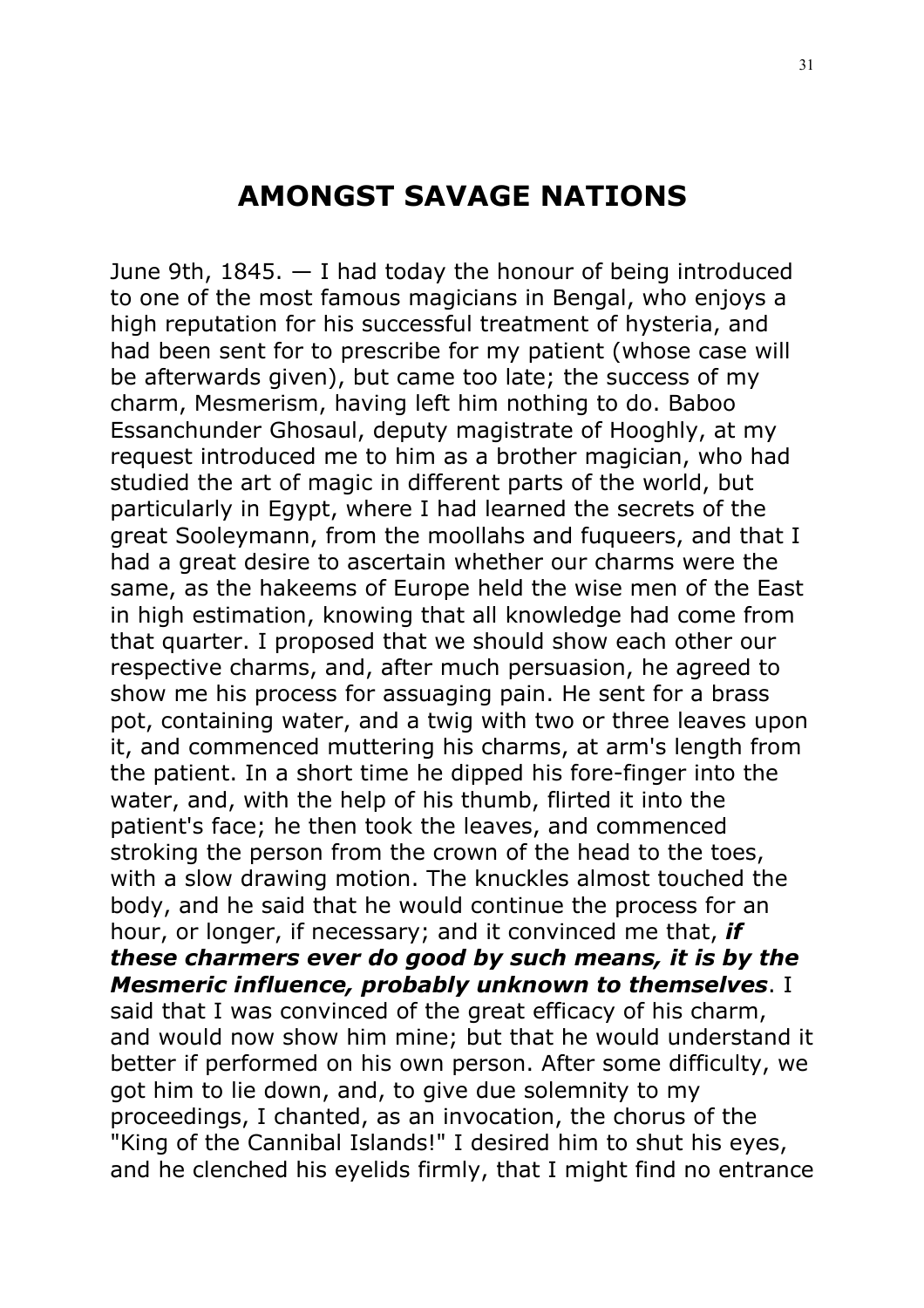# AMONGST SAVAGE NATIONS

June 9th, 1845. — I had today the honour of being introduced to one of the most famous magicians in Bengal, who enjoys a high reputation for his successful treatment of hysteria, and had been sent for to prescribe for my patient (whose case will be afterwards given), but came too late; the success of my charm, Mesmerism, having left him nothing to do. Baboo Essanchunder Ghosaul, deputy magistrate of Hooghly, at my request introduced me to him as a brother magician, who had studied the art of magic in different parts of the world, but particularly in Egypt, where I had learned the secrets of the great Sooleymann, from the moollahs and fuqueers, and that I had a great desire to ascertain whether our charms were the same, as the hakeems of Europe held the wise men of the East in high estimation, knowing that all knowledge had come from that quarter. I proposed that we should show each other our respective charms, and, after much persuasion, he agreed to show me his process for assuaging pain. He sent for a brass pot, containing water, and a twig with two or three leaves upon it, and commenced muttering his charms, at arm's length from the patient. In a short time he dipped his fore-finger into the water, and, with the help of his thumb, flirted it into the patient's face; he then took the leaves, and commenced stroking the person from the crown of the head to the toes, with a slow drawing motion. The knuckles almost touched the body, and he said that he would continue the process for an hour, or longer, if necessary; and it convinced me that, ***if these charmers ever do good by such means, it is by the Mesmeric influence, probably unknown to themselves***. I said that I was convinced of the great efficacy of his charm, and would now show him mine; but that he would understand it better if performed on his own person. After some difficulty, we got him to lie down, and, to give due solemnity to my proceedings, I chanted, as an invocation, the chorus of the "King of the Cannibal Islands!" I desired him to shut his eyes, and he clenched his eyelids firmly, that I might find no entrance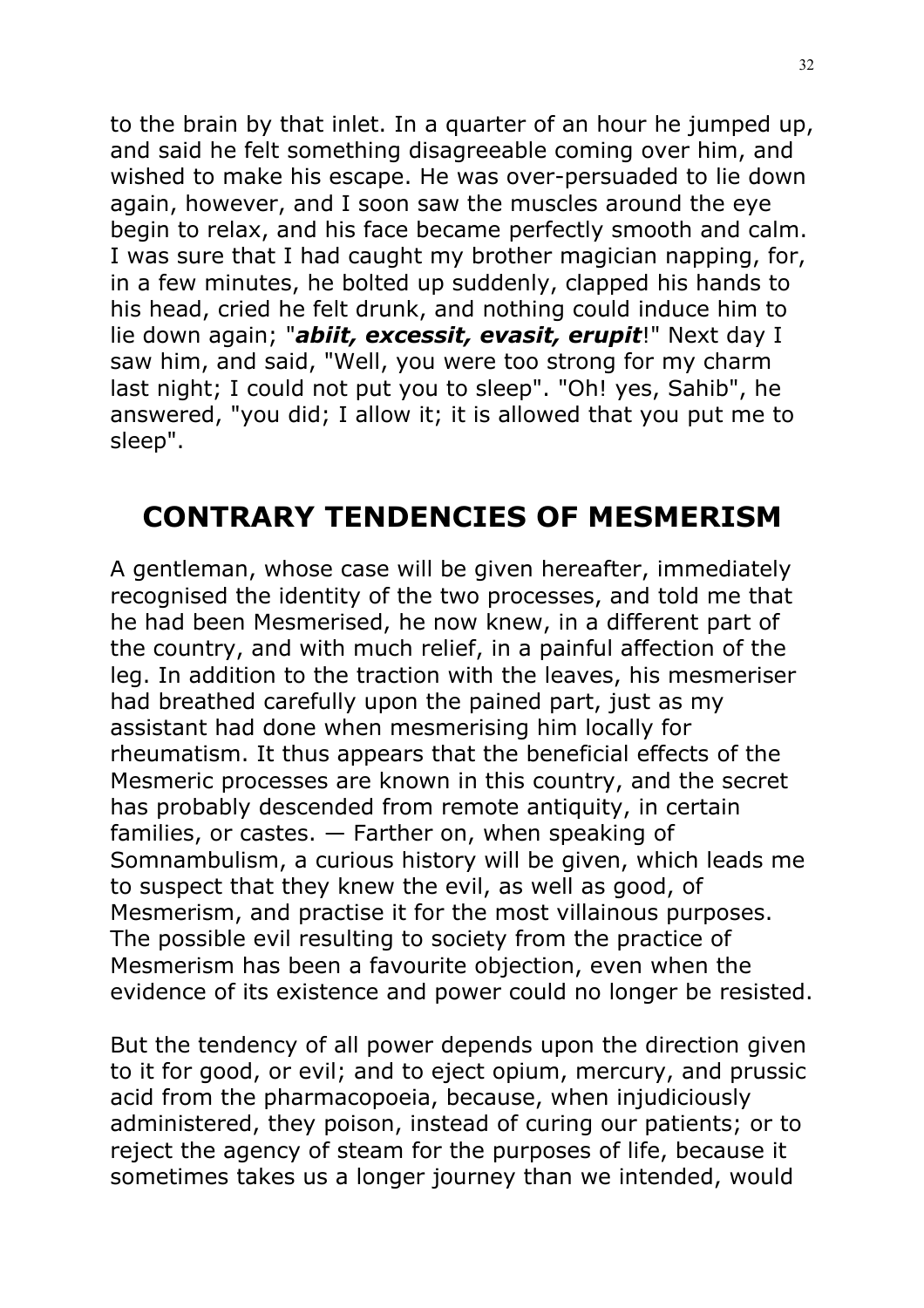to the brain by that inlet. In a quarter of an hour he jumped up, and said he felt something disagreeable coming over him, and wished to make his escape. He was over-persuaded to lie down again, however, and I soon saw the muscles around the eye begin to relax, and his face became perfectly smooth and calm. I was sure that I had caught my brother magician napping, for, in a few minutes, he bolted up suddenly, clapped his hands to his head, cried he felt drunk, and nothing could induce him to lie down again; "***abiit, excessit, evasit, erupit***!" Next day I saw him, and said, "Well, you were too strong for my charm last night; I could not put you to sleep". "Oh! yes, Sahib", he answered, "you did; I allow it; it is allowed that you put me to sleep".

## CONTRARY TENDENCIES OF MESMERISM

A gentleman, whose case will be given hereafter, immediately recognised the identity of the two processes, and told me that he had been Mesmerised, he now knew, in a different part of the country, and with much relief, in a painful affection of the leg. In addition to the traction with the leaves, his mesmeriser had breathed carefully upon the pained part, just as my assistant had done when mesmerising him locally for rheumatism. It thus appears that the beneficial effects of the Mesmeric processes are known in this country, and the secret has probably descended from remote antiquity, in certain families, or castes. — Farther on, when speaking of Somnambulism, a curious history will be given, which leads me to suspect that they knew the evil, as well as good, of Mesmerism, and practise it for the most villainous purposes. The possible evil resulting to society from the practice of Mesmerism has been a favourite objection, even when the evidence of its existence and power could no longer be resisted.

But the tendency of all power depends upon the direction given to it for good, or evil; and to eject opium, mercury, and prussic acid from the pharmacopoeia, because, when injudiciously administered, they poison, instead of curing our patients; or to reject the agency of steam for the purposes of life, because it sometimes takes us a longer journey than we intended, would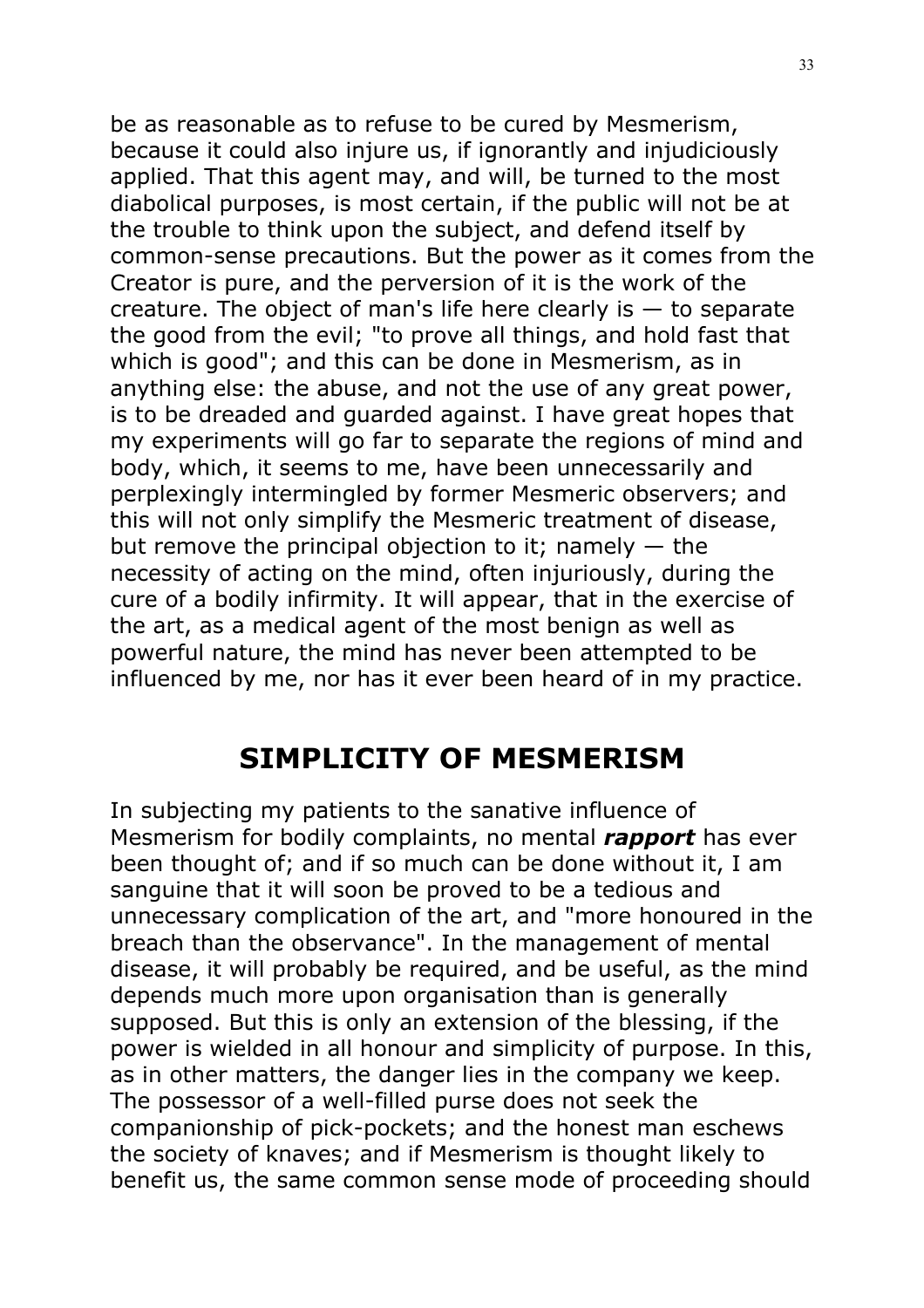be as reasonable as to refuse to be cured by Mesmerism, because it could also injure us, if ignorantly and injudiciously applied. That this agent may, and will, be turned to the most diabolical purposes, is most certain, if the public will not be at the trouble to think upon the subject, and defend itself by common-sense precautions. But the power as it comes from the Creator is pure, and the perversion of it is the work of the creature. The object of man's life here clearly is — to separate the good from the evil; "to prove all things, and hold fast that which is good"; and this can be done in Mesmerism, as in anything else: the abuse, and not the use of any great power, is to be dreaded and guarded against. I have great hopes that my experiments will go far to separate the regions of mind and body, which, it seems to me, have been unnecessarily and perplexingly intermingled by former Mesmeric observers; and this will not only simplify the Mesmeric treatment of disease, but remove the principal objection to it; namely — the necessity of acting on the mind, often injuriously, during the cure of a bodily infirmity. It will appear, that in the exercise of the art, as a medical agent of the most benign as well as powerful nature, the mind has never been attempted to be influenced by me, nor has it ever been heard of in my practice.

## SIMPLICITY OF MESMERISM

In subjecting my patients to the sanative influence of Mesmerism for bodily complaints, no mental ***rapport*** has ever been thought of; and if so much can be done without it, I am sanguine that it will soon be proved to be a tedious and unnecessary complication of the art, and "more honoured in the breach than the observance". In the management of mental disease, it will probably be required, and be useful, as the mind depends much more upon organisation than is generally supposed. But this is only an extension of the blessing, if the power is wielded in all honour and simplicity of purpose. In this, as in other matters, the danger lies in the company we keep. The possessor of a well-filled purse does not seek the companionship of pick-pockets; and the honest man eschews the society of knaves; and if Mesmerism is thought likely to benefit us, the same common sense mode of proceeding should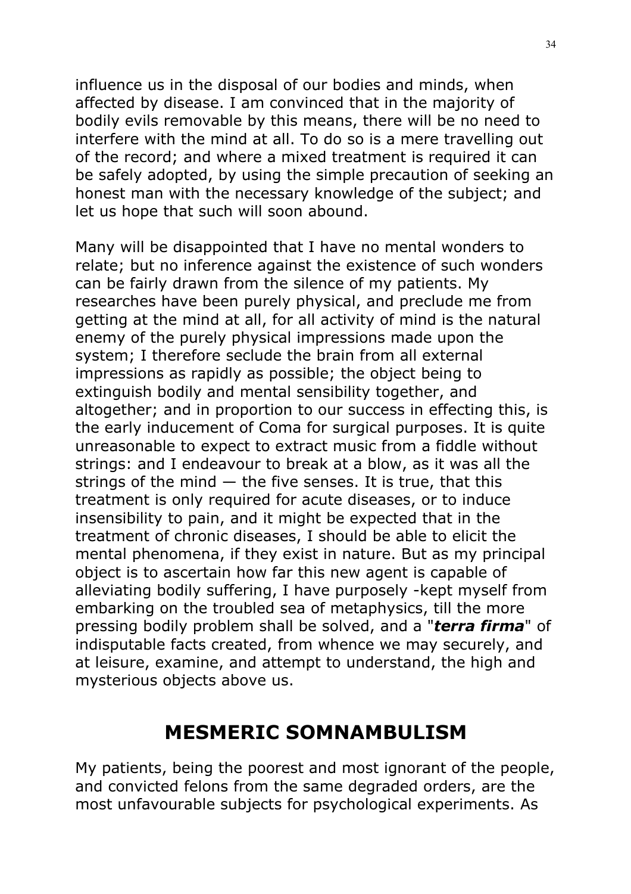influence us in the disposal of our bodies and minds, when affected by disease. I am convinced that in the majority of bodily evils removable by this means, there will be no need to interfere with the mind at all. To do so is a mere travelling out of the record; and where a mixed treatment is required it can be safely adopted, by using the simple precaution of seeking an honest man with the necessary knowledge of the subject; and let us hope that such will soon abound.

Many will be disappointed that I have no mental wonders to relate; but no inference against the existence of such wonders can be fairly drawn from the silence of my patients. My researches have been purely physical, and preclude me from getting at the mind at all, for all activity of mind is the natural enemy of the purely physical impressions made upon the system; I therefore seclude the brain from all external impressions as rapidly as possible; the object being to extinguish bodily and mental sensibility together, and altogether; and in proportion to our success in effecting this, is the early inducement of Coma for surgical purposes. It is quite unreasonable to expect to extract music from a fiddle without strings: and I endeavour to break at a blow, as it was all the strings of the mind — the five senses. It is true, that this treatment is only required for acute diseases, or to induce insensibility to pain, and it might be expected that in the treatment of chronic diseases, I should be able to elicit the mental phenomena, if they exist in nature. But as my principal object is to ascertain how far this new agent is capable of alleviating bodily suffering, I have purposely -kept myself from embarking on the troubled sea of metaphysics, till the more pressing bodily problem shall be solved, and a "***terra firma***" of indisputable facts created, from whence we may securely, and at leisure, examine, and attempt to understand, the high and mysterious objects above us.

## MESMERIC SOMNAMBULISM

My patients, being the poorest and most ignorant of the people, and convicted felons from the same degraded orders, are the most unfavourable subjects for psychological experiments. As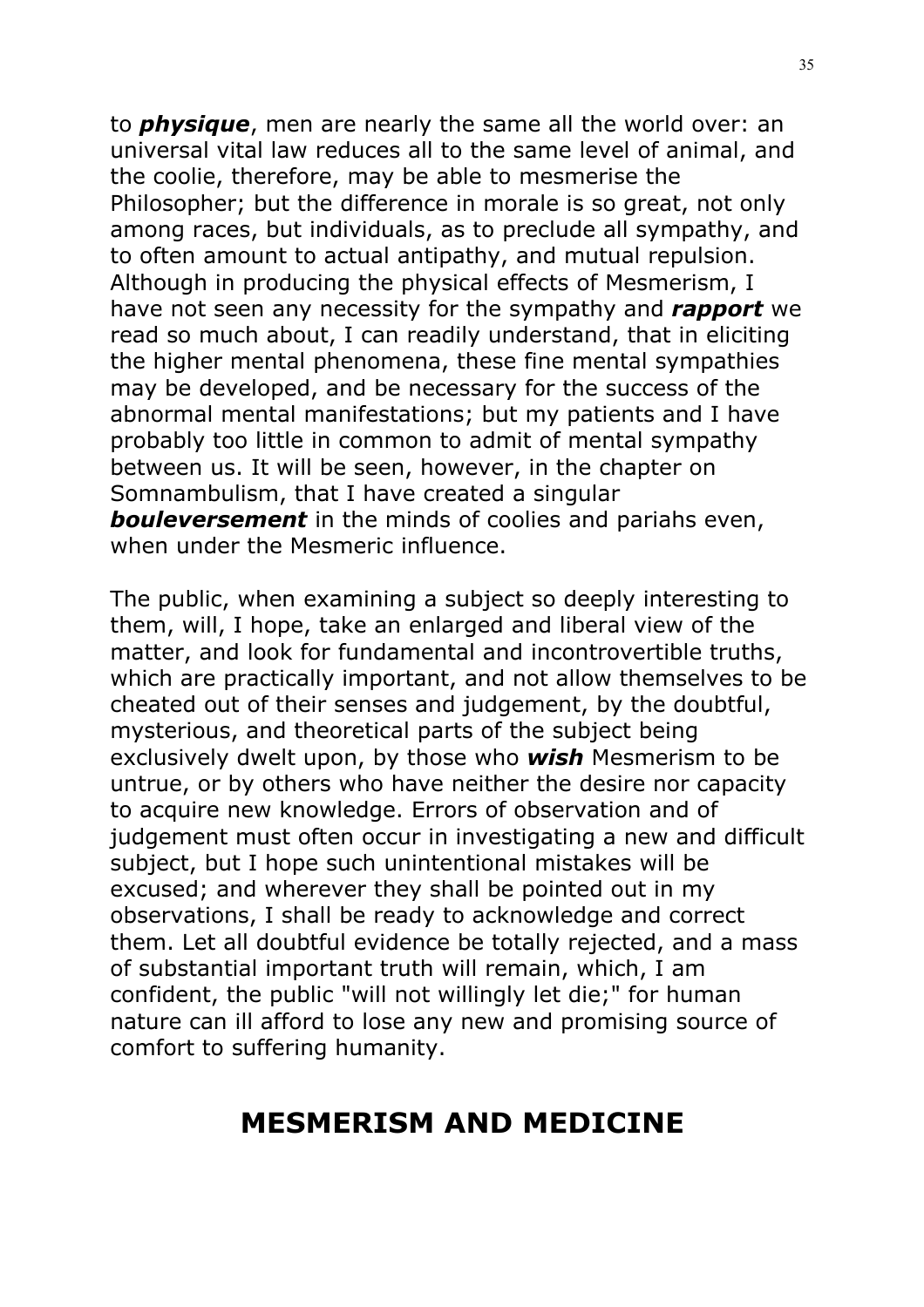to ***physique***, men are nearly the same all the world over: an universal vital law reduces all to the same level of animal, and the coolie, therefore, may be able to mesmerise the Philosopher; but the difference in morale is so great, not only among races, but individuals, as to preclude all sympathy, and to often amount to actual antipathy, and mutual repulsion. Although in producing the physical effects of Mesmerism, I have not seen any necessity for the sympathy and ***rapport*** we read so much about, I can readily understand, that in eliciting the higher mental phenomena, these fine mental sympathies may be developed, and be necessary for the success of the abnormal mental manifestations; but my patients and I have probably too little in common to admit of mental sympathy between us. It will be seen, however, in the chapter on Somnambulism, that I have created a singular ***bouleversement*** in the minds of coolies and pariahs even, when under the Mesmeric influence.

The public, when examining a subject so deeply interesting to them, will, I hope, take an enlarged and liberal view of the matter, and look for fundamental and incontrovertible truths, which are practically important, and not allow themselves to be cheated out of their senses and judgement, by the doubtful, mysterious, and theoretical parts of the subject being exclusively dwelt upon, by those who ***wish*** Mesmerism to be untrue, or by others who have neither the desire nor capacity to acquire new knowledge. Errors of observation and of judgement must often occur in investigating a new and difficult subject, but I hope such unintentional mistakes will be excused; and wherever they shall be pointed out in my observations, I shall be ready to acknowledge and correct them. Let all doubtful evidence be totally rejected, and a mass of substantial important truth will remain, which, I am confident, the public "will not willingly let die;" for human nature can ill afford to lose any new and promising source of comfort to suffering humanity.

## MESMERISM AND MEDICINE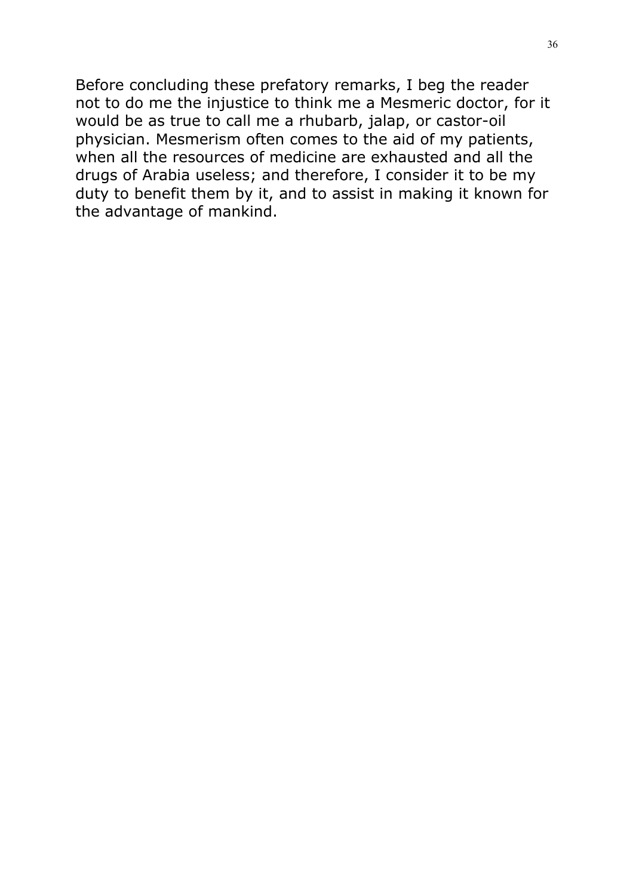Before concluding these prefatory remarks, I beg the reader not to do me the injustice to think me a Mesmeric doctor, for it would be as true to call me a rhubarb, jalap, or castor-oil physician. Mesmerism often comes to the aid of my patients, when all the resources of medicine are exhausted and all the drugs of Arabia useless; and therefore, I consider it to be my duty to benefit them by it, and to assist in making it known for the advantage of mankind.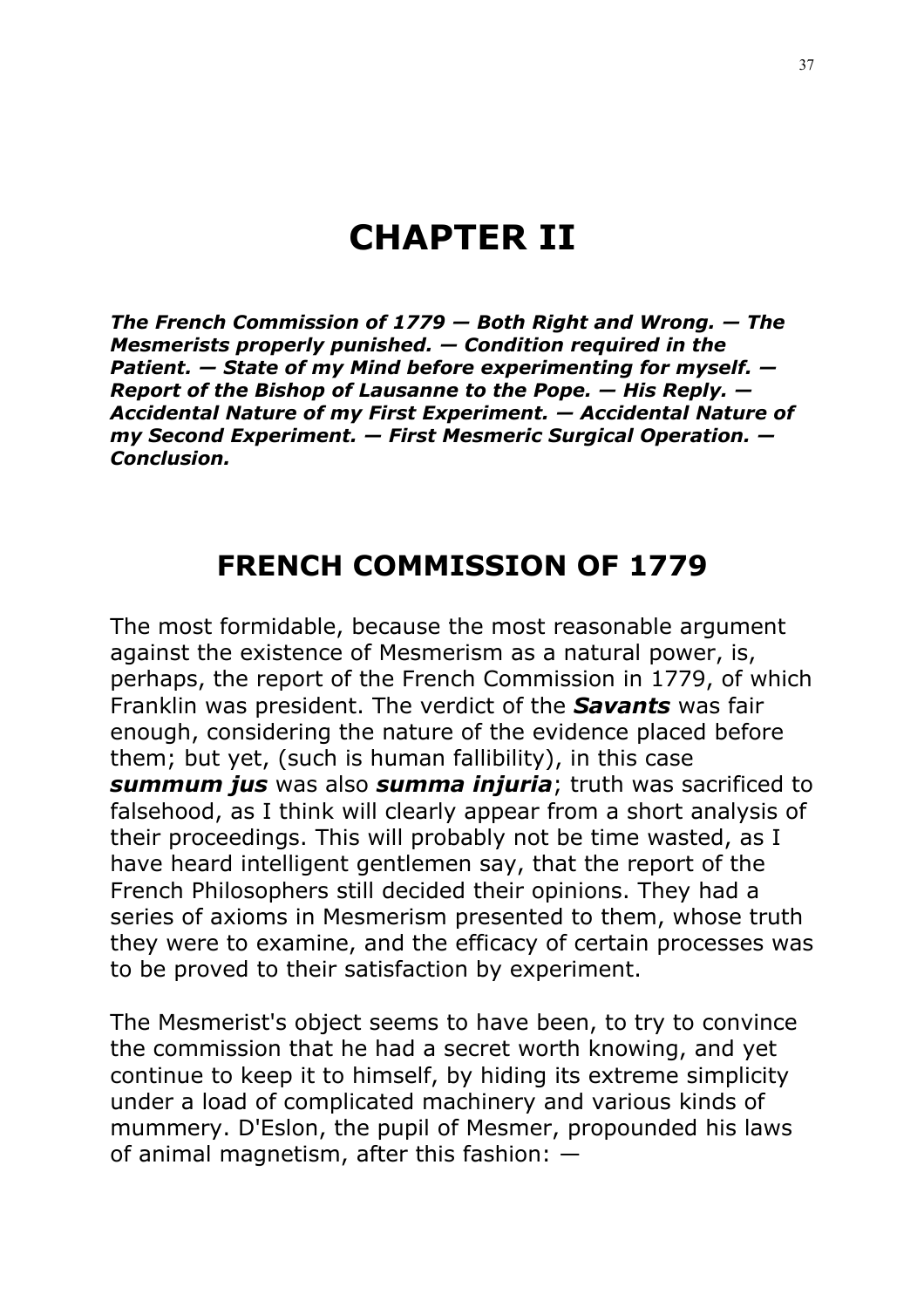# CHAPTER II

***The French Commission of 1779 — Both Right and Wrong. — The Mesmerists properly punished. — Condition required in the Patient. — State of my Mind before experimenting for myself. — Report of the Bishop of Lausanne to the Pope. — His Reply. — Accidental Nature of my First Experiment. — Accidental Nature of my Second Experiment. — First Mesmeric Surgical Operation. — Conclusion.***

## FRENCH COMMISSION OF 1779

The most formidable, because the most reasonable argument against the existence of Mesmerism as a natural power, is, perhaps, the report of the French Commission in 1779, of which Franklin was president. The verdict of the ***Savants*** was fair enough, considering the nature of the evidence placed before them; but yet, (such is human fallibility), in this case ***summum jus*** was also ***summa injuria***; truth was sacrificed to falsehood, as I think will clearly appear from a short analysis of their proceedings. This will probably not be time wasted, as I have heard intelligent gentlemen say, that the report of the French Philosophers still decided their opinions. They had a series of axioms in Mesmerism presented to them, whose truth they were to examine, and the efficacy of certain processes was to be proved to their satisfaction by experiment.

The Mesmerist's object seems to have been, to try to convince the commission that he had a secret worth knowing, and yet continue to keep it to himself, by hiding its extreme simplicity under a load of complicated machinery and various kinds of mummery. D'Eslon, the pupil of Mesmer, propounded his laws of animal magnetism, after this fashion: —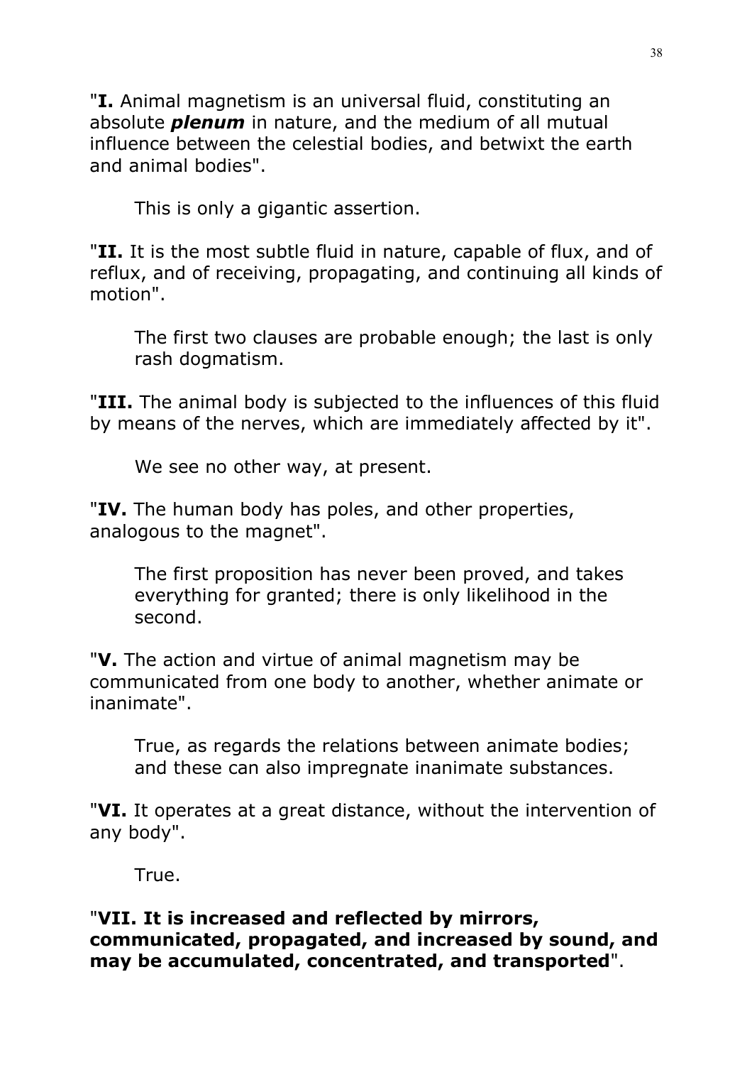"**I.** Animal magnetism is an universal fluid, constituting an absolute ***plenum*** in nature, and the medium of all mutual influence between the celestial bodies, and betwixt the earth and animal bodies".

> This is only a gigantic assertion.

"**II.** It is the most subtle fluid in nature, capable of flux, and of reflux, and of receiving, propagating, and continuing all kinds of motion".

> The first two clauses are probable enough; the last is only rash dogmatism.

"**III.** The animal body is subjected to the influences of this fluid by means of the nerves, which are immediately affected by it".

> We see no other way, at present.

"**IV.** The human body has poles, and other properties, analogous to the magnet".

> The first proposition has never been proved, and takes everything for granted; there is only likelihood in the second.

"**V.** The action and virtue of animal magnetism may be communicated from one body to another, whether animate or inanimate".

> True, as regards the relations between animate bodies; and these can also impregnate inanimate substances.

"**VI.** It operates at a great distance, without the intervention of any body".

> True.

"**VII. It is increased and reflected by mirrors, communicated, propagated, and increased by sound, and may be accumulated, concentrated, and transported**".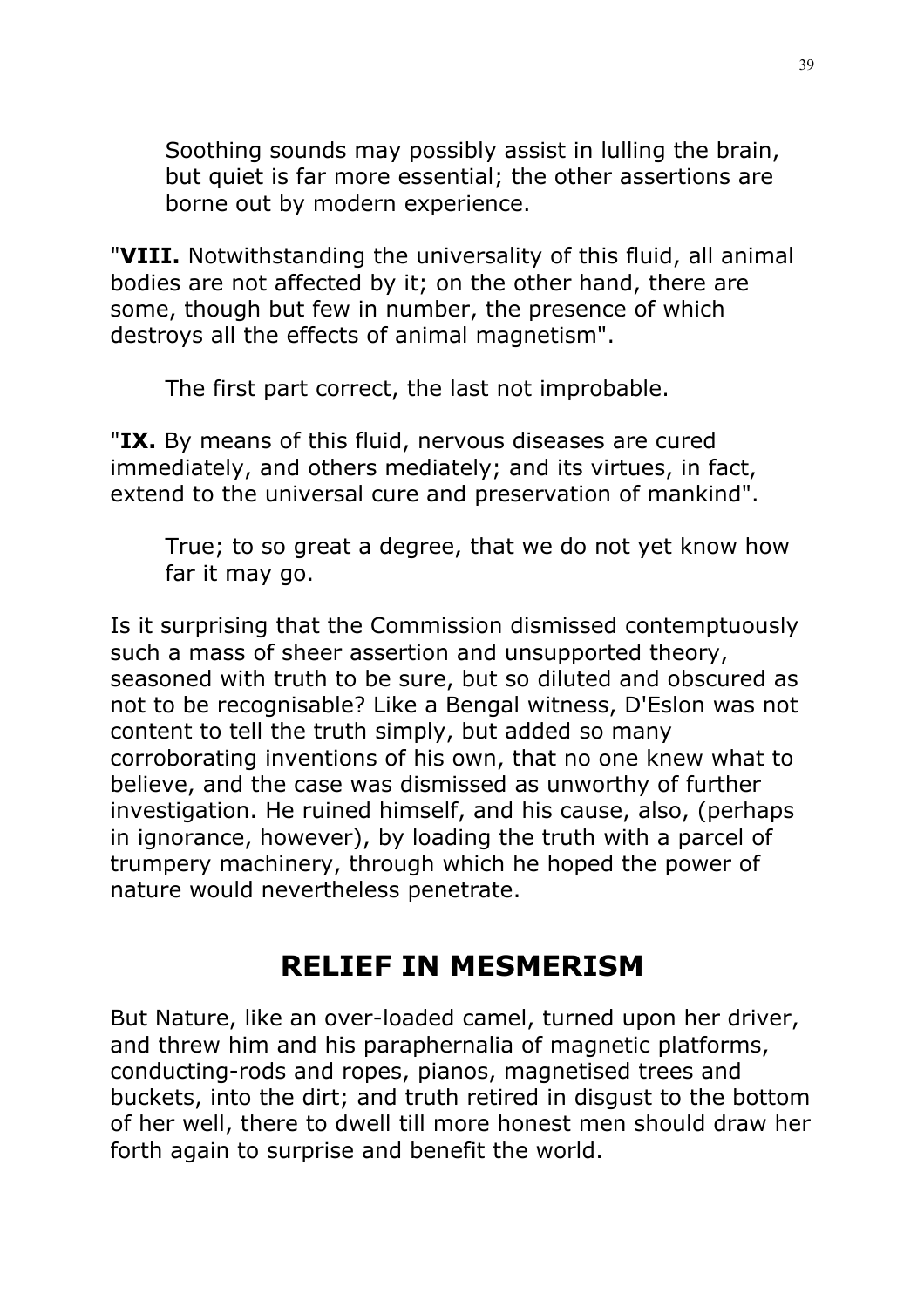Soothing sounds may possibly assist in lulling the brain, but quiet is far more essential; the other assertions are borne out by modern experience.

"**VIII.** Notwithstanding the universality of this fluid, all animal bodies are not affected by it; on the other hand, there are some, though but few in number, the presence of which destroys all the effects of animal magnetism".

The first part correct, the last not improbable.

"**IX.** By means of this fluid, nervous diseases are cured immediately, and others mediately; and its virtues, in fact, extend to the universal cure and preservation of mankind".

True; to so great a degree, that we do not yet know how far it may go.

Is it surprising that the Commission dismissed contemptuously such a mass of sheer assertion and unsupported theory, seasoned with truth to be sure, but so diluted and obscured as not to be recognisable? Like a Bengal witness, D'Eslon was not content to tell the truth simply, but added so many corroborating inventions of his own, that no one knew what to believe, and the case was dismissed as unworthy of further investigation. He ruined himself, and his cause, also, (perhaps in ignorance, however), by loading the truth with a parcel of trumpery machinery, through which he hoped the power of nature would nevertheless penetrate.

## RELIEF IN MESMERISM

But Nature, like an over-loaded camel, turned upon her driver, and threw him and his paraphernalia of magnetic platforms, conducting-rods and ropes, pianos, magnetised trees and buckets, into the dirt; and truth retired in disgust to the bottom of her well, there to dwell till more honest men should draw her forth again to surprise and benefit the world.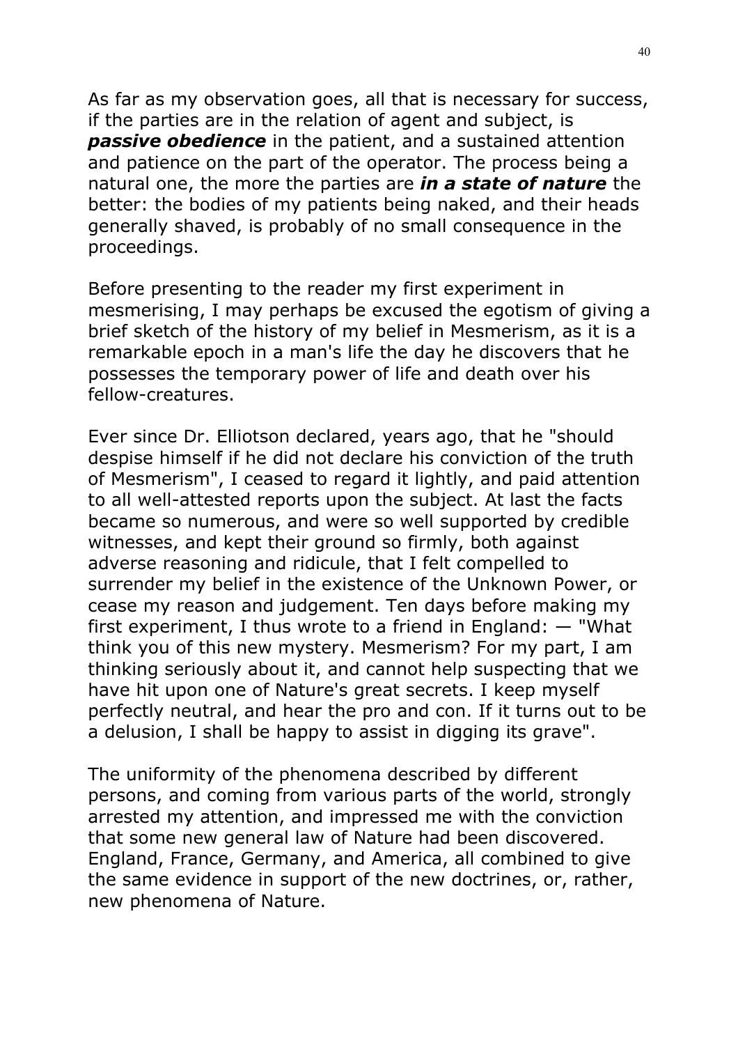As far as my observation goes, all that is necessary for success, if the parties are in the relation of agent and subject, is ***passive obedience*** in the patient, and a sustained attention and patience on the part of the operator. The process being a natural one, the more the parties are ***in a state of nature*** the better: the bodies of my patients being naked, and their heads generally shaved, is probably of no small consequence in the proceedings.

Before presenting to the reader my first experiment in mesmerising, I may perhaps be excused the egotism of giving a brief sketch of the history of my belief in Mesmerism, as it is a remarkable epoch in a man's life the day he discovers that he possesses the temporary power of life and death over his fellow-creatures.

Ever since Dr. Elliotson declared, years ago, that he "should despise himself if he did not declare his conviction of the truth of Mesmerism", I ceased to regard it lightly, and paid attention to all well-attested reports upon the subject. At last the facts became so numerous, and were so well supported by credible witnesses, and kept their ground so firmly, both against adverse reasoning and ridicule, that I felt compelled to surrender my belief in the existence of the Unknown Power, or cease my reason and judgement. Ten days before making my first experiment, I thus wrote to a friend in England: — "What think you of this new mystery. Mesmerism? For my part, I am thinking seriously about it, and cannot help suspecting that we have hit upon one of Nature's great secrets. I keep myself perfectly neutral, and hear the pro and con. If it turns out to be a delusion, I shall be happy to assist in digging its grave".

The uniformity of the phenomena described by different persons, and coming from various parts of the world, strongly arrested my attention, and impressed me with the conviction that some new general law of Nature had been discovered. England, France, Germany, and America, all combined to give the same evidence in support of the new doctrines, or, rather, new phenomena of Nature.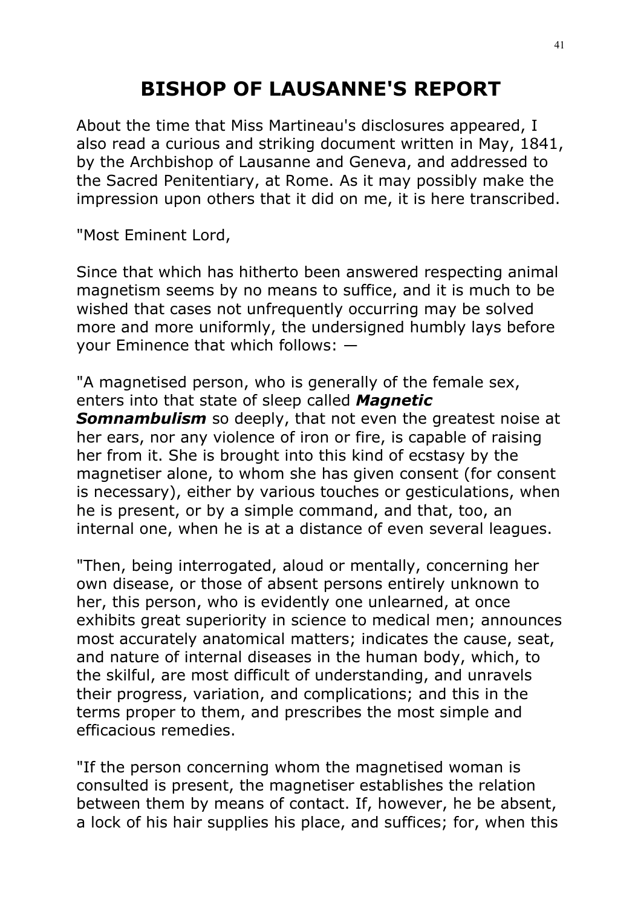# BISHOP OF LAUSANNE'S REPORT

About the time that Miss Martineau's disclosures appeared, I also read a curious and striking document written in May, 1841, by the Archbishop of Lausanne and Geneva, and addressed to the Sacred Penitentiary, at Rome. As it may possibly make the impression upon others that it did on me, it is here transcribed.

"Most Eminent Lord,

Since that which has hitherto been answered respecting animal magnetism seems by no means to suffice, and it is much to be wished that cases not unfrequently occurring may be solved more and more uniformly, the undersigned humbly lays before your Eminence that which follows: —

"A magnetised person, who is generally of the female sex, enters into that state of sleep called ***Magnetic Somnambulism*** so deeply, that not even the greatest noise at her ears, nor any violence of iron or fire, is capable of raising her from it. She is brought into this kind of ecstasy by the magnetiser alone, to whom she has given consent (for consent is necessary), either by various touches or gesticulations, when he is present, or by a simple command, and that, too, an internal one, when he is at a distance of even several leagues.

"Then, being interrogated, aloud or mentally, concerning her own disease, or those of absent persons entirely unknown to her, this person, who is evidently one unlearned, at once exhibits great superiority in science to medical men; announces most accurately anatomical matters; indicates the cause, seat, and nature of internal diseases in the human body, which, to the skilful, are most difficult of understanding, and unravels their progress, variation, and complications; and this in the terms proper to them, and prescribes the most simple and efficacious remedies.

"If the person concerning whom the magnetised woman is consulted is present, the magnetiser establishes the relation between them by means of contact. If, however, he be absent, a lock of his hair supplies his place, and suffices; for, when this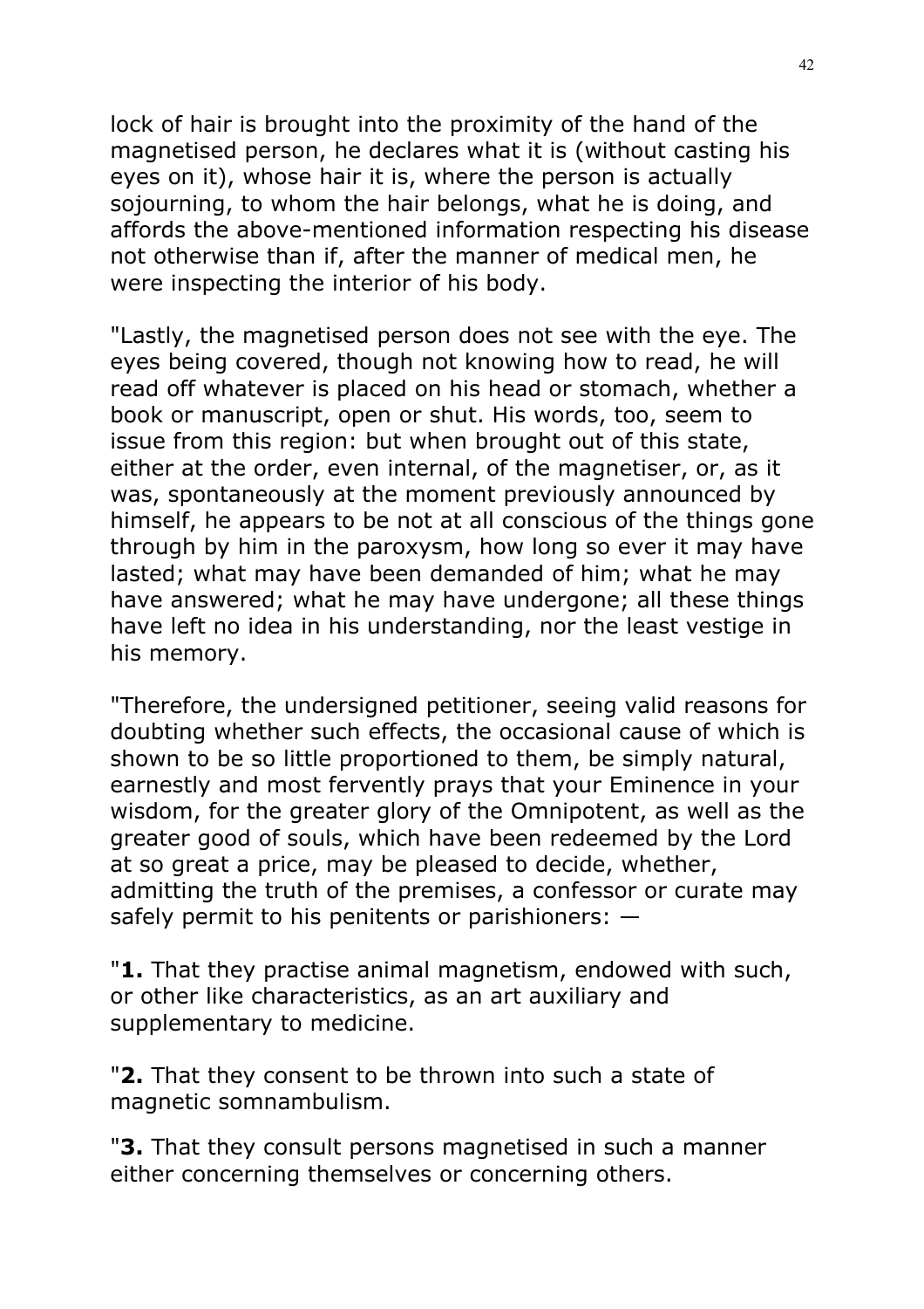lock of hair is brought into the proximity of the hand of the magnetised person, he declares what it is (without casting his eyes on it), whose hair it is, where the person is actually sojourning, to whom the hair belongs, what he is doing, and affords the above-mentioned information respecting his disease not otherwise than if, after the manner of medical men, he were inspecting the interior of his body.

"Lastly, the magnetised person does not see with the eye. The eyes being covered, though not knowing how to read, he will read off whatever is placed on his head or stomach, whether a book or manuscript, open or shut. His words, too, seem to issue from this region: but when brought out of this state, either at the order, even internal, of the magnetiser, or, as it was, spontaneously at the moment previously announced by himself, he appears to be not at all conscious of the things gone through by him in the paroxysm, how long so ever it may have lasted; what may have been demanded of him; what he may have answered; what he may have undergone; all these things have left no idea in his understanding, nor the least vestige in his memory.

"Therefore, the undersigned petitioner, seeing valid reasons for doubting whether such effects, the occasional cause of which is shown to be so little proportioned to them, be simply natural, earnestly and most fervently prays that your Eminence in your wisdom, for the greater glory of the Omnipotent, as well as the greater good of souls, which have been redeemed by the Lord at so great a price, may be pleased to decide, whether, admitting the truth of the premises, a confessor or curate may safely permit to his penitents or parishioners: —

"**1.** That they practise animal magnetism, endowed with such, or other like characteristics, as an art auxiliary and supplementary to medicine.

"**2.** That they consent to be thrown into such a state of magnetic somnambulism.

"**3.** That they consult persons magnetised in such a manner either concerning themselves or concerning others.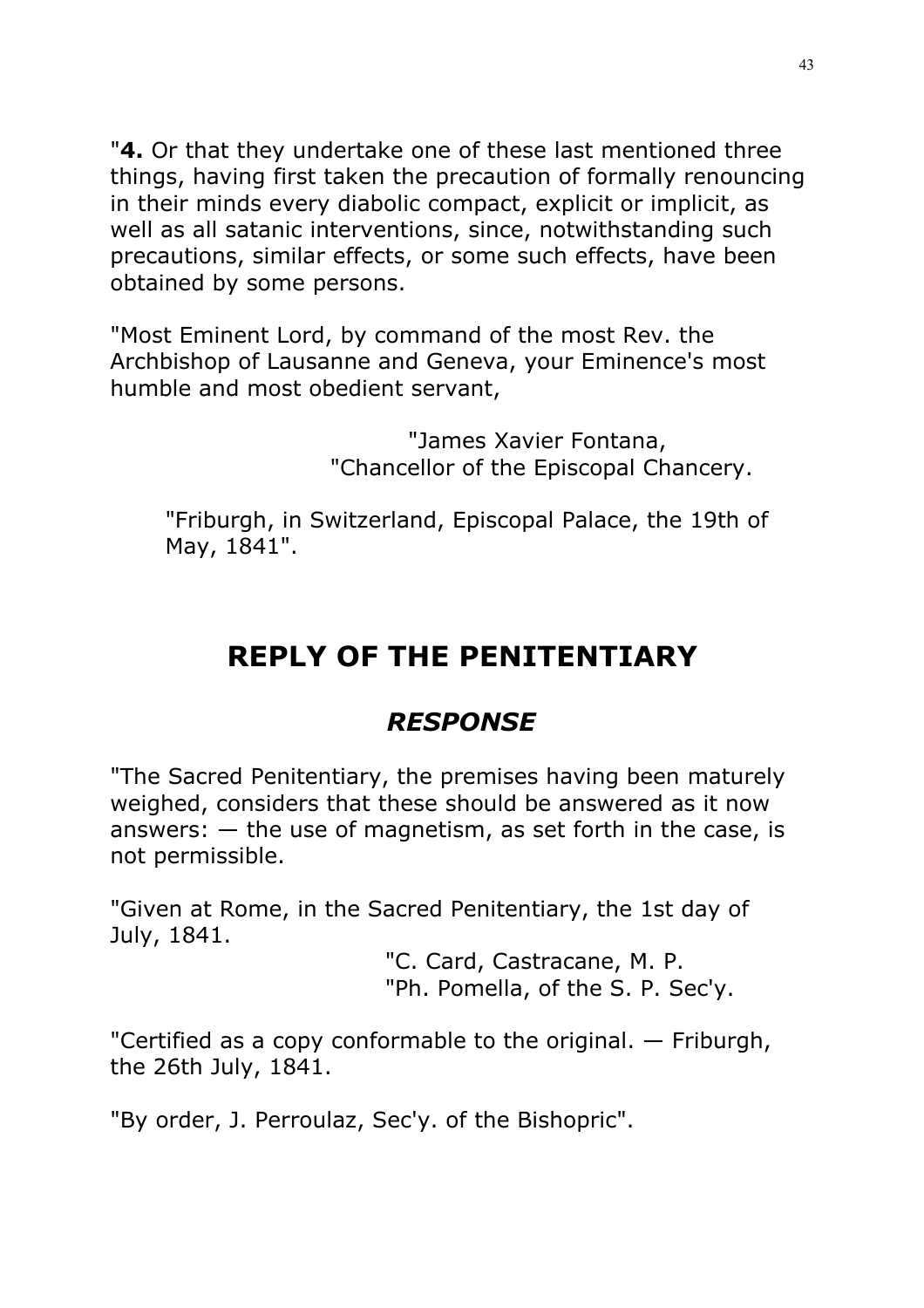"**4.** Or that they undertake one of these last mentioned three things, having first taken the precaution of formally renouncing in their minds every diabolic compact, explicit or implicit, as well as all satanic interventions, since, notwithstanding such precautions, similar effects, or some such effects, have been obtained by some persons.

"Most Eminent Lord, by command of the most Rev. the Archbishop of Lausanne and Geneva, your Eminence's most humble and most obedient servant,

"James Xavier Fontana,
"Chancellor of the Episcopal Chancery.

"Friburgh, in Switzerland, Episcopal Palace, the 19th of May, 1841".

## REPLY OF THE PENITENTIARY

### *RESPONSE*

"The Sacred Penitentiary, the premises having been maturely weighed, considers that these should be answered as it now answers: — the use of magnetism, as set forth in the case, is not permissible.

"Given at Rome, in the Sacred Penitentiary, the 1st day of July, 1841.

"C. Card, Castracane, M. P.
"Ph. Pomella, of the S. P. Sec'y.

"Certified as a copy conformable to the original. — Friburgh, the 26th July, 1841.

"By order, J. Perroulaz, Sec'y. of the Bishopric".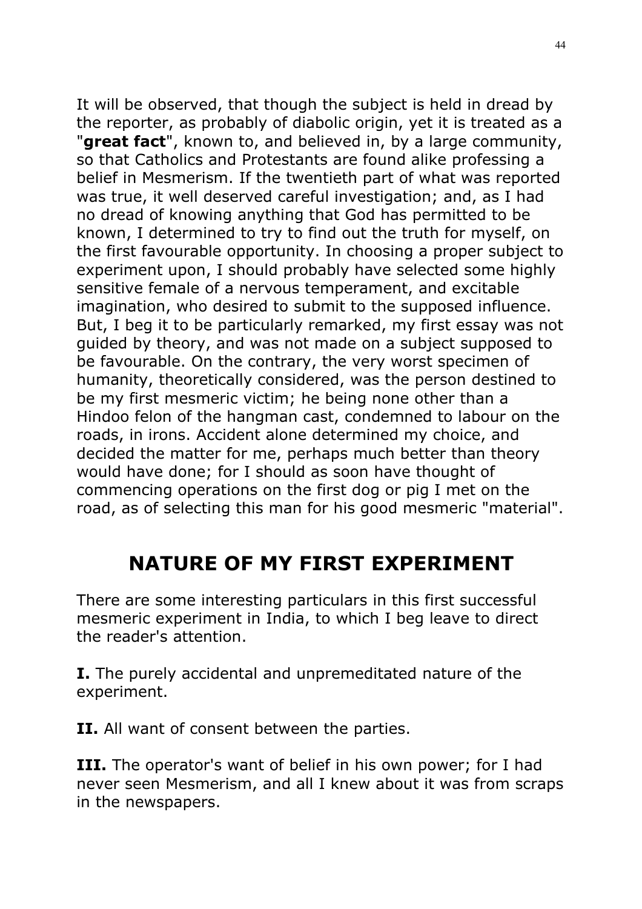It will be observed, that though the subject is held in dread by the reporter, as probably of diabolic origin, yet it is treated as a "**great fact**", known to, and believed in, by a large community, so that Catholics and Protestants are found alike professing a belief in Mesmerism. If the twentieth part of what was reported was true, it well deserved careful investigation; and, as I had no dread of knowing anything that God has permitted to be known, I determined to try to find out the truth for myself, on the first favourable opportunity. In choosing a proper subject to experiment upon, I should probably have selected some highly sensitive female of a nervous temperament, and excitable imagination, who desired to submit to the supposed influence. But, I beg it to be particularly remarked, my first essay was not guided by theory, and was not made on a subject supposed to be favourable. On the contrary, the very worst specimen of humanity, theoretically considered, was the person destined to be my first mesmeric victim; he being none other than a Hindoo felon of the hangman cast, condemned to labour on the roads, in irons. Accident alone determined my choice, and decided the matter for me, perhaps much better than theory would have done; for I should as soon have thought of commencing operations on the first dog or pig I met on the road, as of selecting this man for his good mesmeric "material".

## NATURE OF MY FIRST EXPERIMENT

There are some interesting particulars in this first successful mesmeric experiment in India, to which I beg leave to direct the reader's attention.

**I.** The purely accidental and unpremeditated nature of the experiment.

**II.** All want of consent between the parties.

**III.** The operator's want of belief in his own power; for I had never seen Mesmerism, and all I knew about it was from scraps in the newspapers.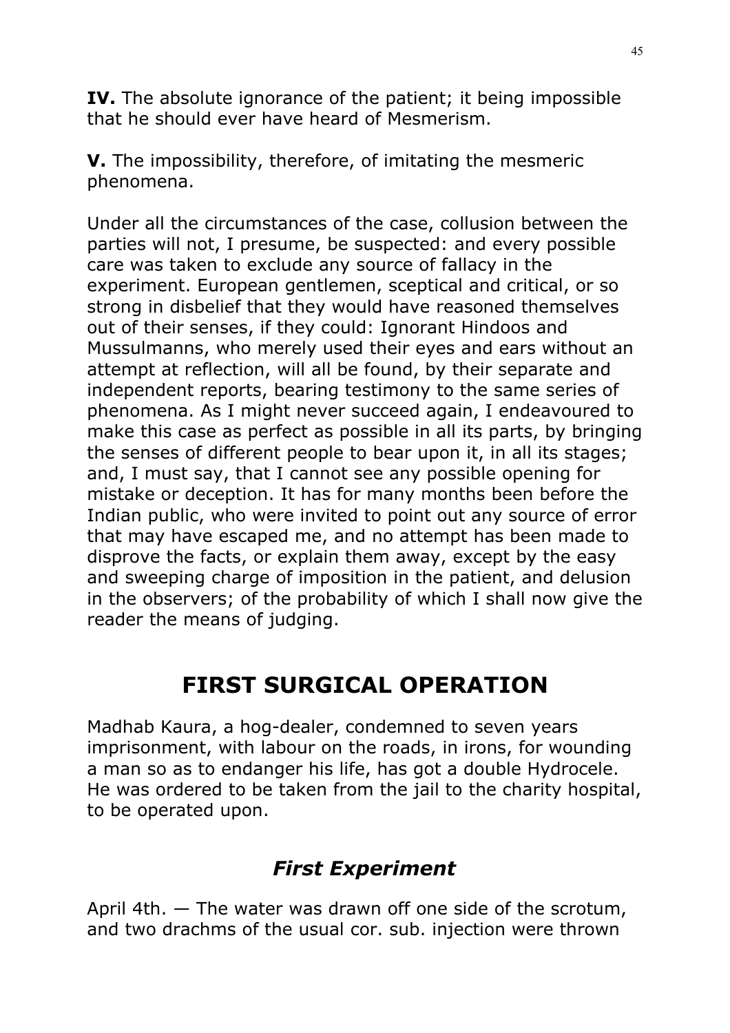**IV.** The absolute ignorance of the patient; it being impossible that he should ever have heard of Mesmerism.

**V.** The impossibility, therefore, of imitating the mesmeric phenomena.

Under all the circumstances of the case, collusion between the parties will not, I presume, be suspected: and every possible care was taken to exclude any source of fallacy in the experiment. European gentlemen, sceptical and critical, or so strong in disbelief that they would have reasoned themselves out of their senses, if they could: Ignorant Hindoos and Mussulmanns, who merely used their eyes and ears without an attempt at reflection, will all be found, by their separate and independent reports, bearing testimony to the same series of phenomena. As I might never succeed again, I endeavoured to make this case as perfect as possible in all its parts, by bringing the senses of different people to bear upon it, in all its stages; and, I must say, that I cannot see any possible opening for mistake or deception. It has for many months been before the Indian public, who were invited to point out any source of error that may have escaped me, and no attempt has been made to disprove the facts, or explain them away, except by the easy and sweeping charge of imposition in the patient, and delusion in the observers; of the probability of which I shall now give the reader the means of judging.

## FIRST SURGICAL OPERATION

Madhab Kaura, a hog-dealer, condemned to seven years imprisonment, with labour on the roads, in irons, for wounding a man so as to endanger his life, has got a double Hydrocele. He was ordered to be taken from the jail to the charity hospital, to be operated upon.

### *First Experiment*

April 4th. — The water was drawn off one side of the scrotum, and two drachms of the usual cor. sub. injection were thrown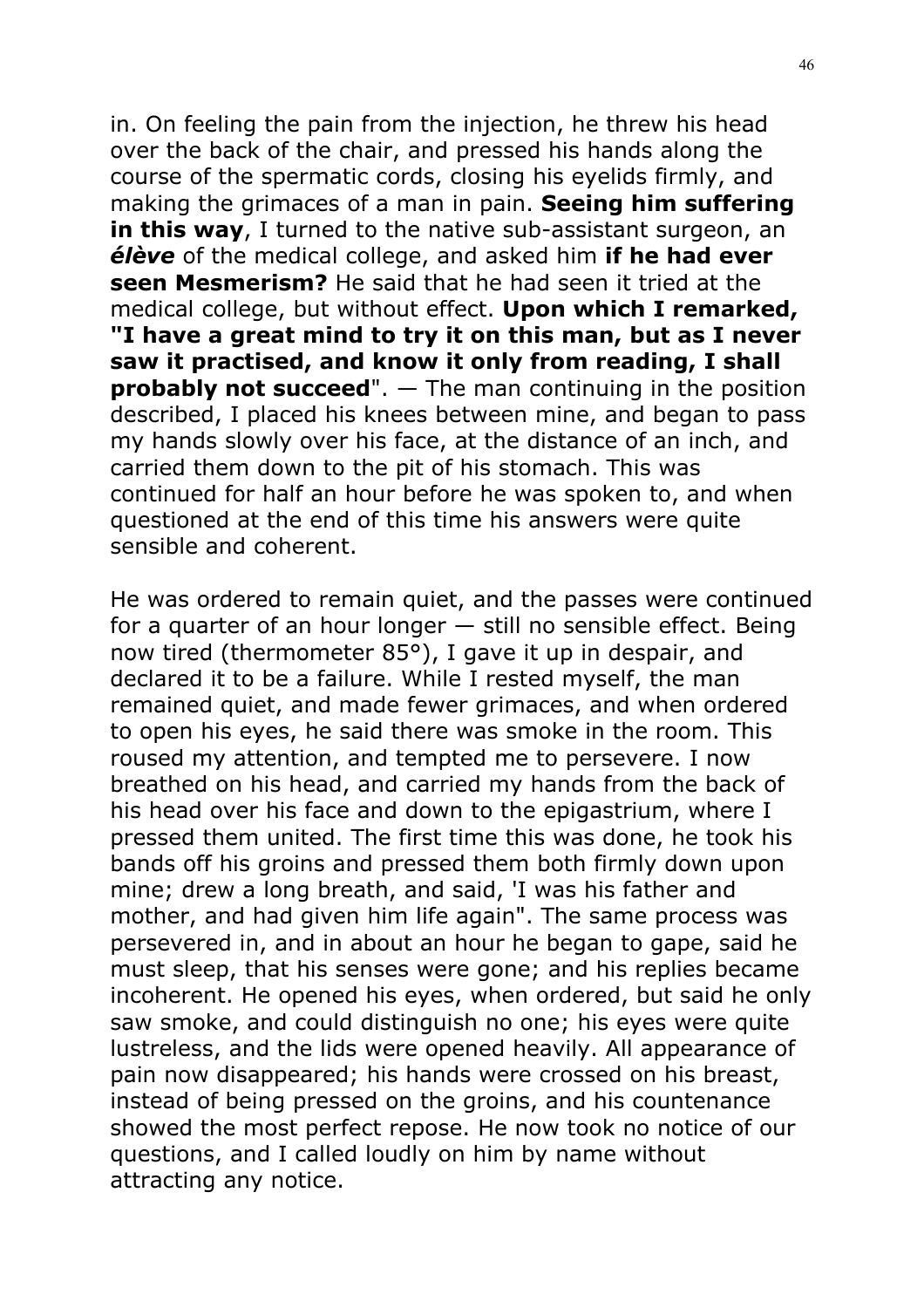in. On feeling the pain from the injection, he threw his head over the back of the chair, and pressed his hands along the course of the spermatic cords, closing his eyelids firmly, and making the grimaces of a man in pain. **Seeing him suffering in this way**, I turned to the native sub-assistant surgeon, an ***élève*** of the medical college, and asked him **if he had ever seen Mesmerism?** He said that he had seen it tried at the medical college, but without effect. **Upon which I remarked, "I have a great mind to try it on this man, but as I never saw it practised, and know it only from reading, I shall probably not succeed**". — The man continuing in the position described, I placed his knees between mine, and began to pass my hands slowly over his face, at the distance of an inch, and carried them down to the pit of his stomach. This was continued for half an hour before he was spoken to, and when questioned at the end of this time his answers were quite sensible and coherent.

He was ordered to remain quiet, and the passes were continued for a quarter of an hour longer — still no sensible effect. Being now tired (thermometer 85°), I gave it up in despair, and declared it to be a failure. While I rested myself, the man remained quiet, and made fewer grimaces, and when ordered to open his eyes, he said there was smoke in the room. This roused my attention, and tempted me to persevere. I now breathed on his head, and carried my hands from the back of his head over his face and down to the epigastrium, where I pressed them united. The first time this was done, he took his bands off his groins and pressed them both firmly down upon mine; drew a long breath, and said, 'I was his father and mother, and had given him life again". The same process was persevered in, and in about an hour he began to gape, said he must sleep, that his senses were gone; and his replies became incoherent. He opened his eyes, when ordered, but said he only saw smoke, and could distinguish no one; his eyes were quite lustreless, and the lids were opened heavily. All appearance of pain now disappeared; his hands were crossed on his breast, instead of being pressed on the groins, and his countenance showed the most perfect repose. He now took no notice of our questions, and I called loudly on him by name without attracting any notice.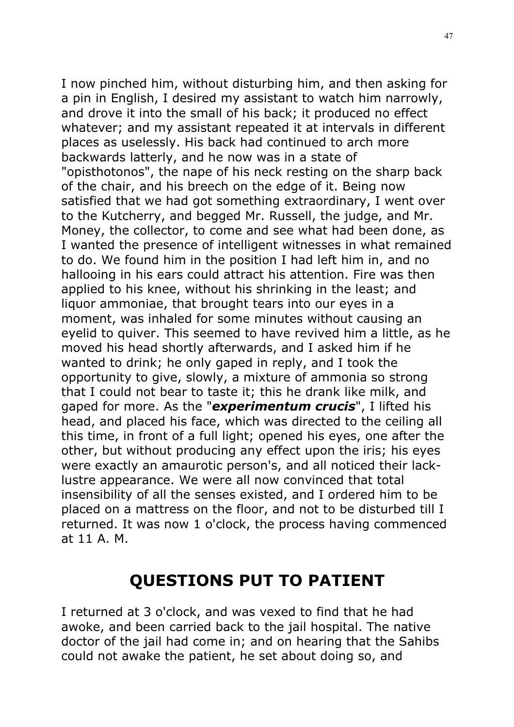I now pinched him, without disturbing him, and then asking for a pin in English, I desired my assistant to watch him narrowly, and drove it into the small of his back; it produced no effect whatever; and my assistant repeated it at intervals in different places as uselessly. His back had continued to arch more backwards latterly, and he now was in a state of "opisthotonos", the nape of his neck resting on the sharp back of the chair, and his breech on the edge of it. Being now satisfied that we had got something extraordinary, I went over to the Kutcherry, and begged Mr. Russell, the judge, and Mr. Money, the collector, to come and see what had been done, as I wanted the presence of intelligent witnesses in what remained to do. We found him in the position I had left him in, and no hallooing in his ears could attract his attention. Fire was then applied to his knee, without his shrinking in the least; and liquor ammoniae, that brought tears into our eyes in a moment, was inhaled for some minutes without causing an eyelid to quiver. This seemed to have revived him a little, as he moved his head shortly afterwards, and I asked him if he wanted to drink; he only gaped in reply, and I took the opportunity to give, slowly, a mixture of ammonia so strong that I could not bear to taste it; this he drank like milk, and gaped for more. As the "***experimentum crucis***", I lifted his head, and placed his face, which was directed to the ceiling all this time, in front of a full light; opened his eyes, one after the other, but without producing any effect upon the iris; his eyes were exactly an amaurotic person's, and all noticed their lack-lustre appearance. We were all now convinced that total insensibility of all the senses existed, and I ordered him to be placed on a mattress on the floor, and not to be disturbed till I returned. It was now 1 o'clock, the process having commenced at 11 A. M.

## QUESTIONS PUT TO PATIENT

I returned at 3 o'clock, and was vexed to find that he had awoke, and been carried back to the jail hospital. The native doctor of the jail had come in; and on hearing that the Sahibs could not awake the patient, he set about doing so, and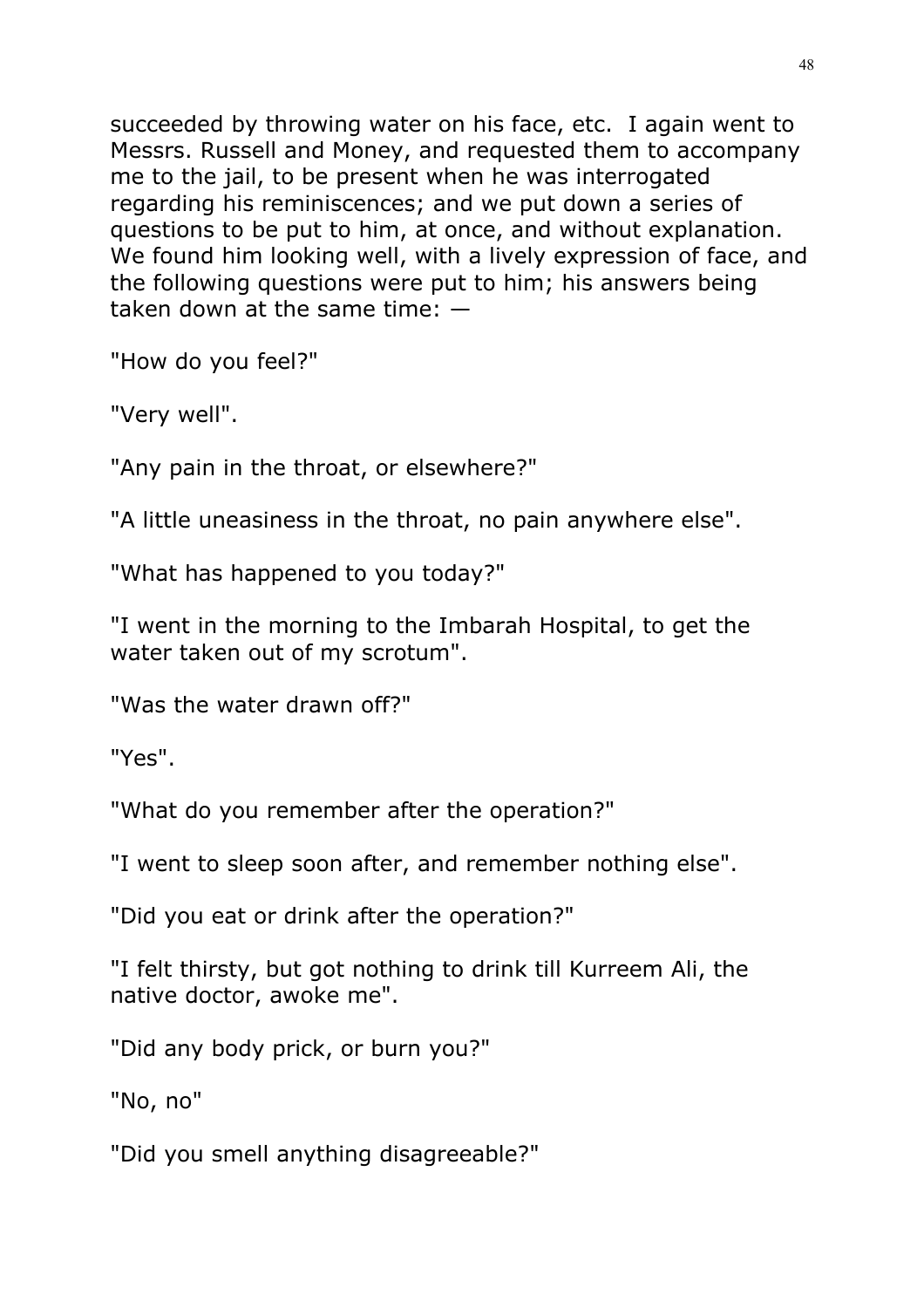succeeded by throwing water on his face, etc. I again went to Messrs. Russell and Money, and requested them to accompany me to the jail, to be present when he was interrogated regarding his reminiscences; and we put down a series of questions to be put to him, at once, and without explanation. We found him looking well, with a lively expression of face, and the following questions were put to him; his answers being taken down at the same time: —

"How do you feel?"

"Very well".

"Any pain in the throat, or elsewhere?"

"A little uneasiness in the throat, no pain anywhere else".

"What has happened to you today?"

"I went in the morning to the Imbarah Hospital, to get the water taken out of my scrotum".

"Was the water drawn off?"

"Yes".

"What do you remember after the operation?"

"I went to sleep soon after, and remember nothing else".

"Did you eat or drink after the operation?"

"I felt thirsty, but got nothing to drink till Kurreem Ali, the native doctor, awoke me".

"Did any body prick, or burn you?"

"No, no"

"Did you smell anything disagreeable?"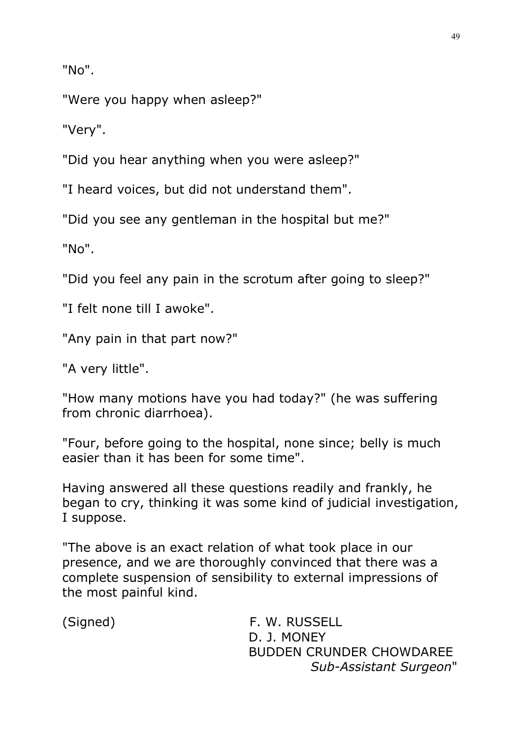"No".

"Were you happy when asleep?"

"Very".

"Did you hear anything when you were asleep?"

"I heard voices, but did not understand them".

"Did you see any gentleman in the hospital but me?"

"No".

"Did you feel any pain in the scrotum after going to sleep?"

"I felt none till I awoke".

"Any pain in that part now?"

"A very little".

"How many motions have you had today?" (he was suffering from chronic diarrhoea).

"Four, before going to the hospital, none since; belly is much easier than it has been for some time".

Having answered all these questions readily and frankly, he began to cry, thinking it was some kind of judicial investigation, I suppose.

"The above is an exact relation of what took place in our presence, and we are thoroughly convinced that there was a complete suspension of sensibility to external impressions of the most painful kind.

(Signed) F. W. RUSSELL
D. J. MONEY
BUDDEN CRUNDER CHOWDAREE
*Sub-Assistant Surgeon*"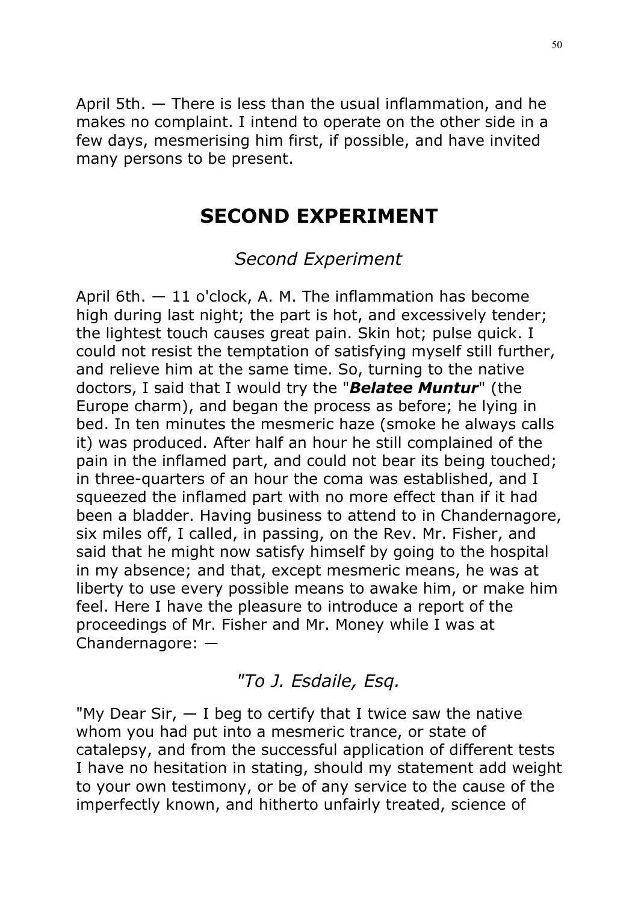April 5th. — There is less than the usual inflammation, and he makes no complaint. I intend to operate on the other side in a few days, mesmerising him first, if possible, and have invited many persons to be present.

## SECOND EXPERIMENT

### *Second Experiment*

April 6th. — 11 o'clock, A. M. The inflammation has become high during last night; the part is hot, and excessively tender; the lightest touch causes great pain. Skin hot; pulse quick. I could not resist the temptation of satisfying myself still further, and relieve him at the same time. So, turning to the native doctors, I said that I would try the "***Belatee Muntur***" (the Europe charm), and began the process as before; he lying in bed. In ten minutes the mesmeric haze (smoke he always calls it) was produced. After half an hour he still complained of the pain in the inflamed part, and could not bear its being touched; in three-quarters of an hour the coma was established, and I squeezed the inflamed part with no more effect than if it had been a bladder. Having business to attend to in Chandernagore, six miles off, I called, in passing, on the Rev. Mr. Fisher, and said that he might now satisfy himself by going to the hospital in my absence; and that, except mesmeric means, he was at liberty to use every possible means to awake him, or make him feel. Here I have the pleasure to introduce a report of the proceedings of Mr. Fisher and Mr. Money while I was at Chandernagore: —

### *"To J. Esdaile, Esq.*

"My Dear Sir, — I beg to certify that I twice saw the native whom you had put into a mesmeric trance, or state of catalepsy, and from the successful application of different tests I have no hesitation in stating, should my statement add weight to your own testimony, or be of any service to the cause of the imperfectly known, and hitherto unfairly treated, science of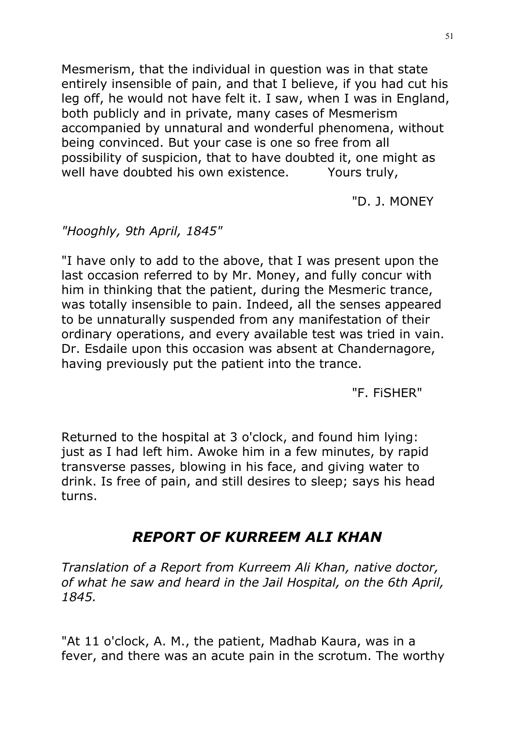Mesmerism, that the individual in question was in that state entirely insensible of pain, and that I believe, if you had cut his leg off, he would not have felt it. I saw, when I was in England, both publicly and in private, many cases of Mesmerism accompanied by unnatural and wonderful phenomena, without being convinced. But your case is one so free from all possibility of suspicion, that to have doubted it, one might as well have doubted his own existence. Yours truly,

"D. J. MONEY

*"Hooghly, 9th April, 1845"*

"I have only to add to the above, that I was present upon the last occasion referred to by Mr. Money, and fully concur with him in thinking that the patient, during the Mesmeric trance, was totally insensible to pain. Indeed, all the senses appeared to be unnaturally suspended from any manifestation of their ordinary operations, and every available test was tried in vain. Dr. Esdaile upon this occasion was absent at Chandernagore, having previously put the patient into the trance.

"F. FiSHER"

Returned to the hospital at 3 o'clock, and found him lying: just as I had left him. Awoke him in a few minutes, by rapid transverse passes, blowing in his face, and giving water to drink. Is free of pain, and still desires to sleep; says his head turns.

## *REPORT OF KURREEM ALI KHAN*

*Translation of a Report from Kurreem Ali Khan, native doctor, of what he saw and heard in the Jail Hospital, on the 6th April, 1845.*

"At 11 o'clock, A. M., the patient, Madhab Kaura, was in a fever, and there was an acute pain in the scrotum. The worthy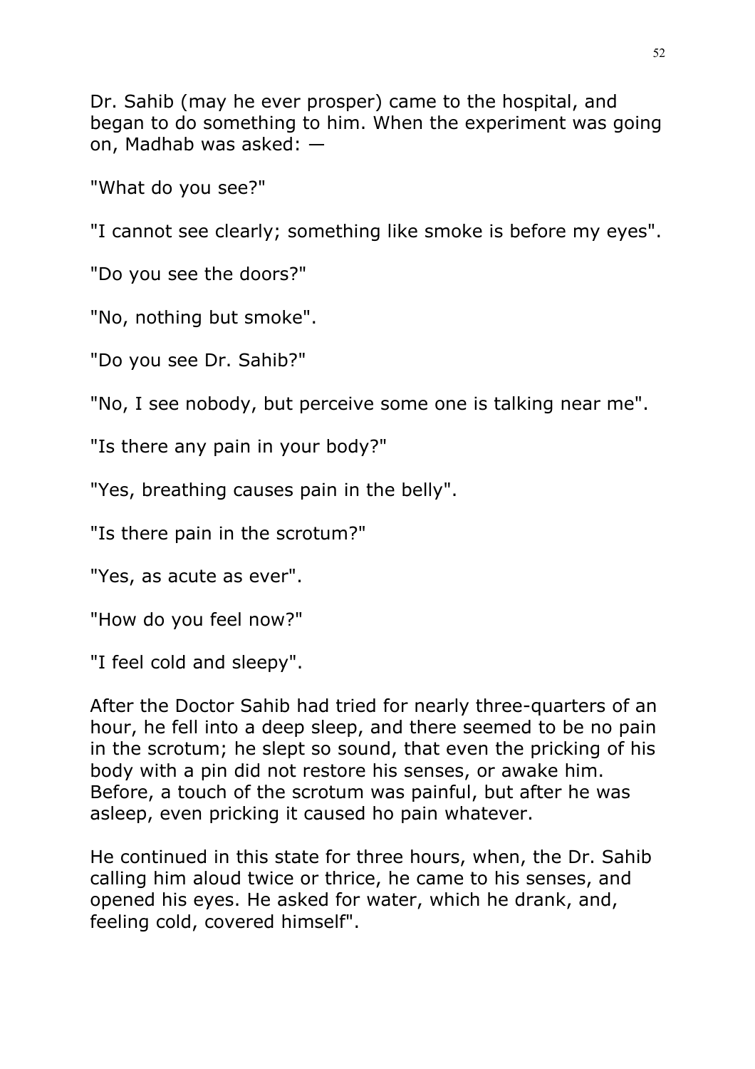Dr. Sahib (may he ever prosper) came to the hospital, and began to do something to him. When the experiment was going on, Madhab was asked: —

"What do you see?"

"I cannot see clearly; something like smoke is before my eyes".

"Do you see the doors?"

"No, nothing but smoke".

"Do you see Dr. Sahib?"

"No, I see nobody, but perceive some one is talking near me".

"Is there any pain in your body?"

"Yes, breathing causes pain in the belly".

"Is there pain in the scrotum?"

"Yes, as acute as ever".

"How do you feel now?"

"I feel cold and sleepy".

After the Doctor Sahib had tried for nearly three-quarters of an hour, he fell into a deep sleep, and there seemed to be no pain in the scrotum; he slept so sound, that even the pricking of his body with a pin did not restore his senses, or awake him. Before, a touch of the scrotum was painful, but after he was asleep, even pricking it caused ho pain whatever.

He continued in this state for three hours, when, the Dr. Sahib calling him aloud twice or thrice, he came to his senses, and opened his eyes. He asked for water, which he drank, and, feeling cold, covered himself".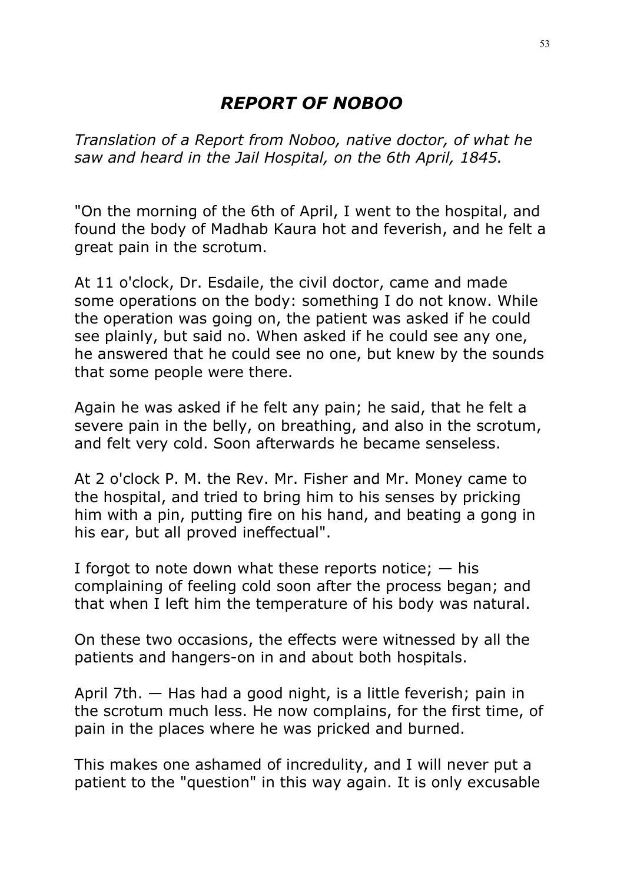## *REPORT OF NOBOO*

*Translation of a Report from Noboo, native doctor, of what he saw and heard in the Jail Hospital, on the 6th April, 1845.*

"On the morning of the 6th of April, I went to the hospital, and found the body of Madhab Kaura hot and feverish, and he felt a great pain in the scrotum.

At 11 o'clock, Dr. Esdaile, the civil doctor, came and made some operations on the body: something I do not know. While the operation was going on, the patient was asked if he could see plainly, but said no. When asked if he could see any one, he answered that he could see no one, but knew by the sounds that some people were there.

Again he was asked if he felt any pain; he said, that he felt a severe pain in the belly, on breathing, and also in the scrotum, and felt very cold. Soon afterwards he became senseless.

At 2 o'clock P. M. the Rev. Mr. Fisher and Mr. Money came to the hospital, and tried to bring him to his senses by pricking him with a pin, putting fire on his hand, and beating a gong in his ear, but all proved ineffectual".

I forgot to note down what these reports notice; — his complaining of feeling cold soon after the process began; and that when I left him the temperature of his body was natural.

On these two occasions, the effects were witnessed by all the patients and hangers-on in and about both hospitals.

April 7th. — Has had a good night, is a little feverish; pain in the scrotum much less. He now complains, for the first time, of pain in the places where he was pricked and burned.

This makes one ashamed of incredulity, and I will never put a patient to the "question" in this way again. It is only excusable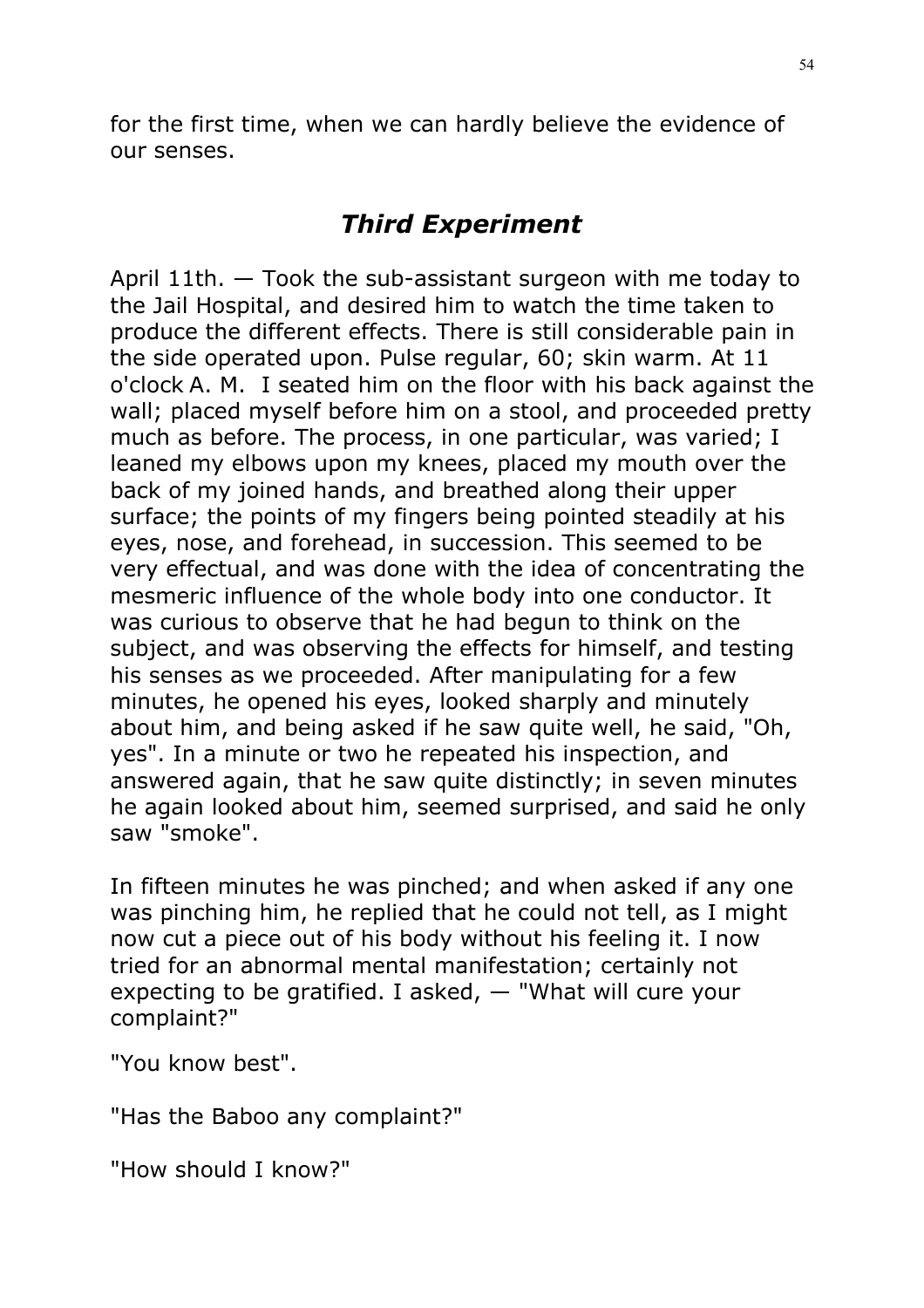for the first time, when we can hardly believe the evidence of our senses.

## *Third Experiment*

April 11th. — Took the sub-assistant surgeon with me today to the Jail Hospital, and desired him to watch the time taken to produce the different effects. There is still considerable pain in the side operated upon. Pulse regular, 60; skin warm. At 11 o'clock A. M. I seated him on the floor with his back against the wall; placed myself before him on a stool, and proceeded pretty much as before. The process, in one particular, was varied; I leaned my elbows upon my knees, placed my mouth over the back of my joined hands, and breathed along their upper surface; the points of my fingers being pointed steadily at his eyes, nose, and forehead, in succession. This seemed to be very effectual, and was done with the idea of concentrating the mesmeric influence of the whole body into one conductor. It was curious to observe that he had begun to think on the subject, and was observing the effects for himself, and testing his senses as we proceeded. After manipulating for a few minutes, he opened his eyes, looked sharply and minutely about him, and being asked if he saw quite well, he said, "Oh, yes". In a minute or two he repeated his inspection, and answered again, that he saw quite distinctly; in seven minutes he again looked about him, seemed surprised, and said he only saw "smoke".

In fifteen minutes he was pinched; and when asked if any one was pinching him, he replied that he could not tell, as I might now cut a piece out of his body without his feeling it. I now tried for an abnormal mental manifestation; certainly not expecting to be gratified. I asked, — "What will cure your complaint?"

"You know best".

"Has the Baboo any complaint?"

"How should I know?"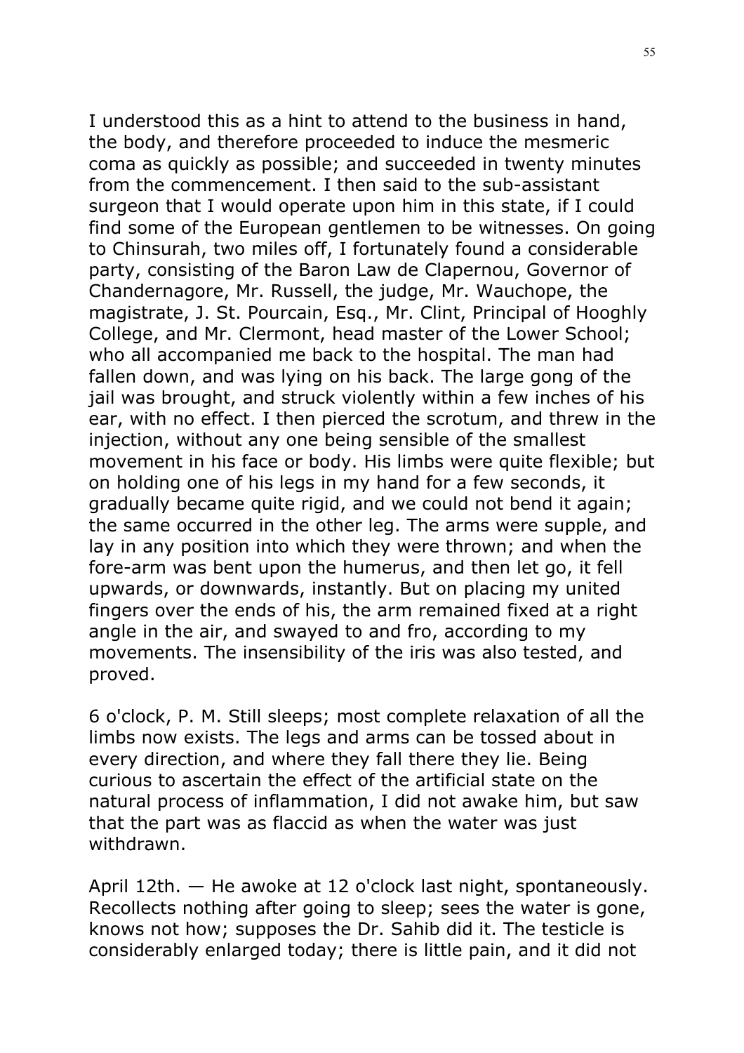I understood this as a hint to attend to the business in hand, the body, and therefore proceeded to induce the mesmeric coma as quickly as possible; and succeeded in twenty minutes from the commencement. I then said to the sub-assistant surgeon that I would operate upon him in this state, if I could find some of the European gentlemen to be witnesses. On going to Chinsurah, two miles off, I fortunately found a considerable party, consisting of the Baron Law de Clapernou, Governor of Chandernagore, Mr. Russell, the judge, Mr. Wauchope, the magistrate, J. St. Pourcain, Esq., Mr. Clint, Principal of Hooghly College, and Mr. Clermont, head master of the Lower School; who all accompanied me back to the hospital. The man had fallen down, and was lying on his back. The large gong of the jail was brought, and struck violently within a few inches of his ear, with no effect. I then pierced the scrotum, and threw in the injection, without any one being sensible of the smallest movement in his face or body. His limbs were quite flexible; but on holding one of his legs in my hand for a few seconds, it gradually became quite rigid, and we could not bend it again; the same occurred in the other leg. The arms were supple, and lay in any position into which they were thrown; and when the fore-arm was bent upon the humerus, and then let go, it fell upwards, or downwards, instantly. But on placing my united fingers over the ends of his, the arm remained fixed at a right angle in the air, and swayed to and fro, according to my movements. The insensibility of the iris was also tested, and proved.

6 o'clock, P. M. Still sleeps; most complete relaxation of all the limbs now exists. The legs and arms can be tossed about in every direction, and where they fall there they lie. Being curious to ascertain the effect of the artificial state on the natural process of inflammation, I did not awake him, but saw that the part was as flaccid as when the water was just withdrawn.

April 12th. — He awoke at 12 o'clock last night, spontaneously. Recollects nothing after going to sleep; sees the water is gone, knows not how; supposes the Dr. Sahib did it. The testicle is considerably enlarged today; there is little pain, and it did not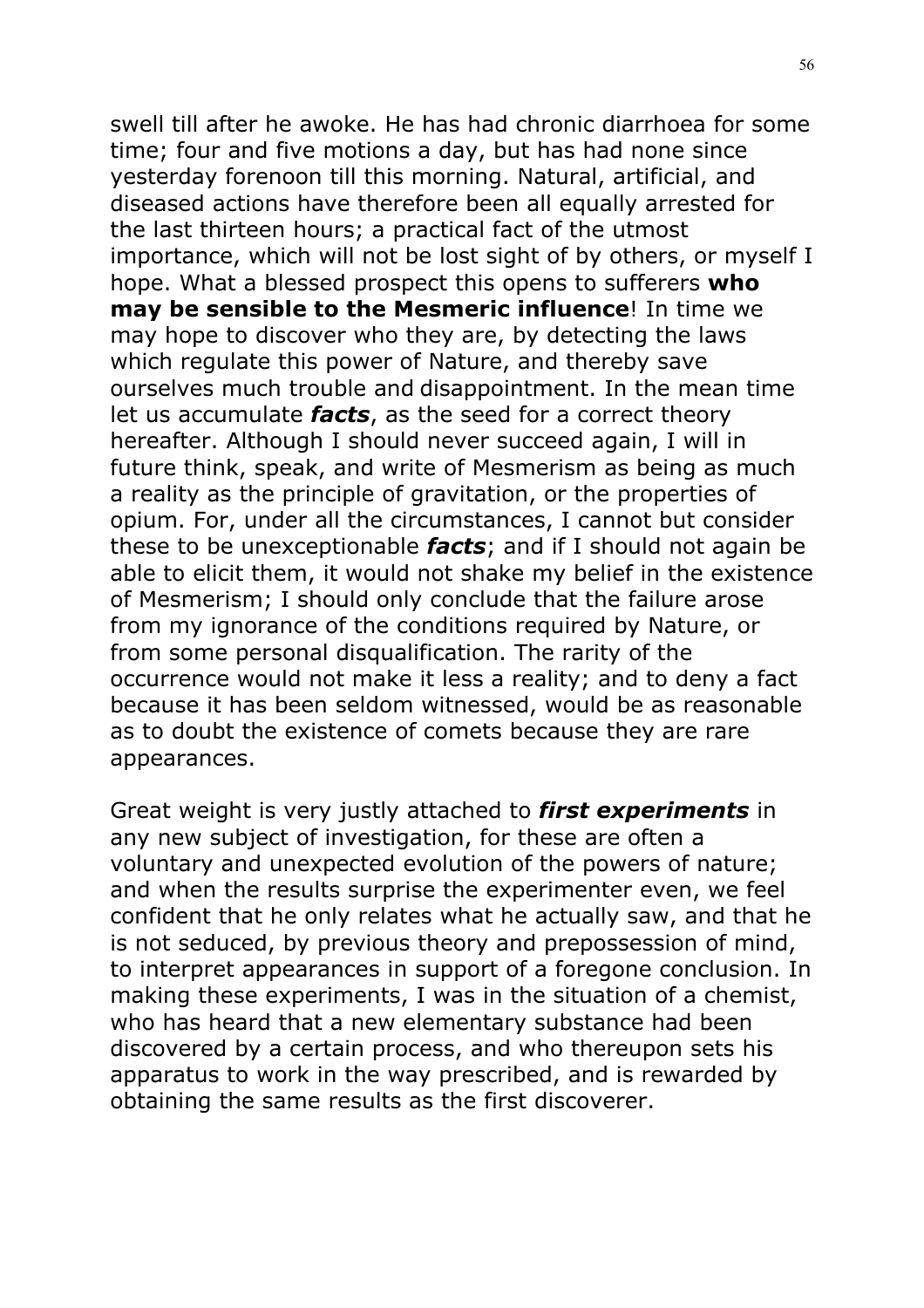swell till after he awoke. He has had chronic diarrhoea for some time; four and five motions a day, but has had none since yesterday forenoon till this morning. Natural, artificial, and diseased actions have therefore been all equally arrested for the last thirteen hours; a practical fact of the utmost importance, which will not be lost sight of by others, or myself I hope. What a blessed prospect this opens to sufferers **who may be sensible to the Mesmeric influence**! In time we may hope to discover who they are, by detecting the laws which regulate this power of Nature, and thereby save ourselves much trouble and disappointment. In the mean time let us accumulate ***facts***, as the seed for a correct theory hereafter. Although I should never succeed again, I will in future think, speak, and write of Mesmerism as being as much a reality as the principle of gravitation, or the properties of opium. For, under all the circumstances, I cannot but consider these to be unexceptionable ***facts***; and if I should not again be able to elicit them, it would not shake my belief in the existence of Mesmerism; I should only conclude that the failure arose from my ignorance of the conditions required by Nature, or from some personal disqualification. The rarity of the occurrence would not make it less a reality; and to deny a fact because it has been seldom witnessed, would be as reasonable as to doubt the existence of comets because they are rare appearances.

Great weight is very justly attached to ***first experiments*** in any new subject of investigation, for these are often a voluntary and unexpected evolution of the powers of nature; and when the results surprise the experimenter even, we feel confident that he only relates what he actually saw, and that he is not seduced, by previous theory and prepossession of mind, to interpret appearances in support of a foregone conclusion. In making these experiments, I was in the situation of a chemist, who has heard that a new elementary substance had been discovered by a certain process, and who thereupon sets his apparatus to work in the way prescribed, and is rewarded by obtaining the same results as the first discoverer.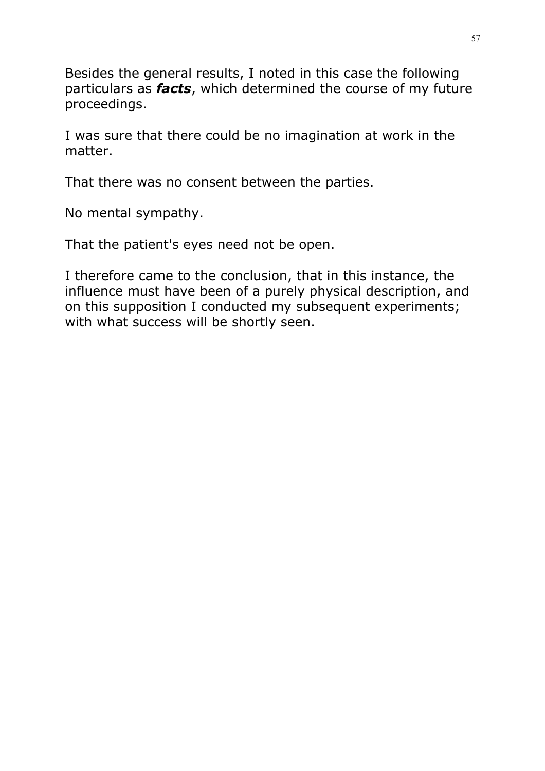Besides the general results, I noted in this case the following particulars as ***facts***, which determined the course of my future proceedings.

I was sure that there could be no imagination at work in the matter.

That there was no consent between the parties.

No mental sympathy.

That the patient's eyes need not be open.

I therefore came to the conclusion, that in this instance, the influence must have been of a purely physical description, and on this supposition I conducted my subsequent experiments; with what success will be shortly seen.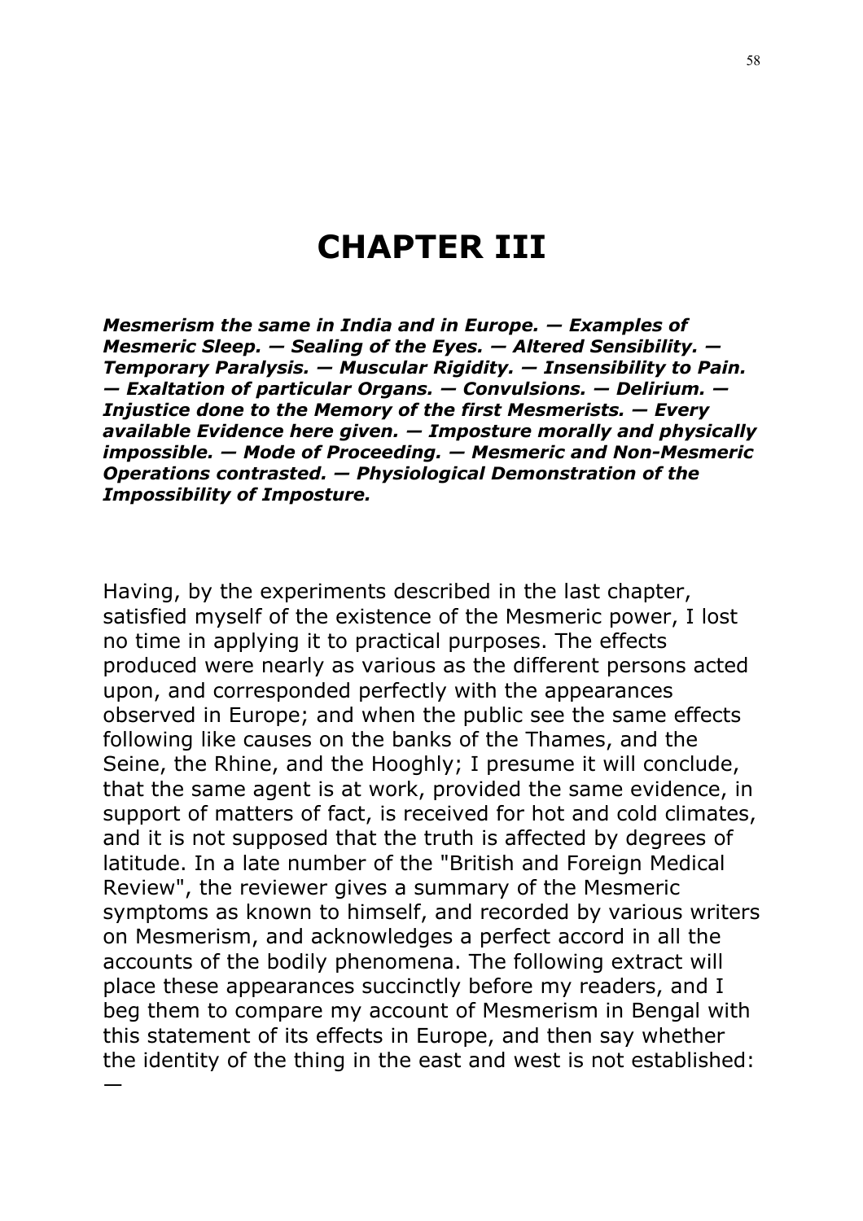# CHAPTER III

***Mesmerism the same in India and in Europe. — Examples of Mesmeric Sleep. — Sealing of the Eyes. — Altered Sensibility. — Temporary Paralysis. — Muscular Rigidity. — Insensibility to Pain. — Exaltation of particular Organs. — Convulsions. — Delirium. — Injustice done to the Memory of the first Mesmerists. — Every available Evidence here given. — Imposture morally and physically impossible. — Mode of Proceeding. — Mesmeric and Non-Mesmeric Operations contrasted. — Physiological Demonstration of the Impossibility of Imposture.***

Having, by the experiments described in the last chapter, satisfied myself of the existence of the Mesmeric power, I lost no time in applying it to practical purposes. The effects produced were nearly as various as the different persons acted upon, and corresponded perfectly with the appearances observed in Europe; and when the public see the same effects following like causes on the banks of the Thames, and the Seine, the Rhine, and the Hooghly; I presume it will conclude, that the same agent is at work, provided the same evidence, in support of matters of fact, is received for hot and cold climates, and it is not supposed that the truth is affected by degrees of latitude. In a late number of the "British and Foreign Medical Review", the reviewer gives a summary of the Mesmeric symptoms as known to himself, and recorded by various writers on Mesmerism, and acknowledges a perfect accord in all the accounts of the bodily phenomena. The following extract will place these appearances succinctly before my readers, and I beg them to compare my account of Mesmerism in Bengal with this statement of its effects in Europe, and then say whether the identity of the thing in the east and west is not established: —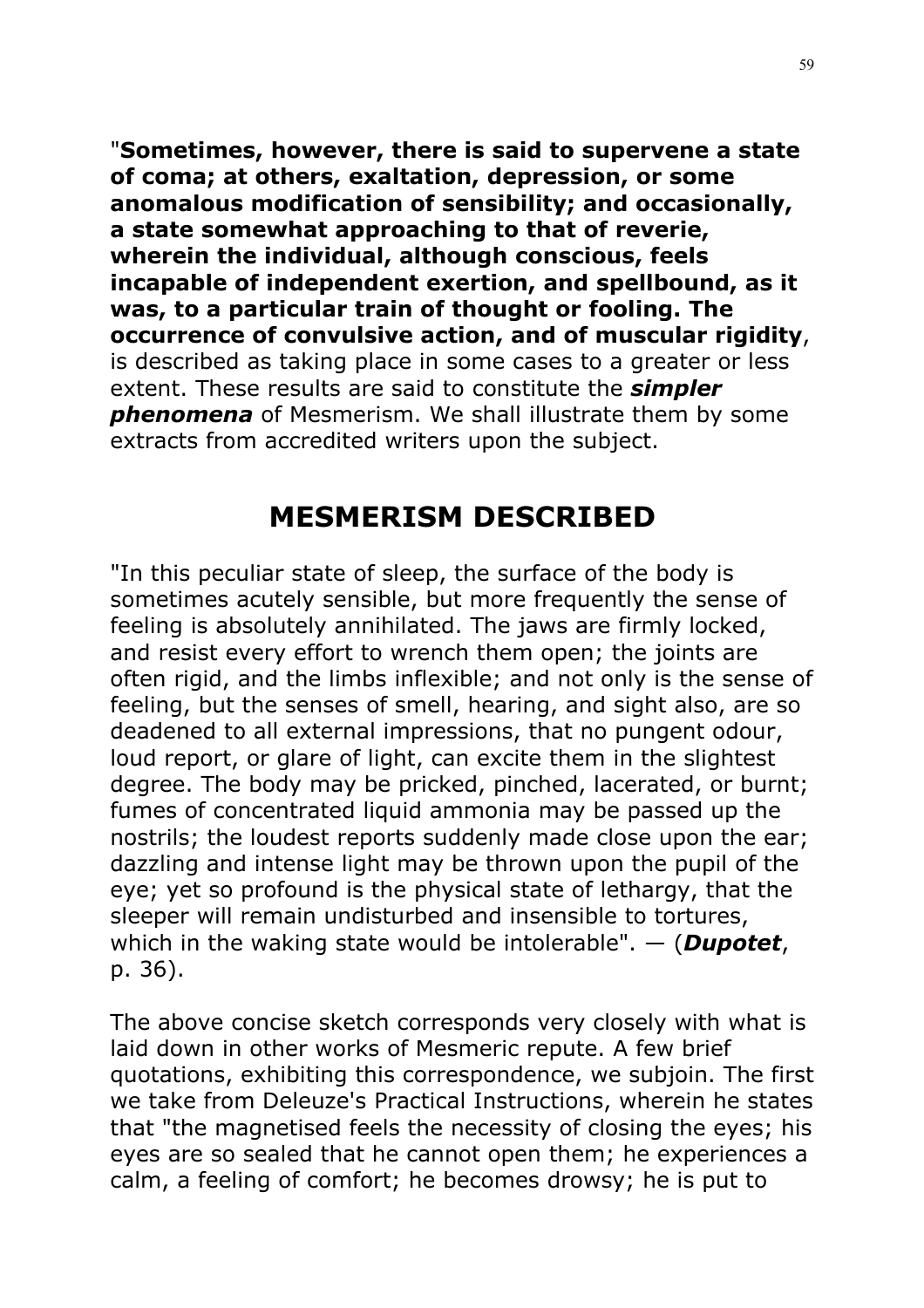"**Sometimes, however, there is said to supervene a state of coma; at others, exaltation, depression, or some anomalous modification of sensibility; and occasionally, a state somewhat approaching to that of reverie, wherein the individual, although conscious, feels incapable of independent exertion, and spellbound, as it was, to a particular train of thought or fooling. The occurrence of convulsive action, and of muscular rigidity**, is described as taking place in some cases to a greater or less extent. These results are said to constitute the ***simpler phenomena*** of Mesmerism. We shall illustrate them by some extracts from accredited writers upon the subject.

## MESMERISM DESCRIBED

"In this peculiar state of sleep, the surface of the body is sometimes acutely sensible, but more frequently the sense of feeling is absolutely annihilated. The jaws are firmly locked, and resist every effort to wrench them open; the joints are often rigid, and the limbs inflexible; and not only is the sense of feeling, but the senses of smell, hearing, and sight also, are so deadened to all external impressions, that no pungent odour, loud report, or glare of light, can excite them in the slightest degree. The body may be pricked, pinched, lacerated, or burnt; fumes of concentrated liquid ammonia may be passed up the nostrils; the loudest reports suddenly made close upon the ear; dazzling and intense light may be thrown upon the pupil of the eye; yet so profound is the physical state of lethargy, that the sleeper will remain undisturbed and insensible to tortures, which in the waking state would be intolerable". — (***Dupotet***, p. 36).

The above concise sketch corresponds very closely with what is laid down in other works of Mesmeric repute. A few brief quotations, exhibiting this correspondence, we subjoin. The first we take from Deleuze's Practical Instructions, wherein he states that "the magnetised feels the necessity of closing the eyes; his eyes are so sealed that he cannot open them; he experiences a calm, a feeling of comfort; he becomes drowsy; he is put to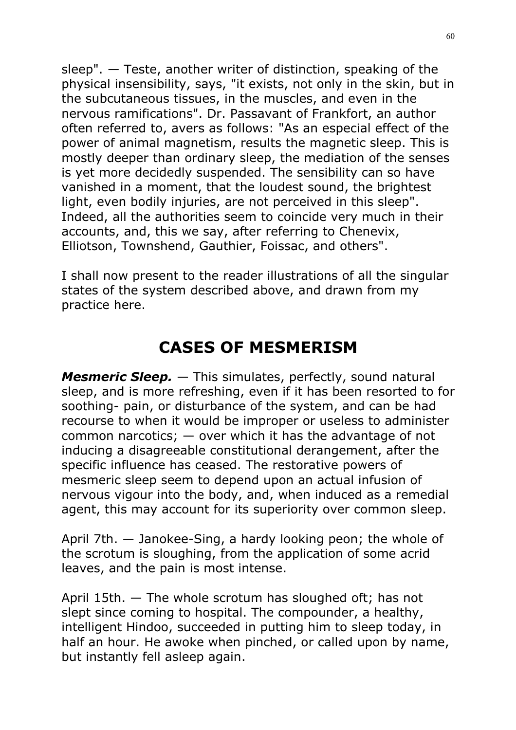sleep". — Teste, another writer of distinction, speaking of the physical insensibility, says, "it exists, not only in the skin, but in the subcutaneous tissues, in the muscles, and even in the nervous ramifications". Dr. Passavant of Frankfort, an author often referred to, avers as follows: "As an especial effect of the power of animal magnetism, results the magnetic sleep. This is mostly deeper than ordinary sleep, the mediation of the senses is yet more decidedly suspended. The sensibility can so have vanished in a moment, that the loudest sound, the brightest light, even bodily injuries, are not perceived in this sleep". Indeed, all the authorities seem to coincide very much in their accounts, and, this we say, after referring to Chenevix, Elliotson, Townshend, Gauthier, Foissac, and others".

I shall now present to the reader illustrations of all the singular states of the system described above, and drawn from my practice here.

## CASES OF MESMERISM

***Mesmeric Sleep.*** — This simulates, perfectly, sound natural sleep, and is more refreshing, even if it has been resorted to for soothing- pain, or disturbance of the system, and can be had recourse to when it would be improper or useless to administer common narcotics; — over which it has the advantage of not inducing a disagreeable constitutional derangement, after the specific influence has ceased. The restorative powers of mesmeric sleep seem to depend upon an actual infusion of nervous vigour into the body, and, when induced as a remedial agent, this may account for its superiority over common sleep.

April 7th. — Janokee-Sing, a hardy looking peon; the whole of the scrotum is sloughing, from the application of some acrid leaves, and the pain is most intense.

April 15th. — The whole scrotum has sloughed oft; has not slept since coming to hospital. The compounder, a healthy, intelligent Hindoo, succeeded in putting him to sleep today, in half an hour. He awoke when pinched, or called upon by name, but instantly fell asleep again.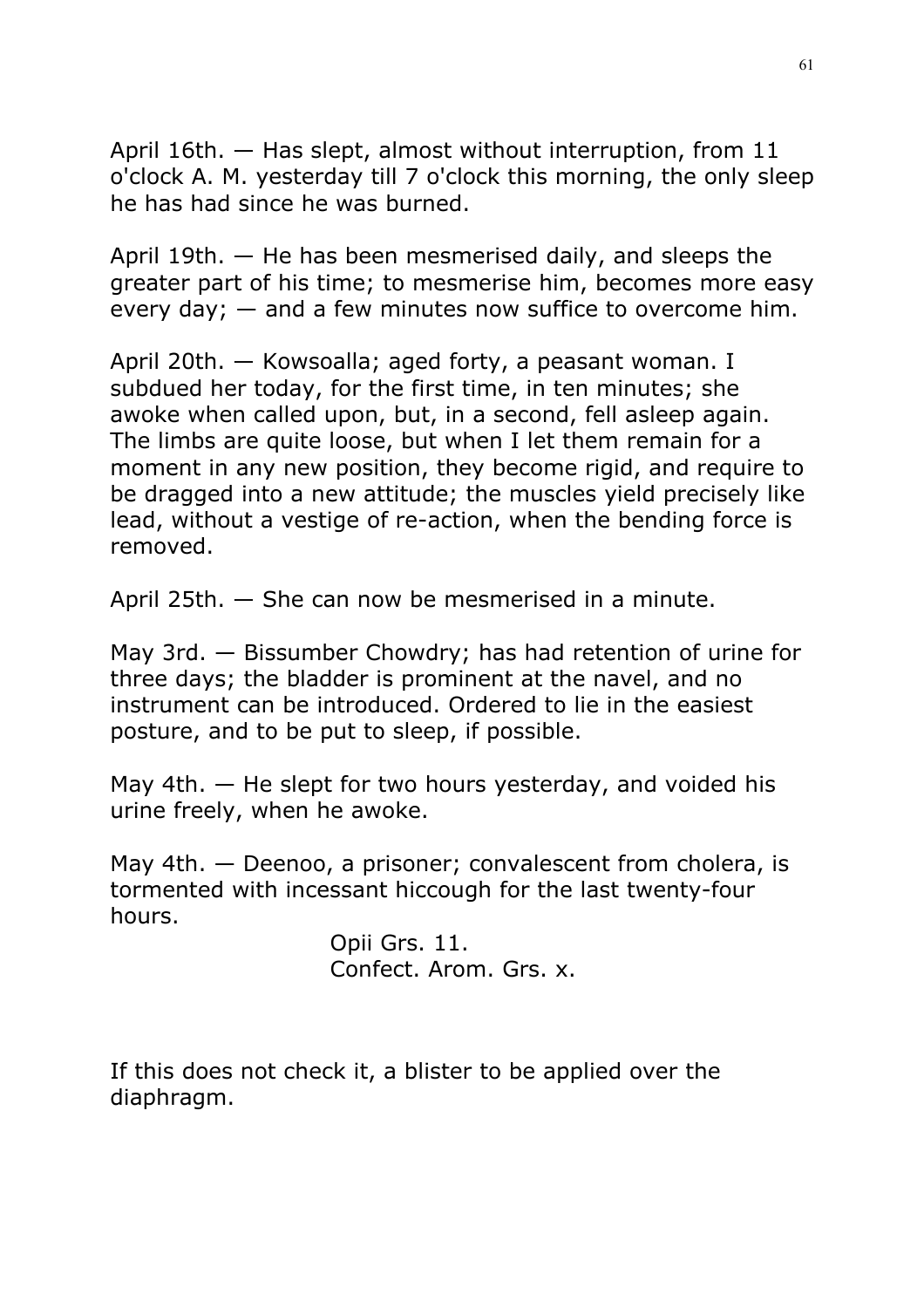April 16th. — Has slept, almost without interruption, from 11 o'clock A. M. yesterday till 7 o'clock this morning, the only sleep he has had since he was burned.

April 19th. — He has been mesmerised daily, and sleeps the greater part of his time; to mesmerise him, becomes more easy every day; — and a few minutes now suffice to overcome him.

April 20th. — Kowsoalla; aged forty, a peasant woman. I subdued her today, for the first time, in ten minutes; she awoke when called upon, but, in a second, fell asleep again. The limbs are quite loose, but when I let them remain for a moment in any new position, they become rigid, and require to be dragged into a new attitude; the muscles yield precisely like lead, without a vestige of re-action, when the bending force is removed.

April 25th. — She can now be mesmerised in a minute.

May 3rd. — Bissumber Chowdry; has had retention of urine for three days; the bladder is prominent at the navel, and no instrument can be introduced. Ordered to lie in the easiest posture, and to be put to sleep, if possible.

May 4th. — He slept for two hours yesterday, and voided his urine freely, when he awoke.

May 4th. — Deenoo, a prisoner; convalescent from cholera, is tormented with incessant hiccough for the last twenty-four hours.

Opii Grs. 11.
Confect. Arom. Grs. x.

If this does not check it, a blister to be applied over the diaphragm.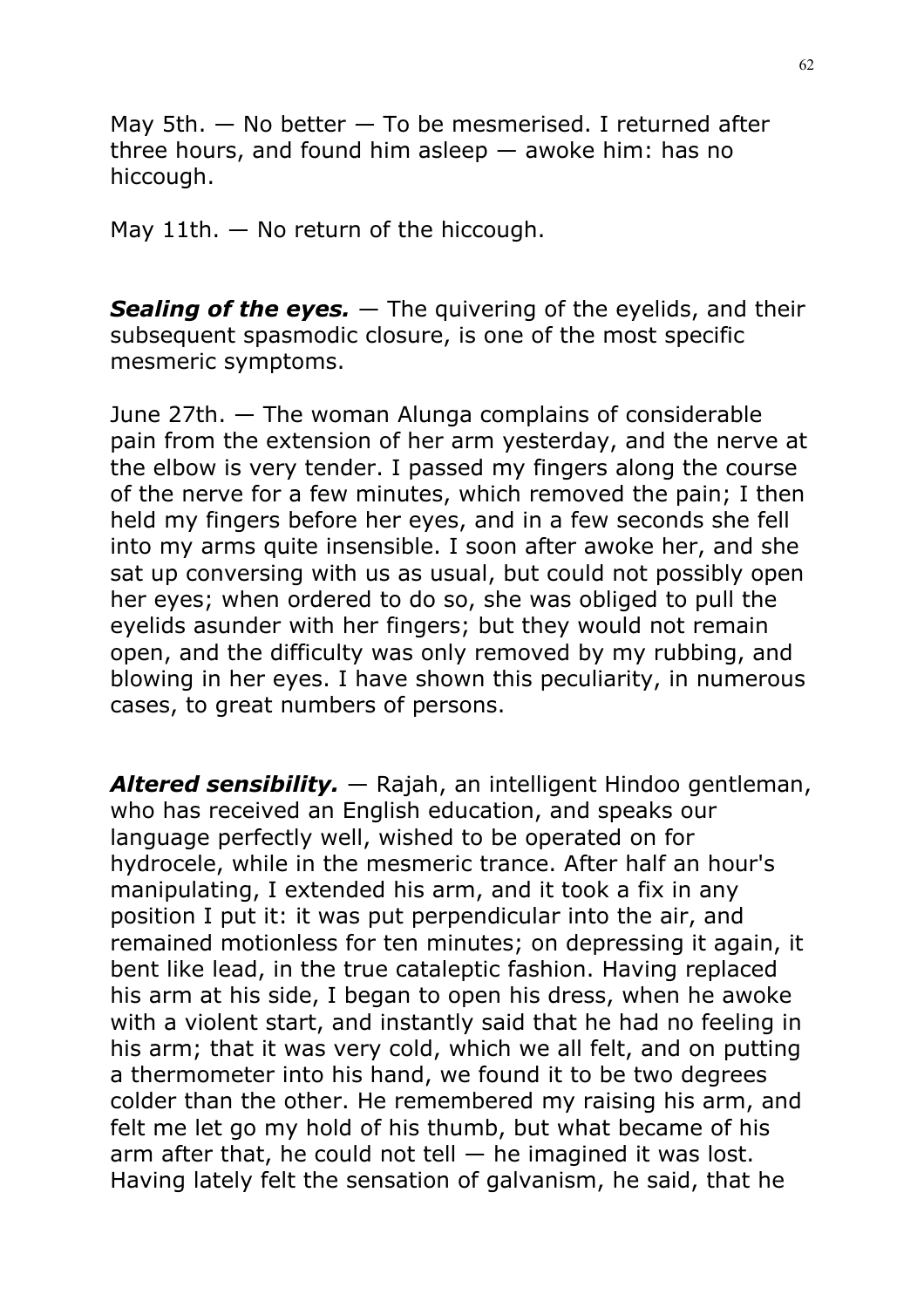May 5th. — No better — To be mesmerised. I returned after three hours, and found him asleep — awoke him: has no hiccough.

May 11th. — No return of the hiccough.

***Sealing of the eyes.*** — The quivering of the eyelids, and their subsequent spasmodic closure, is one of the most specific mesmeric symptoms.

June 27th. — The woman Alunga complains of considerable pain from the extension of her arm yesterday, and the nerve at the elbow is very tender. I passed my fingers along the course of the nerve for a few minutes, which removed the pain; I then held my fingers before her eyes, and in a few seconds she fell into my arms quite insensible. I soon after awoke her, and she sat up conversing with us as usual, but could not possibly open her eyes; when ordered to do so, she was obliged to pull the eyelids asunder with her fingers; but they would not remain open, and the difficulty was only removed by my rubbing, and blowing in her eyes. I have shown this peculiarity, in numerous cases, to great numbers of persons.

***Altered sensibility.*** — Rajah, an intelligent Hindoo gentleman, who has received an English education, and speaks our language perfectly well, wished to be operated on for hydrocele, while in the mesmeric trance. After half an hour's manipulating, I extended his arm, and it took a fix in any position I put it: it was put perpendicular into the air, and remained motionless for ten minutes; on depressing it again, it bent like lead, in the true cataleptic fashion. Having replaced his arm at his side, I began to open his dress, when he awoke with a violent start, and instantly said that he had no feeling in his arm; that it was very cold, which we all felt, and on putting a thermometer into his hand, we found it to be two degrees colder than the other. He remembered my raising his arm, and felt me let go my hold of his thumb, but what became of his arm after that, he could not tell — he imagined it was lost. Having lately felt the sensation of galvanism, he said, that he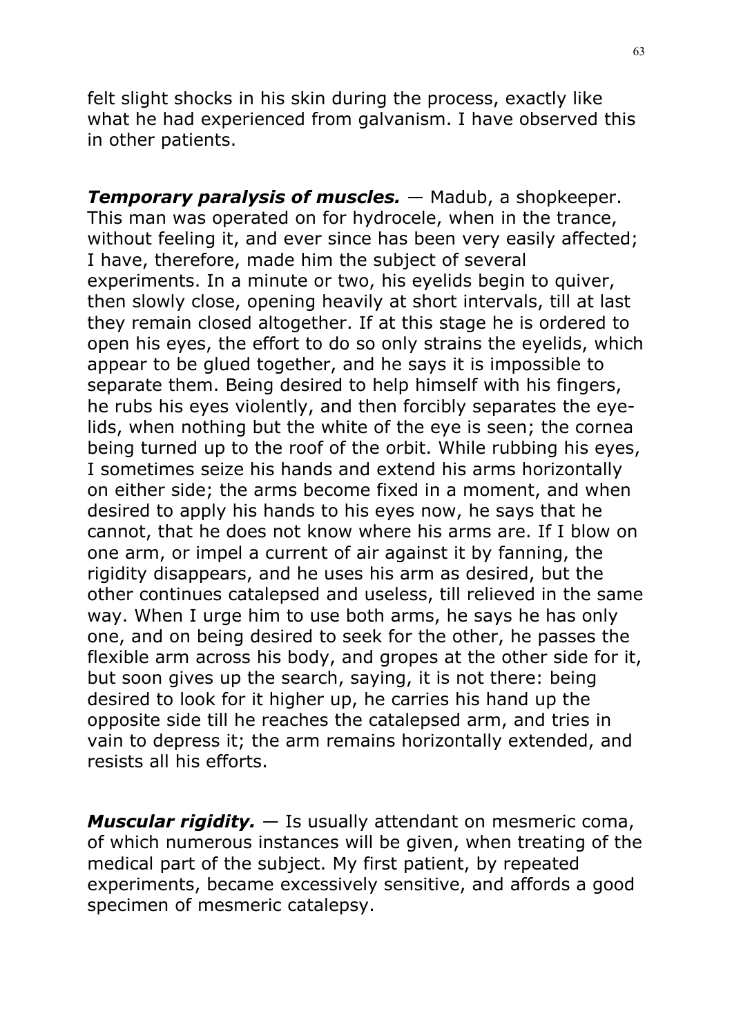felt slight shocks in his skin during the process, exactly like what he had experienced from galvanism. I have observed this in other patients.

***Temporary paralysis of muscles.*** — Madub, a shopkeeper. This man was operated on for hydrocele, when in the trance, without feeling it, and ever since has been very easily affected; I have, therefore, made him the subject of several experiments. In a minute or two, his eyelids begin to quiver, then slowly close, opening heavily at short intervals, till at last they remain closed altogether. If at this stage he is ordered to open his eyes, the effort to do so only strains the eyelids, which appear to be glued together, and he says it is impossible to separate them. Being desired to help himself with his fingers, he rubs his eyes violently, and then forcibly separates the eye-lids, when nothing but the white of the eye is seen; the cornea being turned up to the roof of the orbit. While rubbing his eyes, I sometimes seize his hands and extend his arms horizontally on either side; the arms become fixed in a moment, and when desired to apply his hands to his eyes now, he says that he cannot, that he does not know where his arms are. If I blow on one arm, or impel a current of air against it by fanning, the rigidity disappears, and he uses his arm as desired, but the other continues catalepsed and useless, till relieved in the same way. When I urge him to use both arms, he says he has only one, and on being desired to seek for the other, he passes the flexible arm across his body, and gropes at the other side for it, but soon gives up the search, saying, it is not there: being desired to look for it higher up, he carries his hand up the opposite side till he reaches the catalepsed arm, and tries in vain to depress it; the arm remains horizontally extended, and resists all his efforts.

***Muscular rigidity.*** — Is usually attendant on mesmeric coma, of which numerous instances will be given, when treating of the medical part of the subject. My first patient, by repeated experiments, became excessively sensitive, and affords a good specimen of mesmeric catalepsy.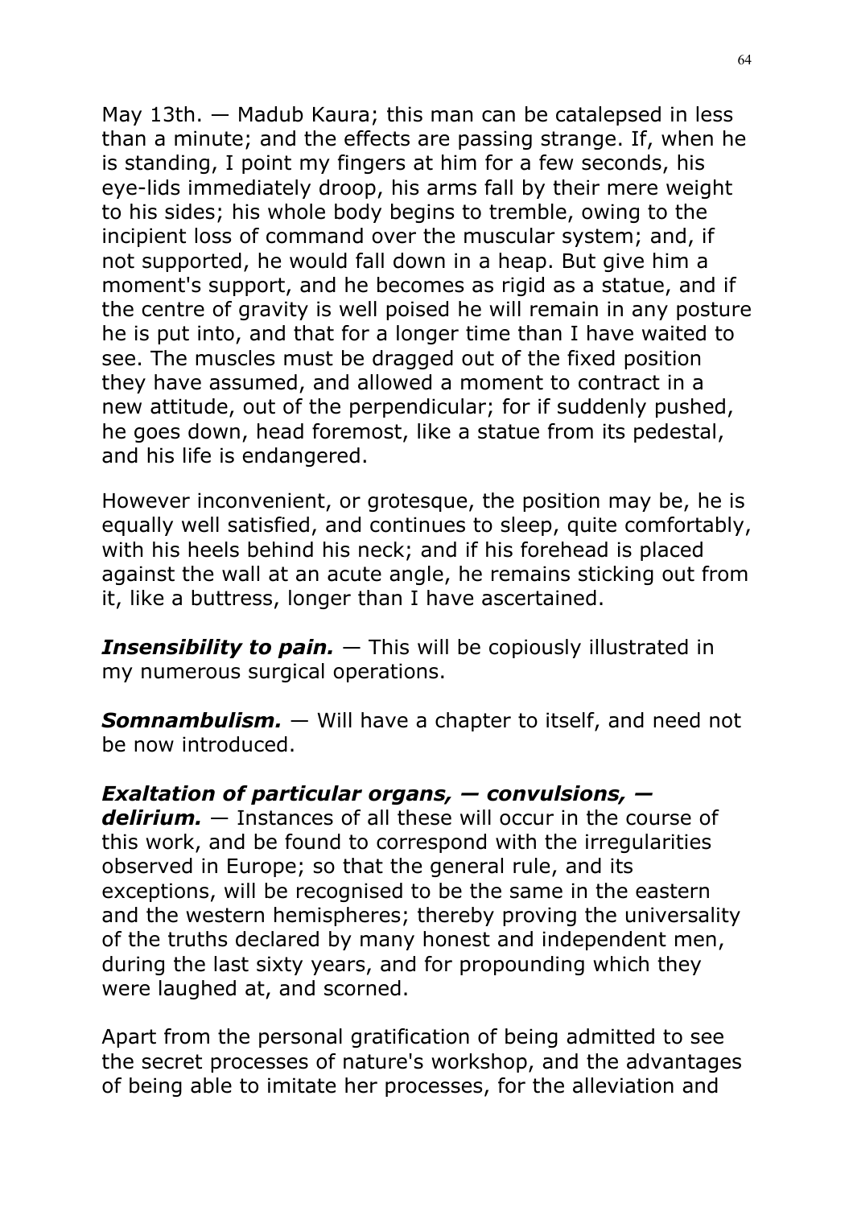May 13th. — Madub Kaura; this man can be catalepsed in less than a minute; and the effects are passing strange. If, when he is standing, I point my fingers at him for a few seconds, his eye-lids immediately droop, his arms fall by their mere weight to his sides; his whole body begins to tremble, owing to the incipient loss of command over the muscular system; and, if not supported, he would fall down in a heap. But give him a moment's support, and he becomes as rigid as a statue, and if the centre of gravity is well poised he will remain in any posture he is put into, and that for a longer time than I have waited to see. The muscles must be dragged out of the fixed position they have assumed, and allowed a moment to contract in a new attitude, out of the perpendicular; for if suddenly pushed, he goes down, head foremost, like a statue from its pedestal, and his life is endangered.

However inconvenient, or grotesque, the position may be, he is equally well satisfied, and continues to sleep, quite comfortably, with his heels behind his neck; and if his forehead is placed against the wall at an acute angle, he remains sticking out from it, like a buttress, longer than I have ascertained.

***Insensibility to pain.*** — This will be copiously illustrated in my numerous surgical operations.

***Somnambulism.*** — Will have a chapter to itself, and need not be now introduced.

***Exaltation of particular organs, — convulsions, — delirium.*** — Instances of all these will occur in the course of this work, and be found to correspond with the irregularities observed in Europe; so that the general rule, and its exceptions, will be recognised to be the same in the eastern and the western hemispheres; thereby proving the universality of the truths declared by many honest and independent men, during the last sixty years, and for propounding which they were laughed at, and scorned.

Apart from the personal gratification of being admitted to see the secret processes of nature's workshop, and the advantages of being able to imitate her processes, for the alleviation and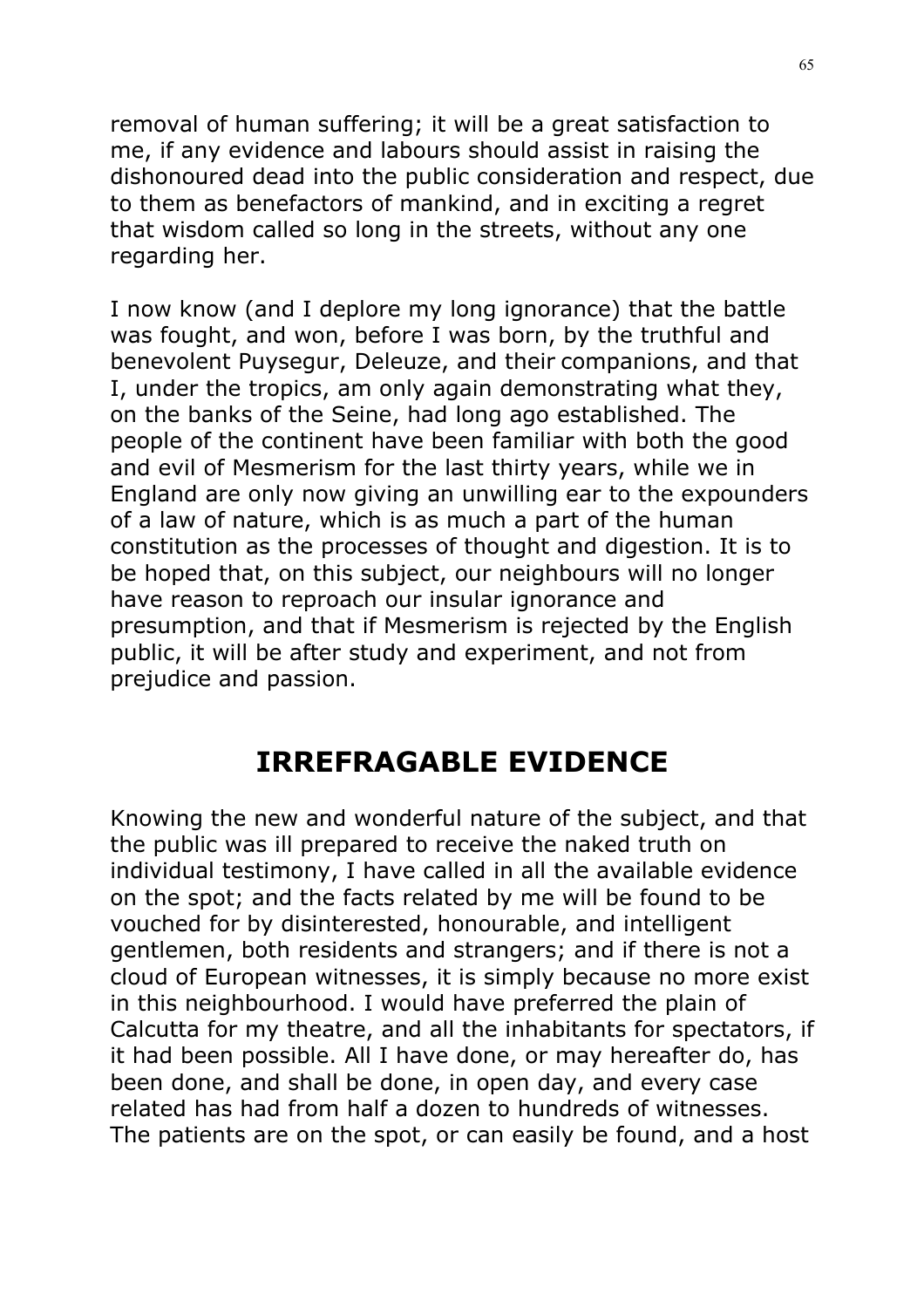removal of human suffering; it will be a great satisfaction to me, if any evidence and labours should assist in raising the dishonoured dead into the public consideration and respect, due to them as benefactors of mankind, and in exciting a regret that wisdom called so long in the streets, without any one regarding her.

I now know (and I deplore my long ignorance) that the battle was fought, and won, before I was born, by the truthful and benevolent Puysegur, Deleuze, and their companions, and that I, under the tropics, am only again demonstrating what they, on the banks of the Seine, had long ago established. The people of the continent have been familiar with both the good and evil of Mesmerism for the last thirty years, while we in England are only now giving an unwilling ear to the expounders of a law of nature, which is as much a part of the human constitution as the processes of thought and digestion. It is to be hoped that, on this subject, our neighbours will no longer have reason to reproach our insular ignorance and presumption, and that if Mesmerism is rejected by the English public, it will be after study and experiment, and not from prejudice and passion.

## IRREFRAGABLE EVIDENCE

Knowing the new and wonderful nature of the subject, and that the public was ill prepared to receive the naked truth on individual testimony, I have called in all the available evidence on the spot; and the facts related by me will be found to be vouched for by disinterested, honourable, and intelligent gentlemen, both residents and strangers; and if there is not a cloud of European witnesses, it is simply because no more exist in this neighbourhood. I would have preferred the plain of Calcutta for my theatre, and all the inhabitants for spectators, if it had been possible. All I have done, or may hereafter do, has been done, and shall be done, in open day, and every case related has had from half a dozen to hundreds of witnesses. The patients are on the spot, or can easily be found, and a host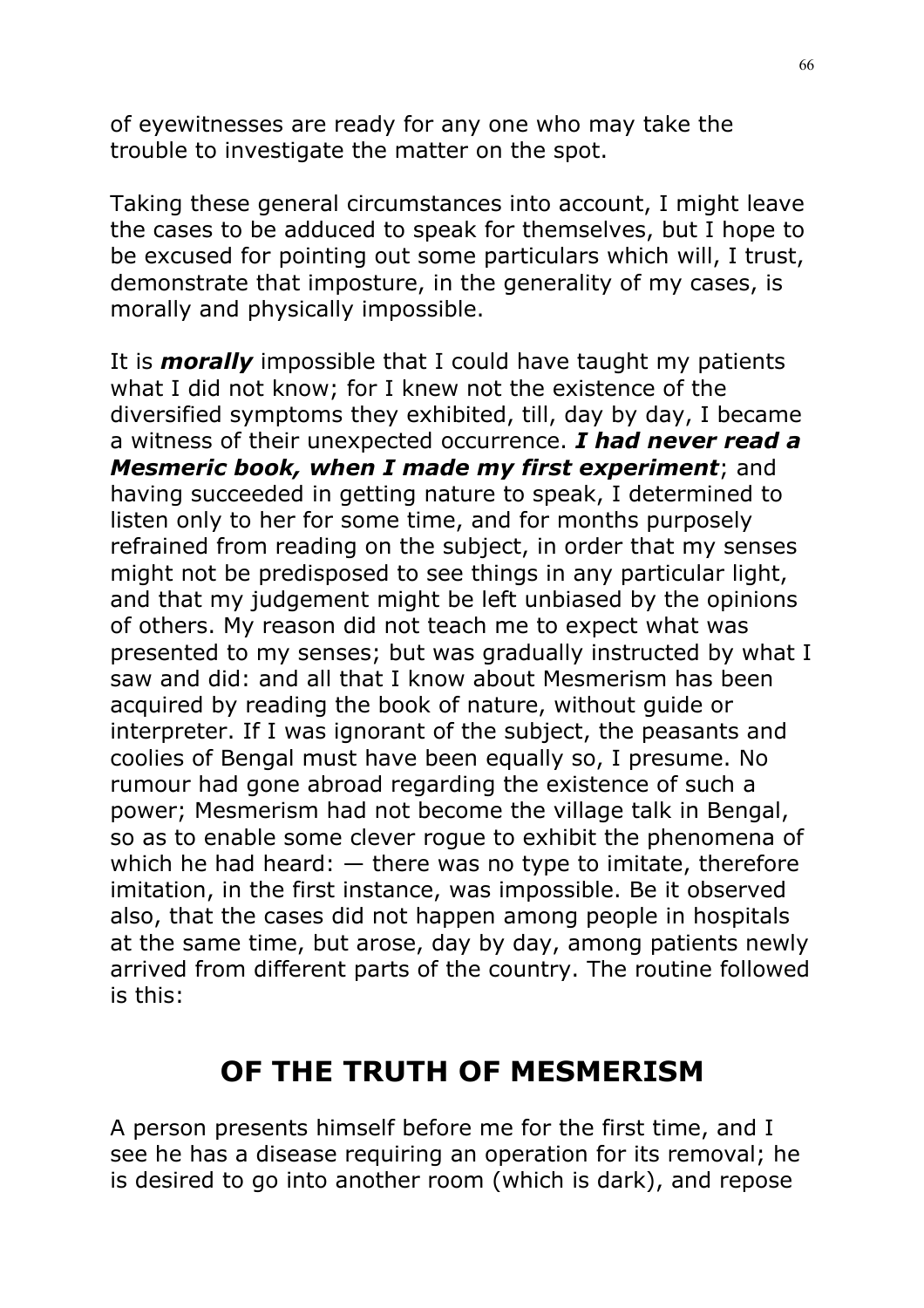of eyewitnesses are ready for any one who may take the trouble to investigate the matter on the spot.

Taking these general circumstances into account, I might leave the cases to be adduced to speak for themselves, but I hope to be excused for pointing out some particulars which will, I trust, demonstrate that imposture, in the generality of my cases, is morally and physically impossible.

It is ***morally*** impossible that I could have taught my patients what I did not know; for I knew not the existence of the diversified symptoms they exhibited, till, day by day, I became a witness of their unexpected occurrence. ***I had never read a Mesmeric book, when I made my first experiment***; and having succeeded in getting nature to speak, I determined to listen only to her for some time, and for months purposely refrained from reading on the subject, in order that my senses might not be predisposed to see things in any particular light, and that my judgement might be left unbiased by the opinions of others. My reason did not teach me to expect what was presented to my senses; but was gradually instructed by what I saw and did: and all that I know about Mesmerism has been acquired by reading the book of nature, without guide or interpreter. If I was ignorant of the subject, the peasants and coolies of Bengal must have been equally so, I presume. No rumour had gone abroad regarding the existence of such a power; Mesmerism had not become the village talk in Bengal, so as to enable some clever rogue to exhibit the phenomena of which he had heard: — there was no type to imitate, therefore imitation, in the first instance, was impossible. Be it observed also, that the cases did not happen among people in hospitals at the same time, but arose, day by day, among patients newly arrived from different parts of the country. The routine followed is this:

## OF THE TRUTH OF MESMERISM

A person presents himself before me for the first time, and I see he has a disease requiring an operation for its removal; he is desired to go into another room (which is dark), and repose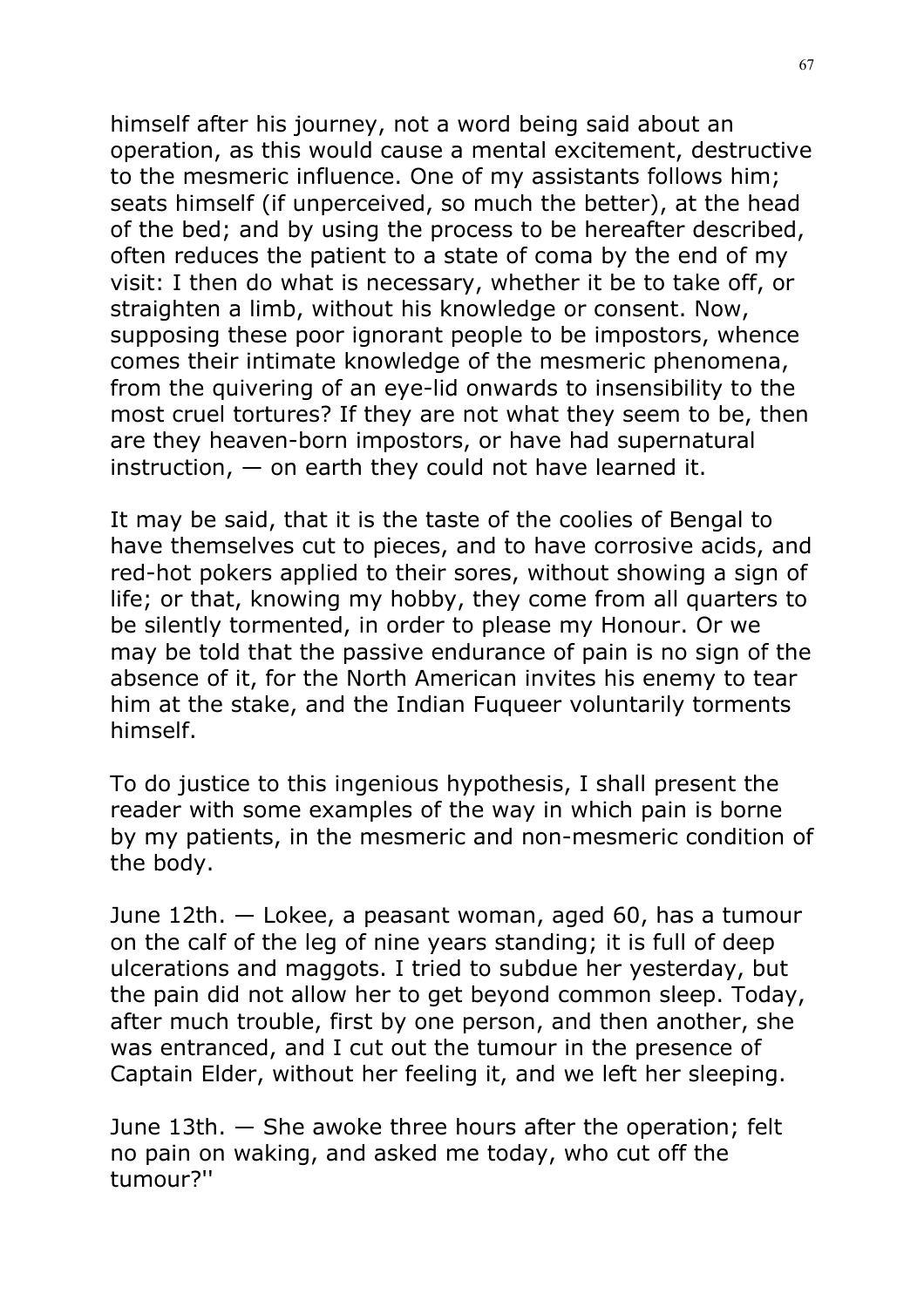himself after his journey, not a word being said about an operation, as this would cause a mental excitement, destructive to the mesmeric influence. One of my assistants follows him; seats himself (if unperceived, so much the better), at the head of the bed; and by using the process to be hereafter described, often reduces the patient to a state of coma by the end of my visit: I then do what is necessary, whether it be to take off, or straighten a limb, without his knowledge or consent. Now, supposing these poor ignorant people to be impostors, whence comes their intimate knowledge of the mesmeric phenomena, from the quivering of an eye-lid onwards to insensibility to the most cruel tortures? If they are not what they seem to be, then are they heaven-born impostors, or have had supernatural instruction, — on earth they could not have learned it.

It may be said, that it is the taste of the coolies of Bengal to have themselves cut to pieces, and to have corrosive acids, and red-hot pokers applied to their sores, without showing a sign of life; or that, knowing my hobby, they come from all quarters to be silently tormented, in order to please my Honour. Or we may be told that the passive endurance of pain is no sign of the absence of it, for the North American invites his enemy to tear him at the stake, and the Indian Fuqueer voluntarily torments himself.

To do justice to this ingenious hypothesis, I shall present the reader with some examples of the way in which pain is borne by my patients, in the mesmeric and non-mesmeric condition of the body.

June 12th. — Lokee, a peasant woman, aged 60, has a tumour on the calf of the leg of nine years standing; it is full of deep ulcerations and maggots. I tried to subdue her yesterday, but the pain did not allow her to get beyond common sleep. Today, after much trouble, first by one person, and then another, she was entranced, and I cut out the tumour in the presence of Captain Elder, without her feeling it, and we left her sleeping.

June 13th. — She awoke three hours after the operation; felt no pain on waking, and asked me today, who cut off the tumour?''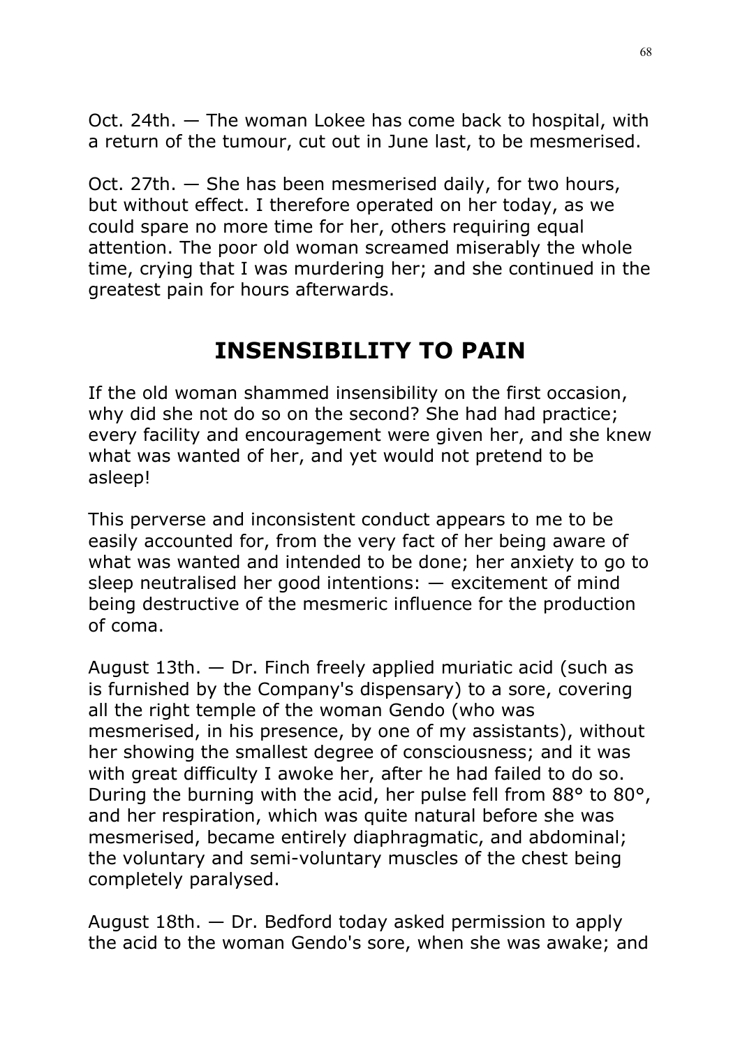Oct. 24th. — The woman Lokee has come back to hospital, with a return of the tumour, cut out in June last, to be mesmerised.

Oct. 27th. — She has been mesmerised daily, for two hours, but without effect. I therefore operated on her today, as we could spare no more time for her, others requiring equal attention. The poor old woman screamed miserably the whole time, crying that I was murdering her; and she continued in the greatest pain for hours afterwards.

## INSENSIBILITY TO PAIN

If the old woman shammed insensibility on the first occasion, why did she not do so on the second? She had had practice; every facility and encouragement were given her, and she knew what was wanted of her, and yet would not pretend to be asleep!

This perverse and inconsistent conduct appears to me to be easily accounted for, from the very fact of her being aware of what was wanted and intended to be done; her anxiety to go to sleep neutralised her good intentions: — excitement of mind being destructive of the mesmeric influence for the production of coma.

August 13th. — Dr. Finch freely applied muriatic acid (such as is furnished by the Company's dispensary) to a sore, covering all the right temple of the woman Gendo (who was mesmerised, in his presence, by one of my assistants), without her showing the smallest degree of consciousness; and it was with great difficulty I awoke her, after he had failed to do so. During the burning with the acid, her pulse fell from 88° to 80°, and her respiration, which was quite natural before she was mesmerised, became entirely diaphragmatic, and abdominal; the voluntary and semi-voluntary muscles of the chest being completely paralysed.

August 18th. — Dr. Bedford today asked permission to apply the acid to the woman Gendo's sore, when she was awake; and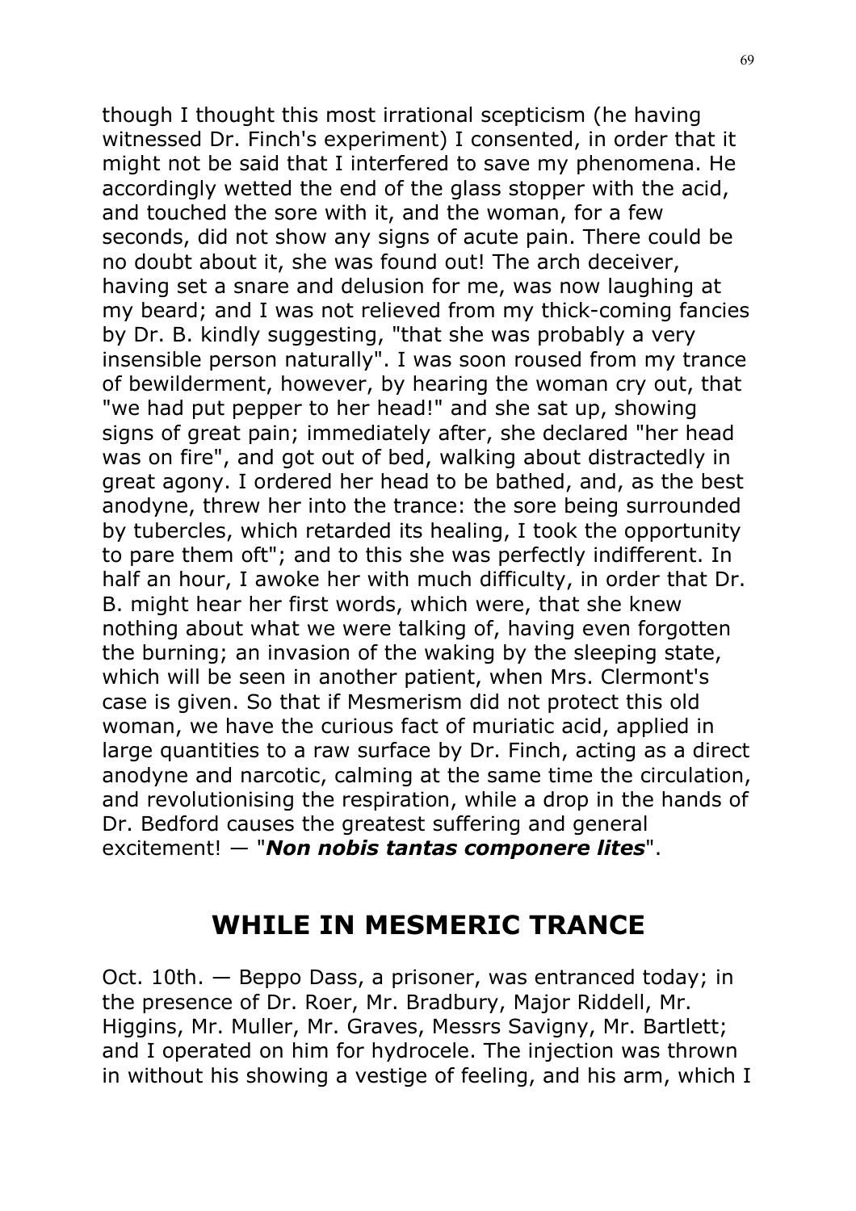though I thought this most irrational scepticism (he having witnessed Dr. Finch's experiment) I consented, in order that it might not be said that I interfered to save my phenomena. He accordingly wetted the end of the glass stopper with the acid, and touched the sore with it, and the woman, for a few seconds, did not show any signs of acute pain. There could be no doubt about it, she was found out! The arch deceiver, having set a snare and delusion for me, was now laughing at my beard; and I was not relieved from my thick-coming fancies by Dr. B. kindly suggesting, "that she was probably a very insensible person naturally". I was soon roused from my trance of bewilderment, however, by hearing the woman cry out, that "we had put pepper to her head!" and she sat up, showing signs of great pain; immediately after, she declared "her head was on fire", and got out of bed, walking about distractedly in great agony. I ordered her head to be bathed, and, as the best anodyne, threw her into the trance: the sore being surrounded by tubercles, which retarded its healing, I took the opportunity to pare them oft"; and to this she was perfectly indifferent. In half an hour, I awoke her with much difficulty, in order that Dr. B. might hear her first words, which were, that she knew nothing about what we were talking of, having even forgotten the burning; an invasion of the waking by the sleeping state, which will be seen in another patient, when Mrs. Clermont's case is given. So that if Mesmerism did not protect this old woman, we have the curious fact of muriatic acid, applied in large quantities to a raw surface by Dr. Finch, acting as a direct anodyne and narcotic, calming at the same time the circulation, and revolutionising the respiration, while a drop in the hands of Dr. Bedford causes the greatest suffering and general excitement! — "***Non nobis tantas componere lites***".

## WHILE IN MESMERIC TRANCE

Oct. 10th. — Beppo Dass, a prisoner, was entranced today; in the presence of Dr. Roer, Mr. Bradbury, Major Riddell, Mr. Higgins, Mr. Muller, Mr. Graves, Messrs Savigny, Mr. Bartlett; and I operated on him for hydrocele. The injection was thrown in without his showing a vestige of feeling, and his arm, which I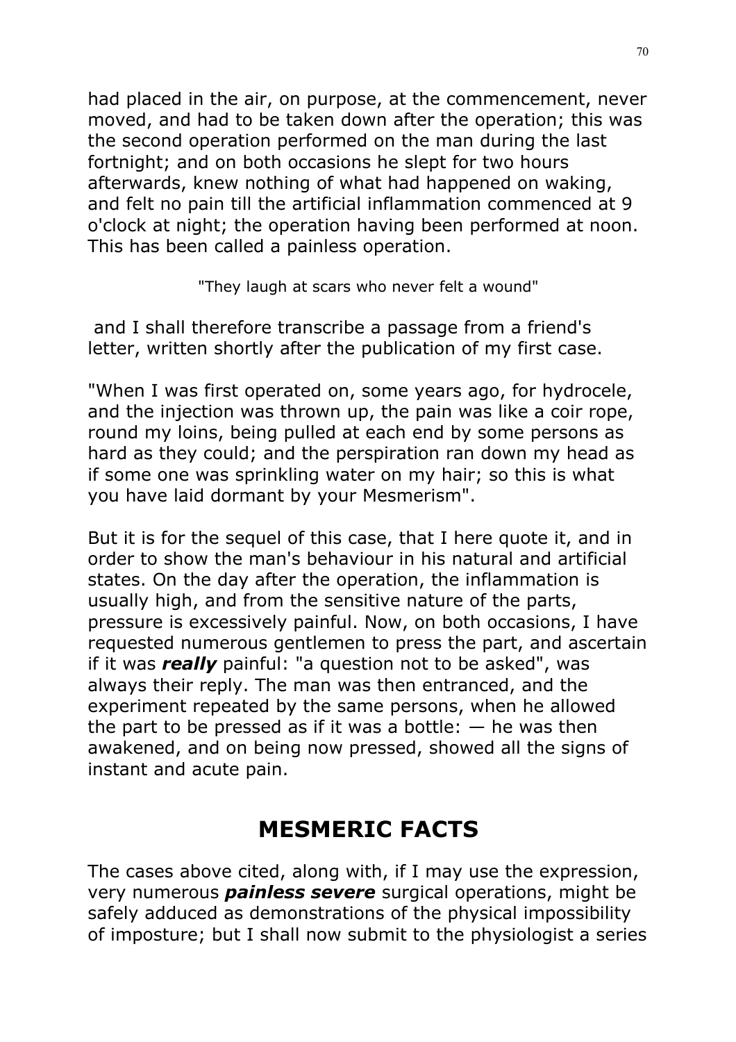had placed in the air, on purpose, at the commencement, never moved, and had to be taken down after the operation; this was the second operation performed on the man during the last fortnight; and on both occasions he slept for two hours afterwards, knew nothing of what had happened on waking, and felt no pain till the artificial inflammation commenced at 9 o'clock at night; the operation having been performed at noon. This has been called a painless operation.

"They laugh at scars who never felt a wound"

and I shall therefore transcribe a passage from a friend's letter, written shortly after the publication of my first case.

"When I was first operated on, some years ago, for hydrocele, and the injection was thrown up, the pain was like a coir rope, round my loins, being pulled at each end by some persons as hard as they could; and the perspiration ran down my head as if some one was sprinkling water on my hair; so this is what you have laid dormant by your Mesmerism".

But it is for the sequel of this case, that I here quote it, and in order to show the man's behaviour in his natural and artificial states. On the day after the operation, the inflammation is usually high, and from the sensitive nature of the parts, pressure is excessively painful. Now, on both occasions, I have requested numerous gentlemen to press the part, and ascertain if it was ***really*** painful: "a question not to be asked", was always their reply. The man was then entranced, and the experiment repeated by the same persons, when he allowed the part to be pressed as if it was a bottle: — he was then awakened, and on being now pressed, showed all the signs of instant and acute pain.

## MESMERIC FACTS

The cases above cited, along with, if I may use the expression, very numerous ***painless severe*** surgical operations, might be safely adduced as demonstrations of the physical impossibility of imposture; but I shall now submit to the physiologist a series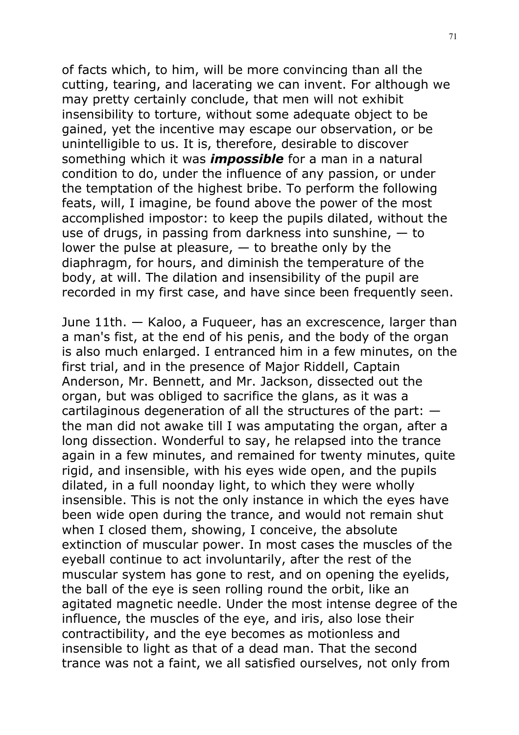of facts which, to him, will be more convincing than all the cutting, tearing, and lacerating we can invent. For although we may pretty certainly conclude, that men will not exhibit insensibility to torture, without some adequate object to be gained, yet the incentive may escape our observation, or be unintelligible to us. It is, therefore, desirable to discover something which it was ***impossible*** for a man in a natural condition to do, under the influence of any passion, or under the temptation of the highest bribe. To perform the following feats, will, I imagine, be found above the power of the most accomplished impostor: to keep the pupils dilated, without the use of drugs, in passing from darkness into sunshine, — to lower the pulse at pleasure, — to breathe only by the diaphragm, for hours, and diminish the temperature of the body, at will. The dilation and insensibility of the pupil are recorded in my first case, and have since been frequently seen.

June 11th. — Kaloo, a Fuqueer, has an excrescence, larger than a man's fist, at the end of his penis, and the body of the organ is also much enlarged. I entranced him in a few minutes, on the first trial, and in the presence of Major Riddell, Captain Anderson, Mr. Bennett, and Mr. Jackson, dissected out the organ, but was obliged to sacrifice the glans, as it was a cartilaginous degeneration of all the structures of the part: — the man did not awake till I was amputating the organ, after a long dissection. Wonderful to say, he relapsed into the trance again in a few minutes, and remained for twenty minutes, quite rigid, and insensible, with his eyes wide open, and the pupils dilated, in a full noonday light, to which they were wholly insensible. This is not the only instance in which the eyes have been wide open during the trance, and would not remain shut when I closed them, showing, I conceive, the absolute extinction of muscular power. In most cases the muscles of the eyeball continue to act involuntarily, after the rest of the muscular system has gone to rest, and on opening the eyelids, the ball of the eye is seen rolling round the orbit, like an agitated magnetic needle. Under the most intense degree of the influence, the muscles of the eye, and iris, also lose their contractibility, and the eye becomes as motionless and insensible to light as that of a dead man. That the second trance was not a faint, we all satisfied ourselves, not only from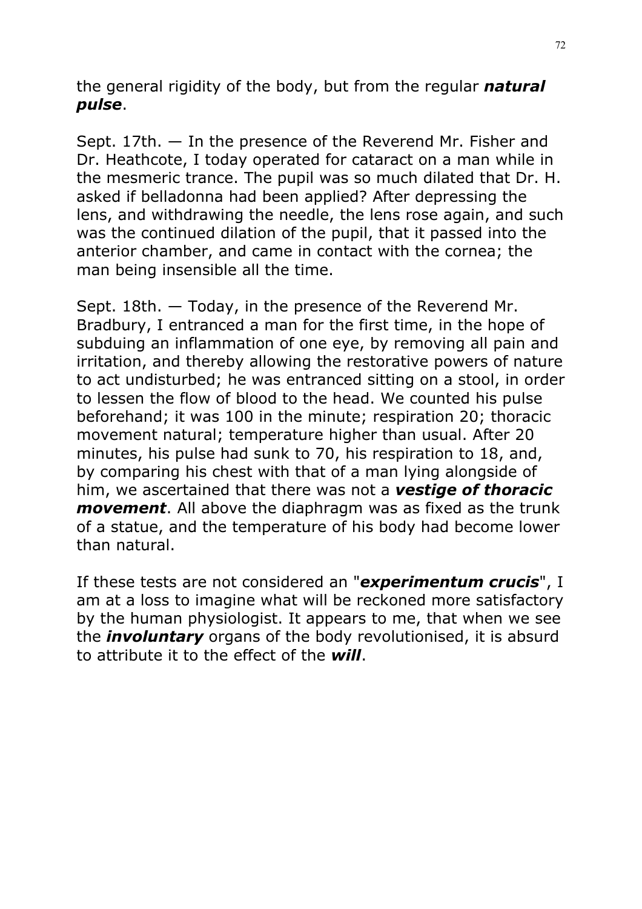the general rigidity of the body, but from the regular ***natural pulse***.

Sept. 17th. — In the presence of the Reverend Mr. Fisher and Dr. Heathcote, I today operated for cataract on a man while in the mesmeric trance. The pupil was so much dilated that Dr. H. asked if belladonna had been applied? After depressing the lens, and withdrawing the needle, the lens rose again, and such was the continued dilation of the pupil, that it passed into the anterior chamber, and came in contact with the cornea; the man being insensible all the time.

Sept. 18th. — Today, in the presence of the Reverend Mr. Bradbury, I entranced a man for the first time, in the hope of subduing an inflammation of one eye, by removing all pain and irritation, and thereby allowing the restorative powers of nature to act undisturbed; he was entranced sitting on a stool, in order to lessen the flow of blood to the head. We counted his pulse beforehand; it was 100 in the minute; respiration 20; thoracic movement natural; temperature higher than usual. After 20 minutes, his pulse had sunk to 70, his respiration to 18, and, by comparing his chest with that of a man lying alongside of him, we ascertained that there was not a ***vestige of thoracic movement***. All above the diaphragm was as fixed as the trunk of a statue, and the temperature of his body had become lower than natural.

If these tests are not considered an "***experimentum crucis***", I am at a loss to imagine what will be reckoned more satisfactory by the human physiologist. It appears to me, that when we see the ***involuntary*** organs of the body revolutionised, it is absurd to attribute it to the effect of the ***will***.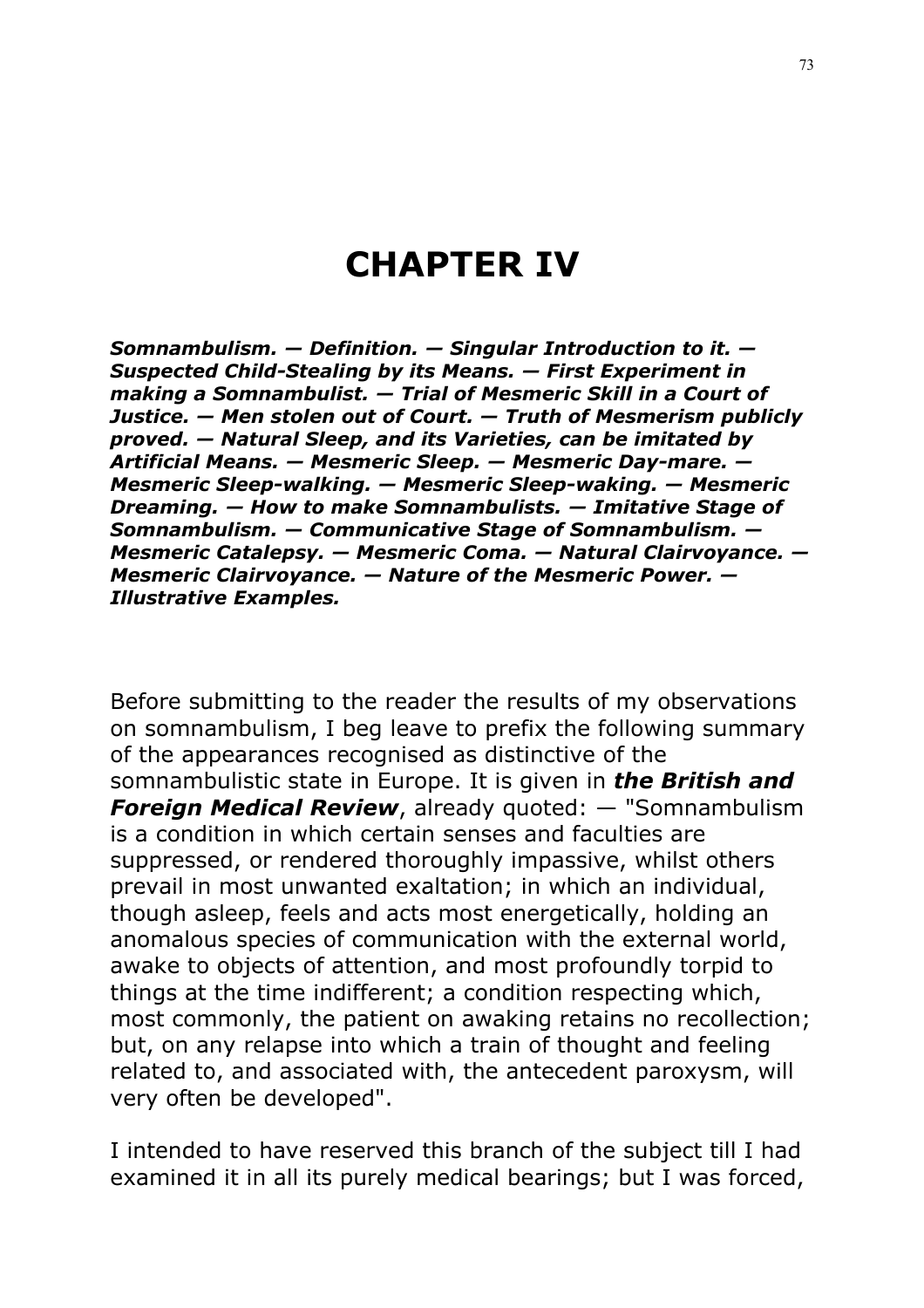# CHAPTER IV

***Somnambulism. — Definition. — Singular Introduction to it. — Suspected Child-Stealing by its Means. — First Experiment in making a Somnambulist. — Trial of Mesmeric Skill in a Court of Justice. — Men stolen out of Court. — Truth of Mesmerism publicly proved. — Natural Sleep, and its Varieties, can be imitated by Artificial Means. — Mesmeric Sleep. — Mesmeric Day-mare. — Mesmeric Sleep-walking. — Mesmeric Sleep-waking. — Mesmeric Dreaming. — How to make Somnambulists. — Imitative Stage of Somnambulism. — Communicative Stage of Somnambulism. — Mesmeric Catalepsy. — Mesmeric Coma. — Natural Clairvoyance. — Mesmeric Clairvoyance. — Nature of the Mesmeric Power. — Illustrative Examples.***

Before submitting to the reader the results of my observations on somnambulism, I beg leave to prefix the following summary of the appearances recognised as distinctive of the somnambulistic state in Europe. It is given in ***the British and Foreign Medical Review***, already quoted: — "Somnambulism is a condition in which certain senses and faculties are suppressed, or rendered thoroughly impassive, whilst others prevail in most unwanted exaltation; in which an individual, though asleep, feels and acts most energetically, holding an anomalous species of communication with the external world, awake to objects of attention, and most profoundly torpid to things at the time indifferent; a condition respecting which, most commonly, the patient on awaking retains no recollection; but, on any relapse into which a train of thought and feeling related to, and associated with, the antecedent paroxysm, will very often be developed".

I intended to have reserved this branch of the subject till I had examined it in all its purely medical bearings; but I was forced,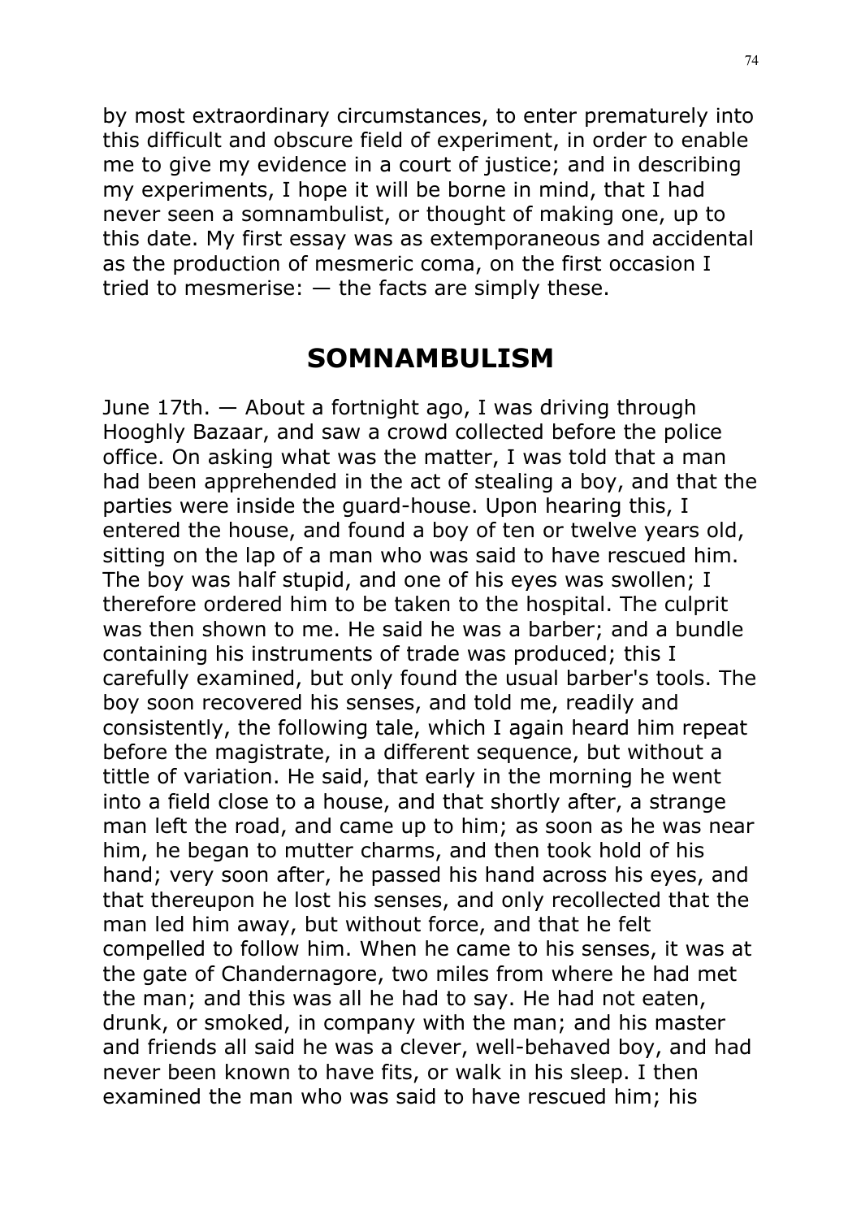by most extraordinary circumstances, to enter prematurely into this difficult and obscure field of experiment, in order to enable me to give my evidence in a court of justice; and in describing my experiments, I hope it will be borne in mind, that I had never seen a somnambulist, or thought of making one, up to this date. My first essay was as extemporaneous and accidental as the production of mesmeric coma, on the first occasion I tried to mesmerise: — the facts are simply these.

## SOMNAMBULISM

June 17th. — About a fortnight ago, I was driving through Hooghly Bazaar, and saw a crowd collected before the police office. On asking what was the matter, I was told that a man had been apprehended in the act of stealing a boy, and that the parties were inside the guard-house. Upon hearing this, I entered the house, and found a boy of ten or twelve years old, sitting on the lap of a man who was said to have rescued him. The boy was half stupid, and one of his eyes was swollen; I therefore ordered him to be taken to the hospital. The culprit was then shown to me. He said he was a barber; and a bundle containing his instruments of trade was produced; this I carefully examined, but only found the usual barber's tools. The boy soon recovered his senses, and told me, readily and consistently, the following tale, which I again heard him repeat before the magistrate, in a different sequence, but without a tittle of variation. He said, that early in the morning he went into a field close to a house, and that shortly after, a strange man left the road, and came up to him; as soon as he was near him, he began to mutter charms, and then took hold of his hand; very soon after, he passed his hand across his eyes, and that thereupon he lost his senses, and only recollected that the man led him away, but without force, and that he felt compelled to follow him. When he came to his senses, it was at the gate of Chandernagore, two miles from where he had met the man; and this was all he had to say. He had not eaten, drunk, or smoked, in company with the man; and his master and friends all said he was a clever, well-behaved boy, and had never been known to have fits, or walk in his sleep. I then examined the man who was said to have rescued him; his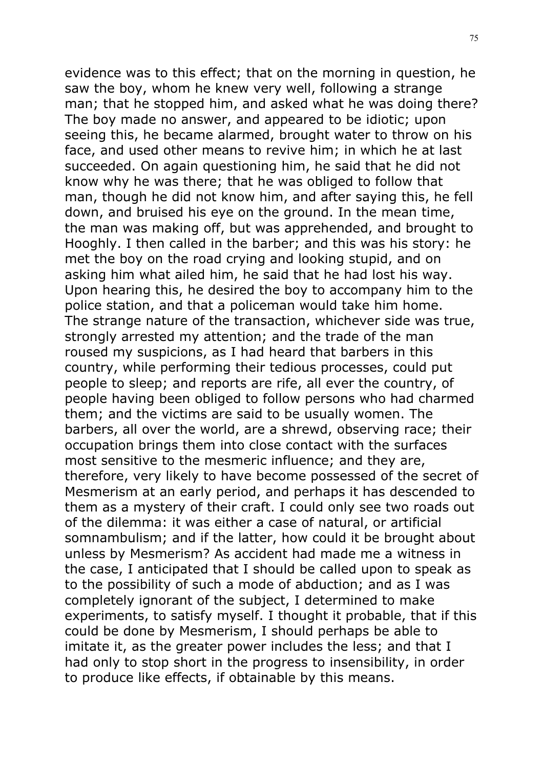evidence was to this effect; that on the morning in question, he saw the boy, whom he knew very well, following a strange man; that he stopped him, and asked what he was doing there? The boy made no answer, and appeared to be idiotic; upon seeing this, he became alarmed, brought water to throw on his face, and used other means to revive him; in which he at last succeeded. On again questioning him, he said that he did not know why he was there; that he was obliged to follow that man, though he did not know him, and after saying this, he fell down, and bruised his eye on the ground. In the mean time, the man was making off, but was apprehended, and brought to Hooghly. I then called in the barber; and this was his story: he met the boy on the road crying and looking stupid, and on asking him what ailed him, he said that he had lost his way. Upon hearing this, he desired the boy to accompany him to the police station, and that a policeman would take him home. The strange nature of the transaction, whichever side was true, strongly arrested my attention; and the trade of the man roused my suspicions, as I had heard that barbers in this country, while performing their tedious processes, could put people to sleep; and reports are rife, all ever the country, of people having been obliged to follow persons who had charmed them; and the victims are said to be usually women. The barbers, all over the world, are a shrewd, observing race; their occupation brings them into close contact with the surfaces most sensitive to the mesmeric influence; and they are, therefore, very likely to have become possessed of the secret of Mesmerism at an early period, and perhaps it has descended to them as a mystery of their craft. I could only see two roads out of the dilemma: it was either a case of natural, or artificial somnambulism; and if the latter, how could it be brought about unless by Mesmerism? As accident had made me a witness in the case, I anticipated that I should be called upon to speak as to the possibility of such a mode of abduction; and as I was completely ignorant of the subject, I determined to make experiments, to satisfy myself. I thought it probable, that if this could be done by Mesmerism, I should perhaps be able to imitate it, as the greater power includes the less; and that I had only to stop short in the progress to insensibility, in order to produce like effects, if obtainable by this means.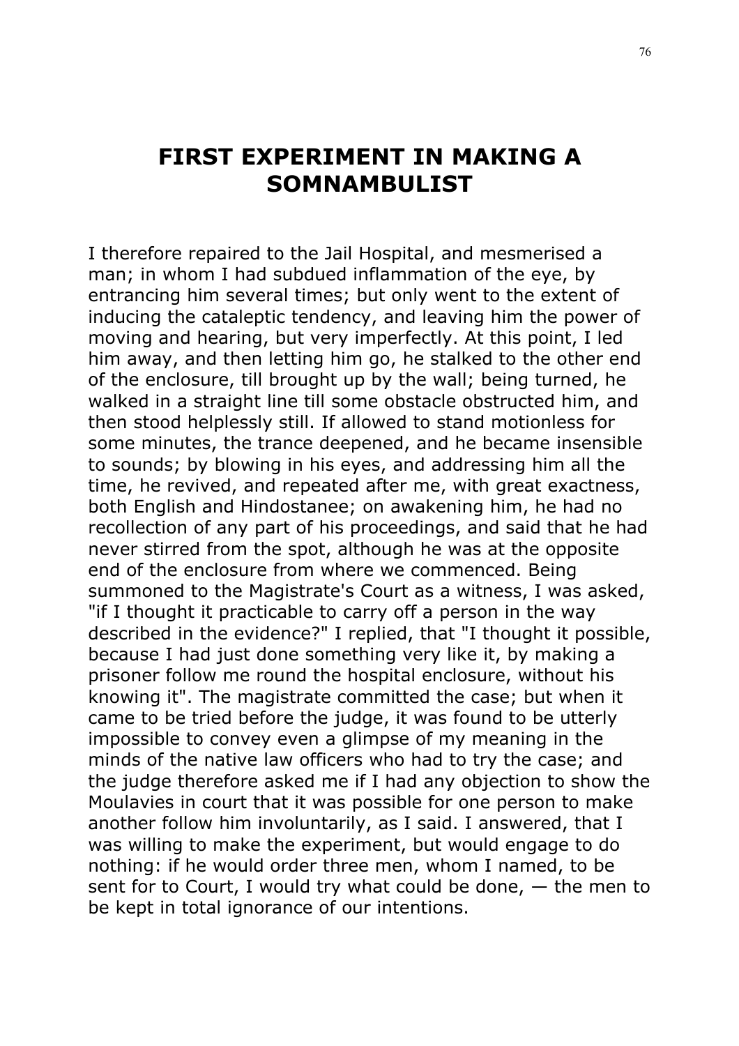# FIRST EXPERIMENT IN MAKING A SOMNAMBULIST

I therefore repaired to the Jail Hospital, and mesmerised a man; in whom I had subdued inflammation of the eye, by entrancing him several times; but only went to the extent of inducing the cataleptic tendency, and leaving him the power of moving and hearing, but very imperfectly. At this point, I led him away, and then letting him go, he stalked to the other end of the enclosure, till brought up by the wall; being turned, he walked in a straight line till some obstacle obstructed him, and then stood helplessly still. If allowed to stand motionless for some minutes, the trance deepened, and he became insensible to sounds; by blowing in his eyes, and addressing him all the time, he revived, and repeated after me, with great exactness, both English and Hindostanee; on awakening him, he had no recollection of any part of his proceedings, and said that he had never stirred from the spot, although he was at the opposite end of the enclosure from where we commenced. Being summoned to the Magistrate's Court as a witness, I was asked, "if I thought it practicable to carry off a person in the way described in the evidence?" I replied, that "I thought it possible, because I had just done something very like it, by making a prisoner follow me round the hospital enclosure, without his knowing it". The magistrate committed the case; but when it came to be tried before the judge, it was found to be utterly impossible to convey even a glimpse of my meaning in the minds of the native law officers who had to try the case; and the judge therefore asked me if I had any objection to show the Moulavies in court that it was possible for one person to make another follow him involuntarily, as I said. I answered, that I was willing to make the experiment, but would engage to do nothing: if he would order three men, whom I named, to be sent for to Court, I would try what could be done, — the men to be kept in total ignorance of our intentions.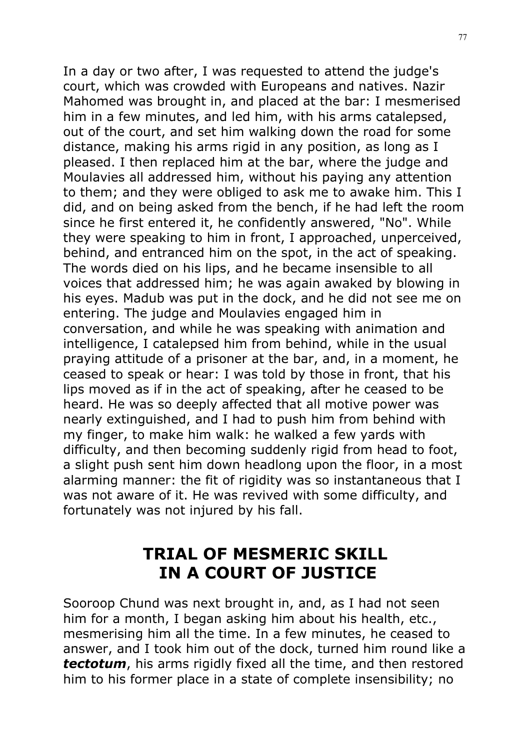In a day or two after, I was requested to attend the judge's court, which was crowded with Europeans and natives. Nazir Mahomed was brought in, and placed at the bar: I mesmerised him in a few minutes, and led him, with his arms catalepsed, out of the court, and set him walking down the road for some distance, making his arms rigid in any position, as long as I pleased. I then replaced him at the bar, where the judge and Moulavies all addressed him, without his paying any attention to them; and they were obliged to ask me to awake him. This I did, and on being asked from the bench, if he had left the room since he first entered it, he confidently answered, "No". While they were speaking to him in front, I approached, unperceived, behind, and entranced him on the spot, in the act of speaking. The words died on his lips, and he became insensible to all voices that addressed him; he was again awaked by blowing in his eyes. Madub was put in the dock, and he did not see me on entering. The judge and Moulavies engaged him in conversation, and while he was speaking with animation and intelligence, I catalepsed him from behind, while in the usual praying attitude of a prisoner at the bar, and, in a moment, he ceased to speak or hear: I was told by those in front, that his lips moved as if in the act of speaking, after he ceased to be heard. He was so deeply affected that all motive power was nearly extinguished, and I had to push him from behind with my finger, to make him walk: he walked a few yards with difficulty, and then becoming suddenly rigid from head to foot, a slight push sent him down headlong upon the floor, in a most alarming manner: the fit of rigidity was so instantaneous that I was not aware of it. He was revived with some difficulty, and fortunately was not injured by his fall.

## TRIAL OF MESMERIC SKILL IN A COURT OF JUSTICE

Sooroop Chund was next brought in, and, as I had not seen him for a month, I began asking him about his health, etc., mesmerising him all the time. In a few minutes, he ceased to answer, and I took him out of the dock, turned him round like a ***tectotum***, his arms rigidly fixed all the time, and then restored him to his former place in a state of complete insensibility; no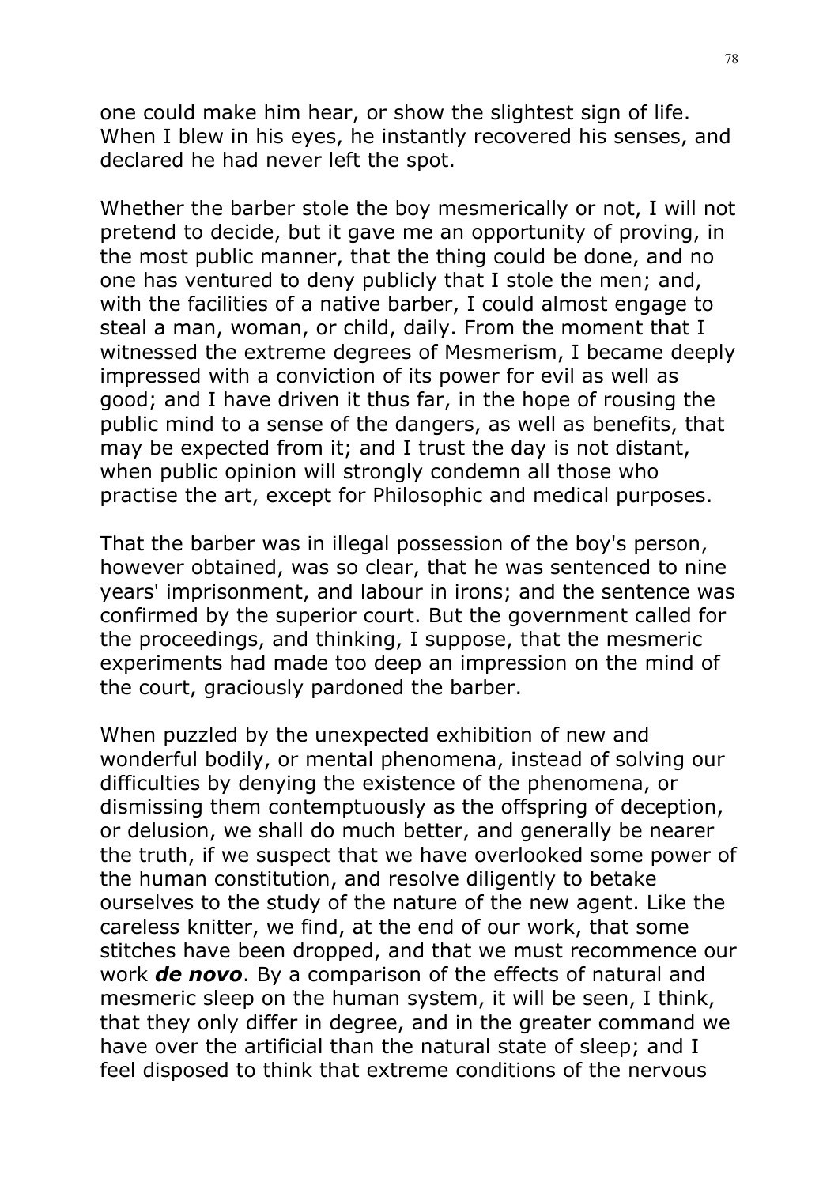one could make him hear, or show the slightest sign of life. When I blew in his eyes, he instantly recovered his senses, and declared he had never left the spot.

Whether the barber stole the boy mesmerically or not, I will not pretend to decide, but it gave me an opportunity of proving, in the most public manner, that the thing could be done, and no one has ventured to deny publicly that I stole the men; and, with the facilities of a native barber, I could almost engage to steal a man, woman, or child, daily. From the moment that I witnessed the extreme degrees of Mesmerism, I became deeply impressed with a conviction of its power for evil as well as good; and I have driven it thus far, in the hope of rousing the public mind to a sense of the dangers, as well as benefits, that may be expected from it; and I trust the day is not distant, when public opinion will strongly condemn all those who practise the art, except for Philosophic and medical purposes.

That the barber was in illegal possession of the boy's person, however obtained, was so clear, that he was sentenced to nine years' imprisonment, and labour in irons; and the sentence was confirmed by the superior court. But the government called for the proceedings, and thinking, I suppose, that the mesmeric experiments had made too deep an impression on the mind of the court, graciously pardoned the barber.

When puzzled by the unexpected exhibition of new and wonderful bodily, or mental phenomena, instead of solving our difficulties by denying the existence of the phenomena, or dismissing them contemptuously as the offspring of deception, or delusion, we shall do much better, and generally be nearer the truth, if we suspect that we have overlooked some power of the human constitution, and resolve diligently to betake ourselves to the study of the nature of the new agent. Like the careless knitter, we find, at the end of our work, that some stitches have been dropped, and that we must recommence our work ***de novo***. By a comparison of the effects of natural and mesmeric sleep on the human system, it will be seen, I think, that they only differ in degree, and in the greater command we have over the artificial than the natural state of sleep; and I feel disposed to think that extreme conditions of the nervous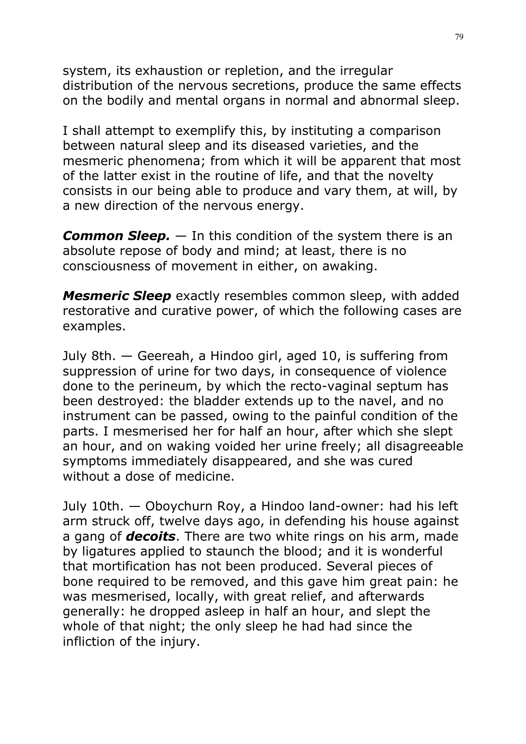system, its exhaustion or repletion, and the irregular distribution of the nervous secretions, produce the same effects on the bodily and mental organs in normal and abnormal sleep.

I shall attempt to exemplify this, by instituting a comparison between natural sleep and its diseased varieties, and the mesmeric phenomena; from which it will be apparent that most of the latter exist in the routine of life, and that the novelty consists in our being able to produce and vary them, at will, by a new direction of the nervous energy.

***Common Sleep.*** — In this condition of the system there is an absolute repose of body and mind; at least, there is no consciousness of movement in either, on awaking.

***Mesmeric Sleep*** exactly resembles common sleep, with added restorative and curative power, of which the following cases are examples.

July 8th. — Geereah, a Hindoo girl, aged 10, is suffering from suppression of urine for two days, in consequence of violence done to the perineum, by which the recto-vaginal septum has been destroyed: the bladder extends up to the navel, and no instrument can be passed, owing to the painful condition of the parts. I mesmerised her for half an hour, after which she slept an hour, and on waking voided her urine freely; all disagreeable symptoms immediately disappeared, and she was cured without a dose of medicine.

July 10th. — Oboychurn Roy, a Hindoo land-owner: had his left arm struck off, twelve days ago, in defending his house against a gang of ***decoits***. There are two white rings on his arm, made by ligatures applied to staunch the blood; and it is wonderful that mortification has not been produced. Several pieces of bone required to be removed, and this gave him great pain: he was mesmerised, locally, with great relief, and afterwards generally: he dropped asleep in half an hour, and slept the whole of that night; the only sleep he had had since the infliction of the injury.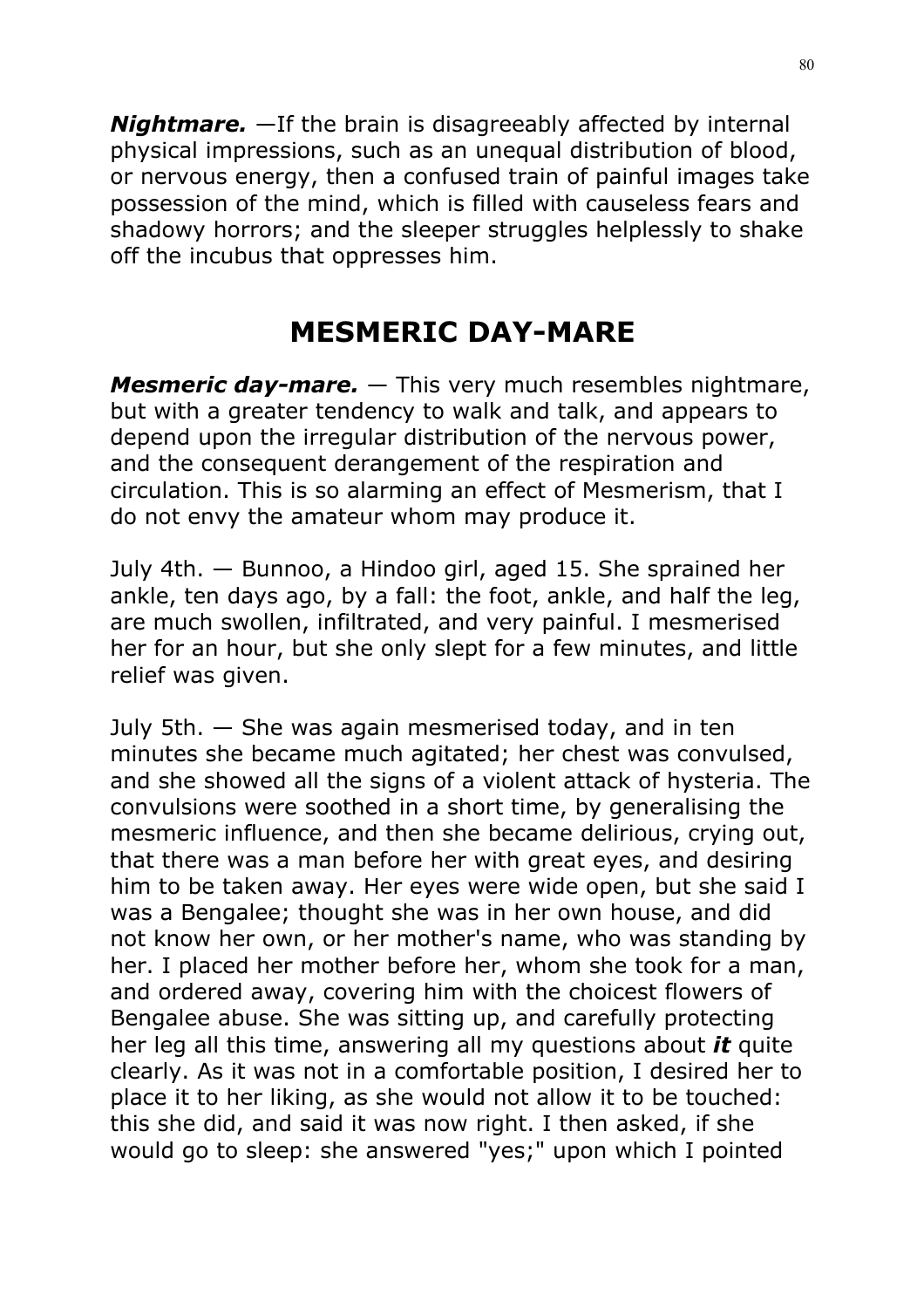***Nightmare.*** —If the brain is disagreeably affected by internal physical impressions, such as an unequal distribution of blood, or nervous energy, then a confused train of painful images take possession of the mind, which is filled with causeless fears and shadowy horrors; and the sleeper struggles helplessly to shake off the incubus that oppresses him.

## MESMERIC DAY-MARE

***Mesmeric day-mare.*** — This very much resembles nightmare, but with a greater tendency to walk and talk, and appears to depend upon the irregular distribution of the nervous power, and the consequent derangement of the respiration and circulation. This is so alarming an effect of Mesmerism, that I do not envy the amateur whom may produce it.

July 4th. — Bunnoo, a Hindoo girl, aged 15. She sprained her ankle, ten days ago, by a fall: the foot, ankle, and half the leg, are much swollen, infiltrated, and very painful. I mesmerised her for an hour, but she only slept for a few minutes, and little relief was given.

July 5th. — She was again mesmerised today, and in ten minutes she became much agitated; her chest was convulsed, and she showed all the signs of a violent attack of hysteria. The convulsions were soothed in a short time, by generalising the mesmeric influence, and then she became delirious, crying out, that there was a man before her with great eyes, and desiring him to be taken away. Her eyes were wide open, but she said I was a Bengalee; thought she was in her own house, and did not know her own, or her mother's name, who was standing by her. I placed her mother before her, whom she took for a man, and ordered away, covering him with the choicest flowers of Bengalee abuse. She was sitting up, and carefully protecting her leg all this time, answering all my questions about ***it*** quite clearly. As it was not in a comfortable position, I desired her to place it to her liking, as she would not allow it to be touched: this she did, and said it was now right. I then asked, if she would go to sleep: she answered "yes;" upon which I pointed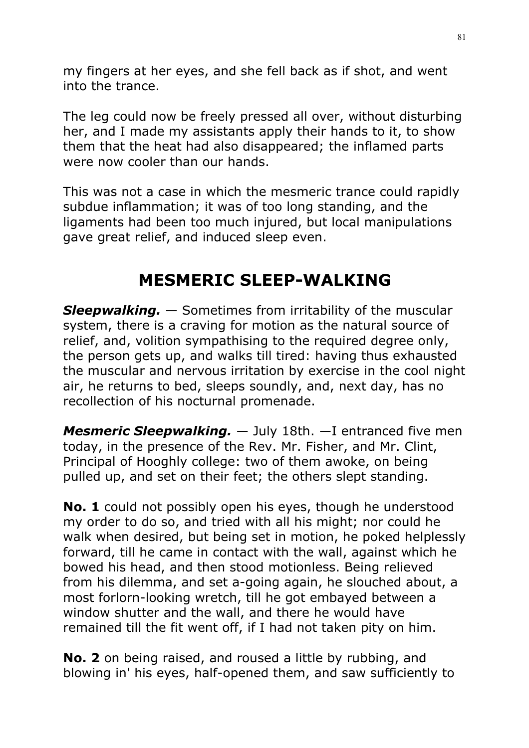my fingers at her eyes, and she fell back as if shot, and went into the trance.

The leg could now be freely pressed all over, without disturbing her, and I made my assistants apply their hands to it, to show them that the heat had also disappeared; the inflamed parts were now cooler than our hands.

This was not a case in which the mesmeric trance could rapidly subdue inflammation; it was of too long standing, and the ligaments had been too much injured, but local manipulations gave great relief, and induced sleep even.

## MESMERIC SLEEP-WALKING

***Sleepwalking.*** — Sometimes from irritability of the muscular system, there is a craving for motion as the natural source of relief, and, volition sympathising to the required degree only, the person gets up, and walks till tired: having thus exhausted the muscular and nervous irritation by exercise in the cool night air, he returns to bed, sleeps soundly, and, next day, has no recollection of his nocturnal promenade.

***Mesmeric Sleepwalking.*** — July 18th. —I entranced five men today, in the presence of the Rev. Mr. Fisher, and Mr. Clint, Principal of Hooghly college: two of them awoke, on being pulled up, and set on their feet; the others slept standing.

**No. 1** could not possibly open his eyes, though he understood my order to do so, and tried with all his might; nor could he walk when desired, but being set in motion, he poked helplessly forward, till he came in contact with the wall, against which he bowed his head, and then stood motionless. Being relieved from his dilemma, and set a-going again, he slouched about, a most forlorn-looking wretch, till he got embayed between a window shutter and the wall, and there he would have remained till the fit went off, if I had not taken pity on him.

**No. 2** on being raised, and roused a little by rubbing, and blowing in' his eyes, half-opened them, and saw sufficiently to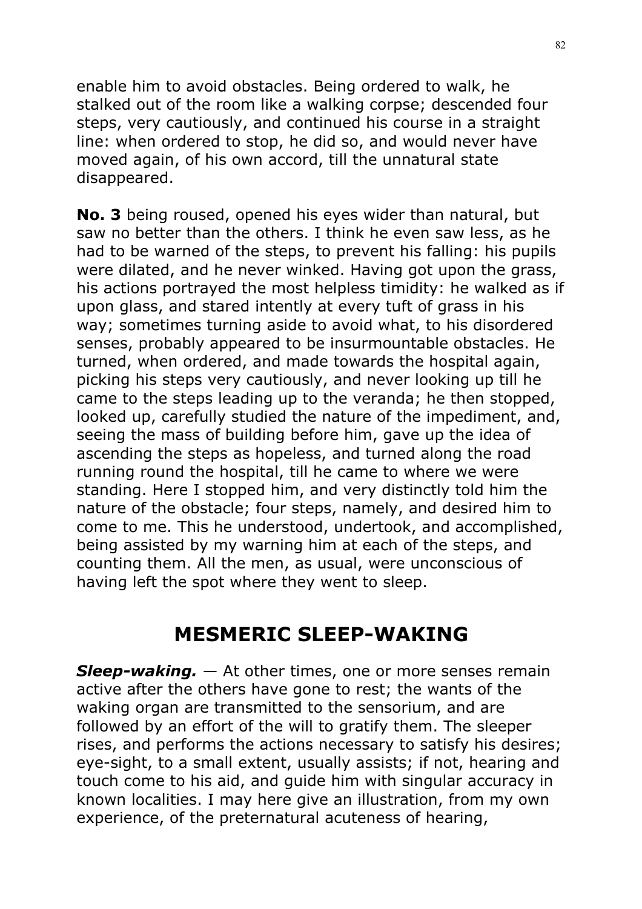enable him to avoid obstacles. Being ordered to walk, he stalked out of the room like a walking corpse; descended four steps, very cautiously, and continued his course in a straight line: when ordered to stop, he did so, and would never have moved again, of his own accord, till the unnatural state disappeared.

**No. 3** being roused, opened his eyes wider than natural, but saw no better than the others. I think he even saw less, as he had to be warned of the steps, to prevent his falling: his pupils were dilated, and he never winked. Having got upon the grass, his actions portrayed the most helpless timidity: he walked as if upon glass, and stared intently at every tuft of grass in his way; sometimes turning aside to avoid what, to his disordered senses, probably appeared to be insurmountable obstacles. He turned, when ordered, and made towards the hospital again, picking his steps very cautiously, and never looking up till he came to the steps leading up to the veranda; he then stopped, looked up, carefully studied the nature of the impediment, and, seeing the mass of building before him, gave up the idea of ascending the steps as hopeless, and turned along the road running round the hospital, till he came to where we were standing. Here I stopped him, and very distinctly told him the nature of the obstacle; four steps, namely, and desired him to come to me. This he understood, undertook, and accomplished, being assisted by my warning him at each of the steps, and counting them. All the men, as usual, were unconscious of having left the spot where they went to sleep.

## MESMERIC SLEEP-WAKING

***Sleep-waking.*** — At other times, one or more senses remain active after the others have gone to rest; the wants of the waking organ are transmitted to the sensorium, and are followed by an effort of the will to gratify them. The sleeper rises, and performs the actions necessary to satisfy his desires; eye-sight, to a small extent, usually assists; if not, hearing and touch come to his aid, and guide him with singular accuracy in known localities. I may here give an illustration, from my own experience, of the preternatural acuteness of hearing,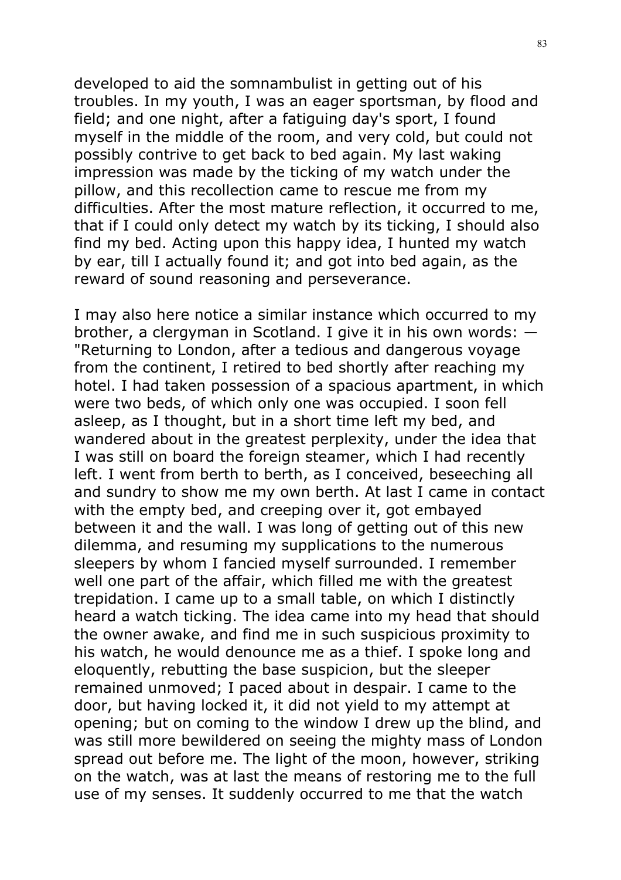developed to aid the somnambulist in getting out of his troubles. In my youth, I was an eager sportsman, by flood and field; and one night, after a fatiguing day's sport, I found myself in the middle of the room, and very cold, but could not possibly contrive to get back to bed again. My last waking impression was made by the ticking of my watch under the pillow, and this recollection came to rescue me from my difficulties. After the most mature reflection, it occurred to me, that if I could only detect my watch by its ticking, I should also find my bed. Acting upon this happy idea, I hunted my watch by ear, till I actually found it; and got into bed again, as the reward of sound reasoning and perseverance.

I may also here notice a similar instance which occurred to my brother, a clergyman in Scotland. I give it in his own words: — "Returning to London, after a tedious and dangerous voyage from the continent, I retired to bed shortly after reaching my hotel. I had taken possession of a spacious apartment, in which were two beds, of which only one was occupied. I soon fell asleep, as I thought, but in a short time left my bed, and wandered about in the greatest perplexity, under the idea that I was still on board the foreign steamer, which I had recently left. I went from berth to berth, as I conceived, beseeching all and sundry to show me my own berth. At last I came in contact with the empty bed, and creeping over it, got embayed between it and the wall. I was long of getting out of this new dilemma, and resuming my supplications to the numerous sleepers by whom I fancied myself surrounded. I remember well one part of the affair, which filled me with the greatest trepidation. I came up to a small table, on which I distinctly heard a watch ticking. The idea came into my head that should the owner awake, and find me in such suspicious proximity to his watch, he would denounce me as a thief. I spoke long and eloquently, rebutting the base suspicion, but the sleeper remained unmoved; I paced about in despair. I came to the door, but having locked it, it did not yield to my attempt at opening; but on coming to the window I drew up the blind, and was still more bewildered on seeing the mighty mass of London spread out before me. The light of the moon, however, striking on the watch, was at last the means of restoring me to the full use of my senses. It suddenly occurred to me that the watch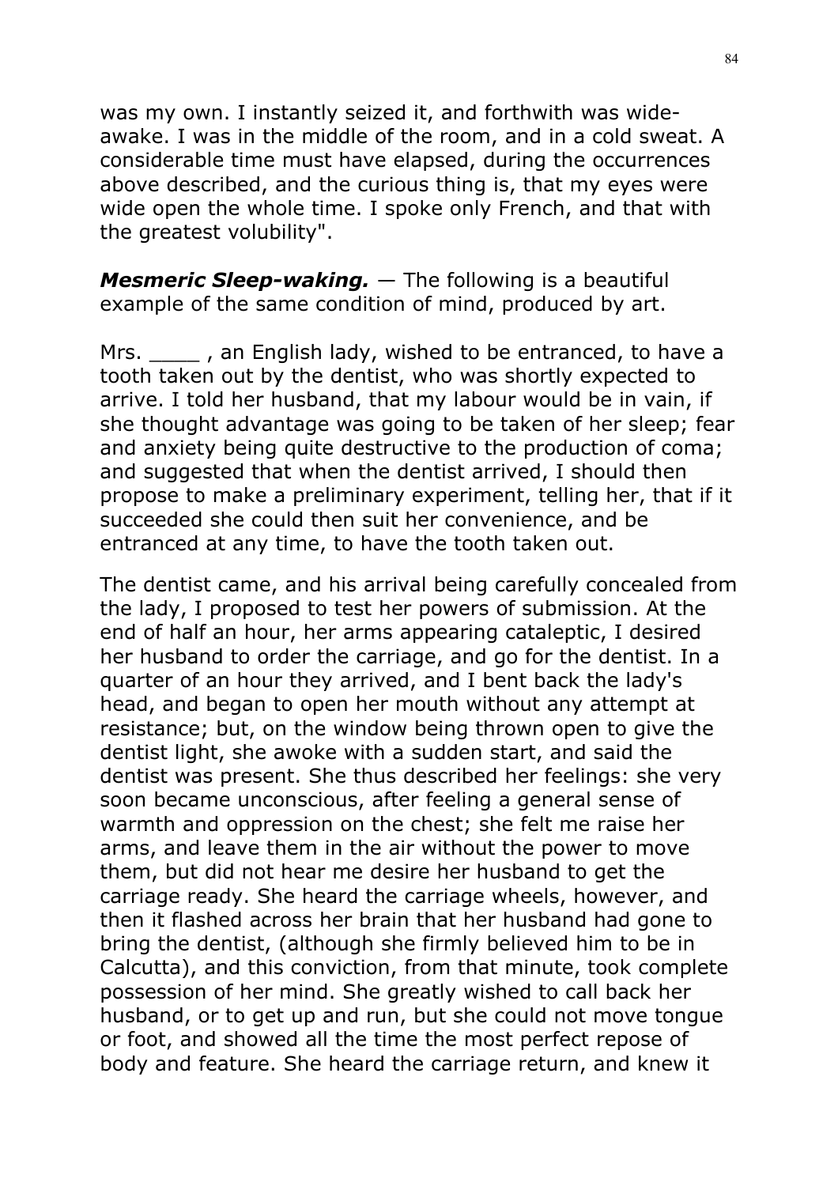was my own. I instantly seized it, and forthwith was wide-awake. I was in the middle of the room, and in a cold sweat. A considerable time must have elapsed, during the occurrences above described, and the curious thing is, that my eyes were wide open the whole time. I spoke only French, and that with the greatest volubility".

***Mesmeric Sleep-waking.*** — The following is a beautiful example of the same condition of mind, produced by art.

Mrs. ____ , an English lady, wished to be entranced, to have a tooth taken out by the dentist, who was shortly expected to arrive. I told her husband, that my labour would be in vain, if she thought advantage was going to be taken of her sleep; fear and anxiety being quite destructive to the production of coma; and suggested that when the dentist arrived, I should then propose to make a preliminary experiment, telling her, that if it succeeded she could then suit her convenience, and be entranced at any time, to have the tooth taken out.

The dentist came, and his arrival being carefully concealed from the lady, I proposed to test her powers of submission. At the end of half an hour, her arms appearing cataleptic, I desired her husband to order the carriage, and go for the dentist. In a quarter of an hour they arrived, and I bent back the lady's head, and began to open her mouth without any attempt at resistance; but, on the window being thrown open to give the dentist light, she awoke with a sudden start, and said the dentist was present. She thus described her feelings: she very soon became unconscious, after feeling a general sense of warmth and oppression on the chest; she felt me raise her arms, and leave them in the air without the power to move them, but did not hear me desire her husband to get the carriage ready. She heard the carriage wheels, however, and then it flashed across her brain that her husband had gone to bring the dentist, (although she firmly believed him to be in Calcutta), and this conviction, from that minute, took complete possession of her mind. She greatly wished to call back her husband, or to get up and run, but she could not move tongue or foot, and showed all the time the most perfect repose of body and feature. She heard the carriage return, and knew it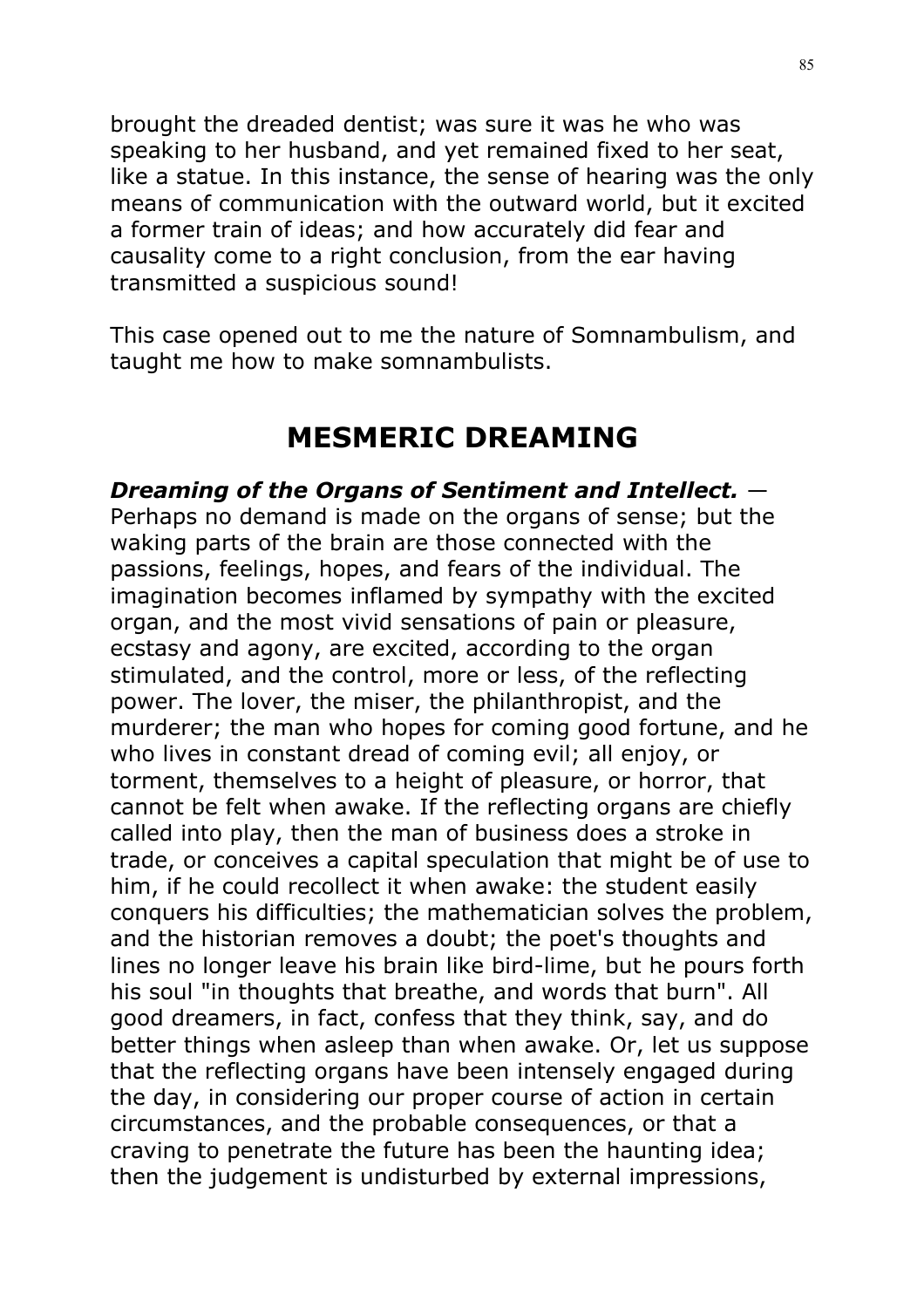brought the dreaded dentist; was sure it was he who was speaking to her husband, and yet remained fixed to her seat, like a statue. In this instance, the sense of hearing was the only means of communication with the outward world, but it excited a former train of ideas; and how accurately did fear and causality come to a right conclusion, from the ear having transmitted a suspicious sound!

This case opened out to me the nature of Somnambulism, and taught me how to make somnambulists.

## MESMERIC DREAMING

***Dreaming of the Organs of Sentiment and Intellect.*** — Perhaps no demand is made on the organs of sense; but the waking parts of the brain are those connected with the passions, feelings, hopes, and fears of the individual. The imagination becomes inflamed by sympathy with the excited organ, and the most vivid sensations of pain or pleasure, ecstasy and agony, are excited, according to the organ stimulated, and the control, more or less, of the reflecting power. The lover, the miser, the philanthropist, and the murderer; the man who hopes for coming good fortune, and he who lives in constant dread of coming evil; all enjoy, or torment, themselves to a height of pleasure, or horror, that cannot be felt when awake. If the reflecting organs are chiefly called into play, then the man of business does a stroke in trade, or conceives a capital speculation that might be of use to him, if he could recollect it when awake: the student easily conquers his difficulties; the mathematician solves the problem, and the historian removes a doubt; the poet's thoughts and lines no longer leave his brain like bird-lime, but he pours forth his soul "in thoughts that breathe, and words that burn". All good dreamers, in fact, confess that they think, say, and do better things when asleep than when awake. Or, let us suppose that the reflecting organs have been intensely engaged during the day, in considering our proper course of action in certain circumstances, and the probable consequences, or that a craving to penetrate the future has been the haunting idea; then the judgement is undisturbed by external impressions,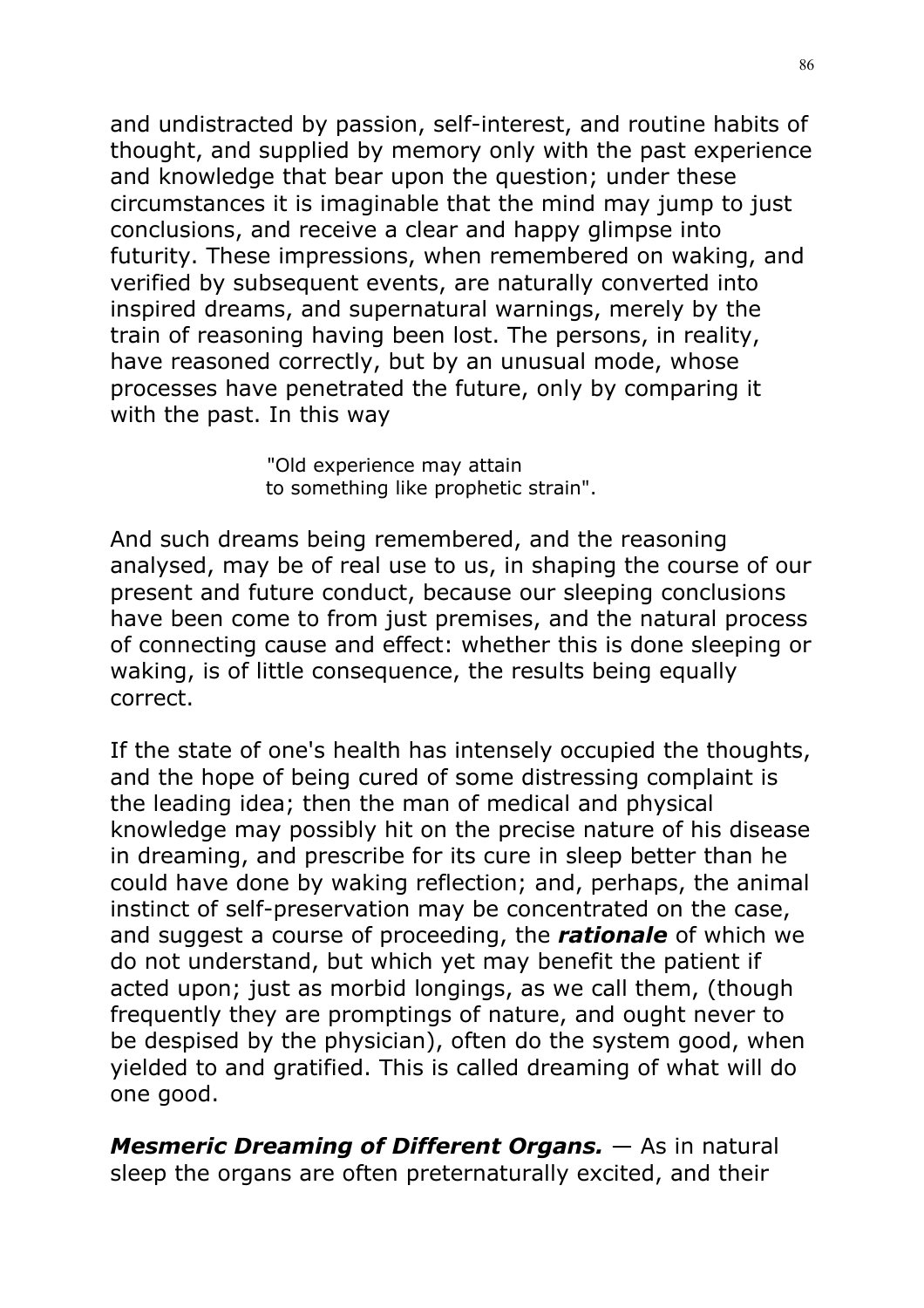and undistracted by passion, self-interest, and routine habits of thought, and supplied by memory only with the past experience and knowledge that bear upon the question; under these circumstances it is imaginable that the mind may jump to just conclusions, and receive a clear and happy glimpse into futurity. These impressions, when remembered on waking, and verified by subsequent events, are naturally converted into inspired dreams, and supernatural warnings, merely by the train of reasoning having been lost. The persons, in reality, have reasoned correctly, but by an unusual mode, whose processes have penetrated the future, only by comparing it with the past. In this way

> "Old experience may attain
> to something like prophetic strain".

And such dreams being remembered, and the reasoning analysed, may be of real use to us, in shaping the course of our present and future conduct, because our sleeping conclusions have been come to from just premises, and the natural process of connecting cause and effect: whether this is done sleeping or waking, is of little consequence, the results being equally correct.

If the state of one's health has intensely occupied the thoughts, and the hope of being cured of some distressing complaint is the leading idea; then the man of medical and physical knowledge may possibly hit on the precise nature of his disease in dreaming, and prescribe for its cure in sleep better than he could have done by waking reflection; and, perhaps, the animal instinct of self-preservation may be concentrated on the case, and suggest a course of proceeding, the ***rationale*** of which we do not understand, but which yet may benefit the patient if acted upon; just as morbid longings, as we call them, (though frequently they are promptings of nature, and ought never to be despised by the physician), often do the system good, when yielded to and gratified. This is called dreaming of what will do one good.

***Mesmeric Dreaming of Different Organs.*** — As in natural sleep the organs are often preternaturally excited, and their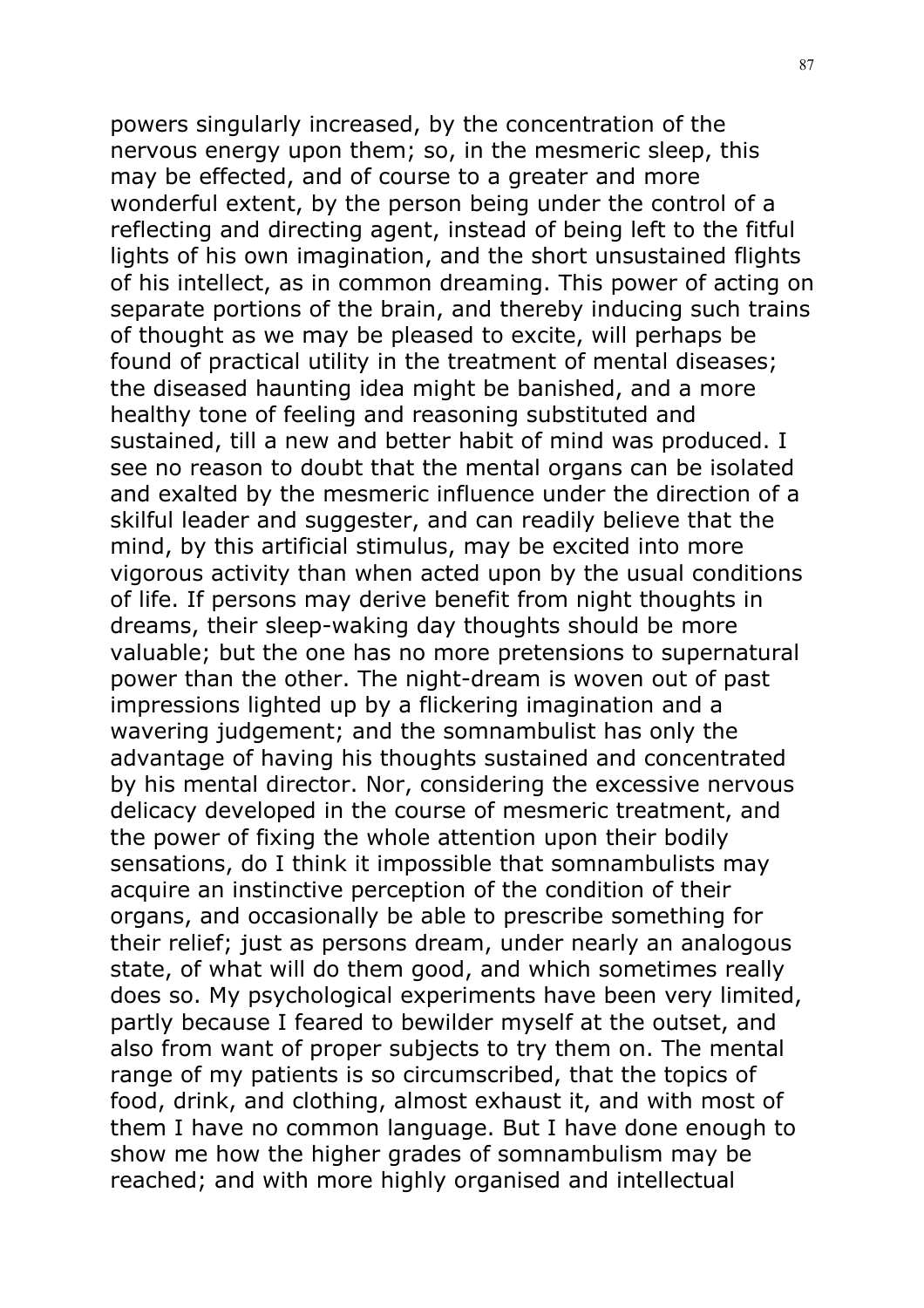powers singularly increased, by the concentration of the nervous energy upon them; so, in the mesmeric sleep, this may be effected, and of course to a greater and more wonderful extent, by the person being under the control of a reflecting and directing agent, instead of being left to the fitful lights of his own imagination, and the short unsustained flights of his intellect, as in common dreaming. This power of acting on separate portions of the brain, and thereby inducing such trains of thought as we may be pleased to excite, will perhaps be found of practical utility in the treatment of mental diseases; the diseased haunting idea might be banished, and a more healthy tone of feeling and reasoning substituted and sustained, till a new and better habit of mind was produced. I see no reason to doubt that the mental organs can be isolated and exalted by the mesmeric influence under the direction of a skilful leader and suggester, and can readily believe that the mind, by this artificial stimulus, may be excited into more vigorous activity than when acted upon by the usual conditions of life. If persons may derive benefit from night thoughts in dreams, their sleep-waking day thoughts should be more valuable; but the one has no more pretensions to supernatural power than the other. The night-dream is woven out of past impressions lighted up by a flickering imagination and a wavering judgement; and the somnambulist has only the advantage of having his thoughts sustained and concentrated by his mental director. Nor, considering the excessive nervous delicacy developed in the course of mesmeric treatment, and the power of fixing the whole attention upon their bodily sensations, do I think it impossible that somnambulists may acquire an instinctive perception of the condition of their organs, and occasionally be able to prescribe something for their relief; just as persons dream, under nearly an analogous state, of what will do them good, and which sometimes really does so. My psychological experiments have been very limited, partly because I feared to bewilder myself at the outset, and also from want of proper subjects to try them on. The mental range of my patients is so circumscribed, that the topics of food, drink, and clothing, almost exhaust it, and with most of them I have no common language. But I have done enough to show me how the higher grades of somnambulism may be reached; and with more highly organised and intellectual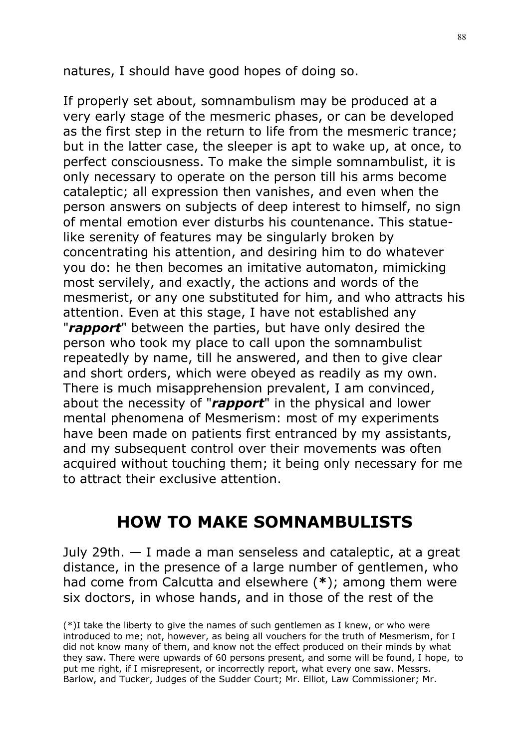natures, I should have good hopes of doing so.

If properly set about, somnambulism may be produced at a very early stage of the mesmeric phases, or can be developed as the first step in the return to life from the mesmeric trance; but in the latter case, the sleeper is apt to wake up, at once, to perfect consciousness. To make the simple somnambulist, it is only necessary to operate on the person till his arms become cataleptic; all expression then vanishes, and even when the person answers on subjects of deep interest to himself, no sign of mental emotion ever disturbs his countenance. This statue-like serenity of features may be singularly broken by concentrating his attention, and desiring him to do whatever you do: he then becomes an imitative automaton, mimicking most servilely, and exactly, the actions and words of the mesmerist, or any one substituted for him, and who attracts his attention. Even at this stage, I have not established any "***rapport***" between the parties, but have only desired the person who took my place to call upon the somnambulist repeatedly by name, till he answered, and then to give clear and short orders, which were obeyed as readily as my own. There is much misapprehension prevalent, I am convinced, about the necessity of "***rapport***" in the physical and lower mental phenomena of Mesmerism: most of my experiments have been made on patients first entranced by my assistants, and my subsequent control over their movements was often acquired without touching them; it being only necessary for me to attract their exclusive attention.

## HOW TO MAKE SOMNAMBULISTS

July 29th. — I made a man senseless and cataleptic, at a great distance, in the presence of a large number of gentlemen, who had come from Calcutta and elsewhere (**\***); among them were six doctors, in whose hands, and in those of the rest of the

(\*)I take the liberty to give the names of such gentlemen as I knew, or who were introduced to me; not, however, as being all vouchers for the truth of Mesmerism, for I did not know many of them, and know not the effect produced on their minds by what they saw. There were upwards of 60 persons present, and some will be found, I hope, to put me right, if I misrepresent, or incorrectly report, what every one saw. Messrs. Barlow, and Tucker, Judges of the Sudder Court; Mr. Elliot, Law Commissioner; Mr.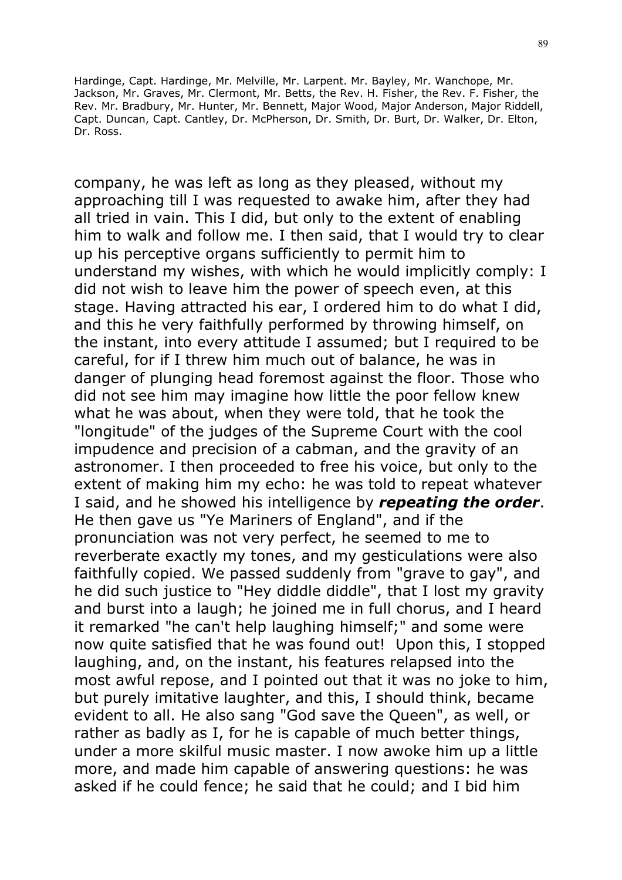Hardinge, Capt. Hardinge, Mr. Melville, Mr. Larpent. Mr. Bayley, Mr. Wanchope, Mr. Jackson, Mr. Graves, Mr. Clermont, Mr. Betts, the Rev. H. Fisher, the Rev. F. Fisher, the Rev. Mr. Bradbury, Mr. Hunter, Mr. Bennett, Major Wood, Major Anderson, Major Riddell, Capt. Duncan, Capt. Cantley, Dr. McPherson, Dr. Smith, Dr. Burt, Dr. Walker, Dr. Elton, Dr. Ross.

company, he was left as long as they pleased, without my approaching till I was requested to awake him, after they had all tried in vain. This I did, but only to the extent of enabling him to walk and follow me. I then said, that I would try to clear up his perceptive organs sufficiently to permit him to understand my wishes, with which he would implicitly comply: I did not wish to leave him the power of speech even, at this stage. Having attracted his ear, I ordered him to do what I did, and this he very faithfully performed by throwing himself, on the instant, into every attitude I assumed; but I required to be careful, for if I threw him much out of balance, he was in danger of plunging head foremost against the floor. Those who did not see him may imagine how little the poor fellow knew what he was about, when they were told, that he took the "longitude" of the judges of the Supreme Court with the cool impudence and precision of a cabman, and the gravity of an astronomer. I then proceeded to free his voice, but only to the extent of making him my echo: he was told to repeat whatever I said, and he showed his intelligence by ***repeating the order***. He then gave us "Ye Mariners of England", and if the pronunciation was not very perfect, he seemed to me to reverberate exactly my tones, and my gesticulations were also faithfully copied. We passed suddenly from "grave to gay", and he did such justice to "Hey diddle diddle", that I lost my gravity and burst into a laugh; he joined me in full chorus, and I heard it remarked "he can't help laughing himself;" and some were now quite satisfied that he was found out! Upon this, I stopped laughing, and, on the instant, his features relapsed into the most awful repose, and I pointed out that it was no joke to him, but purely imitative laughter, and this, I should think, became evident to all. He also sang "God save the Queen", as well, or rather as badly as I, for he is capable of much better things, under a more skilful music master. I now awoke him up a little more, and made him capable of answering questions: he was asked if he could fence; he said that he could; and I bid him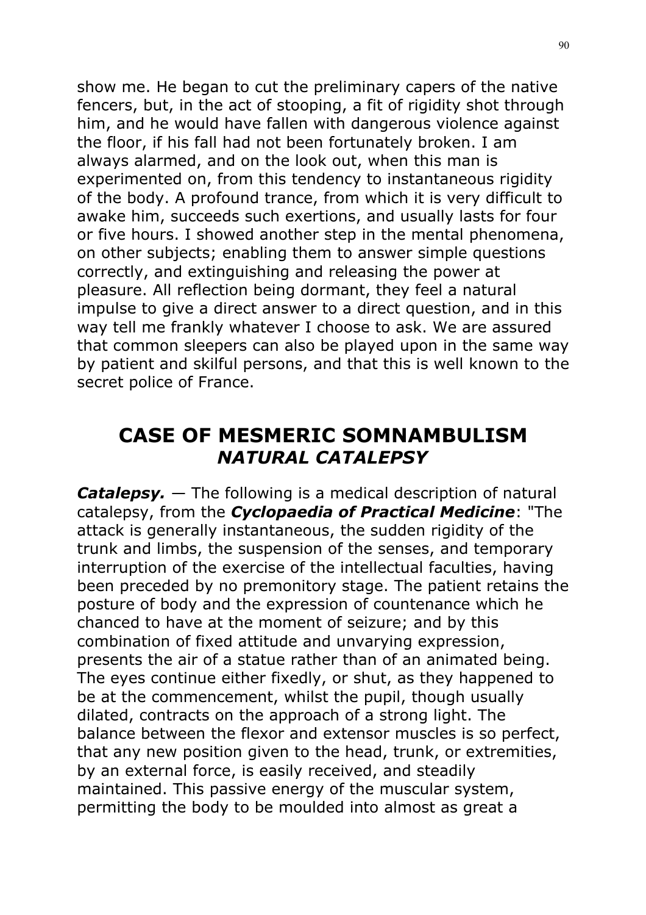show me. He began to cut the preliminary capers of the native fencers, but, in the act of stooping, a fit of rigidity shot through him, and he would have fallen with dangerous violence against the floor, if his fall had not been fortunately broken. I am always alarmed, and on the look out, when this man is experimented on, from this tendency to instantaneous rigidity of the body. A profound trance, from which it is very difficult to awake him, succeeds such exertions, and usually lasts for four or five hours. I showed another step in the mental phenomena, on other subjects; enabling them to answer simple questions correctly, and extinguishing and releasing the power at pleasure. All reflection being dormant, they feel a natural impulse to give a direct answer to a direct question, and in this way tell me frankly whatever I choose to ask. We are assured that common sleepers can also be played upon in the same way by patient and skilful persons, and that this is well known to the secret police of France.

## CASE OF MESMERIC SOMNAMBULISM *NATURAL CATALEPSY*

***Catalepsy.*** — The following is a medical description of natural catalepsy, from the ***Cyclopaedia of Practical Medicine***: "The attack is generally instantaneous, the sudden rigidity of the trunk and limbs, the suspension of the senses, and temporary interruption of the exercise of the intellectual faculties, having been preceded by no premonitory stage. The patient retains the posture of body and the expression of countenance which he chanced to have at the moment of seizure; and by this combination of fixed attitude and unvarying expression, presents the air of a statue rather than of an animated being. The eyes continue either fixedly, or shut, as they happened to be at the commencement, whilst the pupil, though usually dilated, contracts on the approach of a strong light. The balance between the flexor and extensor muscles is so perfect, that any new position given to the head, trunk, or extremities, by an external force, is easily received, and steadily maintained. This passive energy of the muscular system, permitting the body to be moulded into almost as great a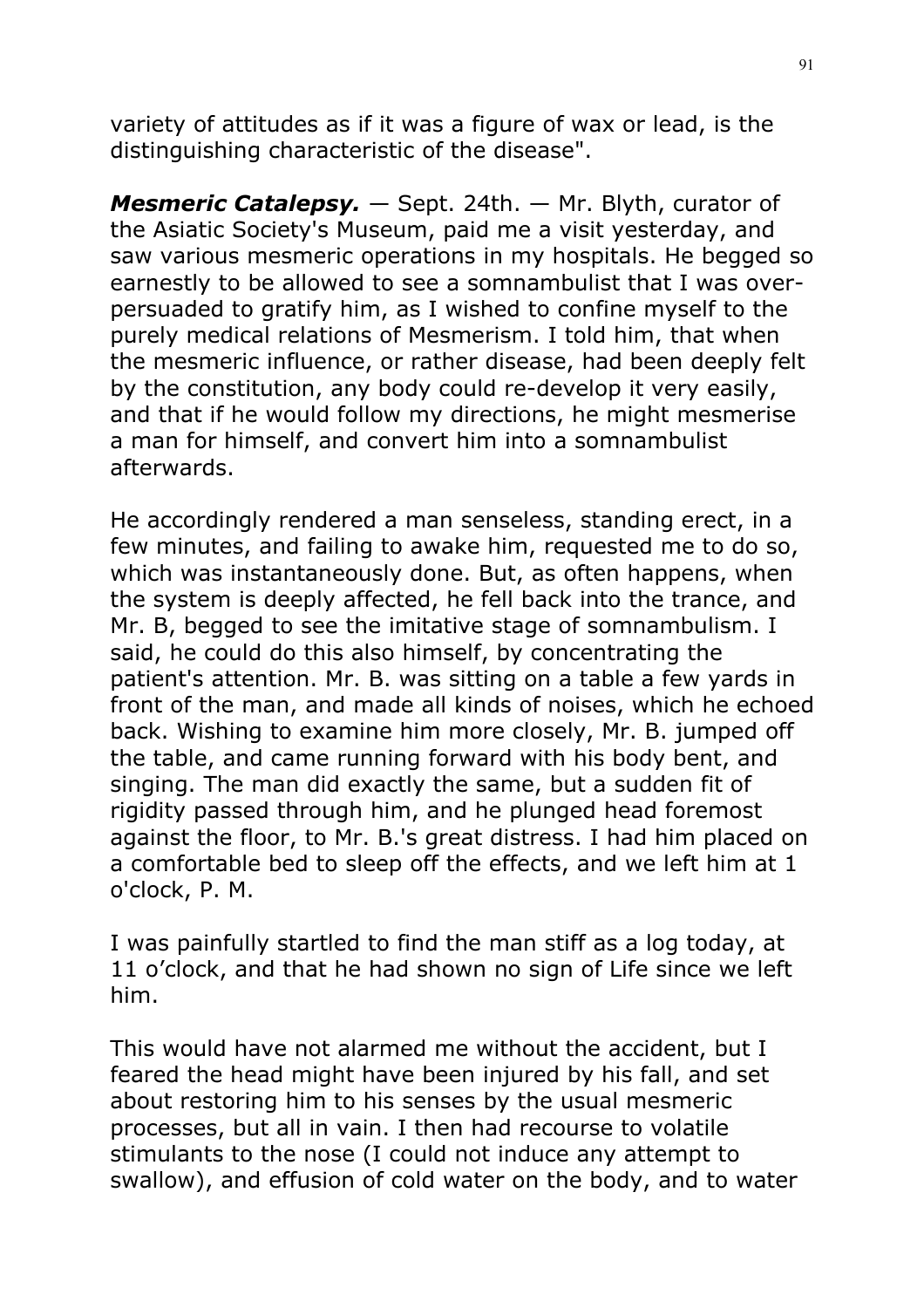variety of attitudes as if it was a figure of wax or lead, is the distinguishing characteristic of the disease".

***Mesmeric Catalepsy.*** — Sept. 24th. — Mr. Blyth, curator of the Asiatic Society's Museum, paid me a visit yesterday, and saw various mesmeric operations in my hospitals. He begged so earnestly to be allowed to see a somnambulist that I was over-persuaded to gratify him, as I wished to confine myself to the purely medical relations of Mesmerism. I told him, that when the mesmeric influence, or rather disease, had been deeply felt by the constitution, any body could re-develop it very easily, and that if he would follow my directions, he might mesmerise a man for himself, and convert him into a somnambulist afterwards.

He accordingly rendered a man senseless, standing erect, in a few minutes, and failing to awake him, requested me to do so, which was instantaneously done. But, as often happens, when the system is deeply affected, he fell back into the trance, and Mr. B, begged to see the imitative stage of somnambulism. I said, he could do this also himself, by concentrating the patient's attention. Mr. B. was sitting on a table a few yards in front of the man, and made all kinds of noises, which he echoed back. Wishing to examine him more closely, Mr. B. jumped off the table, and came running forward with his body bent, and singing. The man did exactly the same, but a sudden fit of rigidity passed through him, and he plunged head foremost against the floor, to Mr. B.'s great distress. I had him placed on a comfortable bed to sleep off the effects, and we left him at 1 o'clock, P. M.

I was painfully startled to find the man stiff as a log today, at 11 o'clock, and that he had shown no sign of Life since we left him.

This would have not alarmed me without the accident, but I feared the head might have been injured by his fall, and set about restoring him to his senses by the usual mesmeric processes, but all in vain. I then had recourse to volatile stimulants to the nose (I could not induce any attempt to swallow), and effusion of cold water on the body, and to water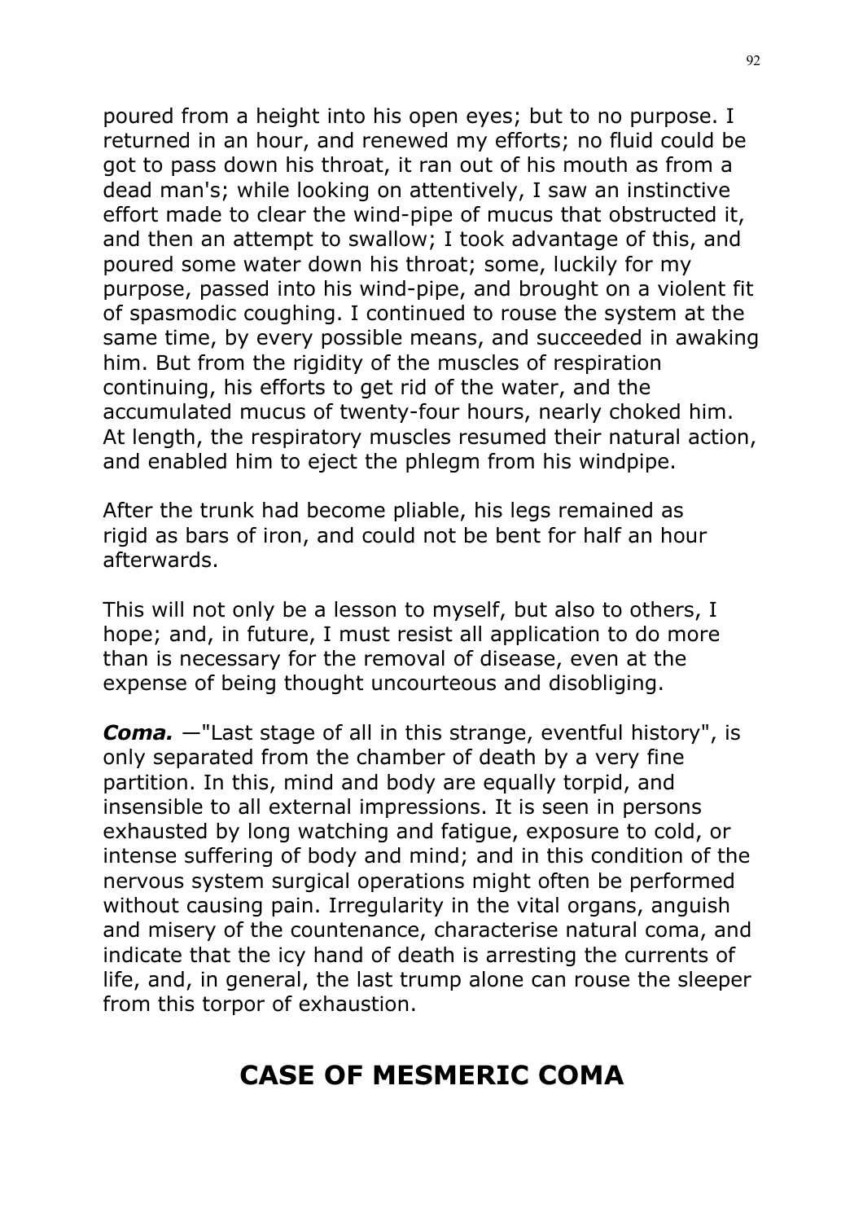poured from a height into his open eyes; but to no purpose. I returned in an hour, and renewed my efforts; no fluid could be got to pass down his throat, it ran out of his mouth as from a dead man's; while looking on attentively, I saw an instinctive effort made to clear the wind-pipe of mucus that obstructed it, and then an attempt to swallow; I took advantage of this, and poured some water down his throat; some, luckily for my purpose, passed into his wind-pipe, and brought on a violent fit of spasmodic coughing. I continued to rouse the system at the same time, by every possible means, and succeeded in awaking him. But from the rigidity of the muscles of respiration continuing, his efforts to get rid of the water, and the accumulated mucus of twenty-four hours, nearly choked him. At length, the respiratory muscles resumed their natural action, and enabled him to eject the phlegm from his windpipe.

After the trunk had become pliable, his legs remained as rigid as bars of iron, and could not be bent for half an hour afterwards.

This will not only be a lesson to myself, but also to others, I hope; and, in future, I must resist all application to do more than is necessary for the removal of disease, even at the expense of being thought uncourteous and disobliging.

***Coma.*** —"Last stage of all in this strange, eventful history", is only separated from the chamber of death by a very fine partition. In this, mind and body are equally torpid, and insensible to all external impressions. It is seen in persons exhausted by long watching and fatigue, exposure to cold, or intense suffering of body and mind; and in this condition of the nervous system surgical operations might often be performed without causing pain. Irregularity in the vital organs, anguish and misery of the countenance, characterise natural coma, and indicate that the icy hand of death is arresting the currents of life, and, in general, the last trump alone can rouse the sleeper from this torpor of exhaustion.

## CASE OF MESMERIC COMA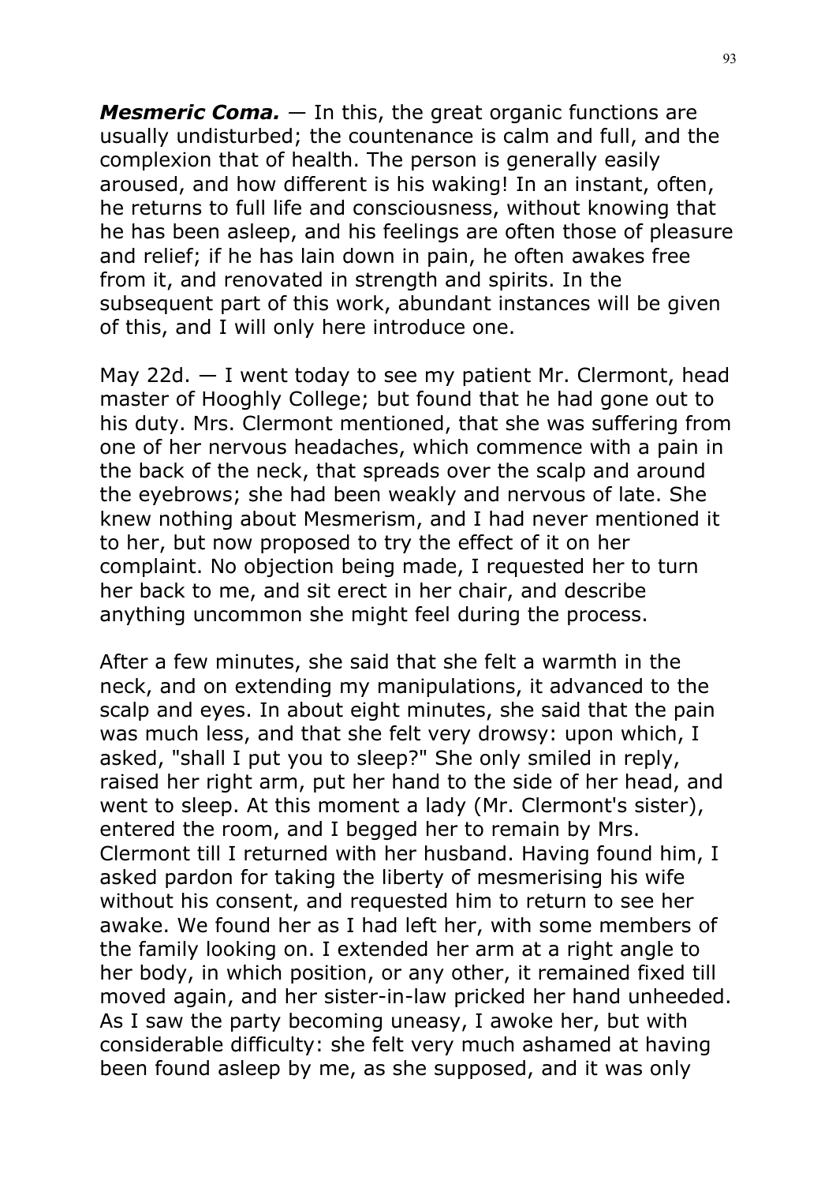***Mesmeric Coma.*** — In this, the great organic functions are usually undisturbed; the countenance is calm and full, and the complexion that of health. The person is generally easily aroused, and how different is his waking! In an instant, often, he returns to full life and consciousness, without knowing that he has been asleep, and his feelings are often those of pleasure and relief; if he has lain down in pain, he often awakes free from it, and renovated in strength and spirits. In the subsequent part of this work, abundant instances will be given of this, and I will only here introduce one.

May 22d. — I went today to see my patient Mr. Clermont, head master of Hooghly College; but found that he had gone out to his duty. Mrs. Clermont mentioned, that she was suffering from one of her nervous headaches, which commence with a pain in the back of the neck, that spreads over the scalp and around the eyebrows; she had been weakly and nervous of late. She knew nothing about Mesmerism, and I had never mentioned it to her, but now proposed to try the effect of it on her complaint. No objection being made, I requested her to turn her back to me, and sit erect in her chair, and describe anything uncommon she might feel during the process.

After a few minutes, she said that she felt a warmth in the neck, and on extending my manipulations, it advanced to the scalp and eyes. In about eight minutes, she said that the pain was much less, and that she felt very drowsy: upon which, I asked, "shall I put you to sleep?" She only smiled in reply, raised her right arm, put her hand to the side of her head, and went to sleep. At this moment a lady (Mr. Clermont's sister), entered the room, and I begged her to remain by Mrs. Clermont till I returned with her husband. Having found him, I asked pardon for taking the liberty of mesmerising his wife without his consent, and requested him to return to see her awake. We found her as I had left her, with some members of the family looking on. I extended her arm at a right angle to her body, in which position, or any other, it remained fixed till moved again, and her sister-in-law pricked her hand unheeded. As I saw the party becoming uneasy, I awoke her, but with considerable difficulty: she felt very much ashamed at having been found asleep by me, as she supposed, and it was only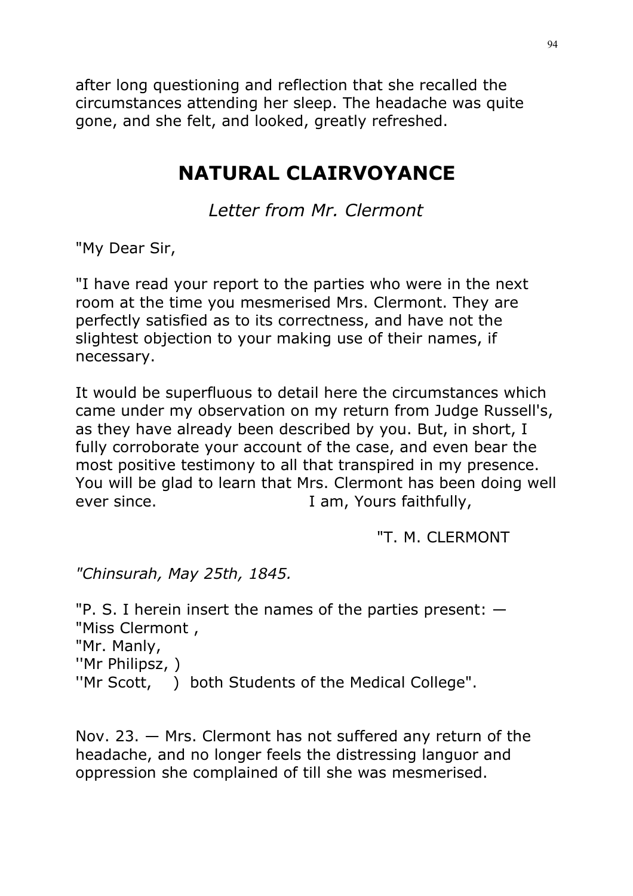after long questioning and reflection that she recalled the circumstances attending her sleep. The headache was quite gone, and she felt, and looked, greatly refreshed.

## NATURAL CLAIRVOYANCE

*Letter from Mr. Clermont*

"My Dear Sir,

"I have read your report to the parties who were in the next room at the time you mesmerised Mrs. Clermont. They are perfectly satisfied as to its correctness, and have not the slightest objection to your making use of their names, if necessary.

It would be superfluous to detail here the circumstances which came under my observation on my return from Judge Russell's, as they have already been described by you. But, in short, I fully corroborate your account of the case, and even bear the most positive testimony to all that transpired in my presence. You will be glad to learn that Mrs. Clermont has been doing well ever since. I am, Yours faithfully,

"T. M. CLERMONT

*"Chinsurah, May 25th, 1845.*

"P. S. I herein insert the names of the parties present: —
"Miss Clermont ,
"Mr. Manly,
''Mr Philipsz, )
''Mr Scott, ) both Students of the Medical College".

Nov. 23. — Mrs. Clermont has not suffered any return of the headache, and no longer feels the distressing languor and oppression she complained of till she was mesmerised.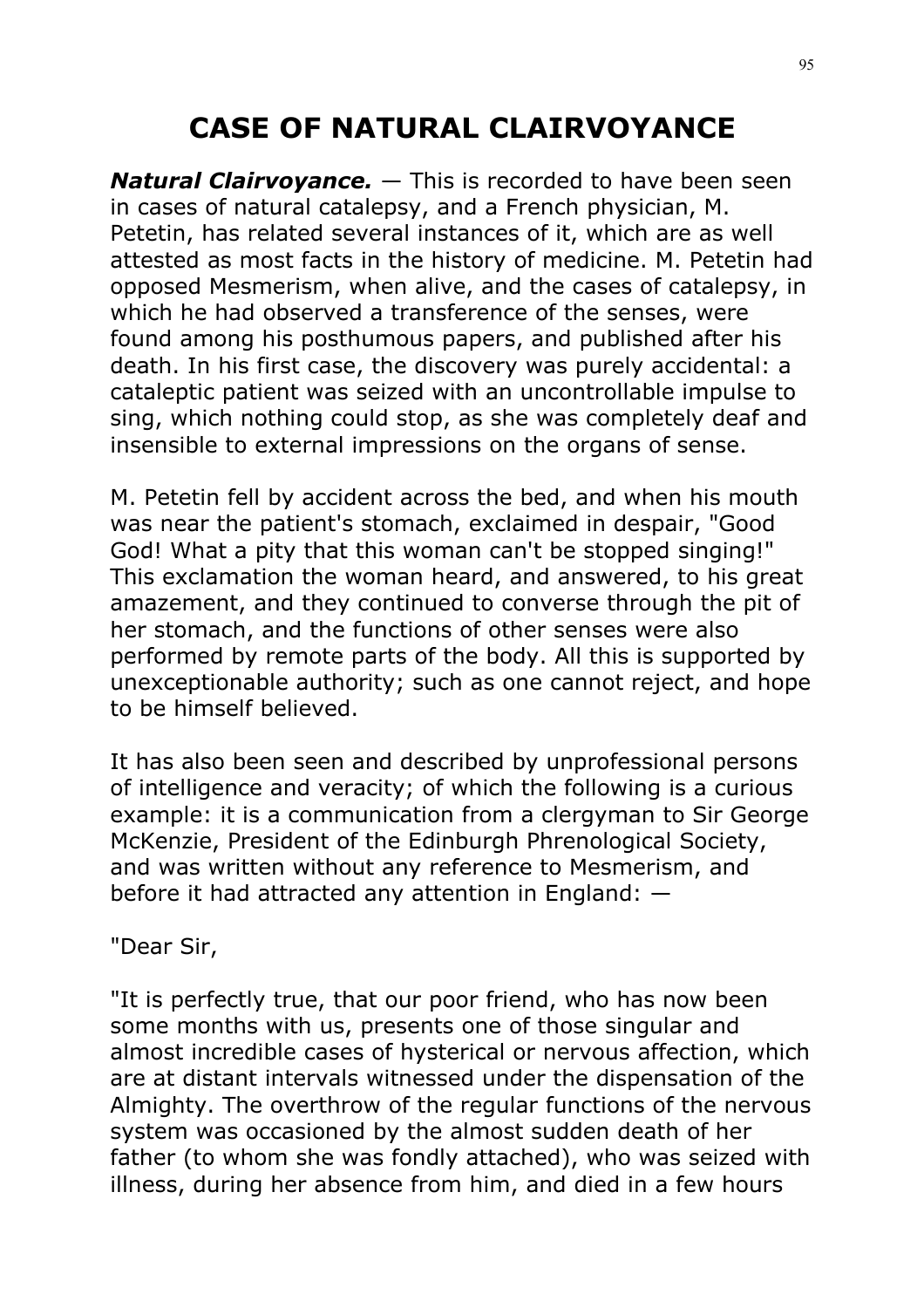# CASE OF NATURAL CLAIRVOYANCE

***Natural Clairvoyance.*** — This is recorded to have been seen in cases of natural catalepsy, and a French physician, M. Petetin, has related several instances of it, which are as well attested as most facts in the history of medicine. M. Petetin had opposed Mesmerism, when alive, and the cases of catalepsy, in which he had observed a transference of the senses, were found among his posthumous papers, and published after his death. In his first case, the discovery was purely accidental: a cataleptic patient was seized with an uncontrollable impulse to sing, which nothing could stop, as she was completely deaf and insensible to external impressions on the organs of sense.

M. Petetin fell by accident across the bed, and when his mouth was near the patient's stomach, exclaimed in despair, "Good God! What a pity that this woman can't be stopped singing!" This exclamation the woman heard, and answered, to his great amazement, and they continued to converse through the pit of her stomach, and the functions of other senses were also performed by remote parts of the body. All this is supported by unexceptionable authority; such as one cannot reject, and hope to be himself believed.

It has also been seen and described by unprofessional persons of intelligence and veracity; of which the following is a curious example: it is a communication from a clergyman to Sir George McKenzie, President of the Edinburgh Phrenological Society, and was written without any reference to Mesmerism, and before it had attracted any attention in England: —

"Dear Sir,

"It is perfectly true, that our poor friend, who has now been some months with us, presents one of those singular and almost incredible cases of hysterical or nervous affection, which are at distant intervals witnessed under the dispensation of the Almighty. The overthrow of the regular functions of the nervous system was occasioned by the almost sudden death of her father (to whom she was fondly attached), who was seized with illness, during her absence from him, and died in a few hours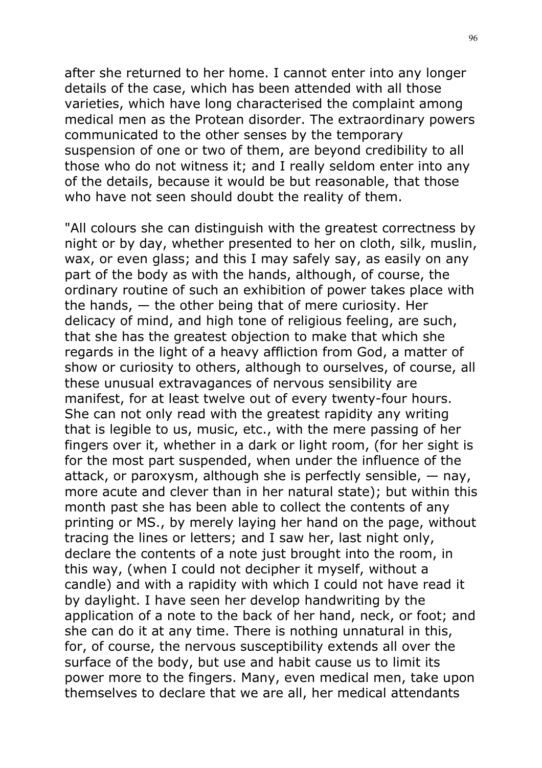after she returned to her home. I cannot enter into any longer details of the case, which has been attended with all those varieties, which have long characterised the complaint among medical men as the Protean disorder. The extraordinary powers communicated to the other senses by the temporary suspension of one or two of them, are beyond credibility to all those who do not witness it; and I really seldom enter into any of the details, because it would be but reasonable, that those who have not seen should doubt the reality of them.

"All colours she can distinguish with the greatest correctness by night or by day, whether presented to her on cloth, silk, muslin, wax, or even glass; and this I may safely say, as easily on any part of the body as with the hands, although, of course, the ordinary routine of such an exhibition of power takes place with the hands, — the other being that of mere curiosity. Her delicacy of mind, and high tone of religious feeling, are such, that she has the greatest objection to make that which she regards in the light of a heavy affliction from God, a matter of show or curiosity to others, although to ourselves, of course, all these unusual extravagances of nervous sensibility are manifest, for at least twelve out of every twenty-four hours. She can not only read with the greatest rapidity any writing that is legible to us, music, etc., with the mere passing of her fingers over it, whether in a dark or light room, (for her sight is for the most part suspended, when under the influence of the attack, or paroxysm, although she is perfectly sensible, — nay, more acute and clever than in her natural state); but within this month past she has been able to collect the contents of any printing or MS., by merely laying her hand on the page, without tracing the lines or letters; and I saw her, last night only, declare the contents of a note just brought into the room, in this way, (when I could not decipher it myself, without a candle) and with a rapidity with which I could not have read it by daylight. I have seen her develop handwriting by the application of a note to the back of her hand, neck, or foot; and she can do it at any time. There is nothing unnatural in this, for, of course, the nervous susceptibility extends all over the surface of the body, but use and habit cause us to limit its power more to the fingers. Many, even medical men, take upon themselves to declare that we are all, her medical attendants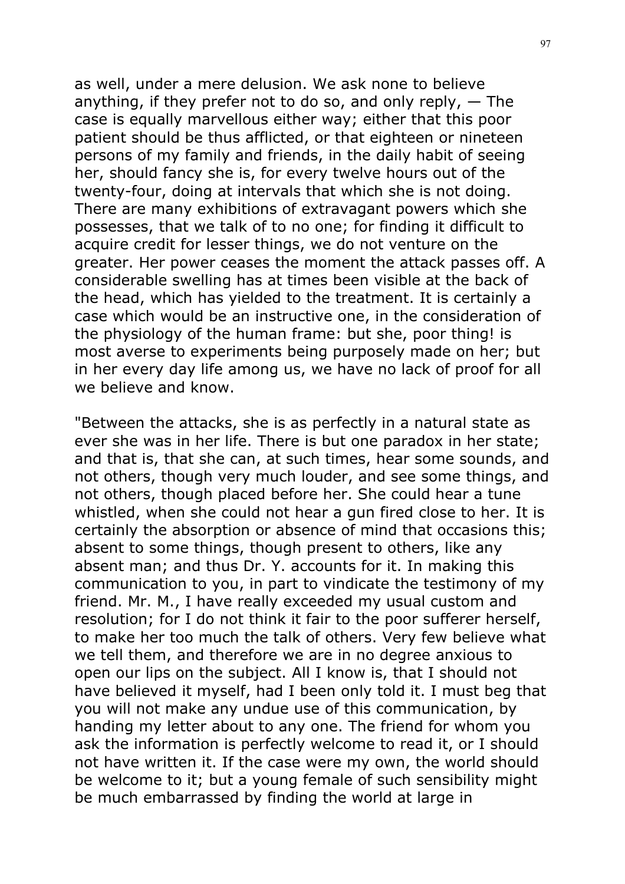as well, under a mere delusion. We ask none to believe anything, if they prefer not to do so, and only reply, — The case is equally marvellous either way; either that this poor patient should be thus afflicted, or that eighteen or nineteen persons of my family and friends, in the daily habit of seeing her, should fancy she is, for every twelve hours out of the twenty-four, doing at intervals that which she is not doing. There are many exhibitions of extravagant powers which she possesses, that we talk of to no one; for finding it difficult to acquire credit for lesser things, we do not venture on the greater. Her power ceases the moment the attack passes off. A considerable swelling has at times been visible at the back of the head, which has yielded to the treatment. It is certainly a case which would be an instructive one, in the consideration of the physiology of the human frame: but she, poor thing! is most averse to experiments being purposely made on her; but in her every day life among us, we have no lack of proof for all we believe and know.

"Between the attacks, she is as perfectly in a natural state as ever she was in her life. There is but one paradox in her state; and that is, that she can, at such times, hear some sounds, and not others, though very much louder, and see some things, and not others, though placed before her. She could hear a tune whistled, when she could not hear a gun fired close to her. It is certainly the absorption or absence of mind that occasions this; absent to some things, though present to others, like any absent man; and thus Dr. Y. accounts for it. In making this communication to you, in part to vindicate the testimony of my friend. Mr. M., I have really exceeded my usual custom and resolution; for I do not think it fair to the poor sufferer herself, to make her too much the talk of others. Very few believe what we tell them, and therefore we are in no degree anxious to open our lips on the subject. All I know is, that I should not have believed it myself, had I been only told it. I must beg that you will not make any undue use of this communication, by handing my letter about to any one. The friend for whom you ask the information is perfectly welcome to read it, or I should not have written it. If the case were my own, the world should be welcome to it; but a young female of such sensibility might be much embarrassed by finding the world at large in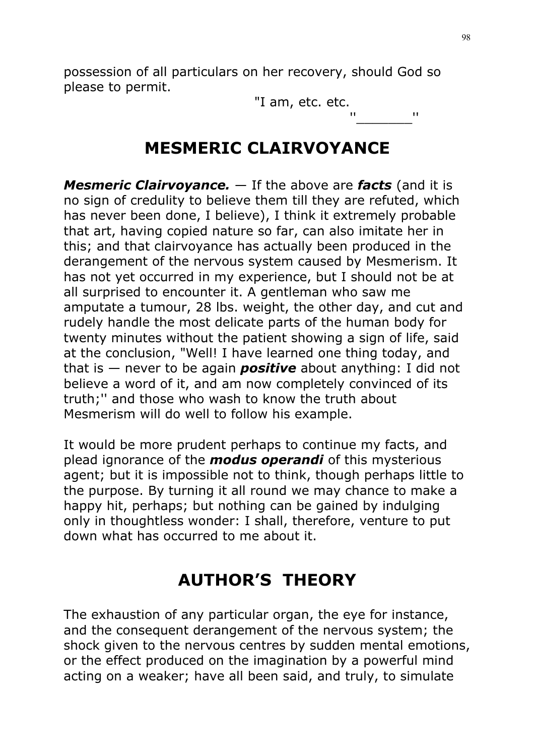possession of all particulars on her recovery, should God so please to permit.

"I am, etc. etc.

"_______"

## MESMERIC CLAIRVOYANCE

***Mesmeric Clairvoyance.*** — If the above are ***facts*** (and it is no sign of credulity to believe them till they are refuted, which has never been done, I believe), I think it extremely probable that art, having copied nature so far, can also imitate her in this; and that clairvoyance has actually been produced in the derangement of the nervous system caused by Mesmerism. It has not yet occurred in my experience, but I should not be at all surprised to encounter it. A gentleman who saw me amputate a tumour, 28 lbs. weight, the other day, and cut and rudely handle the most delicate parts of the human body for twenty minutes without the patient showing a sign of life, said at the conclusion, "Well! I have learned one thing today, and that is — never to be again ***positive*** about anything: I did not believe a word of it, and am now completely convinced of its truth;'' and those who wash to know the truth about Mesmerism will do well to follow his example.

It would be more prudent perhaps to continue my facts, and plead ignorance of the ***modus operandi*** of this mysterious agent; but it is impossible not to think, though perhaps little to the purpose. By turning it all round we may chance to make a happy hit, perhaps; but nothing can be gained by indulging only in thoughtless wonder: I shall, therefore, venture to put down what has occurred to me about it.

## AUTHOR'S THEORY

The exhaustion of any particular organ, the eye for instance, and the consequent derangement of the nervous system; the shock given to the nervous centres by sudden mental emotions, or the effect produced on the imagination by a powerful mind acting on a weaker; have all been said, and truly, to simulate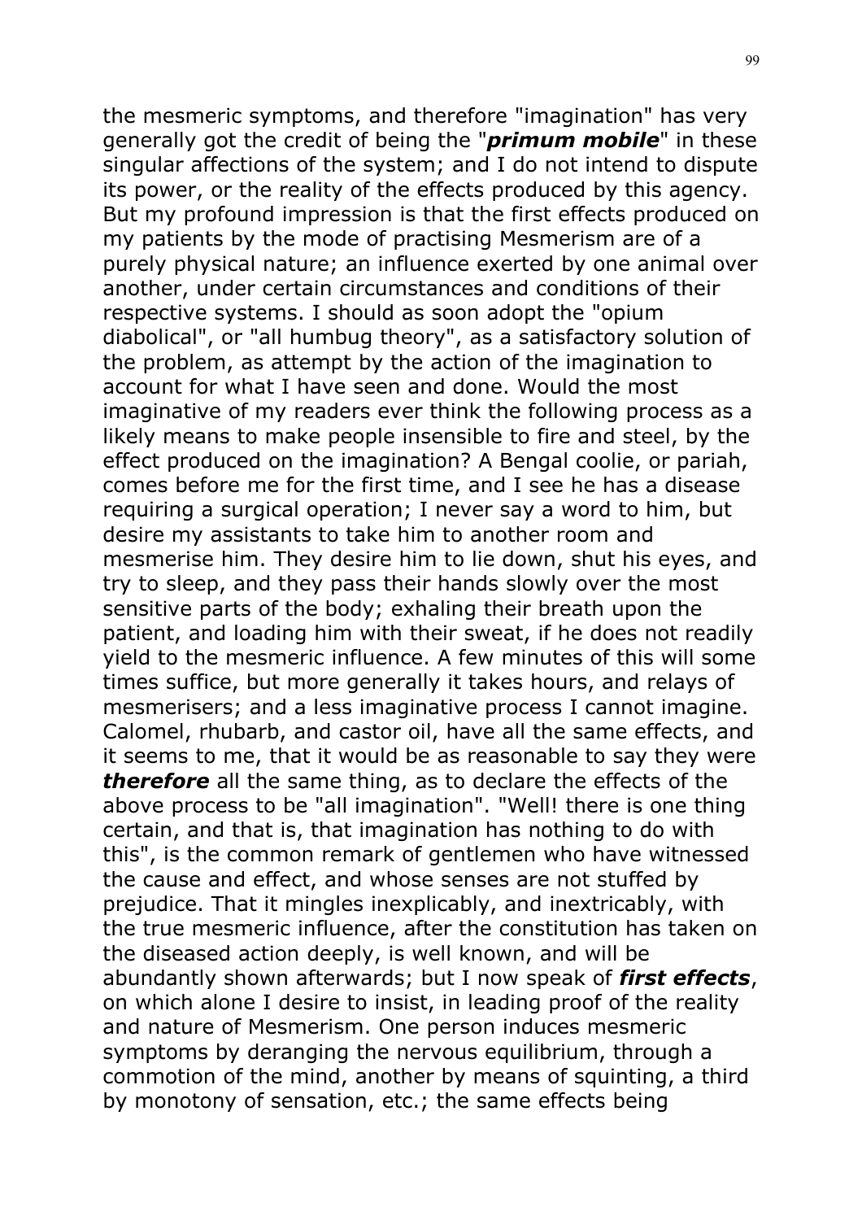the mesmeric symptoms, and therefore "imagination" has very generally got the credit of being the "***primum mobile***" in these singular affections of the system; and I do not intend to dispute its power, or the reality of the effects produced by this agency. But my profound impression is that the first effects produced on my patients by the mode of practising Mesmerism are of a purely physical nature; an influence exerted by one animal over another, under certain circumstances and conditions of their respective systems. I should as soon adopt the "opium diabolical", or "all humbug theory", as a satisfactory solution of the problem, as attempt by the action of the imagination to account for what I have seen and done. Would the most imaginative of my readers ever think the following process as a likely means to make people insensible to fire and steel, by the effect produced on the imagination? A Bengal coolie, or pariah, comes before me for the first time, and I see he has a disease requiring a surgical operation; I never say a word to him, but desire my assistants to take him to another room and mesmerise him. They desire him to lie down, shut his eyes, and try to sleep, and they pass their hands slowly over the most sensitive parts of the body; exhaling their breath upon the patient, and loading him with their sweat, if he does not readily yield to the mesmeric influence. A few minutes of this will some times suffice, but more generally it takes hours, and relays of mesmerisers; and a less imaginative process I cannot imagine. Calomel, rhubarb, and castor oil, have all the same effects, and it seems to me, that it would be as reasonable to say they were ***therefore*** all the same thing, as to declare the effects of the above process to be "all imagination". "Well! there is one thing certain, and that is, that imagination has nothing to do with this", is the common remark of gentlemen who have witnessed the cause and effect, and whose senses are not stuffed by prejudice. That it mingles inexplicably, and inextricably, with the true mesmeric influence, after the constitution has taken on the diseased action deeply, is well known, and will be abundantly shown afterwards; but I now speak of ***first effects***, on which alone I desire to insist, in leading proof of the reality and nature of Mesmerism. One person induces mesmeric symptoms by deranging the nervous equilibrium, through a commotion of the mind, another by means of squinting, a third by monotony of sensation, etc.; the same effects being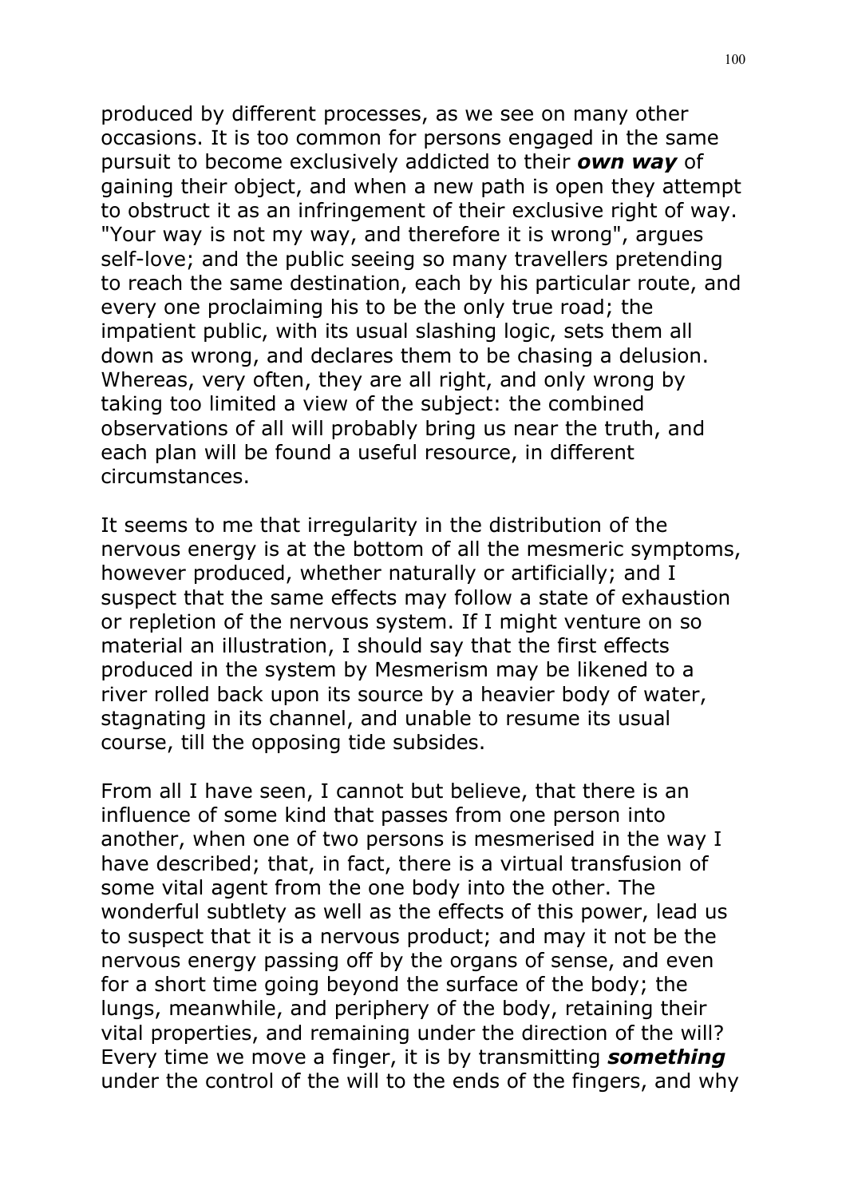produced by different processes, as we see on many other occasions. It is too common for persons engaged in the same pursuit to become exclusively addicted to their ***own way*** of gaining their object, and when a new path is open they attempt to obstruct it as an infringement of their exclusive right of way. "Your way is not my way, and therefore it is wrong", argues self-love; and the public seeing so many travellers pretending to reach the same destination, each by his particular route, and every one proclaiming his to be the only true road; the impatient public, with its usual slashing logic, sets them all down as wrong, and declares them to be chasing a delusion. Whereas, very often, they are all right, and only wrong by taking too limited a view of the subject: the combined observations of all will probably bring us near the truth, and each plan will be found a useful resource, in different circumstances.

It seems to me that irregularity in the distribution of the nervous energy is at the bottom of all the mesmeric symptoms, however produced, whether naturally or artificially; and I suspect that the same effects may follow a state of exhaustion or repletion of the nervous system. If I might venture on so material an illustration, I should say that the first effects produced in the system by Mesmerism may be likened to a river rolled back upon its source by a heavier body of water, stagnating in its channel, and unable to resume its usual course, till the opposing tide subsides.

From all I have seen, I cannot but believe, that there is an influence of some kind that passes from one person into another, when one of two persons is mesmerised in the way I have described; that, in fact, there is a virtual transfusion of some vital agent from the one body into the other. The wonderful subtlety as well as the effects of this power, lead us to suspect that it is a nervous product; and may it not be the nervous energy passing off by the organs of sense, and even for a short time going beyond the surface of the body; the lungs, meanwhile, and periphery of the body, retaining their vital properties, and remaining under the direction of the will? Every time we move a finger, it is by transmitting ***something*** under the control of the will to the ends of the fingers, and why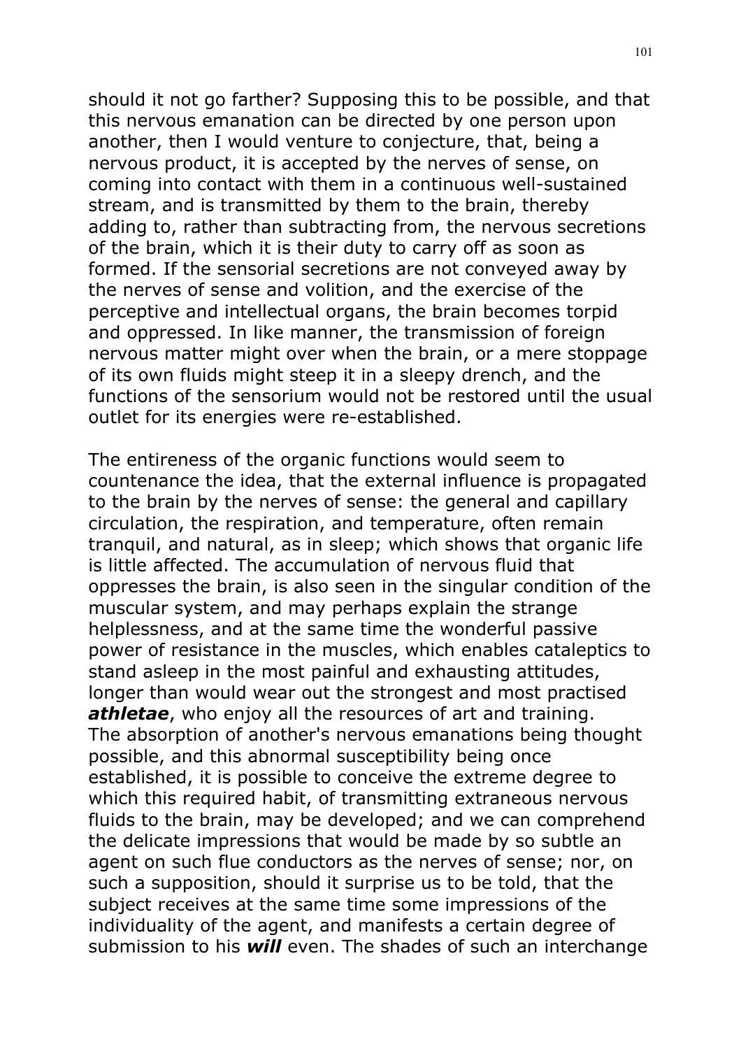should it not go farther? Supposing this to be possible, and that this nervous emanation can be directed by one person upon another, then I would venture to conjecture, that, being a nervous product, it is accepted by the nerves of sense, on coming into contact with them in a continuous well-sustained stream, and is transmitted by them to the brain, thereby adding to, rather than subtracting from, the nervous secretions of the brain, which it is their duty to carry off as soon as formed. If the sensorial secretions are not conveyed away by the nerves of sense and volition, and the exercise of the perceptive and intellectual organs, the brain becomes torpid and oppressed. In like manner, the transmission of foreign nervous matter might over when the brain, or a mere stoppage of its own fluids might steep it in a sleepy drench, and the functions of the sensorium would not be restored until the usual outlet for its energies were re-established.

The entireness of the organic functions would seem to countenance the idea, that the external influence is propagated to the brain by the nerves of sense: the general and capillary circulation, the respiration, and temperature, often remain tranquil, and natural, as in sleep; which shows that organic life is little affected. The accumulation of nervous fluid that oppresses the brain, is also seen in the singular condition of the muscular system, and may perhaps explain the strange helplessness, and at the same time the wonderful passive power of resistance in the muscles, which enables cataleptics to stand asleep in the most painful and exhausting attitudes, longer than would wear out the strongest and most practised ***athletae***, who enjoy all the resources of art and training. The absorption of another's nervous emanations being thought possible, and this abnormal susceptibility being once established, it is possible to conceive the extreme degree to which this required habit, of transmitting extraneous nervous fluids to the brain, may be developed; and we can comprehend the delicate impressions that would be made by so subtle an agent on such flue conductors as the nerves of sense; nor, on such a supposition, should it surprise us to be told, that the subject receives at the same time some impressions of the individuality of the agent, and manifests a certain degree of submission to his ***will*** even. The shades of such an interchange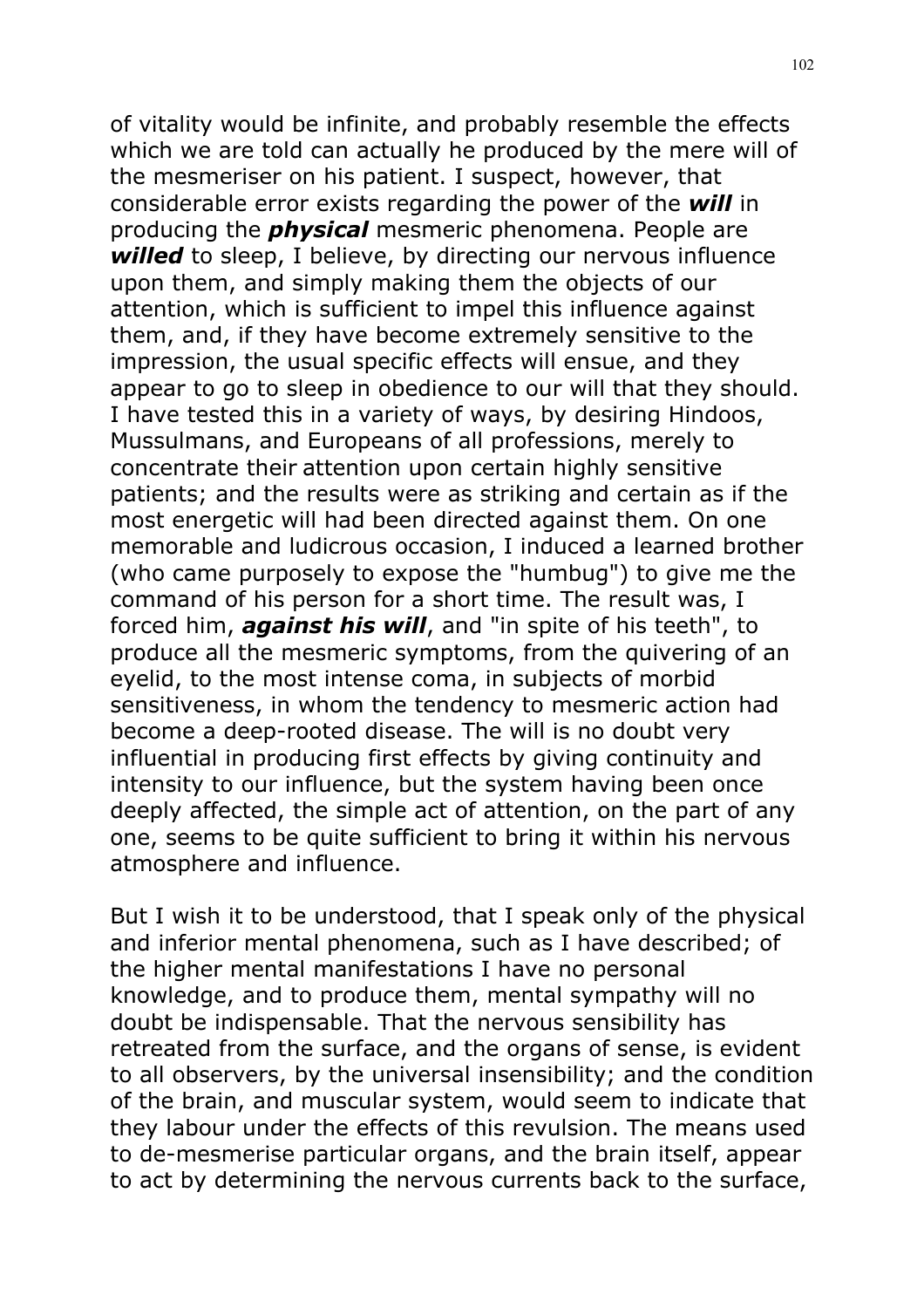of vitality would be infinite, and probably resemble the effects which we are told can actually he produced by the mere will of the mesmeriser on his patient. I suspect, however, that considerable error exists regarding the power of the ***will*** in producing the ***physical*** mesmeric phenomena. People are ***willed*** to sleep, I believe, by directing our nervous influence upon them, and simply making them the objects of our attention, which is sufficient to impel this influence against them, and, if they have become extremely sensitive to the impression, the usual specific effects will ensue, and they appear to go to sleep in obedience to our will that they should. I have tested this in a variety of ways, by desiring Hindoos, Mussulmans, and Europeans of all professions, merely to concentrate their attention upon certain highly sensitive patients; and the results were as striking and certain as if the most energetic will had been directed against them. On one memorable and ludicrous occasion, I induced a learned brother (who came purposely to expose the "humbug") to give me the command of his person for a short time. The result was, I forced him, ***against his will***, and "in spite of his teeth", to produce all the mesmeric symptoms, from the quivering of an eyelid, to the most intense coma, in subjects of morbid sensitiveness, in whom the tendency to mesmeric action had become a deep-rooted disease. The will is no doubt very influential in producing first effects by giving continuity and intensity to our influence, but the system having been once deeply affected, the simple act of attention, on the part of any one, seems to be quite sufficient to bring it within his nervous atmosphere and influence.

But I wish it to be understood, that I speak only of the physical and inferior mental phenomena, such as I have described; of the higher mental manifestations I have no personal knowledge, and to produce them, mental sympathy will no doubt be indispensable. That the nervous sensibility has retreated from the surface, and the organs of sense, is evident to all observers, by the universal insensibility; and the condition of the brain, and muscular system, would seem to indicate that they labour under the effects of this revulsion. The means used to de-mesmerise particular organs, and the brain itself, appear to act by determining the nervous currents back to the surface,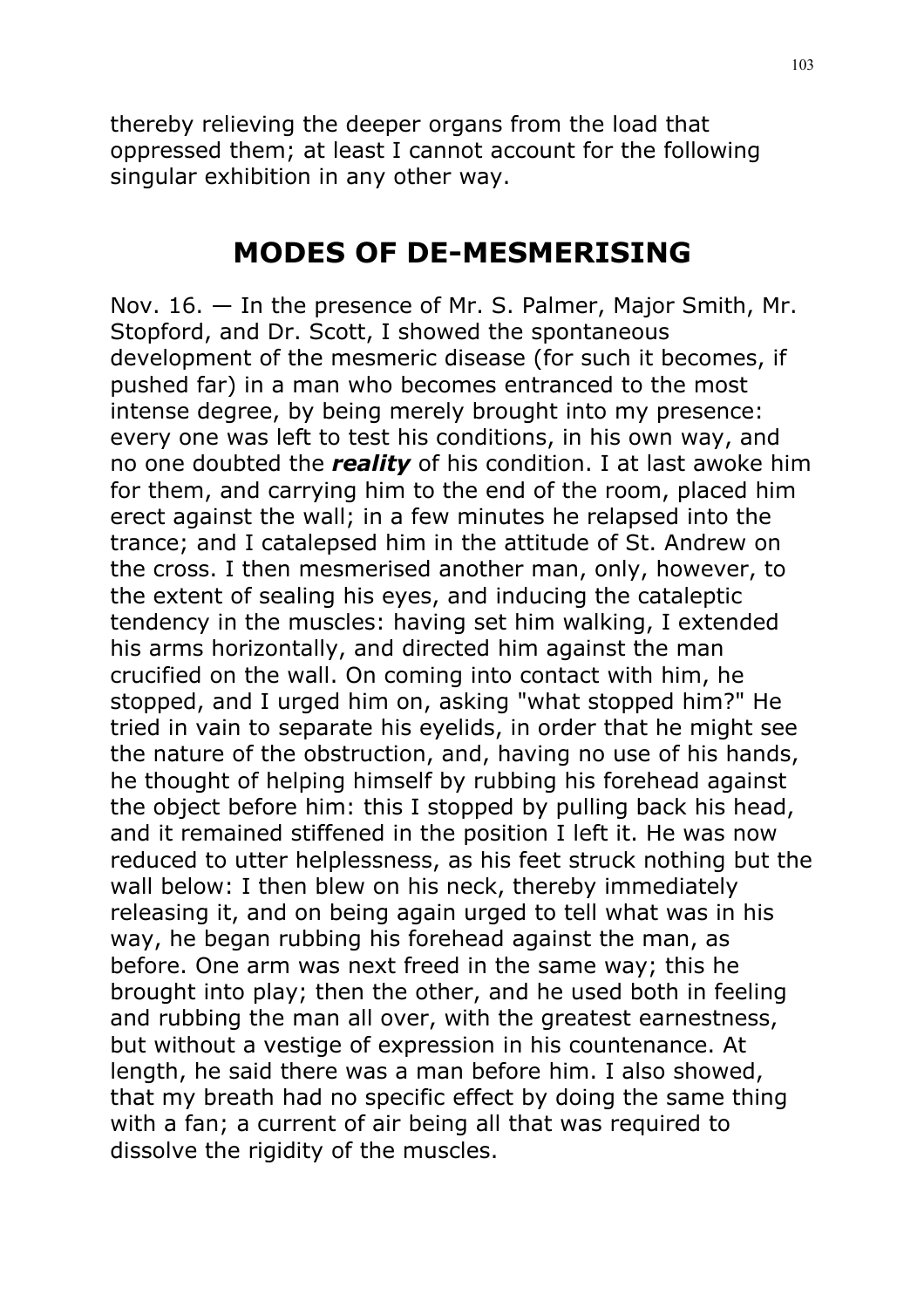thereby relieving the deeper organs from the load that oppressed them; at least I cannot account for the following singular exhibition in any other way.

## MODES OF DE-MESMERISING

Nov. 16. — In the presence of Mr. S. Palmer, Major Smith, Mr. Stopford, and Dr. Scott, I showed the spontaneous development of the mesmeric disease (for such it becomes, if pushed far) in a man who becomes entranced to the most intense degree, by being merely brought into my presence: every one was left to test his conditions, in his own way, and no one doubted the ***reality*** of his condition. I at last awoke him for them, and carrying him to the end of the room, placed him erect against the wall; in a few minutes he relapsed into the trance; and I catalepsed him in the attitude of St. Andrew on the cross. I then mesmerised another man, only, however, to the extent of sealing his eyes, and inducing the cataleptic tendency in the muscles: having set him walking, I extended his arms horizontally, and directed him against the man crucified on the wall. On coming into contact with him, he stopped, and I urged him on, asking "what stopped him?" He tried in vain to separate his eyelids, in order that he might see the nature of the obstruction, and, having no use of his hands, he thought of helping himself by rubbing his forehead against the object before him: this I stopped by pulling back his head, and it remained stiffened in the position I left it. He was now reduced to utter helplessness, as his feet struck nothing but the wall below: I then blew on his neck, thereby immediately releasing it, and on being again urged to tell what was in his way, he began rubbing his forehead against the man, as before. One arm was next freed in the same way; this he brought into play; then the other, and he used both in feeling and rubbing the man all over, with the greatest earnestness, but without a vestige of expression in his countenance. At length, he said there was a man before him. I also showed, that my breath had no specific effect by doing the same thing with a fan; a current of air being all that was required to dissolve the rigidity of the muscles.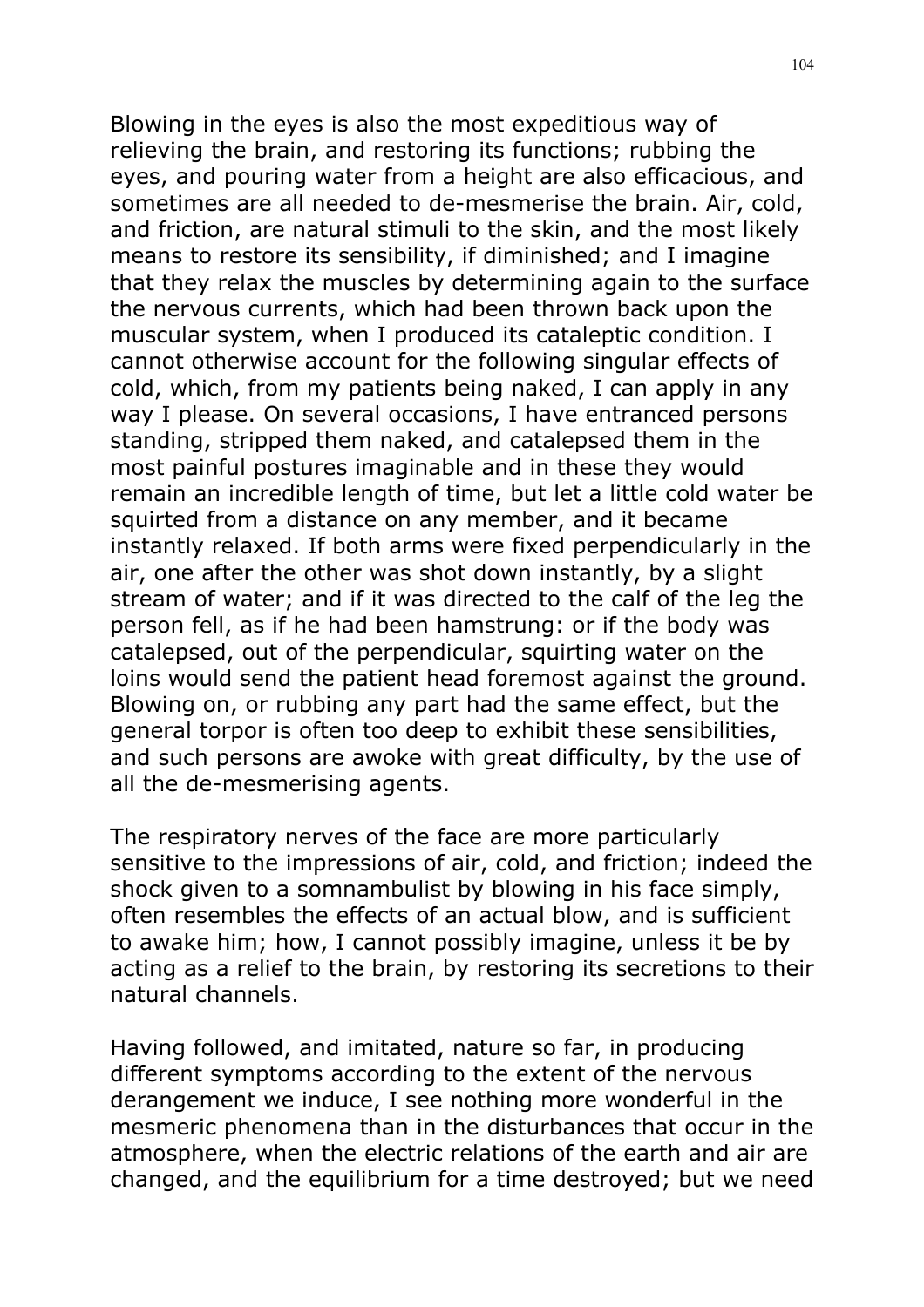Blowing in the eyes is also the most expeditious way of relieving the brain, and restoring its functions; rubbing the eyes, and pouring water from a height are also efficacious, and sometimes are all needed to de-mesmerise the brain. Air, cold, and friction, are natural stimuli to the skin, and the most likely means to restore its sensibility, if diminished; and I imagine that they relax the muscles by determining again to the surface the nervous currents, which had been thrown back upon the muscular system, when I produced its cataleptic condition. I cannot otherwise account for the following singular effects of cold, which, from my patients being naked, I can apply in any way I please. On several occasions, I have entranced persons standing, stripped them naked, and catalepsed them in the most painful postures imaginable and in these they would remain an incredible length of time, but let a little cold water be squirted from a distance on any member, and it became instantly relaxed. If both arms were fixed perpendicularly in the air, one after the other was shot down instantly, by a slight stream of water; and if it was directed to the calf of the leg the person fell, as if he had been hamstrung: or if the body was catalepsed, out of the perpendicular, squirting water on the loins would send the patient head foremost against the ground. Blowing on, or rubbing any part had the same effect, but the general torpor is often too deep to exhibit these sensibilities, and such persons are awoke with great difficulty, by the use of all the de-mesmerising agents.

The respiratory nerves of the face are more particularly sensitive to the impressions of air, cold, and friction; indeed the shock given to a somnambulist by blowing in his face simply, often resembles the effects of an actual blow, and is sufficient to awake him; how, I cannot possibly imagine, unless it be by acting as a relief to the brain, by restoring its secretions to their natural channels.

Having followed, and imitated, nature so far, in producing different symptoms according to the extent of the nervous derangement we induce, I see nothing more wonderful in the mesmeric phenomena than in the disturbances that occur in the atmosphere, when the electric relations of the earth and air are changed, and the equilibrium for a time destroyed; but we need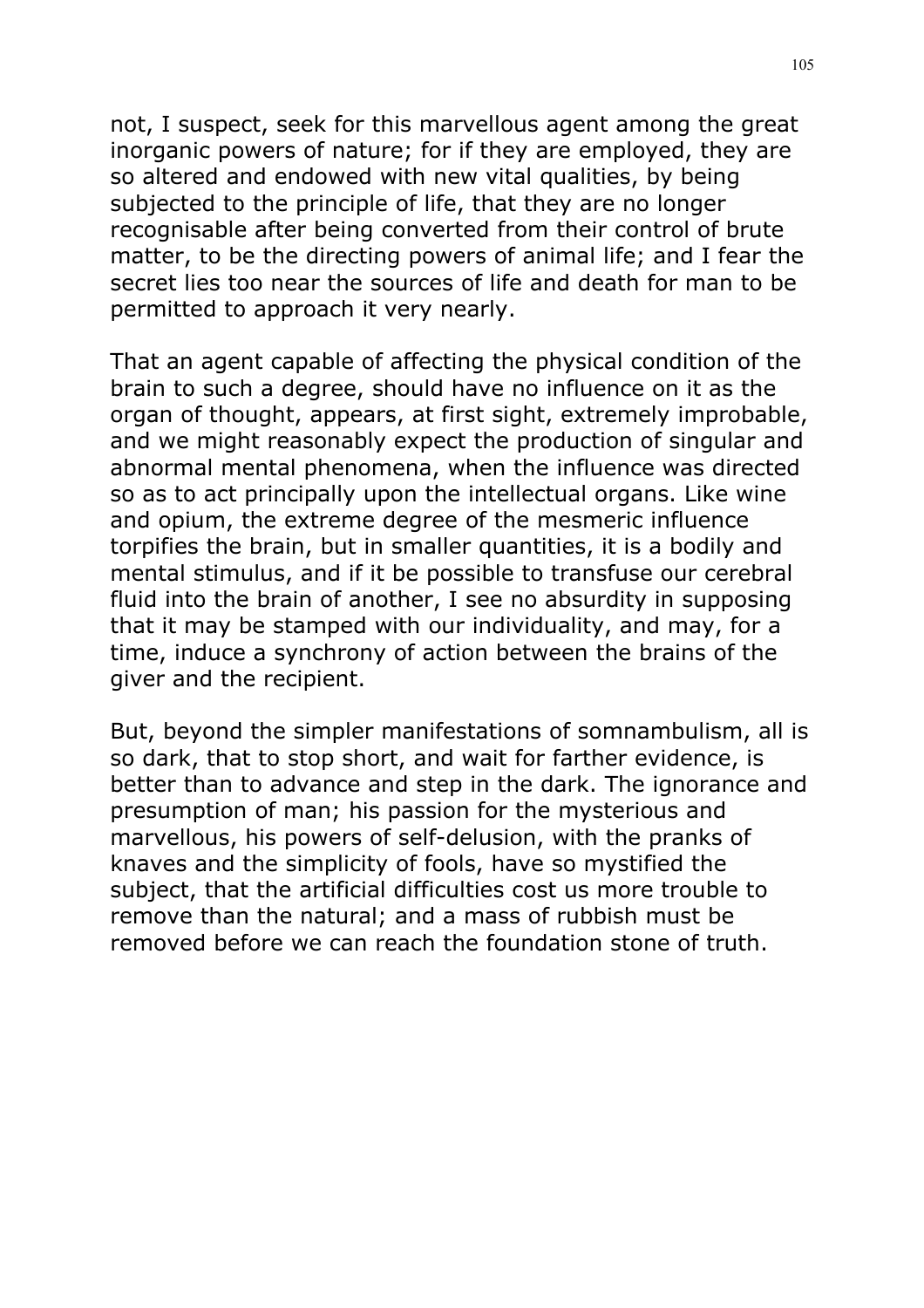not, I suspect, seek for this marvellous agent among the great inorganic powers of nature; for if they are employed, they are so altered and endowed with new vital qualities, by being subjected to the principle of life, that they are no longer recognisable after being converted from their control of brute matter, to be the directing powers of animal life; and I fear the secret lies too near the sources of life and death for man to be permitted to approach it very nearly.

That an agent capable of affecting the physical condition of the brain to such a degree, should have no influence on it as the organ of thought, appears, at first sight, extremely improbable, and we might reasonably expect the production of singular and abnormal mental phenomena, when the influence was directed so as to act principally upon the intellectual organs. Like wine and opium, the extreme degree of the mesmeric influence torpifies the brain, but in smaller quantities, it is a bodily and mental stimulus, and if it be possible to transfuse our cerebral fluid into the brain of another, I see no absurdity in supposing that it may be stamped with our individuality, and may, for a time, induce a synchrony of action between the brains of the giver and the recipient.

But, beyond the simpler manifestations of somnambulism, all is so dark, that to stop short, and wait for farther evidence, is better than to advance and step in the dark. The ignorance and presumption of man; his passion for the mysterious and marvellous, his powers of self-delusion, with the pranks of knaves and the simplicity of fools, have so mystified the subject, that the artificial difficulties cost us more trouble to remove than the natural; and a mass of rubbish must be removed before we can reach the foundation stone of truth.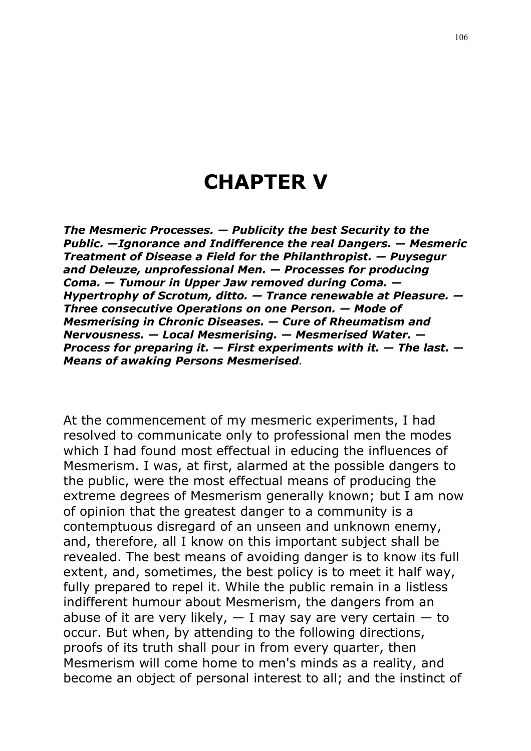# CHAPTER V

***The Mesmeric Processes. — Publicity the best Security to the Public. —Ignorance and Indifference the real Dangers. — Mesmeric Treatment of Disease a Field for the Philanthropist. — Puysegur and Deleuze, unprofessional Men. — Processes for producing Coma. — Tumour in Upper Jaw removed during Coma. — Hypertrophy of Scrotum, ditto. — Trance renewable at Pleasure. — Three consecutive Operations on one Person. — Mode of Mesmerising in Chronic Diseases. — Cure of Rheumatism and Nervousness. — Local Mesmerising. — Mesmerised Water. — Process for preparing it. — First experiments with it. — The last. — Means of awaking Persons Mesmerised**.*

At the commencement of my mesmeric experiments, I had resolved to communicate only to professional men the modes which I had found most effectual in educing the influences of Mesmerism. I was, at first, alarmed at the possible dangers to the public, were the most effectual means of producing the extreme degrees of Mesmerism generally known; but I am now of opinion that the greatest danger to a community is a contemptuous disregard of an unseen and unknown enemy, and, therefore, all I know on this important subject shall be revealed. The best means of avoiding danger is to know its full extent, and, sometimes, the best policy is to meet it half way, fully prepared to repel it. While the public remain in a listless indifferent humour about Mesmerism, the dangers from an abuse of it are very likely, — I may say are very certain — to occur. But when, by attending to the following directions, proofs of its truth shall pour in from every quarter, then Mesmerism will come home to men's minds as a reality, and become an object of personal interest to all; and the instinct of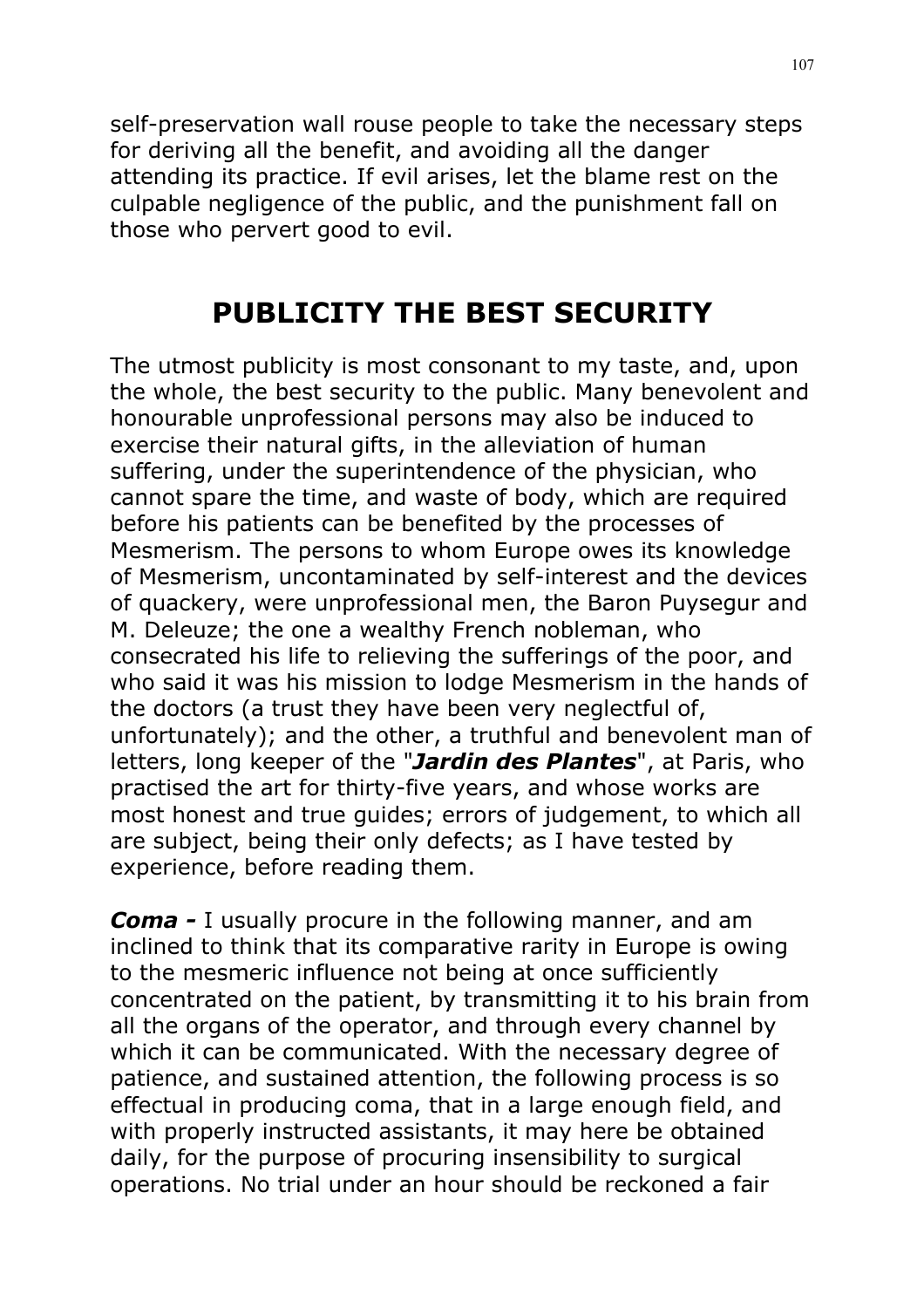self-preservation wall rouse people to take the necessary steps for deriving all the benefit, and avoiding all the danger attending its practice. If evil arises, let the blame rest on the culpable negligence of the public, and the punishment fall on those who pervert good to evil.

## PUBLICITY THE BEST SECURITY

The utmost publicity is most consonant to my taste, and, upon the whole, the best security to the public. Many benevolent and honourable unprofessional persons may also be induced to exercise their natural gifts, in the alleviation of human suffering, under the superintendence of the physician, who cannot spare the time, and waste of body, which are required before his patients can be benefited by the processes of Mesmerism. The persons to whom Europe owes its knowledge of Mesmerism, uncontaminated by self-interest and the devices of quackery, were unprofessional men, the Baron Puysegur and M. Deleuze; the one a wealthy French nobleman, who consecrated his life to relieving the sufferings of the poor, and who said it was his mission to lodge Mesmerism in the hands of the doctors (a trust they have been very neglectful of, unfortunately); and the other, a truthful and benevolent man of letters, long keeper of the "***Jardin des Plantes***", at Paris, who practised the art for thirty-five years, and whose works are most honest and true guides; errors of judgement, to which all are subject, being their only defects; as I have tested by experience, before reading them.

***Coma -*** I usually procure in the following manner, and am inclined to think that its comparative rarity in Europe is owing to the mesmeric influence not being at once sufficiently concentrated on the patient, by transmitting it to his brain from all the organs of the operator, and through every channel by which it can be communicated. With the necessary degree of patience, and sustained attention, the following process is so effectual in producing coma, that in a large enough field, and with properly instructed assistants, it may here be obtained daily, for the purpose of procuring insensibility to surgical operations. No trial under an hour should be reckoned a fair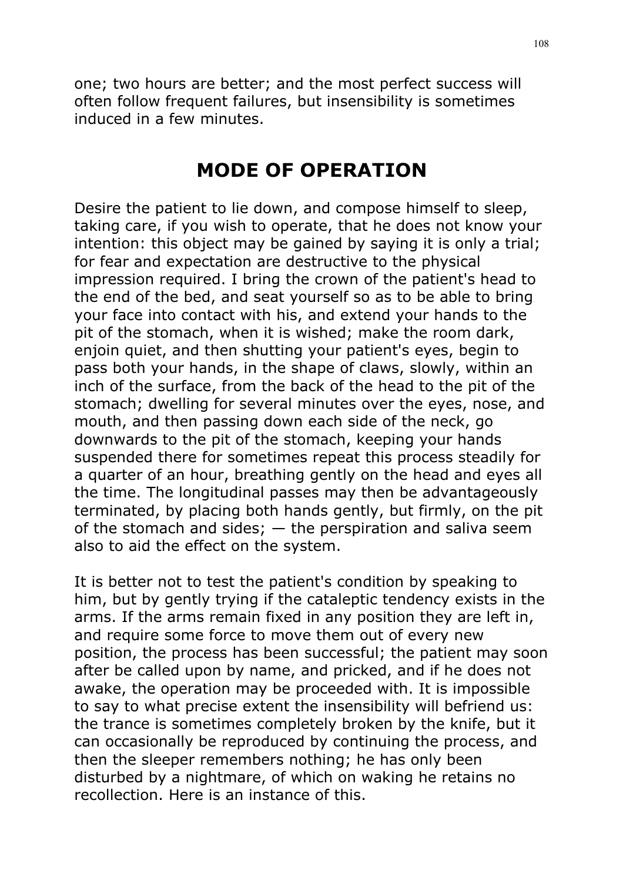one; two hours are better; and the most perfect success will often follow frequent failures, but insensibility is sometimes induced in a few minutes.

## MODE OF OPERATION

Desire the patient to lie down, and compose himself to sleep, taking care, if you wish to operate, that he does not know your intention: this object may be gained by saying it is only a trial; for fear and expectation are destructive to the physical impression required. I bring the crown of the patient's head to the end of the bed, and seat yourself so as to be able to bring your face into contact with his, and extend your hands to the pit of the stomach, when it is wished; make the room dark, enjoin quiet, and then shutting your patient's eyes, begin to pass both your hands, in the shape of claws, slowly, within an inch of the surface, from the back of the head to the pit of the stomach; dwelling for several minutes over the eyes, nose, and mouth, and then passing down each side of the neck, go downwards to the pit of the stomach, keeping your hands suspended there for sometimes repeat this process steadily for a quarter of an hour, breathing gently on the head and eyes all the time. The longitudinal passes may then be advantageously terminated, by placing both hands gently, but firmly, on the pit of the stomach and sides; — the perspiration and saliva seem also to aid the effect on the system.

It is better not to test the patient's condition by speaking to him, but by gently trying if the cataleptic tendency exists in the arms. If the arms remain fixed in any position they are left in, and require some force to move them out of every new position, the process has been successful; the patient may soon after be called upon by name, and pricked, and if he does not awake, the operation may be proceeded with. It is impossible to say to what precise extent the insensibility will befriend us: the trance is sometimes completely broken by the knife, but it can occasionally be reproduced by continuing the process, and then the sleeper remembers nothing; he has only been disturbed by a nightmare, of which on waking he retains no recollection. Here is an instance of this.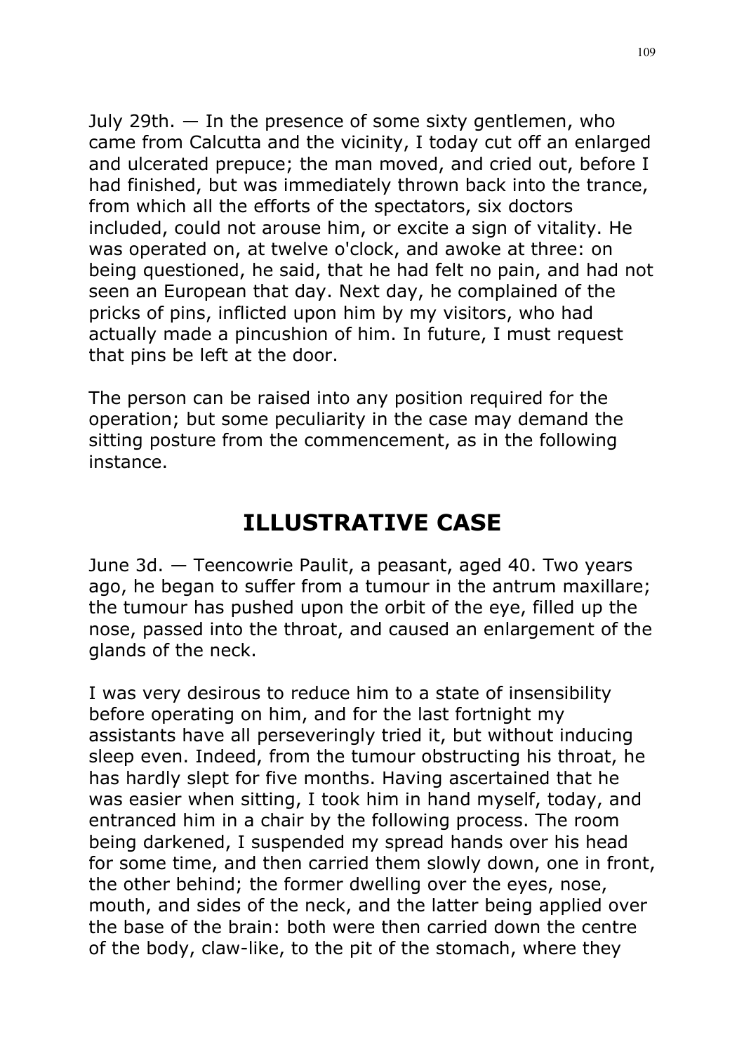July 29th. — In the presence of some sixty gentlemen, who came from Calcutta and the vicinity, I today cut off an enlarged and ulcerated prepuce; the man moved, and cried out, before I had finished, but was immediately thrown back into the trance, from which all the efforts of the spectators, six doctors included, could not arouse him, or excite a sign of vitality. He was operated on, at twelve o'clock, and awoke at three: on being questioned, he said, that he had felt no pain, and had not seen an European that day. Next day, he complained of the pricks of pins, inflicted upon him by my visitors, who had actually made a pincushion of him. In future, I must request that pins be left at the door.

The person can be raised into any position required for the operation; but some peculiarity in the case may demand the sitting posture from the commencement, as in the following instance.

## ILLUSTRATIVE CASE

June 3d. — Teencowrie Paulit, a peasant, aged 40. Two years ago, he began to suffer from a tumour in the antrum maxillare; the tumour has pushed upon the orbit of the eye, filled up the nose, passed into the throat, and caused an enlargement of the glands of the neck.

I was very desirous to reduce him to a state of insensibility before operating on him, and for the last fortnight my assistants have all perseveringly tried it, but without inducing sleep even. Indeed, from the tumour obstructing his throat, he has hardly slept for five months. Having ascertained that he was easier when sitting, I took him in hand myself, today, and entranced him in a chair by the following process. The room being darkened, I suspended my spread hands over his head for some time, and then carried them slowly down, one in front, the other behind; the former dwelling over the eyes, nose, mouth, and sides of the neck, and the latter being applied over the base of the brain: both were then carried down the centre of the body, claw-like, to the pit of the stomach, where they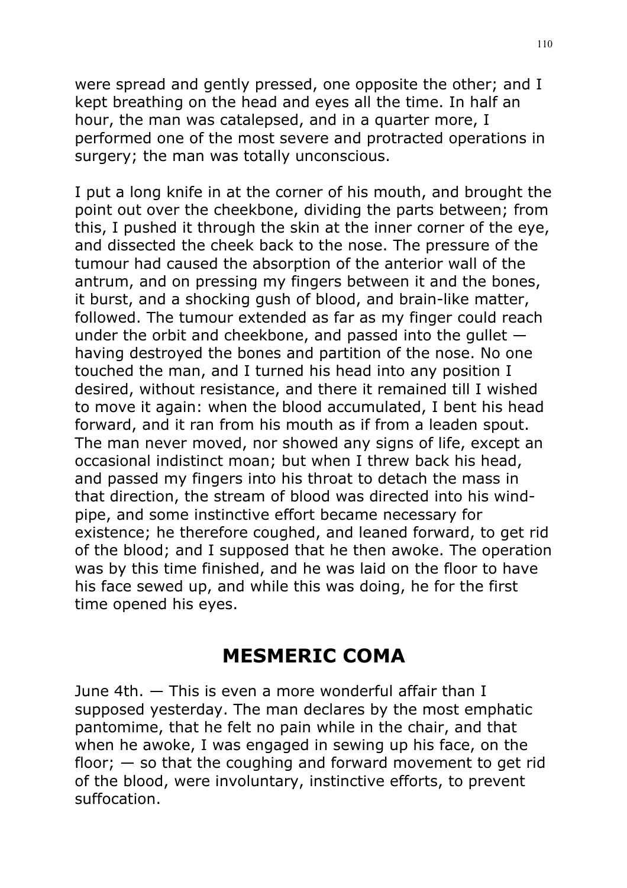were spread and gently pressed, one opposite the other; and I kept breathing on the head and eyes all the time. In half an hour, the man was catalepsed, and in a quarter more, I performed one of the most severe and protracted operations in surgery; the man was totally unconscious.

I put a long knife in at the corner of his mouth, and brought the point out over the cheekbone, dividing the parts between; from this, I pushed it through the skin at the inner corner of the eye, and dissected the cheek back to the nose. The pressure of the tumour had caused the absorption of the anterior wall of the antrum, and on pressing my fingers between it and the bones, it burst, and a shocking gush of blood, and brain-like matter, followed. The tumour extended as far as my finger could reach under the orbit and cheekbone, and passed into the gullet — having destroyed the bones and partition of the nose. No one touched the man, and I turned his head into any position I desired, without resistance, and there it remained till I wished to move it again: when the blood accumulated, I bent his head forward, and it ran from his mouth as if from a leaden spout. The man never moved, nor showed any signs of life, except an occasional indistinct moan; but when I threw back his head, and passed my fingers into his throat to detach the mass in that direction, the stream of blood was directed into his wind-pipe, and some instinctive effort became necessary for existence; he therefore coughed, and leaned forward, to get rid of the blood; and I supposed that he then awoke. The operation was by this time finished, and he was laid on the floor to have his face sewed up, and while this was doing, he for the first time opened his eyes.

## MESMERIC COMA

June 4th. — This is even a more wonderful affair than I supposed yesterday. The man declares by the most emphatic pantomime, that he felt no pain while in the chair, and that when he awoke, I was engaged in sewing up his face, on the floor; — so that the coughing and forward movement to get rid of the blood, were involuntary, instinctive efforts, to prevent suffocation.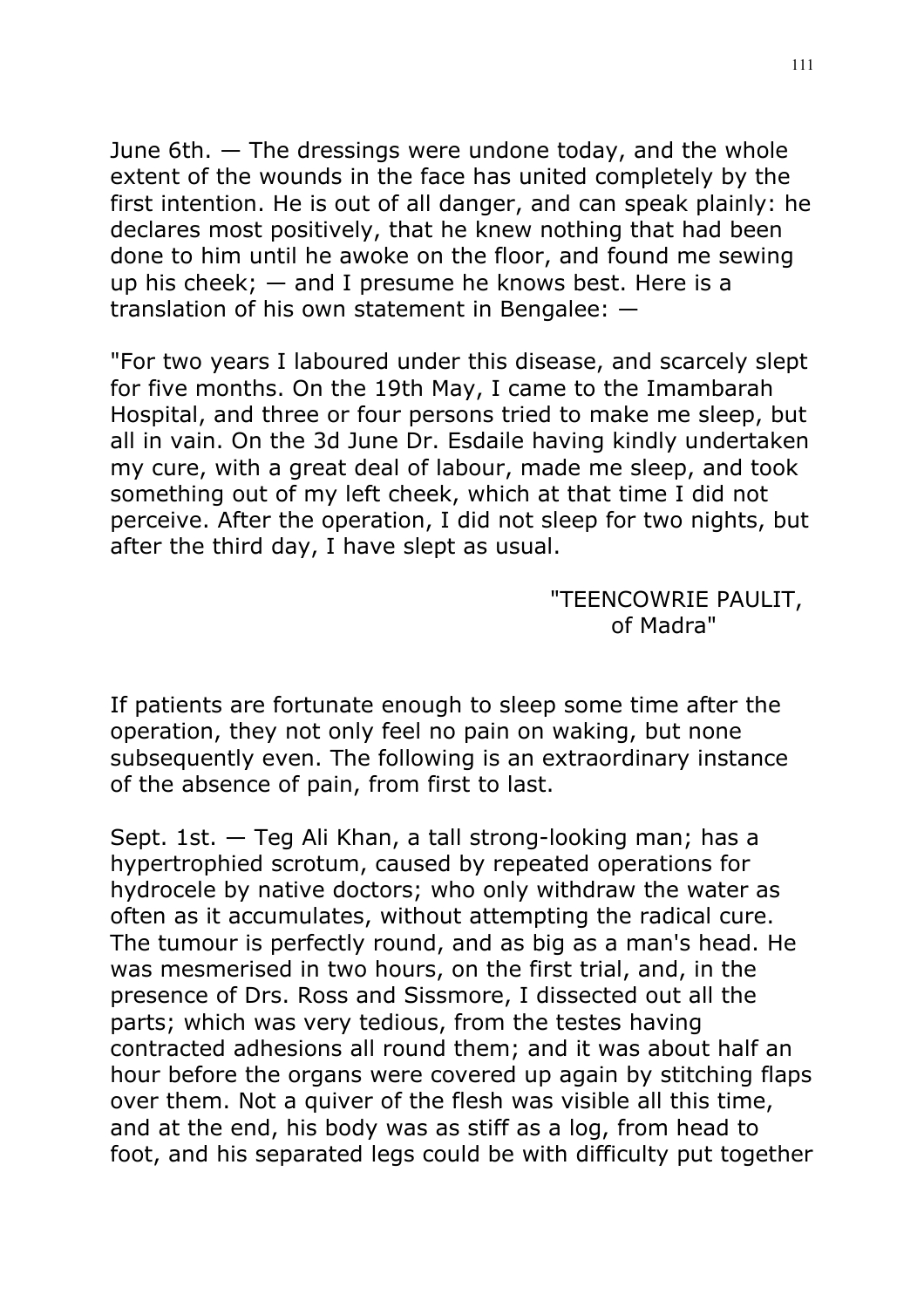June 6th. — The dressings were undone today, and the whole extent of the wounds in the face has united completely by the first intention. He is out of all danger, and can speak plainly: he declares most positively, that he knew nothing that had been done to him until he awoke on the floor, and found me sewing up his cheek; — and I presume he knows best. Here is a translation of his own statement in Bengalee: —

"For two years I laboured under this disease, and scarcely slept for five months. On the 19th May, I came to the Imambarah Hospital, and three or four persons tried to make me sleep, but all in vain. On the 3d June Dr. Esdaile having kindly undertaken my cure, with a great deal of labour, made me sleep, and took something out of my left cheek, which at that time I did not perceive. After the operation, I did not sleep for two nights, but after the third day, I have slept as usual.

"TEENCOWRIE PAULIT,
of Madra"

If patients are fortunate enough to sleep some time after the operation, they not only feel no pain on waking, but none subsequently even. The following is an extraordinary instance of the absence of pain, from first to last.

Sept. 1st. — Teg Ali Khan, a tall strong-looking man; has a hypertrophied scrotum, caused by repeated operations for hydrocele by native doctors; who only withdraw the water as often as it accumulates, without attempting the radical cure. The tumour is perfectly round, and as big as a man's head. He was mesmerised in two hours, on the first trial, and, in the presence of Drs. Ross and Sissmore, I dissected out all the parts; which was very tedious, from the testes having contracted adhesions all round them; and it was about half an hour before the organs were covered up again by stitching flaps over them. Not a quiver of the flesh was visible all this time, and at the end, his body was as stiff as a log, from head to foot, and his separated legs could be with difficulty put together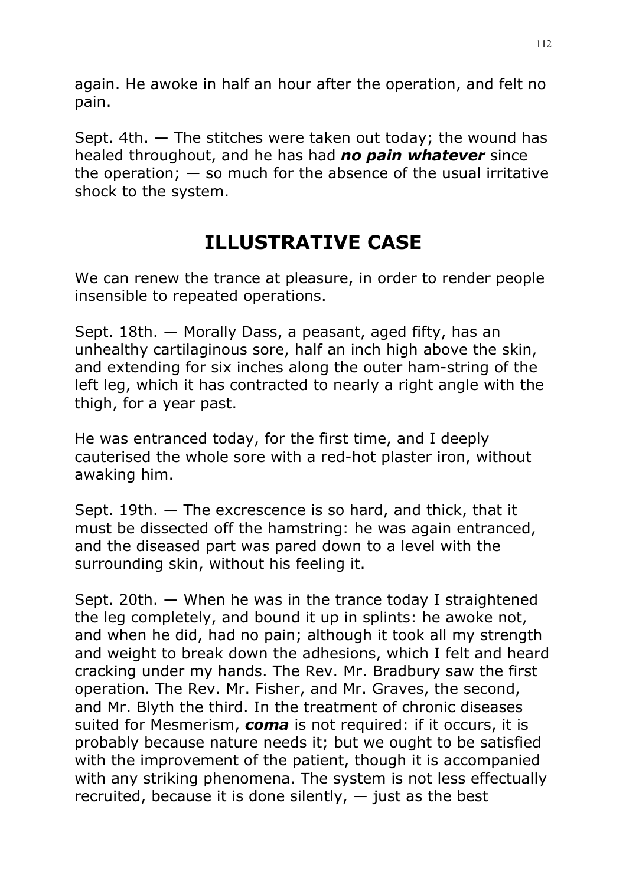again. He awoke in half an hour after the operation, and felt no pain.

Sept. 4th. — The stitches were taken out today; the wound has healed throughout, and he has had ***no pain whatever*** since the operation; — so much for the absence of the usual irritative shock to the system.

## ILLUSTRATIVE CASE

We can renew the trance at pleasure, in order to render people insensible to repeated operations.

Sept. 18th. — Morally Dass, a peasant, aged fifty, has an unhealthy cartilaginous sore, half an inch high above the skin, and extending for six inches along the outer ham-string of the left leg, which it has contracted to nearly a right angle with the thigh, for a year past.

He was entranced today, for the first time, and I deeply cauterised the whole sore with a red-hot plaster iron, without awaking him.

Sept. 19th. — The excrescence is so hard, and thick, that it must be dissected off the hamstring: he was again entranced, and the diseased part was pared down to a level with the surrounding skin, without his feeling it.

Sept. 20th. — When he was in the trance today I straightened the leg completely, and bound it up in splints: he awoke not, and when he did, had no pain; although it took all my strength and weight to break down the adhesions, which I felt and heard cracking under my hands. The Rev. Mr. Bradbury saw the first operation. The Rev. Mr. Fisher, and Mr. Graves, the second, and Mr. Blyth the third. In the treatment of chronic diseases suited for Mesmerism, ***coma*** is not required: if it occurs, it is probably because nature needs it; but we ought to be satisfied with the improvement of the patient, though it is accompanied with any striking phenomena. The system is not less effectually recruited, because it is done silently, — just as the best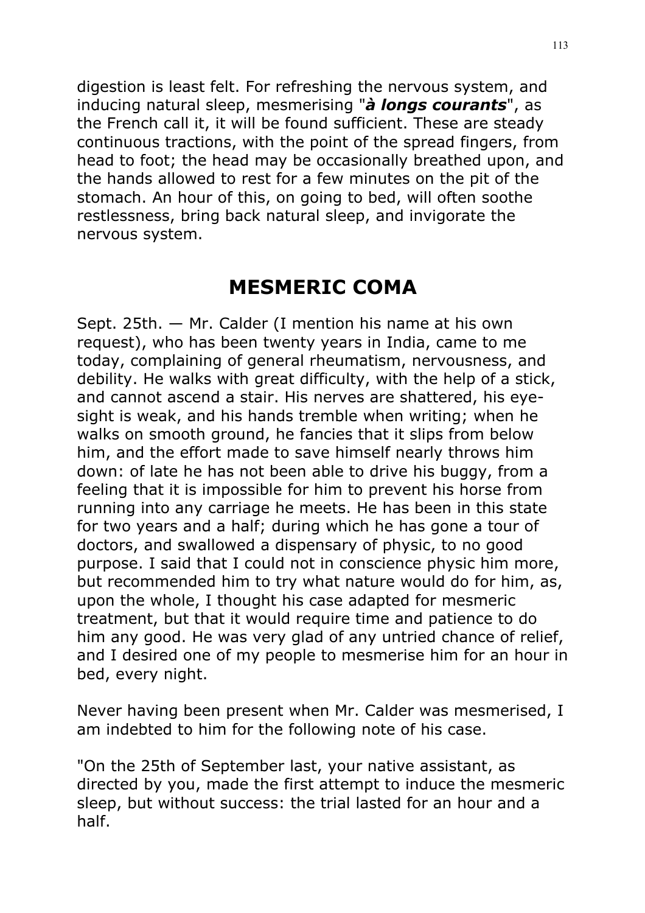digestion is least felt. For refreshing the nervous system, and inducing natural sleep, mesmerising "***à longs courants***", as the French call it, it will be found sufficient. These are steady continuous tractions, with the point of the spread fingers, from head to foot; the head may be occasionally breathed upon, and the hands allowed to rest for a few minutes on the pit of the stomach. An hour of this, on going to bed, will often soothe restlessness, bring back natural sleep, and invigorate the nervous system.

## MESMERIC COMA

Sept. 25th. — Mr. Calder (I mention his name at his own request), who has been twenty years in India, came to me today, complaining of general rheumatism, nervousness, and debility. He walks with great difficulty, with the help of a stick, and cannot ascend a stair. His nerves are shattered, his eye-sight is weak, and his hands tremble when writing; when he walks on smooth ground, he fancies that it slips from below him, and the effort made to save himself nearly throws him down: of late he has not been able to drive his buggy, from a feeling that it is impossible for him to prevent his horse from running into any carriage he meets. He has been in this state for two years and a half; during which he has gone a tour of doctors, and swallowed a dispensary of physic, to no good purpose. I said that I could not in conscience physic him more, but recommended him to try what nature would do for him, as, upon the whole, I thought his case adapted for mesmeric treatment, but that it would require time and patience to do him any good. He was very glad of any untried chance of relief, and I desired one of my people to mesmerise him for an hour in bed, every night.

Never having been present when Mr. Calder was mesmerised, I am indebted to him for the following note of his case.

"On the 25th of September last, your native assistant, as directed by you, made the first attempt to induce the mesmeric sleep, but without success: the trial lasted for an hour and a half.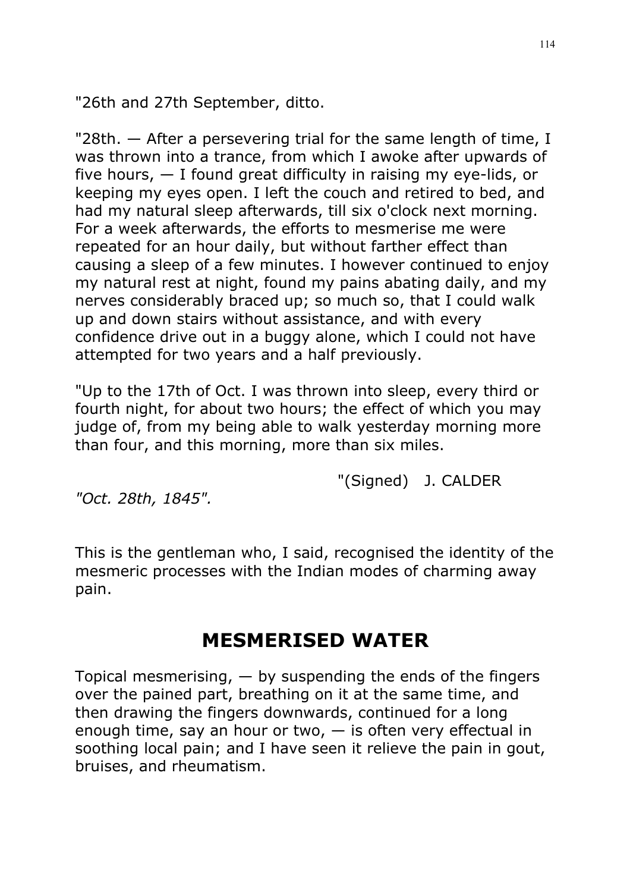"26th and 27th September, ditto.

"28th. — After a persevering trial for the same length of time, I was thrown into a trance, from which I awoke after upwards of five hours, — I found great difficulty in raising my eye-lids, or keeping my eyes open. I left the couch and retired to bed, and had my natural sleep afterwards, till six o'clock next morning. For a week afterwards, the efforts to mesmerise me were repeated for an hour daily, but without farther effect than causing a sleep of a few minutes. I however continued to enjoy my natural rest at night, found my pains abating daily, and my nerves considerably braced up; so much so, that I could walk up and down stairs without assistance, and with every confidence drive out in a buggy alone, which I could not have attempted for two years and a half previously.

"Up to the 17th of Oct. I was thrown into sleep, every third or fourth night, for about two hours; the effect of which you may judge of, from my being able to walk yesterday morning more than four, and this morning, more than six miles.

"(Signed) J. CALDER

*"Oct. 28th, 1845".*

This is the gentleman who, I said, recognised the identity of the mesmeric processes with the Indian modes of charming away pain.

## MESMERISED WATER

Topical mesmerising, — by suspending the ends of the fingers over the pained part, breathing on it at the same time, and then drawing the fingers downwards, continued for a long enough time, say an hour or two, — is often very effectual in soothing local pain; and I have seen it relieve the pain in gout, bruises, and rheumatism.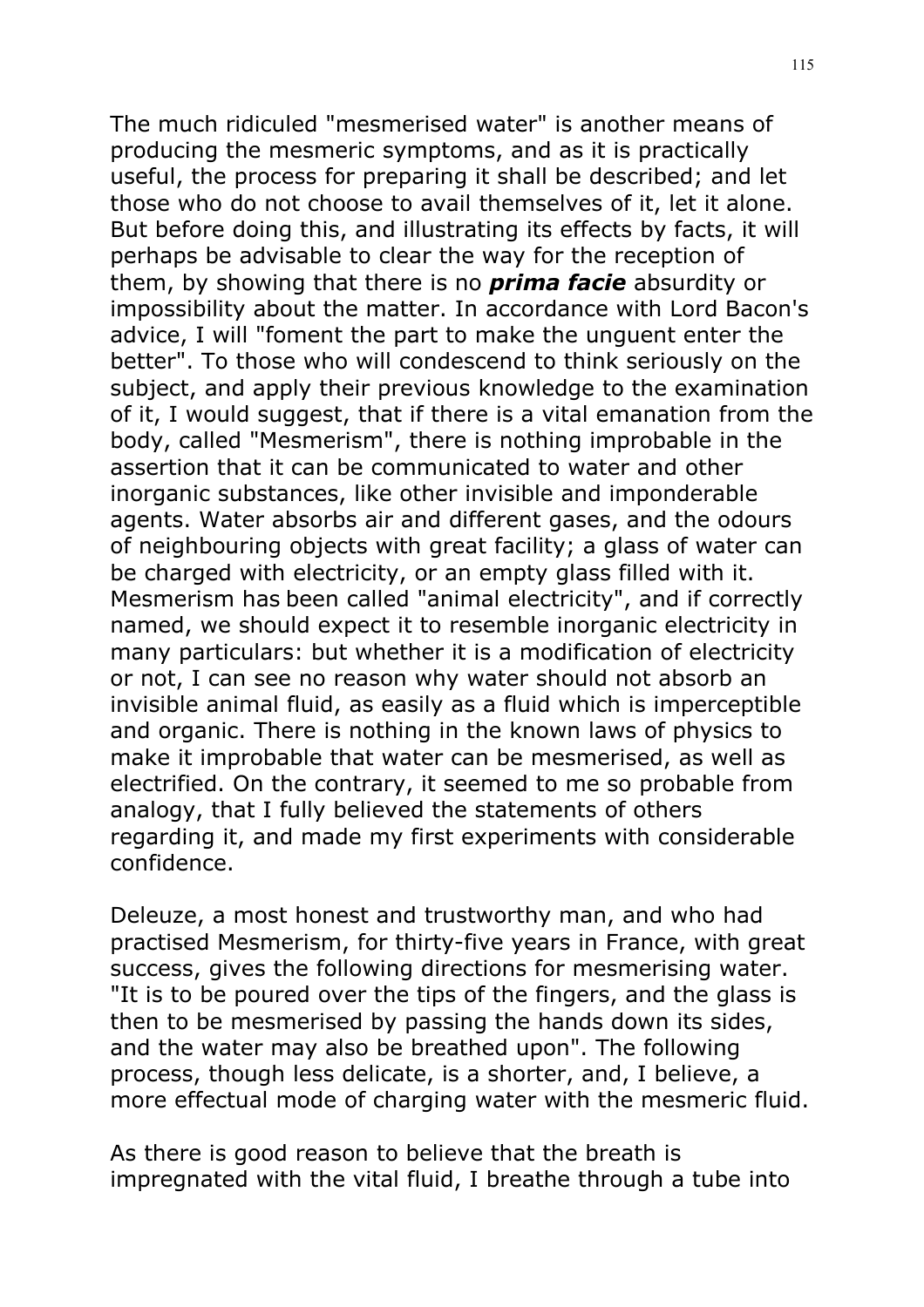The much ridiculed "mesmerised water" is another means of producing the mesmeric symptoms, and as it is practically useful, the process for preparing it shall be described; and let those who do not choose to avail themselves of it, let it alone. But before doing this, and illustrating its effects by facts, it will perhaps be advisable to clear the way for the reception of them, by showing that there is no ***prima facie*** absurdity or impossibility about the matter. In accordance with Lord Bacon's advice, I will "foment the part to make the unguent enter the better". To those who will condescend to think seriously on the subject, and apply their previous knowledge to the examination of it, I would suggest, that if there is a vital emanation from the body, called "Mesmerism", there is nothing improbable in the assertion that it can be communicated to water and other inorganic substances, like other invisible and imponderable agents. Water absorbs air and different gases, and the odours of neighbouring objects with great facility; a glass of water can be charged with electricity, or an empty glass filled with it. Mesmerism has been called "animal electricity", and if correctly named, we should expect it to resemble inorganic electricity in many particulars: but whether it is a modification of electricity or not, I can see no reason why water should not absorb an invisible animal fluid, as easily as a fluid which is imperceptible and organic. There is nothing in the known laws of physics to make it improbable that water can be mesmerised, as well as electrified. On the contrary, it seemed to me so probable from analogy, that I fully believed the statements of others regarding it, and made my first experiments with considerable confidence.

Deleuze, a most honest and trustworthy man, and who had practised Mesmerism, for thirty-five years in France, with great success, gives the following directions for mesmerising water. "It is to be poured over the tips of the fingers, and the glass is then to be mesmerised by passing the hands down its sides, and the water may also be breathed upon". The following process, though less delicate, is a shorter, and, I believe, a more effectual mode of charging water with the mesmeric fluid.

As there is good reason to believe that the breath is impregnated with the vital fluid, I breathe through a tube into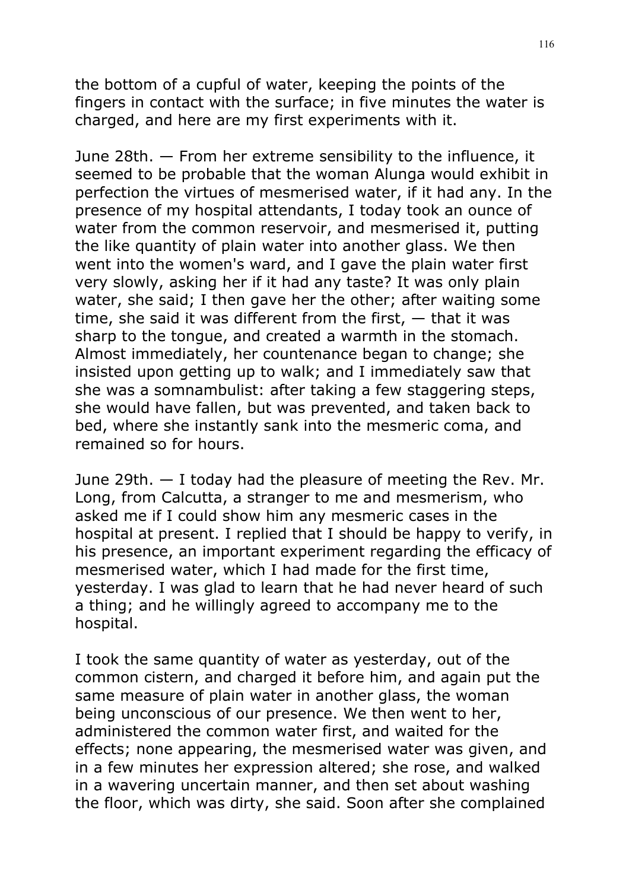the bottom of a cupful of water, keeping the points of the fingers in contact with the surface; in five minutes the water is charged, and here are my first experiments with it.

June 28th. — From her extreme sensibility to the influence, it seemed to be probable that the woman Alunga would exhibit in perfection the virtues of mesmerised water, if it had any. In the presence of my hospital attendants, I today took an ounce of water from the common reservoir, and mesmerised it, putting the like quantity of plain water into another glass. We then went into the women's ward, and I gave the plain water first very slowly, asking her if it had any taste? It was only plain water, she said; I then gave her the other; after waiting some time, she said it was different from the first, — that it was sharp to the tongue, and created a warmth in the stomach. Almost immediately, her countenance began to change; she insisted upon getting up to walk; and I immediately saw that she was a somnambulist: after taking a few staggering steps, she would have fallen, but was prevented, and taken back to bed, where she instantly sank into the mesmeric coma, and remained so for hours.

June 29th. — I today had the pleasure of meeting the Rev. Mr. Long, from Calcutta, a stranger to me and mesmerism, who asked me if I could show him any mesmeric cases in the hospital at present. I replied that I should be happy to verify, in his presence, an important experiment regarding the efficacy of mesmerised water, which I had made for the first time, yesterday. I was glad to learn that he had never heard of such a thing; and he willingly agreed to accompany me to the hospital.

I took the same quantity of water as yesterday, out of the common cistern, and charged it before him, and again put the same measure of plain water in another glass, the woman being unconscious of our presence. We then went to her, administered the common water first, and waited for the effects; none appearing, the mesmerised water was given, and in a few minutes her expression altered; she rose, and walked in a wavering uncertain manner, and then set about washing the floor, which was dirty, she said. Soon after she complained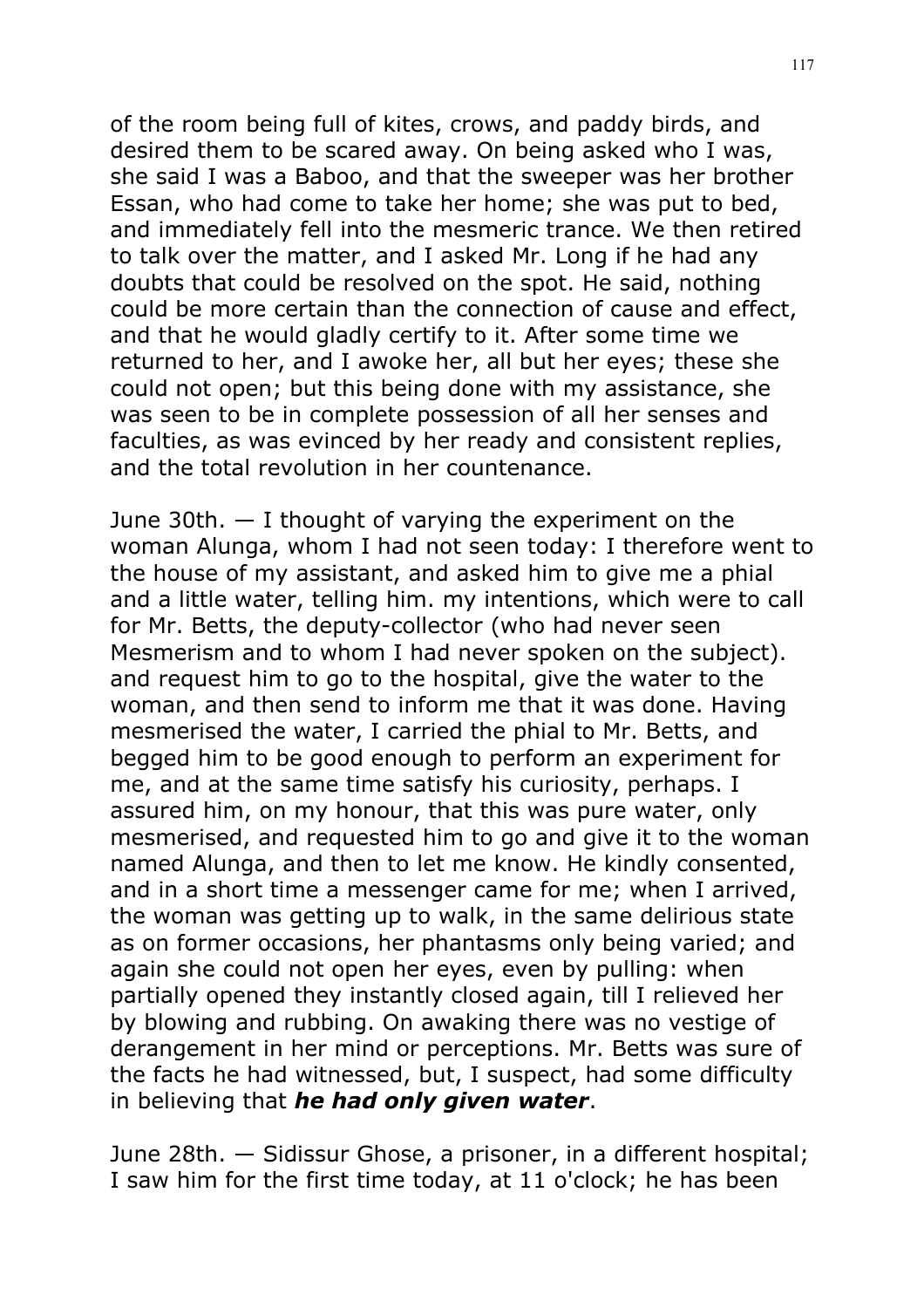of the room being full of kites, crows, and paddy birds, and desired them to be scared away. On being asked who I was, she said I was a Baboo, and that the sweeper was her brother Essan, who had come to take her home; she was put to bed, and immediately fell into the mesmeric trance. We then retired to talk over the matter, and I asked Mr. Long if he had any doubts that could be resolved on the spot. He said, nothing could be more certain than the connection of cause and effect, and that he would gladly certify to it. After some time we returned to her, and I awoke her, all but her eyes; these she could not open; but this being done with my assistance, she was seen to be in complete possession of all her senses and faculties, as was evinced by her ready and consistent replies, and the total revolution in her countenance.

June 30th. — I thought of varying the experiment on the woman Alunga, whom I had not seen today: I therefore went to the house of my assistant, and asked him to give me a phial and a little water, telling him. my intentions, which were to call for Mr. Betts, the deputy-collector (who had never seen Mesmerism and to whom I had never spoken on the subject). and request him to go to the hospital, give the water to the woman, and then send to inform me that it was done. Having mesmerised the water, I carried the phial to Mr. Betts, and begged him to be good enough to perform an experiment for me, and at the same time satisfy his curiosity, perhaps. I assured him, on my honour, that this was pure water, only mesmerised, and requested him to go and give it to the woman named Alunga, and then to let me know. He kindly consented, and in a short time a messenger came for me; when I arrived, the woman was getting up to walk, in the same delirious state as on former occasions, her phantasms only being varied; and again she could not open her eyes, even by pulling: when partially opened they instantly closed again, till I relieved her by blowing and rubbing. On awaking there was no vestige of derangement in her mind or perceptions. Mr. Betts was sure of the facts he had witnessed, but, I suspect, had some difficulty in believing that ***he had only given water***.

June 28th. — Sidissur Ghose, a prisoner, in a different hospital; I saw him for the first time today, at 11 o'clock; he has been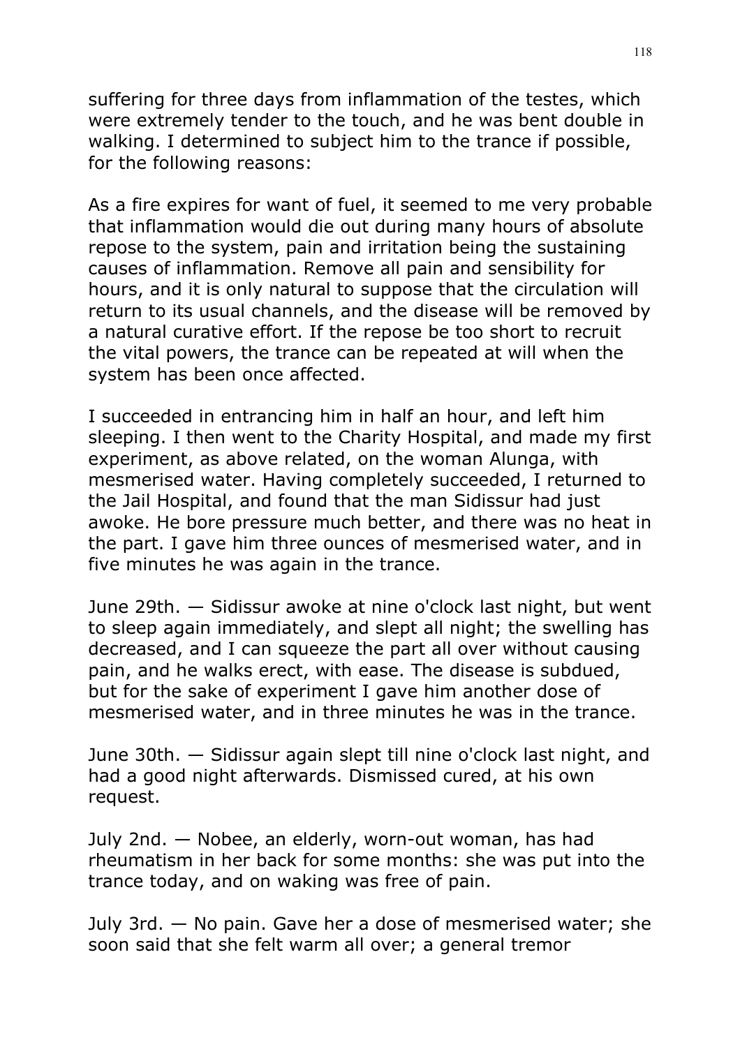suffering for three days from inflammation of the testes, which were extremely tender to the touch, and he was bent double in walking. I determined to subject him to the trance if possible, for the following reasons:

As a fire expires for want of fuel, it seemed to me very probable that inflammation would die out during many hours of absolute repose to the system, pain and irritation being the sustaining causes of inflammation. Remove all pain and sensibility for hours, and it is only natural to suppose that the circulation will return to its usual channels, and the disease will be removed by a natural curative effort. If the repose be too short to recruit the vital powers, the trance can be repeated at will when the system has been once affected.

I succeeded in entrancing him in half an hour, and left him sleeping. I then went to the Charity Hospital, and made my first experiment, as above related, on the woman Alunga, with mesmerised water. Having completely succeeded, I returned to the Jail Hospital, and found that the man Sidissur had just awoke. He bore pressure much better, and there was no heat in the part. I gave him three ounces of mesmerised water, and in five minutes he was again in the trance.

June 29th. — Sidissur awoke at nine o'clock last night, but went to sleep again immediately, and slept all night; the swelling has decreased, and I can squeeze the part all over without causing pain, and he walks erect, with ease. The disease is subdued, but for the sake of experiment I gave him another dose of mesmerised water, and in three minutes he was in the trance.

June 30th. — Sidissur again slept till nine o'clock last night, and had a good night afterwards. Dismissed cured, at his own request.

July 2nd. — Nobee, an elderly, worn-out woman, has had rheumatism in her back for some months: she was put into the trance today, and on waking was free of pain.

July 3rd. — No pain. Gave her a dose of mesmerised water; she soon said that she felt warm all over; a general tremor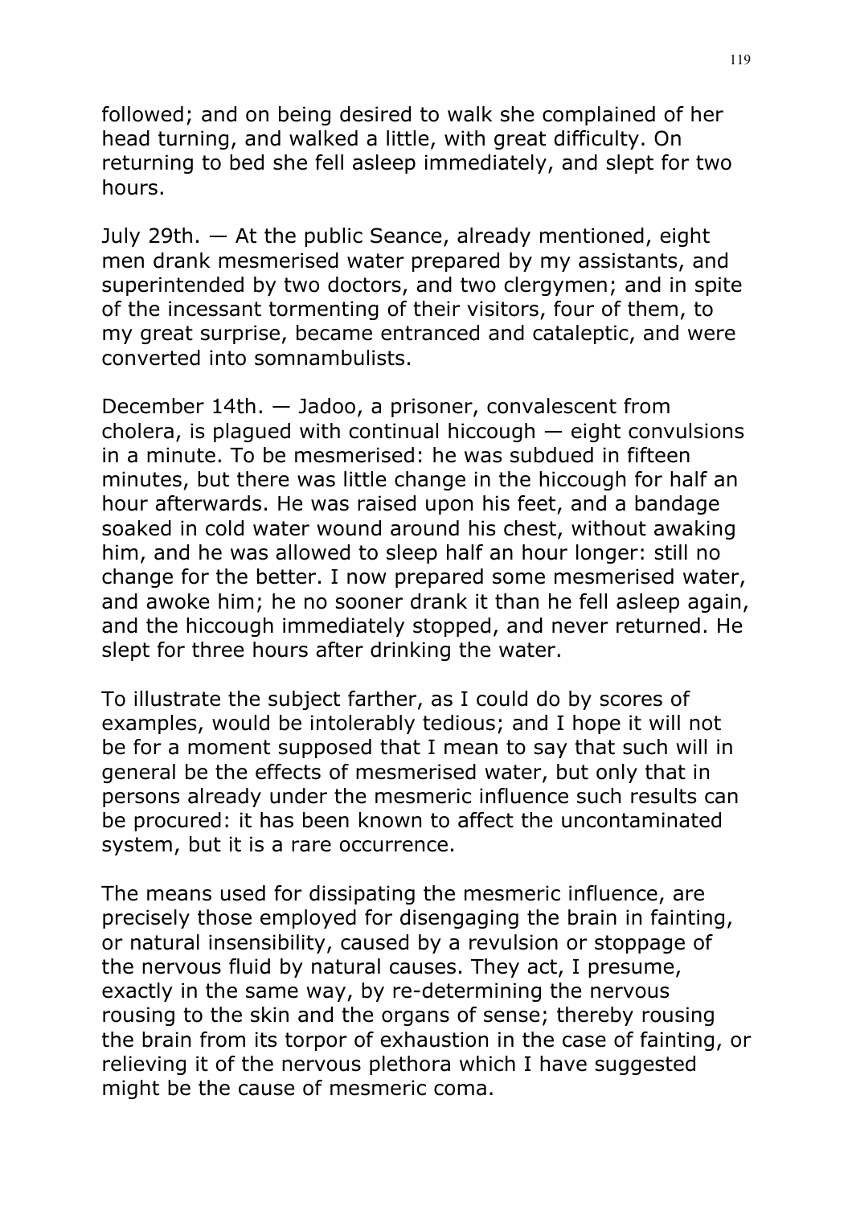followed; and on being desired to walk she complained of her head turning, and walked a little, with great difficulty. On returning to bed she fell asleep immediately, and slept for two hours.

July 29th. — At the public Seance, already mentioned, eight men drank mesmerised water prepared by my assistants, and superintended by two doctors, and two clergymen; and in spite of the incessant tormenting of their visitors, four of them, to my great surprise, became entranced and cataleptic, and were converted into somnambulists.

December 14th. — Jadoo, a prisoner, convalescent from cholera, is plagued with continual hiccough — eight convulsions in a minute. To be mesmerised: he was subdued in fifteen minutes, but there was little change in the hiccough for half an hour afterwards. He was raised upon his feet, and a bandage soaked in cold water wound around his chest, without awaking him, and he was allowed to sleep half an hour longer: still no change for the better. I now prepared some mesmerised water, and awoke him; he no sooner drank it than he fell asleep again, and the hiccough immediately stopped, and never returned. He slept for three hours after drinking the water.

To illustrate the subject farther, as I could do by scores of examples, would be intolerably tedious; and I hope it will not be for a moment supposed that I mean to say that such will in general be the effects of mesmerised water, but only that in persons already under the mesmeric influence such results can be procured: it has been known to affect the uncontaminated system, but it is a rare occurrence.

The means used for dissipating the mesmeric influence, are precisely those employed for disengaging the brain in fainting, or natural insensibility, caused by a revulsion or stoppage of the nervous fluid by natural causes. They act, I presume, exactly in the same way, by re-determining the nervous rousing to the skin and the organs of sense; thereby rousing the brain from its torpor of exhaustion in the case of fainting, or relieving it of the nervous plethora which I have suggested might be the cause of mesmeric coma.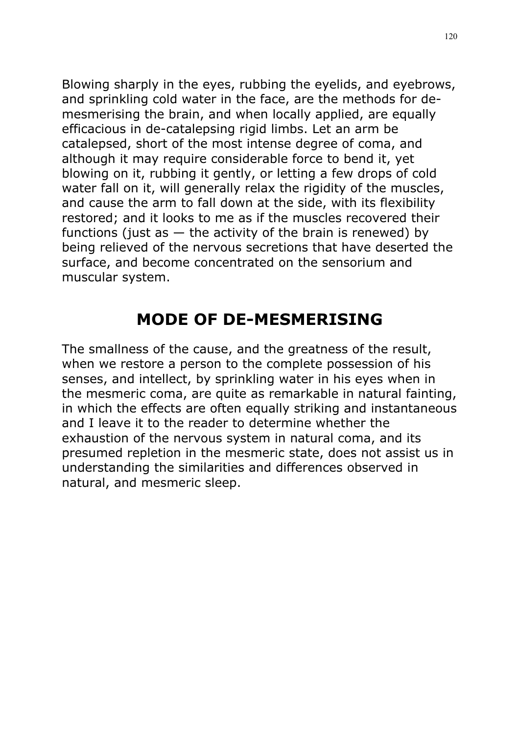Blowing sharply in the eyes, rubbing the eyelids, and eyebrows, and sprinkling cold water in the face, are the methods for de-mesmerising the brain, and when locally applied, are equally efficacious in de-catalepsing rigid limbs. Let an arm be catalepsed, short of the most intense degree of coma, and although it may require considerable force to bend it, yet blowing on it, rubbing it gently, or letting a few drops of cold water fall on it, will generally relax the rigidity of the muscles, and cause the arm to fall down at the side, with its flexibility restored; and it looks to me as if the muscles recovered their functions (just as — the activity of the brain is renewed) by being relieved of the nervous secretions that have deserted the surface, and become concentrated on the sensorium and muscular system.

## MODE OF DE-MESMERISING

The smallness of the cause, and the greatness of the result, when we restore a person to the complete possession of his senses, and intellect, by sprinkling water in his eyes when in the mesmeric coma, are quite as remarkable in natural fainting, in which the effects are often equally striking and instantaneous and I leave it to the reader to determine whether the exhaustion of the nervous system in natural coma, and its presumed repletion in the mesmeric state, does not assist us in understanding the similarities and differences observed in natural, and mesmeric sleep.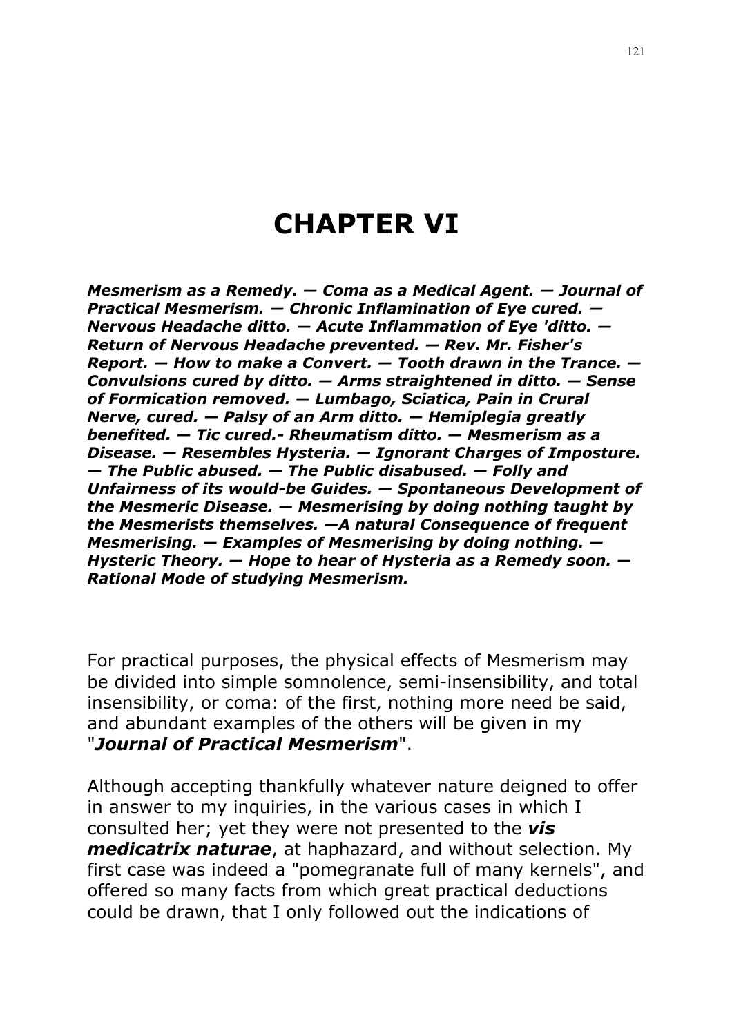# CHAPTER VI

***Mesmerism as a Remedy. — Coma as a Medical Agent. — Journal of Practical Mesmerism. — Chronic Inflamination of Eye cured. — Nervous Headache ditto. — Acute Inflammation of Eye 'ditto. — Return of Nervous Headache prevented. — Rev. Mr. Fisher's Report. — How to make a Convert. — Tooth drawn in the Trance. — Convulsions cured by ditto. — Arms straightened in ditto. — Sense of Formication removed. — Lumbago, Sciatica, Pain in Crural Nerve, cured. — Palsy of an Arm ditto. — Hemiplegia greatly benefited. — Tic cured.- Rheumatism ditto. — Mesmerism as a Disease. — Resembles Hysteria. — Ignorant Charges of Imposture. — The Public abused. — The Public disabused. — Folly and Unfairness of its would-be Guides. — Spontaneous Development of the Mesmeric Disease. — Mesmerising by doing nothing taught by the Mesmerists themselves. —A natural Consequence of frequent Mesmerising. — Examples of Mesmerising by doing nothing. — Hysteric Theory. — Hope to hear of Hysteria as a Remedy soon. — Rational Mode of studying Mesmerism.***

For practical purposes, the physical effects of Mesmerism may be divided into simple somnolence, semi-insensibility, and total insensibility, or coma: of the first, nothing more need be said, and abundant examples of the others will be given in my "***Journal of Practical Mesmerism***".

Although accepting thankfully whatever nature deigned to offer in answer to my inquiries, in the various cases in which I consulted her; yet they were not presented to the ***vis medicatrix naturae***, at haphazard, and without selection. My first case was indeed a "pomegranate full of many kernels", and offered so many facts from which great practical deductions could be drawn, that I only followed out the indications of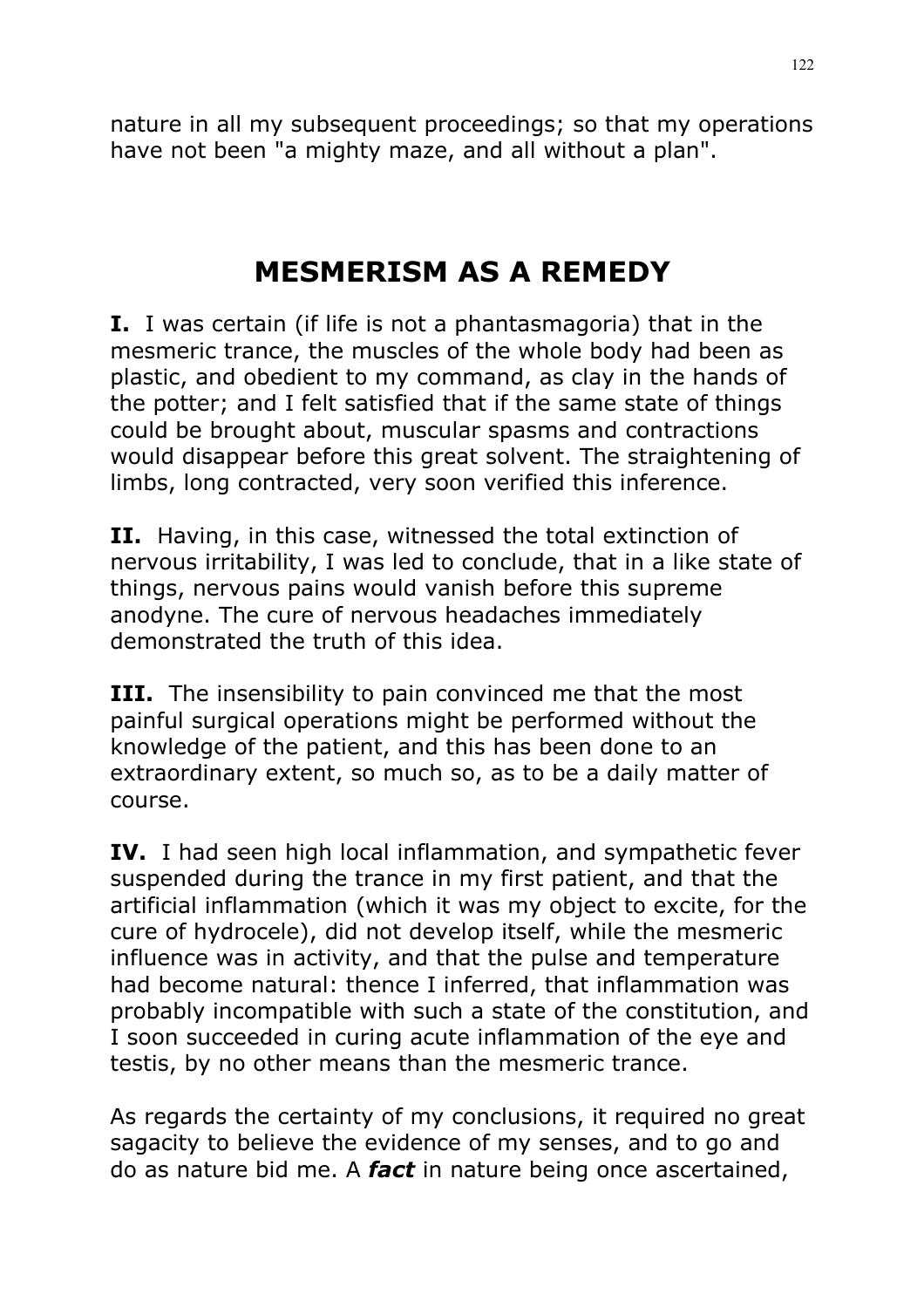nature in all my subsequent proceedings; so that my operations have not been "a mighty maze, and all without a plan".

## MESMERISM AS A REMEDY

**I.** I was certain (if life is not a phantasmagoria) that in the mesmeric trance, the muscles of the whole body had been as plastic, and obedient to my command, as clay in the hands of the potter; and I felt satisfied that if the same state of things could be brought about, muscular spasms and contractions would disappear before this great solvent. The straightening of limbs, long contracted, very soon verified this inference.

**II.** Having, in this case, witnessed the total extinction of nervous irritability, I was led to conclude, that in a like state of things, nervous pains would vanish before this supreme anodyne. The cure of nervous headaches immediately demonstrated the truth of this idea.

**III.** The insensibility to pain convinced me that the most painful surgical operations might be performed without the knowledge of the patient, and this has been done to an extraordinary extent, so much so, as to be a daily matter of course.

**IV.** I had seen high local inflammation, and sympathetic fever suspended during the trance in my first patient, and that the artificial inflammation (which it was my object to excite, for the cure of hydrocele), did not develop itself, while the mesmeric influence was in activity, and that the pulse and temperature had become natural: thence I inferred, that inflammation was probably incompatible with such a state of the constitution, and I soon succeeded in curing acute inflammation of the eye and testis, by no other means than the mesmeric trance.

As regards the certainty of my conclusions, it required no great sagacity to believe the evidence of my senses, and to go and do as nature bid me. A ***fact*** in nature being once ascertained,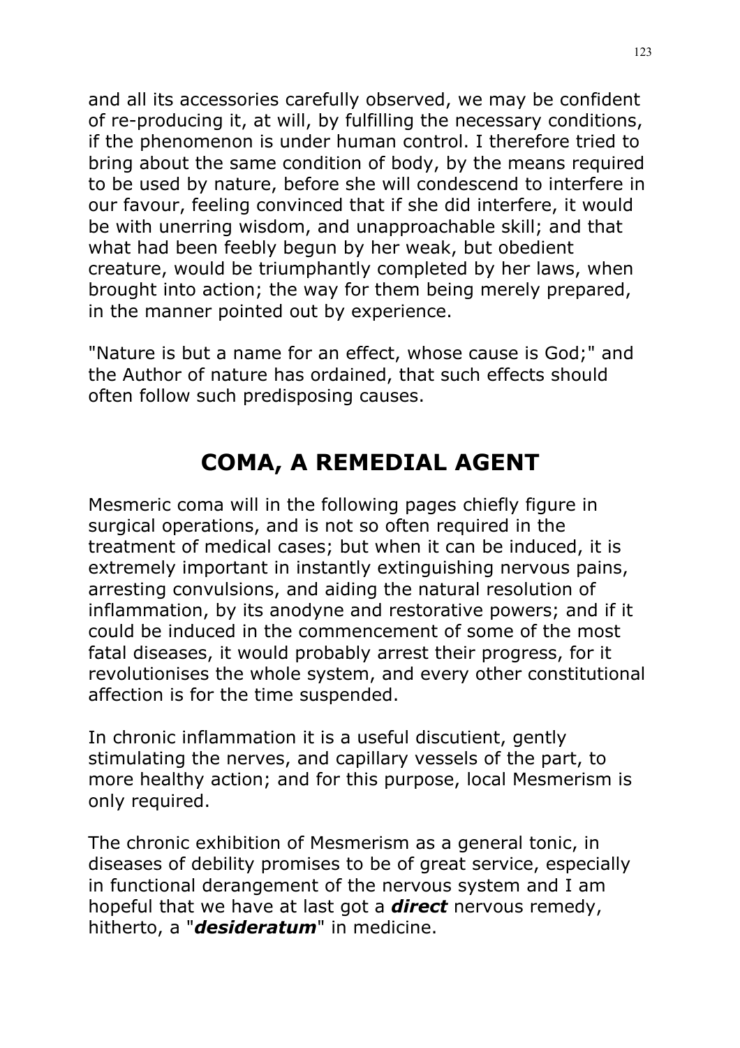and all its accessories carefully observed, we may be confident of re-producing it, at will, by fulfilling the necessary conditions, if the phenomenon is under human control. I therefore tried to bring about the same condition of body, by the means required to be used by nature, before she will condescend to interfere in our favour, feeling convinced that if she did interfere, it would be with unerring wisdom, and unapproachable skill; and that what had been feebly begun by her weak, but obedient creature, would be triumphantly completed by her laws, when brought into action; the way for them being merely prepared, in the manner pointed out by experience.

"Nature is but a name for an effect, whose cause is God;" and the Author of nature has ordained, that such effects should often follow such predisposing causes.

## COMA, A REMEDIAL AGENT

Mesmeric coma will in the following pages chiefly figure in surgical operations, and is not so often required in the treatment of medical cases; but when it can be induced, it is extremely important in instantly extinguishing nervous pains, arresting convulsions, and aiding the natural resolution of inflammation, by its anodyne and restorative powers; and if it could be induced in the commencement of some of the most fatal diseases, it would probably arrest their progress, for it revolutionises the whole system, and every other constitutional affection is for the time suspended.

In chronic inflammation it is a useful discutient, gently stimulating the nerves, and capillary vessels of the part, to more healthy action; and for this purpose, local Mesmerism is only required.

The chronic exhibition of Mesmerism as a general tonic, in diseases of debility promises to be of great service, especially in functional derangement of the nervous system and I am hopeful that we have at last got a ***direct*** nervous remedy, hitherto, a "***desideratum***" in medicine.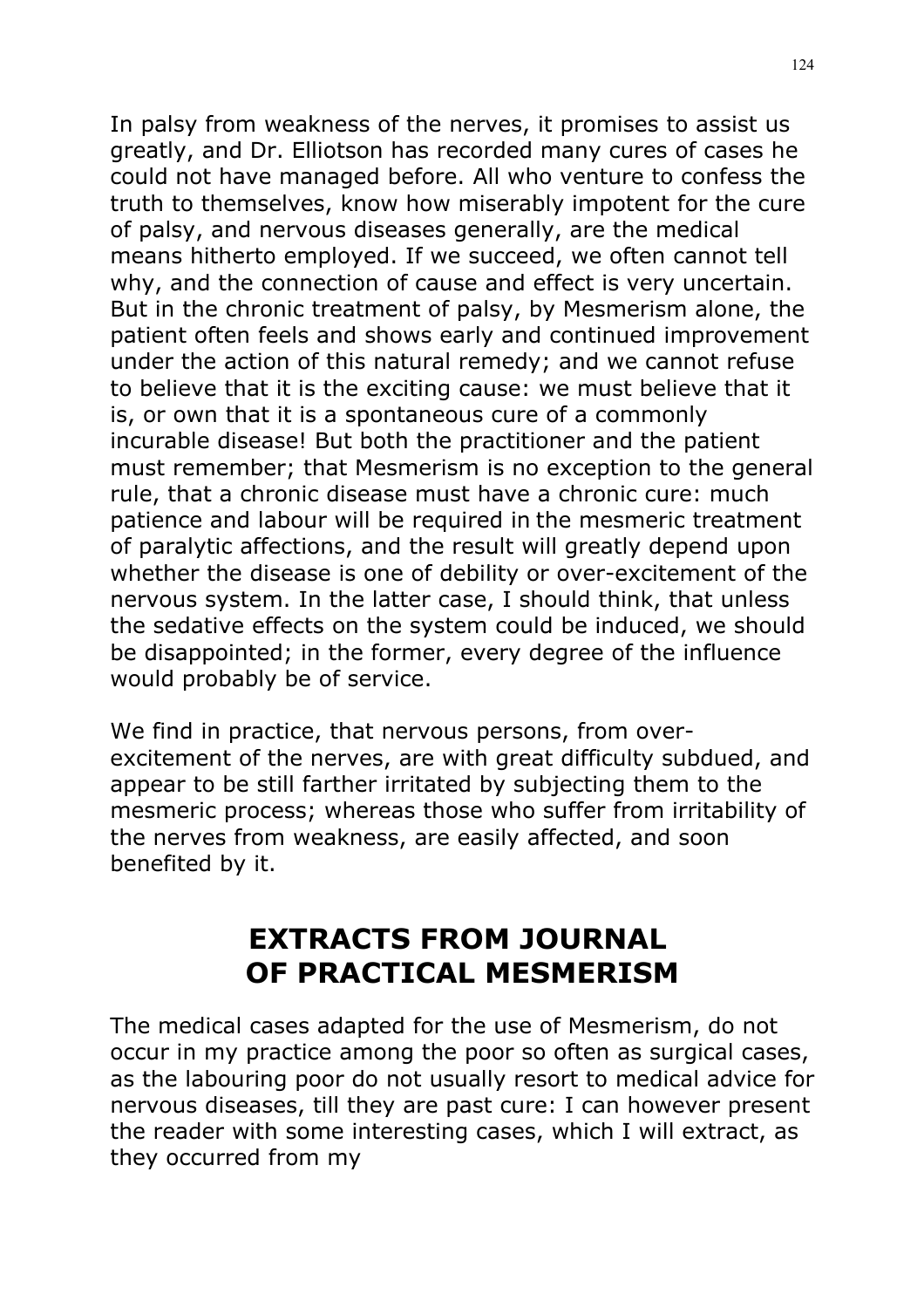In palsy from weakness of the nerves, it promises to assist us greatly, and Dr. Elliotson has recorded many cures of cases he could not have managed before. All who venture to confess the truth to themselves, know how miserably impotent for the cure of palsy, and nervous diseases generally, are the medical means hitherto employed. If we succeed, we often cannot tell why, and the connection of cause and effect is very uncertain. But in the chronic treatment of palsy, by Mesmerism alone, the patient often feels and shows early and continued improvement under the action of this natural remedy; and we cannot refuse to believe that it is the exciting cause: we must believe that it is, or own that it is a spontaneous cure of a commonly incurable disease! But both the practitioner and the patient must remember; that Mesmerism is no exception to the general rule, that a chronic disease must have a chronic cure: much patience and labour will be required in the mesmeric treatment of paralytic affections, and the result will greatly depend upon whether the disease is one of debility or over-excitement of the nervous system. In the latter case, I should think, that unless the sedative effects on the system could be induced, we should be disappointed; in the former, every degree of the influence would probably be of service.

We find in practice, that nervous persons, from over-excitement of the nerves, are with great difficulty subdued, and appear to be still farther irritated by subjecting them to the mesmeric process; whereas those who suffer from irritability of the nerves from weakness, are easily affected, and soon benefited by it.

## EXTRACTS FROM JOURNAL OF PRACTICAL MESMERISM

The medical cases adapted for the use of Mesmerism, do not occur in my practice among the poor so often as surgical cases, as the labouring poor do not usually resort to medical advice for nervous diseases, till they are past cure: I can however present the reader with some interesting cases, which I will extract, as they occurred from my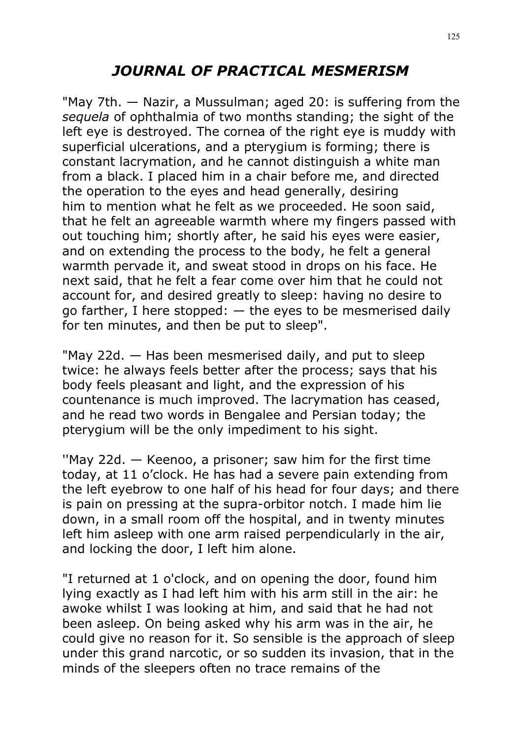## *JOURNAL OF PRACTICAL MESMERISM*

"May 7th. — Nazir, a Mussulman; aged 20: is suffering from the *sequela* of ophthalmia of two months standing; the sight of the left eye is destroyed. The cornea of the right eye is muddy with superficial ulcerations, and a pterygium is forming; there is constant lacrymation, and he cannot distinguish a white man from a black. I placed him in a chair before me, and directed the operation to the eyes and head generally, desiring him to mention what he felt as we proceeded. He soon said, that he felt an agreeable warmth where my fingers passed with out touching him; shortly after, he said his eyes were easier, and on extending the process to the body, he felt a general warmth pervade it, and sweat stood in drops on his face. He next said, that he felt a fear come over him that he could not account for, and desired greatly to sleep: having no desire to go farther, I here stopped: — the eyes to be mesmerised daily for ten minutes, and then be put to sleep".

"May 22d. — Has been mesmerised daily, and put to sleep twice: he always feels better after the process; says that his body feels pleasant and light, and the expression of his countenance is much improved. The lacrymation has ceased, and he read two words in Bengalee and Persian today; the pterygium will be the only impediment to his sight.

''May 22d. — Keenoo, a prisoner; saw him for the first time today, at 11 o'clock. He has had a severe pain extending from the left eyebrow to one half of his head for four days; and there is pain on pressing at the supra-orbitor notch. I made him lie down, in a small room off the hospital, and in twenty minutes left him asleep with one arm raised perpendicularly in the air, and locking the door, I left him alone.

"I returned at 1 o'clock, and on opening the door, found him lying exactly as I had left him with his arm still in the air: he awoke whilst I was looking at him, and said that he had not been asleep. On being asked why his arm was in the air, he could give no reason for it. So sensible is the approach of sleep under this grand narcotic, or so sudden its invasion, that in the minds of the sleepers often no trace remains of the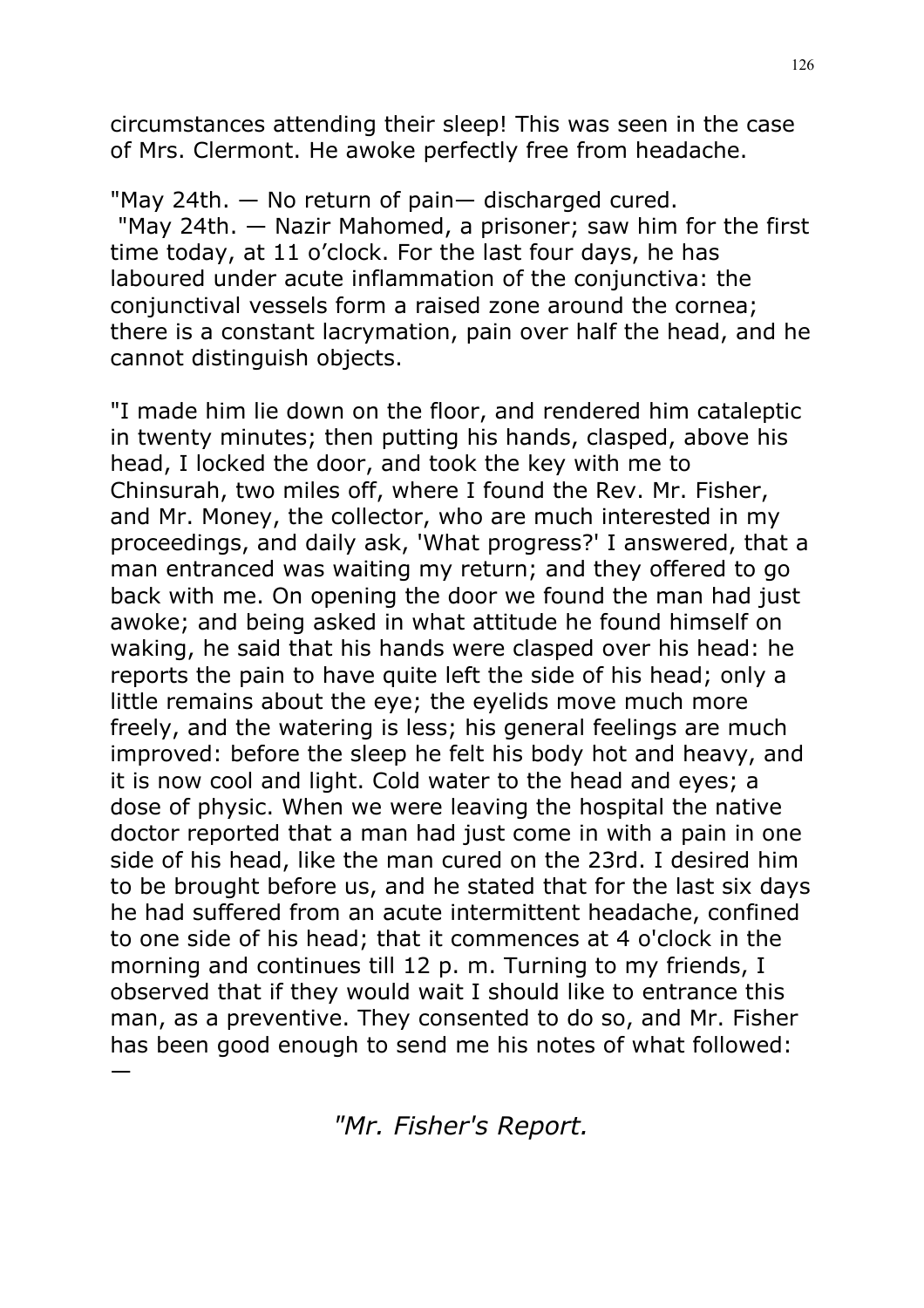circumstances attending their sleep! This was seen in the case of Mrs. Clermont. He awoke perfectly free from headache.

"May 24th. — No return of pain— discharged cured.

"May 24th. — Nazir Mahomed, a prisoner; saw him for the first time today, at 11 o'clock. For the last four days, he has laboured under acute inflammation of the conjunctiva: the conjunctival vessels form a raised zone around the cornea; there is a constant lacrymation, pain over half the head, and he cannot distinguish objects.

"I made him lie down on the floor, and rendered him cataleptic in twenty minutes; then putting his hands, clasped, above his head, I locked the door, and took the key with me to Chinsurah, two miles off, where I found the Rev. Mr. Fisher, and Mr. Money, the collector, who are much interested in my proceedings, and daily ask, 'What progress?' I answered, that a man entranced was waiting my return; and they offered to go back with me. On opening the door we found the man had just awoke; and being asked in what attitude he found himself on waking, he said that his hands were clasped over his head: he reports the pain to have quite left the side of his head; only a little remains about the eye; the eyelids move much more freely, and the watering is less; his general feelings are much improved: before the sleep he felt his body hot and heavy, and it is now cool and light. Cold water to the head and eyes; a dose of physic. When we were leaving the hospital the native doctor reported that a man had just come in with a pain in one side of his head, like the man cured on the 23rd. I desired him to be brought before us, and he stated that for the last six days he had suffered from an acute intermittent headache, confined to one side of his head; that it commences at 4 o'clock in the morning and continues till 12 p. m. Turning to my friends, I observed that if they would wait I should like to entrance this man, as a preventive. They consented to do so, and Mr. Fisher has been good enough to send me his notes of what followed: —

*"Mr. Fisher's Report.*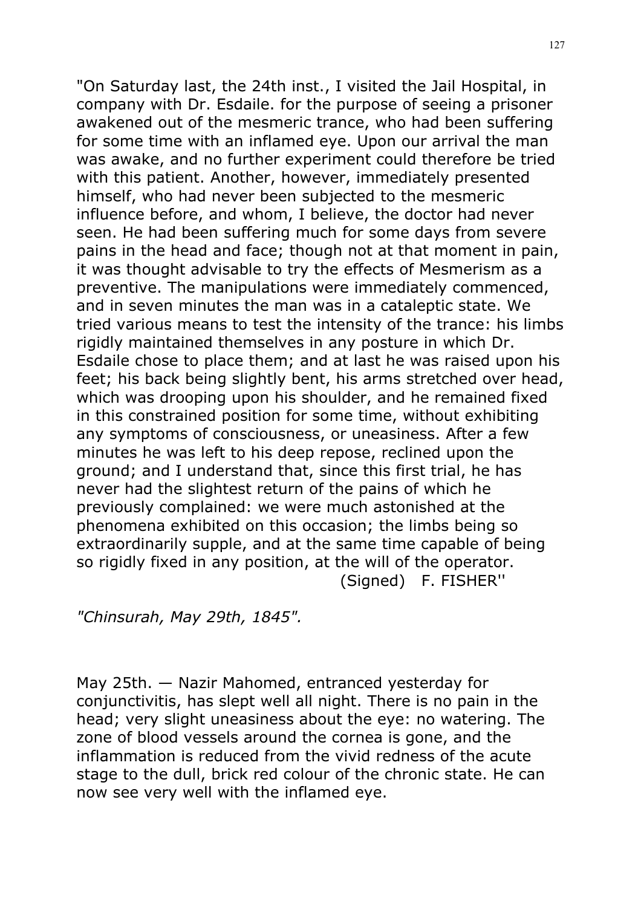"On Saturday last, the 24th inst., I visited the Jail Hospital, in company with Dr. Esdaile. for the purpose of seeing a prisoner awakened out of the mesmeric trance, who had been suffering for some time with an inflamed eye. Upon our arrival the man was awake, and no further experiment could therefore be tried with this patient. Another, however, immediately presented himself, who had never been subjected to the mesmeric influence before, and whom, I believe, the doctor had never seen. He had been suffering much for some days from severe pains in the head and face; though not at that moment in pain, it was thought advisable to try the effects of Mesmerism as a preventive. The manipulations were immediately commenced, and in seven minutes the man was in a cataleptic state. We tried various means to test the intensity of the trance: his limbs rigidly maintained themselves in any posture in which Dr. Esdaile chose to place them; and at last he was raised upon his feet; his back being slightly bent, his arms stretched over head, which was drooping upon his shoulder, and he remained fixed in this constrained position for some time, without exhibiting any symptoms of consciousness, or uneasiness. After a few minutes he was left to his deep repose, reclined upon the ground; and I understand that, since this first trial, he has never had the slightest return of the pains of which he previously complained: we were much astonished at the phenomena exhibited on this occasion; the limbs being so extraordinarily supple, and at the same time capable of being so rigidly fixed in any position, at the will of the operator.

(Signed) F. FISHER''

*"Chinsurah, May 29th, 1845".*

May 25th. — Nazir Mahomed, entranced yesterday for conjunctivitis, has slept well all night. There is no pain in the head; very slight uneasiness about the eye: no watering. The zone of blood vessels around the cornea is gone, and the inflammation is reduced from the vivid redness of the acute stage to the dull, brick red colour of the chronic state. He can now see very well with the inflamed eye.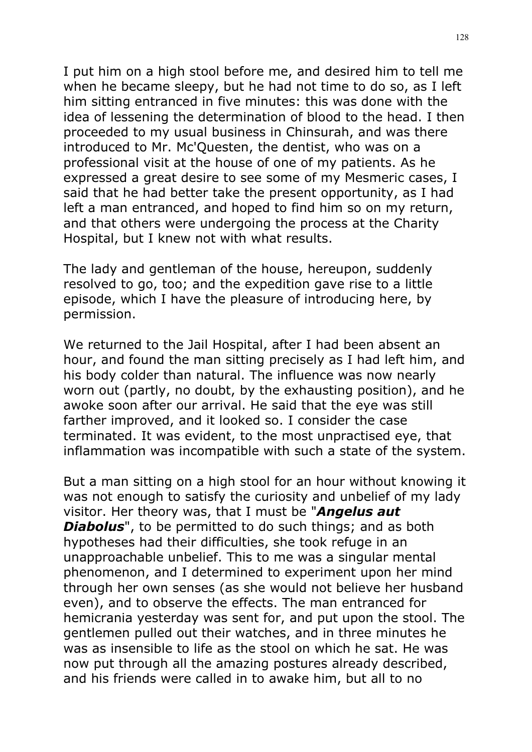I put him on a high stool before me, and desired him to tell me when he became sleepy, but he had not time to do so, as I left him sitting entranced in five minutes: this was done with the idea of lessening the determination of blood to the head. I then proceeded to my usual business in Chinsurah, and was there introduced to Mr. Mc'Questen, the dentist, who was on a professional visit at the house of one of my patients. As he expressed a great desire to see some of my Mesmeric cases, I said that he had better take the present opportunity, as I had left a man entranced, and hoped to find him so on my return, and that others were undergoing the process at the Charity Hospital, but I knew not with what results.

The lady and gentleman of the house, hereupon, suddenly resolved to go, too; and the expedition gave rise to a little episode, which I have the pleasure of introducing here, by permission.

We returned to the Jail Hospital, after I had been absent an hour, and found the man sitting precisely as I had left him, and his body colder than natural. The influence was now nearly worn out (partly, no doubt, by the exhausting position), and he awoke soon after our arrival. He said that the eye was still farther improved, and it looked so. I consider the case terminated. It was evident, to the most unpractised eye, that inflammation was incompatible with such a state of the system.

But a man sitting on a high stool for an hour without knowing it was not enough to satisfy the curiosity and unbelief of my lady visitor. Her theory was, that I must be "***Angelus aut Diabolus***", to be permitted to do such things; and as both hypotheses had their difficulties, she took refuge in an unapproachable unbelief. This to me was a singular mental phenomenon, and I determined to experiment upon her mind through her own senses (as she would not believe her husband even), and to observe the effects. The man entranced for hemicrania yesterday was sent for, and put upon the stool. The gentlemen pulled out their watches, and in three minutes he was as insensible to life as the stool on which he sat. He was now put through all the amazing postures already described, and his friends were called in to awake him, but all to no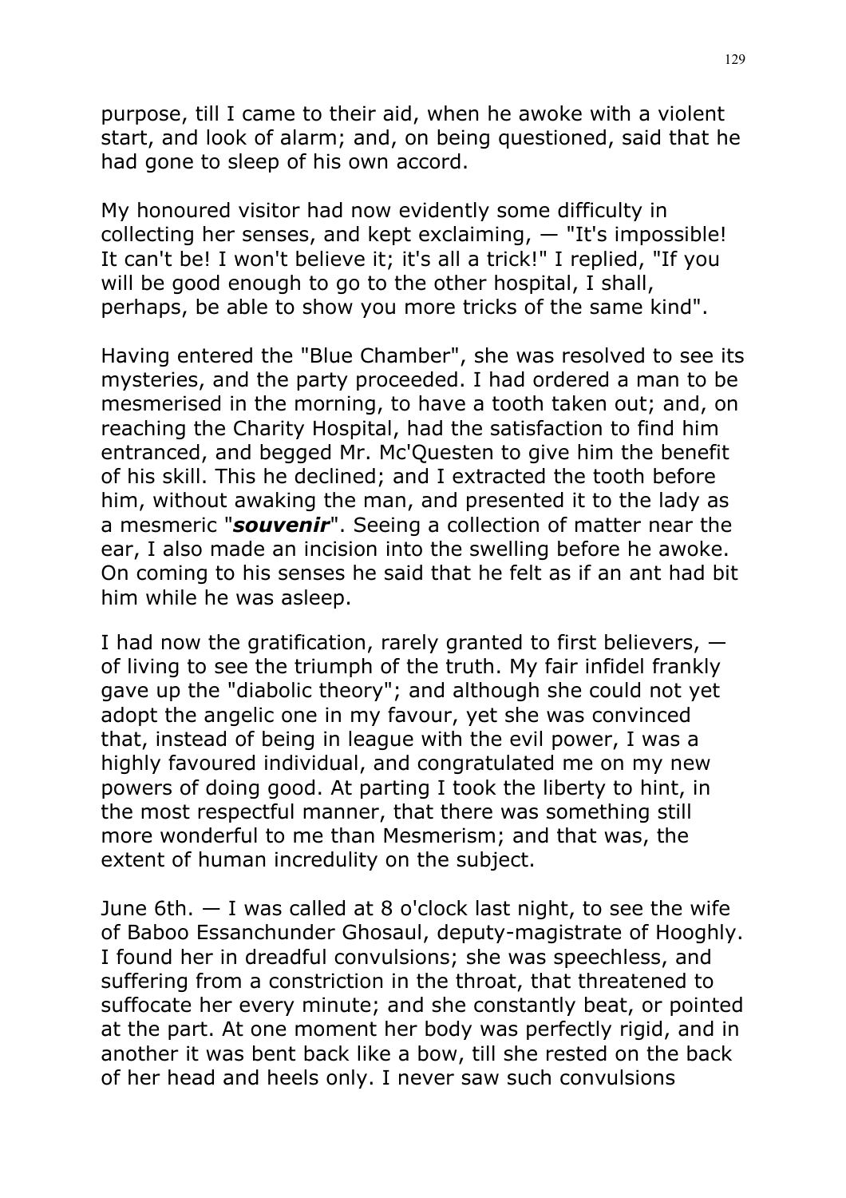purpose, till I came to their aid, when he awoke with a violent start, and look of alarm; and, on being questioned, said that he had gone to sleep of his own accord.

My honoured visitor had now evidently some difficulty in collecting her senses, and kept exclaiming, — "It's impossible! It can't be! I won't believe it; it's all a trick!" I replied, "If you will be good enough to go to the other hospital, I shall, perhaps, be able to show you more tricks of the same kind".

Having entered the "Blue Chamber", she was resolved to see its mysteries, and the party proceeded. I had ordered a man to be mesmerised in the morning, to have a tooth taken out; and, on reaching the Charity Hospital, had the satisfaction to find him entranced, and begged Mr. Mc'Questen to give him the benefit of his skill. This he declined; and I extracted the tooth before him, without awaking the man, and presented it to the lady as a mesmeric "***souvenir***". Seeing a collection of matter near the ear, I also made an incision into the swelling before he awoke. On coming to his senses he said that he felt as if an ant had bit him while he was asleep.

I had now the gratification, rarely granted to first believers, — of living to see the triumph of the truth. My fair infidel frankly gave up the "diabolic theory"; and although she could not yet adopt the angelic one in my favour, yet she was convinced that, instead of being in league with the evil power, I was a highly favoured individual, and congratulated me on my new powers of doing good. At parting I took the liberty to hint, in the most respectful manner, that there was something still more wonderful to me than Mesmerism; and that was, the extent of human incredulity on the subject.

June 6th. — I was called at 8 o'clock last night, to see the wife of Baboo Essanchunder Ghosaul, deputy-magistrate of Hooghly. I found her in dreadful convulsions; she was speechless, and suffering from a constriction in the throat, that threatened to suffocate her every minute; and she constantly beat, or pointed at the part. At one moment her body was perfectly rigid, and in another it was bent back like a bow, till she rested on the back of her head and heels only. I never saw such convulsions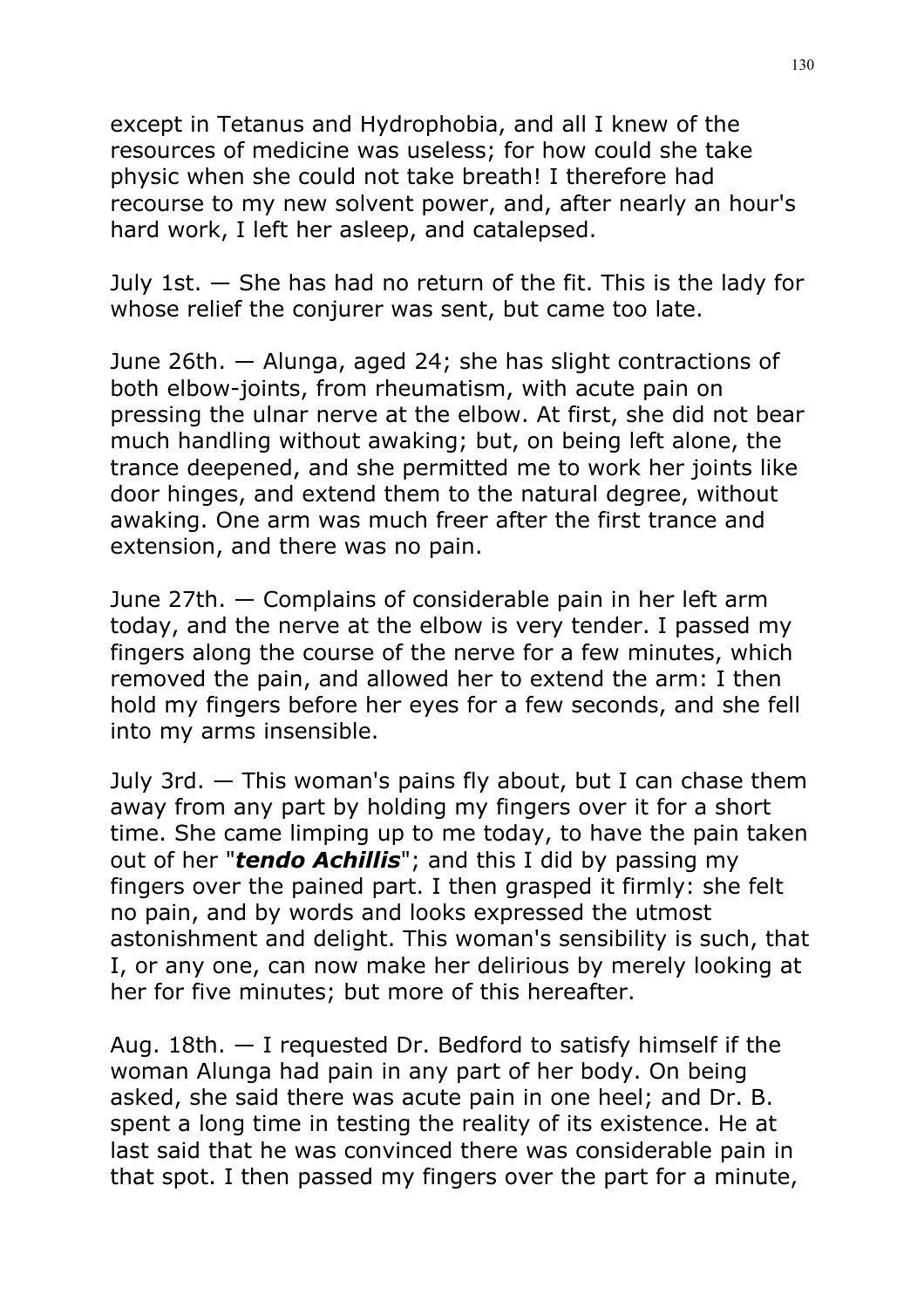except in Tetanus and Hydrophobia, and all I knew of the resources of medicine was useless; for how could she take physic when she could not take breath! I therefore had recourse to my new solvent power, and, after nearly an hour's hard work, I left her asleep, and catalepsed.

July 1st. — She has had no return of the fit. This is the lady for whose relief the conjurer was sent, but came too late.

June 26th. — Alunga, aged 24; she has slight contractions of both elbow-joints, from rheumatism, with acute pain on pressing the ulnar nerve at the elbow. At first, she did not bear much handling without awaking; but, on being left alone, the trance deepened, and she permitted me to work her joints like door hinges, and extend them to the natural degree, without awaking. One arm was much freer after the first trance and extension, and there was no pain.

June 27th. — Complains of considerable pain in her left arm today, and the nerve at the elbow is very tender. I passed my fingers along the course of the nerve for a few minutes, which removed the pain, and allowed her to extend the arm: I then hold my fingers before her eyes for a few seconds, and she fell into my arms insensible.

July 3rd. — This woman's pains fly about, but I can chase them away from any part by holding my fingers over it for a short time. She came limping up to me today, to have the pain taken out of her "***tendo Achillis***"; and this I did by passing my fingers over the pained part. I then grasped it firmly: she felt no pain, and by words and looks expressed the utmost astonishment and delight. This woman's sensibility is such, that I, or any one, can now make her delirious by merely looking at her for five minutes; but more of this hereafter.

Aug. 18th. — I requested Dr. Bedford to satisfy himself if the woman Alunga had pain in any part of her body. On being asked, she said there was acute pain in one heel; and Dr. B. spent a long time in testing the reality of its existence. He at last said that he was convinced there was considerable pain in that spot. I then passed my fingers over the part for a minute,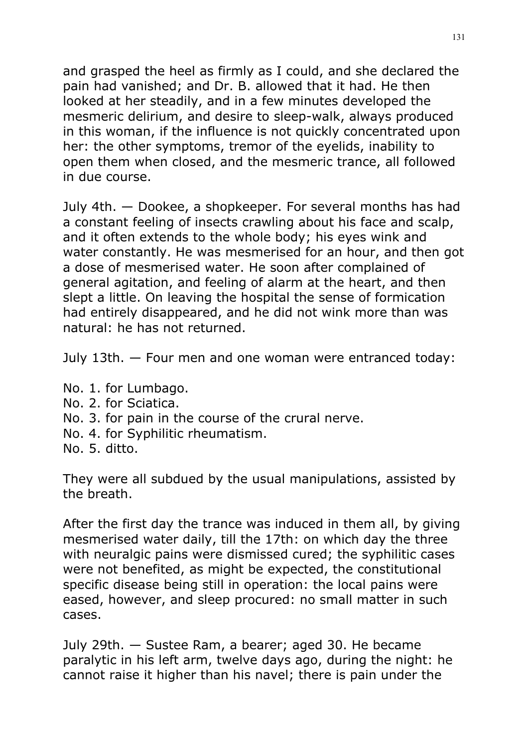and grasped the heel as firmly as I could, and she declared the pain had vanished; and Dr. B. allowed that it had. He then looked at her steadily, and in a few minutes developed the mesmeric delirium, and desire to sleep-walk, always produced in this woman, if the influence is not quickly concentrated upon her: the other symptoms, tremor of the eyelids, inability to open them when closed, and the mesmeric trance, all followed in due course.

July 4th. — Dookee, a shopkeeper. For several months has had a constant feeling of insects crawling about his face and scalp, and it often extends to the whole body; his eyes wink and water constantly. He was mesmerised for an hour, and then got a dose of mesmerised water. He soon after complained of general agitation, and feeling of alarm at the heart, and then slept a little. On leaving the hospital the sense of formication had entirely disappeared, and he did not wink more than was natural: he has not returned.

July 13th. — Four men and one woman were entranced today:

No. 1. for Lumbago.
No. 2. for Sciatica.
No. 3. for pain in the course of the crural nerve.
No. 4. for Syphilitic rheumatism.
No. 5. ditto.

They were all subdued by the usual manipulations, assisted by the breath.

After the first day the trance was induced in them all, by giving mesmerised water daily, till the 17th: on which day the three with neuralgic pains were dismissed cured; the syphilitic cases were not benefited, as might be expected, the constitutional specific disease being still in operation: the local pains were eased, however, and sleep procured: no small matter in such cases.

July 29th. — Sustee Ram, a bearer; aged 30. He became paralytic in his left arm, twelve days ago, during the night: he cannot raise it higher than his navel; there is pain under the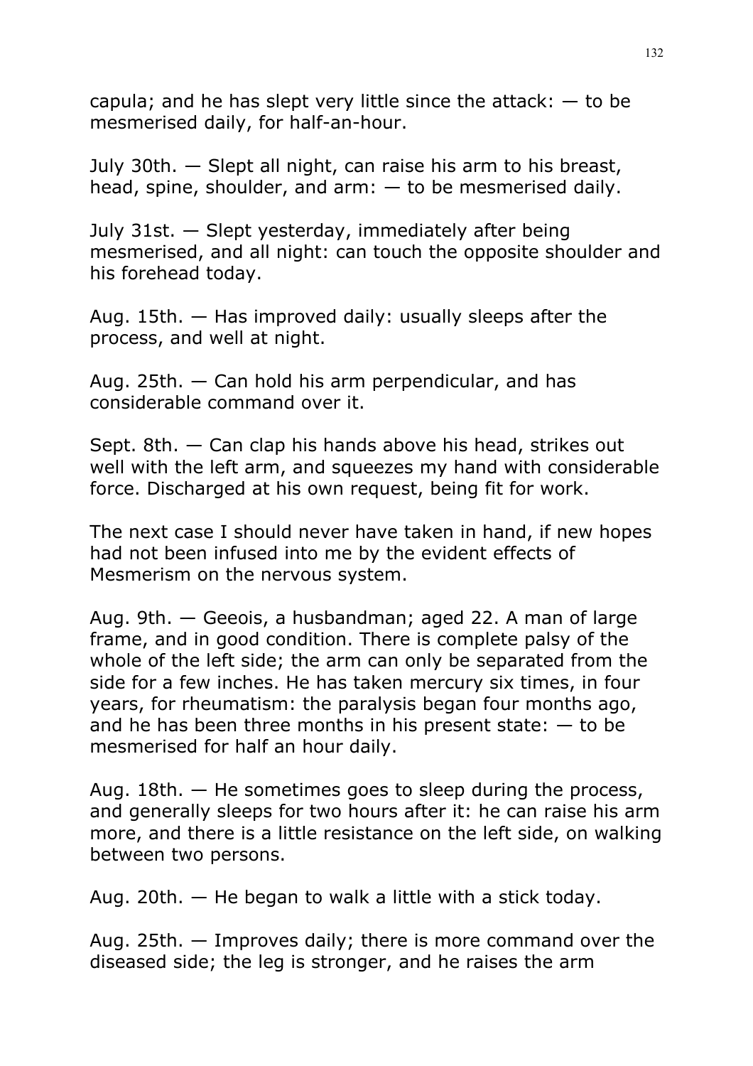capula; and he has slept very little since the attack: — to be mesmerised daily, for half-an-hour.

July 30th. — Slept all night, can raise his arm to his breast, head, spine, shoulder, and arm: — to be mesmerised daily.

July 31st. — Slept yesterday, immediately after being mesmerised, and all night: can touch the opposite shoulder and his forehead today.

Aug. 15th. — Has improved daily: usually sleeps after the process, and well at night.

Aug. 25th. — Can hold his arm perpendicular, and has considerable command over it.

Sept. 8th. — Can clap his hands above his head, strikes out well with the left arm, and squeezes my hand with considerable force. Discharged at his own request, being fit for work.

The next case I should never have taken in hand, if new hopes had not been infused into me by the evident effects of Mesmerism on the nervous system.

Aug. 9th. — Geeois, a husbandman; aged 22. A man of large frame, and in good condition. There is complete palsy of the whole of the left side; the arm can only be separated from the side for a few inches. He has taken mercury six times, in four years, for rheumatism: the paralysis began four months ago, and he has been three months in his present state: — to be mesmerised for half an hour daily.

Aug. 18th. — He sometimes goes to sleep during the process, and generally sleeps for two hours after it: he can raise his arm more, and there is a little resistance on the left side, on walking between two persons.

Aug. 20th. — He began to walk a little with a stick today.

Aug. 25th. — Improves daily; there is more command over the diseased side; the leg is stronger, and he raises the arm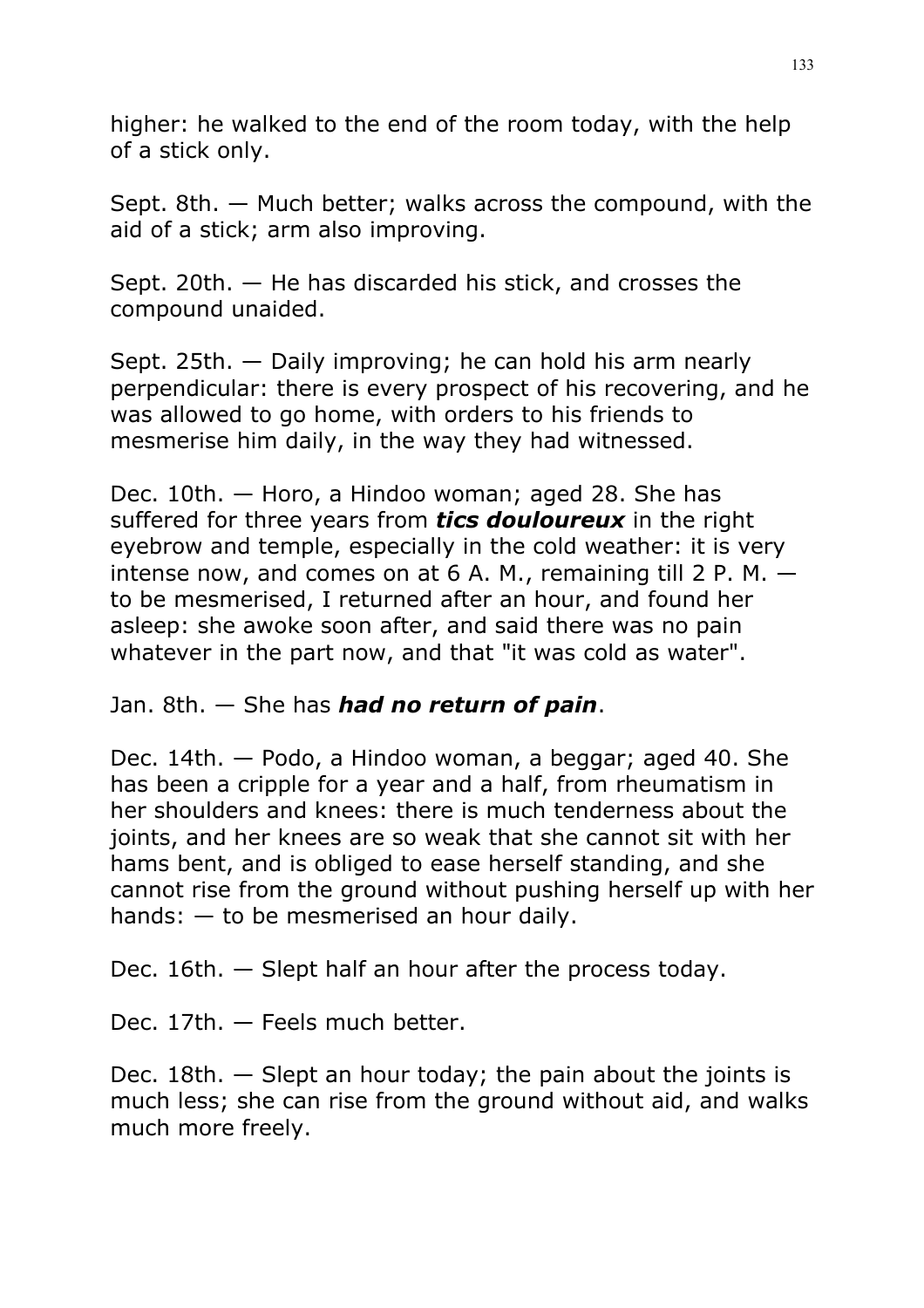higher: he walked to the end of the room today, with the help of a stick only.

Sept. 8th. — Much better; walks across the compound, with the aid of a stick; arm also improving.

Sept. 20th. — He has discarded his stick, and crosses the compound unaided.

Sept. 25th. — Daily improving; he can hold his arm nearly perpendicular: there is every prospect of his recovering, and he was allowed to go home, with orders to his friends to mesmerise him daily, in the way they had witnessed.

Dec. 10th. — Horo, a Hindoo woman; aged 28. She has suffered for three years from ***tics douloureux*** in the right eyebrow and temple, especially in the cold weather: it is very intense now, and comes on at 6 A. M., remaining till 2 P. M. — to be mesmerised, I returned after an hour, and found her asleep: she awoke soon after, and said there was no pain whatever in the part now, and that "it was cold as water".

Jan. 8th. — She has ***had no return of pain***.

Dec. 14th. — Podo, a Hindoo woman, a beggar; aged 40. She has been a cripple for a year and a half, from rheumatism in her shoulders and knees: there is much tenderness about the joints, and her knees are so weak that she cannot sit with her hams bent, and is obliged to ease herself standing, and she cannot rise from the ground without pushing herself up with her hands: — to be mesmerised an hour daily.

Dec. 16th. — Slept half an hour after the process today.

Dec. 17th. — Feels much better.

Dec. 18th. — Slept an hour today; the pain about the joints is much less; she can rise from the ground without aid, and walks much more freely.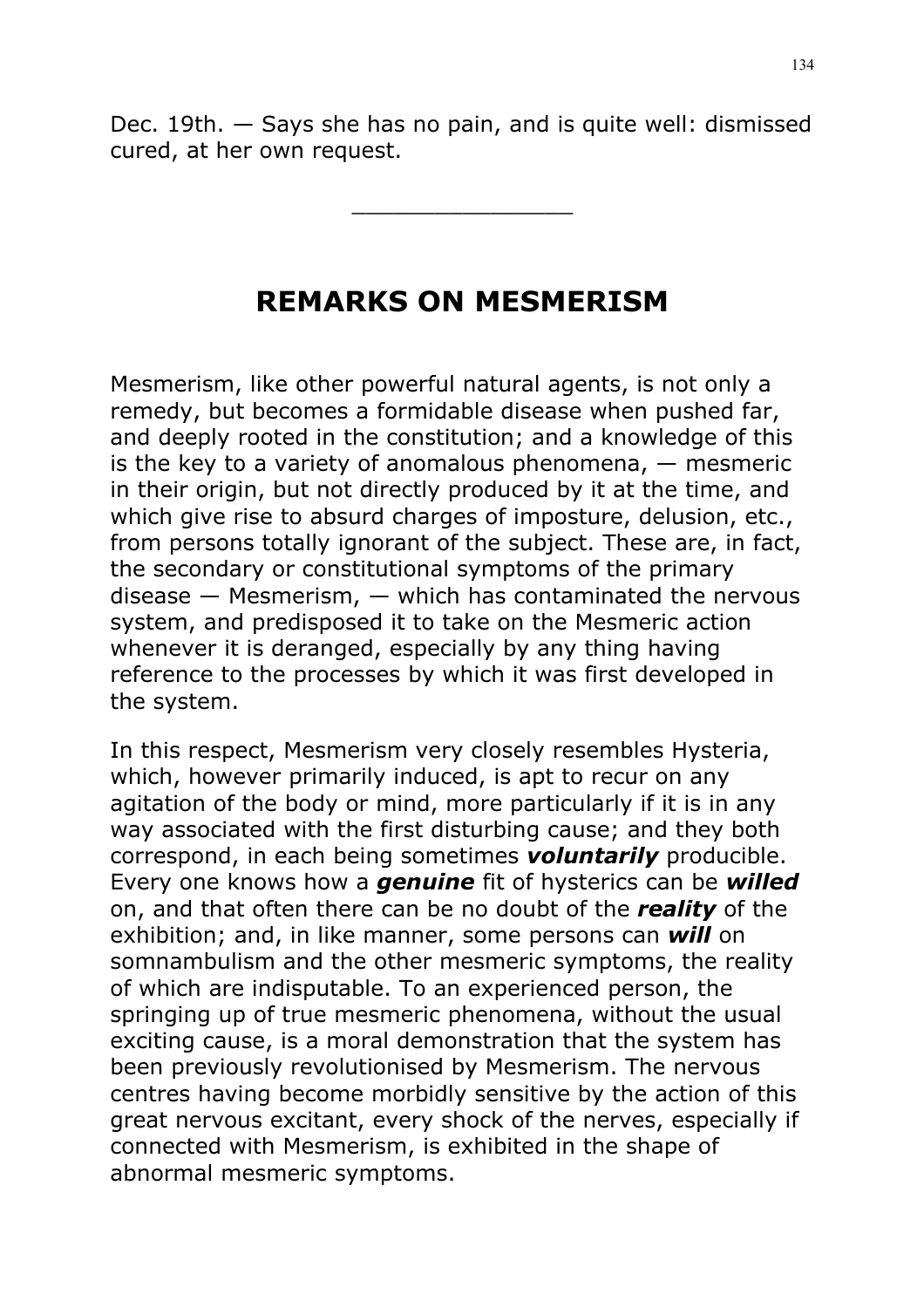Dec. 19th. — Says she has no pain, and is quite well: dismissed cured, at her own request.

---

## REMARKS ON MESMERISM

Mesmerism, like other powerful natural agents, is not only a remedy, but becomes a formidable disease when pushed far, and deeply rooted in the constitution; and a knowledge of this is the key to a variety of anomalous phenomena, — mesmeric in their origin, but not directly produced by it at the time, and which give rise to absurd charges of imposture, delusion, etc., from persons totally ignorant of the subject. These are, in fact, the secondary or constitutional symptoms of the primary disease — Mesmerism, — which has contaminated the nervous system, and predisposed it to take on the Mesmeric action whenever it is deranged, especially by any thing having reference to the processes by which it was first developed in the system.

In this respect, Mesmerism very closely resembles Hysteria, which, however primarily induced, is apt to recur on any agitation of the body or mind, more particularly if it is in any way associated with the first disturbing cause; and they both correspond, in each being sometimes ***voluntarily*** producible. Every one knows how a ***genuine*** fit of hysterics can be ***willed*** on, and that often there can be no doubt of the ***reality*** of the exhibition; and, in like manner, some persons can ***will*** on somnambulism and the other mesmeric symptoms, the reality of which are indisputable. To an experienced person, the springing up of true mesmeric phenomena, without the usual exciting cause, is a moral demonstration that the system has been previously revolutionised by Mesmerism. The nervous centres having become morbidly sensitive by the action of this great nervous excitant, every shock of the nerves, especially if connected with Mesmerism, is exhibited in the shape of abnormal mesmeric symptoms.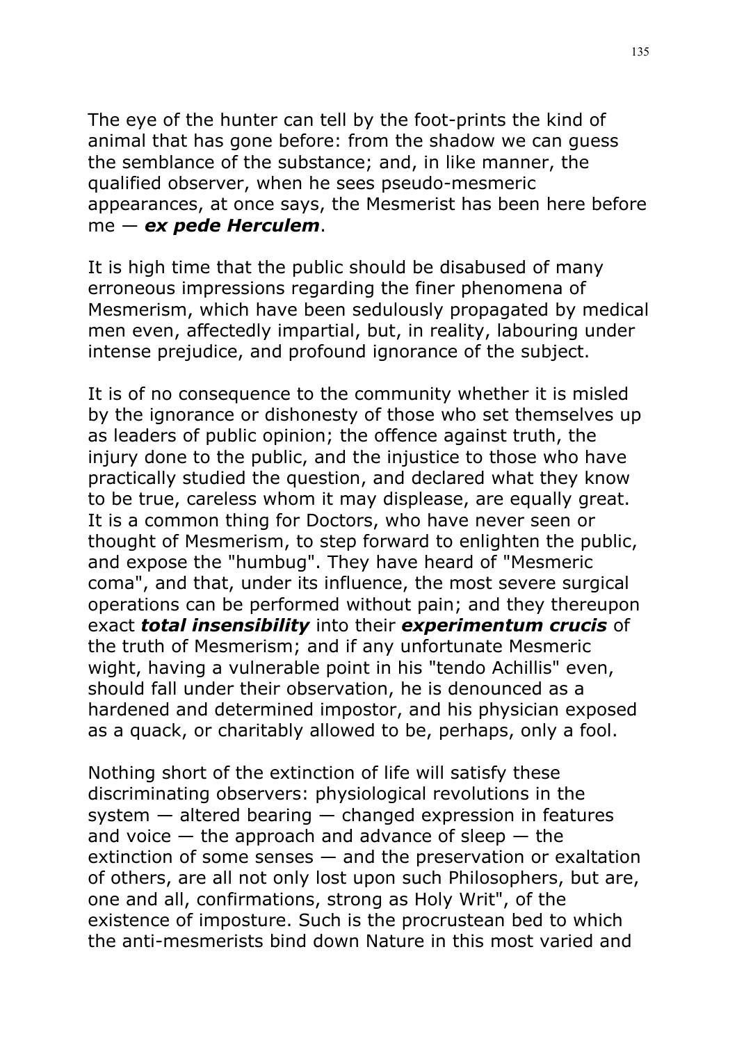The eye of the hunter can tell by the foot-prints the kind of animal that has gone before: from the shadow we can guess the semblance of the substance; and, in like manner, the qualified observer, when he sees pseudo-mesmeric appearances, at once says, the Mesmerist has been here before me — ***ex pede Herculem***.

It is high time that the public should be disabused of many erroneous impressions regarding the finer phenomena of Mesmerism, which have been sedulously propagated by medical men even, affectedly impartial, but, in reality, labouring under intense prejudice, and profound ignorance of the subject.

It is of no consequence to the community whether it is misled by the ignorance or dishonesty of those who set themselves up as leaders of public opinion; the offence against truth, the injury done to the public, and the injustice to those who have practically studied the question, and declared what they know to be true, careless whom it may displease, are equally great. It is a common thing for Doctors, who have never seen or thought of Mesmerism, to step forward to enlighten the public, and expose the "humbug". They have heard of "Mesmeric coma", and that, under its influence, the most severe surgical operations can be performed without pain; and they thereupon exact ***total insensibility*** into their ***experimentum crucis*** of the truth of Mesmerism; and if any unfortunate Mesmeric wight, having a vulnerable point in his "tendo Achillis" even, should fall under their observation, he is denounced as a hardened and determined impostor, and his physician exposed as a quack, or charitably allowed to be, perhaps, only a fool.

Nothing short of the extinction of life will satisfy these discriminating observers: physiological revolutions in the system — altered bearing — changed expression in features and voice — the approach and advance of sleep — the extinction of some senses — and the preservation or exaltation of others, are all not only lost upon such Philosophers, but are, one and all, confirmations, strong as Holy Writ", of the existence of imposture. Such is the procrustean bed to which the anti-mesmerists bind down Nature in this most varied and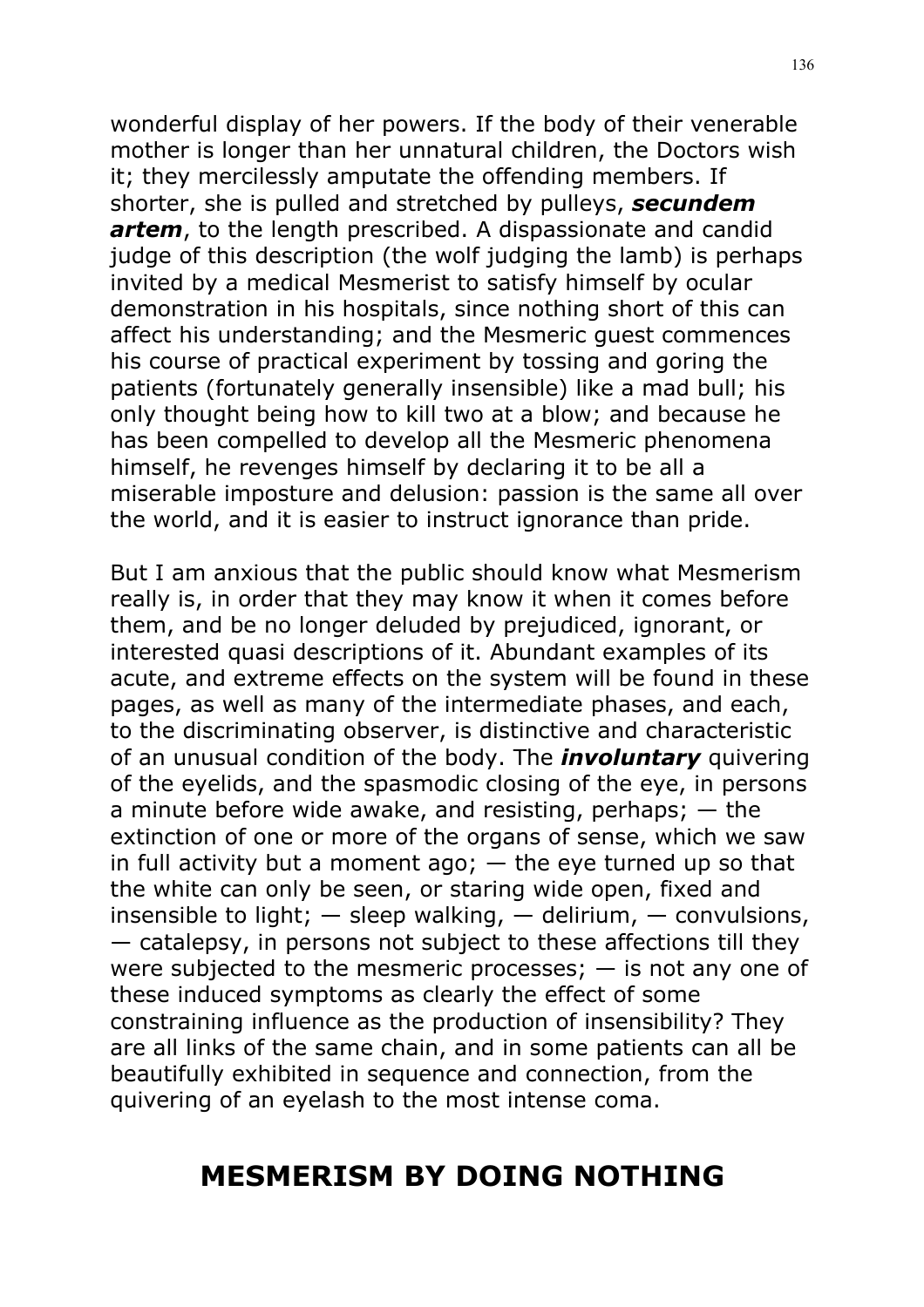wonderful display of her powers. If the body of their venerable mother is longer than her unnatural children, the Doctors wish it; they mercilessly amputate the offending members. If shorter, she is pulled and stretched by pulleys, ***secundem artem***, to the length prescribed. A dispassionate and candid judge of this description (the wolf judging the lamb) is perhaps invited by a medical Mesmerist to satisfy himself by ocular demonstration in his hospitals, since nothing short of this can affect his understanding; and the Mesmeric guest commences his course of practical experiment by tossing and goring the patients (fortunately generally insensible) like a mad bull; his only thought being how to kill two at a blow; and because he has been compelled to develop all the Mesmeric phenomena himself, he revenges himself by declaring it to be all a miserable imposture and delusion: passion is the same all over the world, and it is easier to instruct ignorance than pride.

But I am anxious that the public should know what Mesmerism really is, in order that they may know it when it comes before them, and be no longer deluded by prejudiced, ignorant, or interested quasi descriptions of it. Abundant examples of its acute, and extreme effects on the system will be found in these pages, as well as many of the intermediate phases, and each, to the discriminating observer, is distinctive and characteristic of an unusual condition of the body. The ***involuntary*** quivering of the eyelids, and the spasmodic closing of the eye, in persons a minute before wide awake, and resisting, perhaps; — the extinction of one or more of the organs of sense, which we saw in full activity but a moment ago; — the eye turned up so that the white can only be seen, or staring wide open, fixed and insensible to light; — sleep walking, — delirium, — convulsions, — catalepsy, in persons not subject to these affections till they were subjected to the mesmeric processes; — is not any one of these induced symptoms as clearly the effect of some constraining influence as the production of insensibility? They are all links of the same chain, and in some patients can all be beautifully exhibited in sequence and connection, from the quivering of an eyelash to the most intense coma.

## MESMERISM BY DOING NOTHING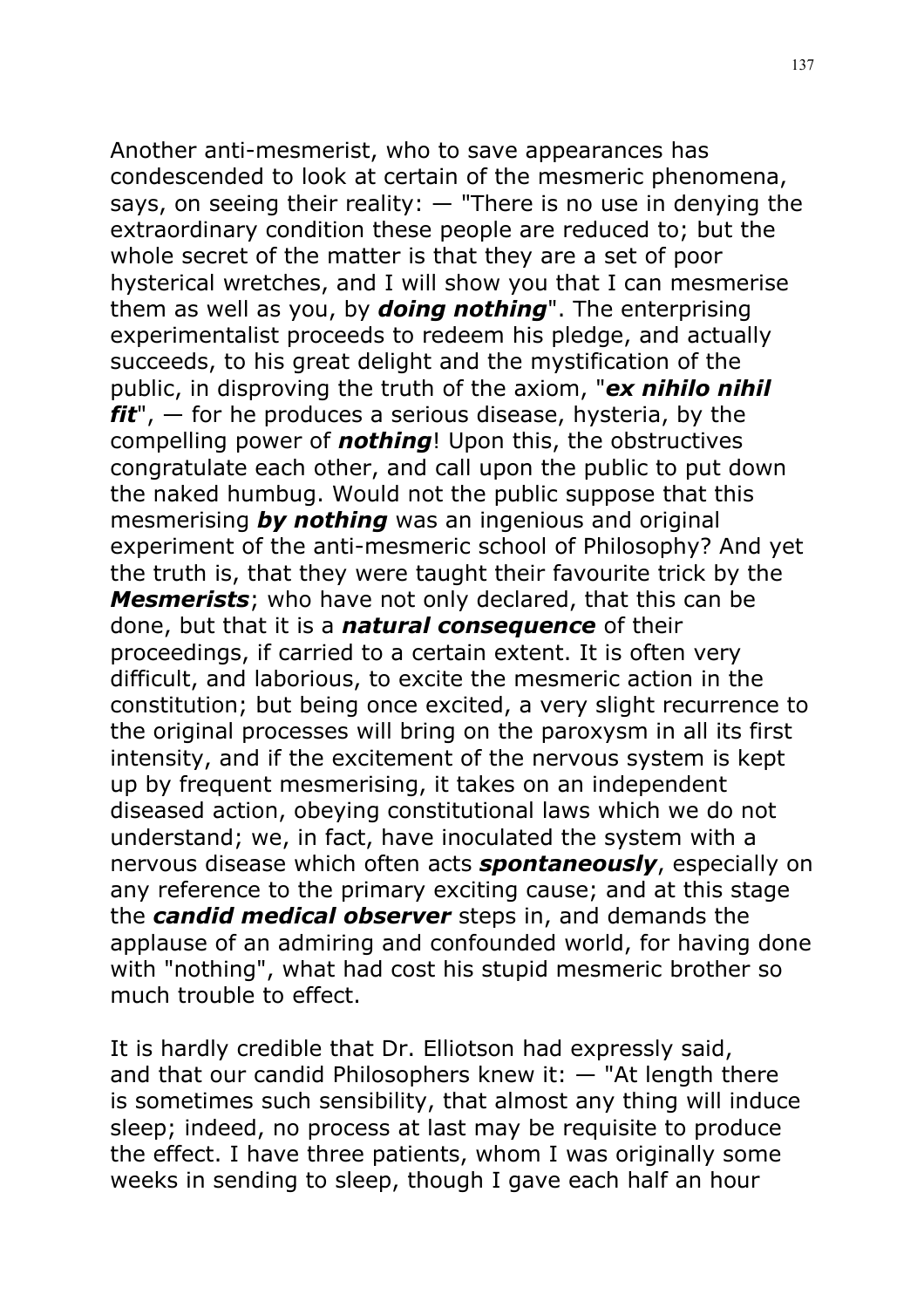Another anti-mesmerist, who to save appearances has condescended to look at certain of the mesmeric phenomena, says, on seeing their reality: — "There is no use in denying the extraordinary condition these people are reduced to; but the whole secret of the matter is that they are a set of poor hysterical wretches, and I will show you that I can mesmerise them as well as you, by ***doing nothing***". The enterprising experimentalist proceeds to redeem his pledge, and actually succeeds, to his great delight and the mystification of the public, in disproving the truth of the axiom, "***ex nihilo nihil fit***", — for he produces a serious disease, hysteria, by the compelling power of ***nothing***! Upon this, the obstructives congratulate each other, and call upon the public to put down the naked humbug. Would not the public suppose that this mesmerising ***by nothing*** was an ingenious and original experiment of the anti-mesmeric school of Philosophy? And yet the truth is, that they were taught their favourite trick by the ***Mesmerists***; who have not only declared, that this can be done, but that it is a ***natural consequence*** of their proceedings, if carried to a certain extent. It is often very difficult, and laborious, to excite the mesmeric action in the constitution; but being once excited, a very slight recurrence to the original processes will bring on the paroxysm in all its first intensity, and if the excitement of the nervous system is kept up by frequent mesmerising, it takes on an independent diseased action, obeying constitutional laws which we do not understand; we, in fact, have inoculated the system with a nervous disease which often acts ***spontaneously***, especially on any reference to the primary exciting cause; and at this stage the ***candid medical observer*** steps in, and demands the applause of an admiring and confounded world, for having done with "nothing", what had cost his stupid mesmeric brother so much trouble to effect.

It is hardly credible that Dr. Elliotson had expressly said, and that our candid Philosophers knew it: — "At length there is sometimes such sensibility, that almost any thing will induce sleep; indeed, no process at last may be requisite to produce the effect. I have three patients, whom I was originally some weeks in sending to sleep, though I gave each half an hour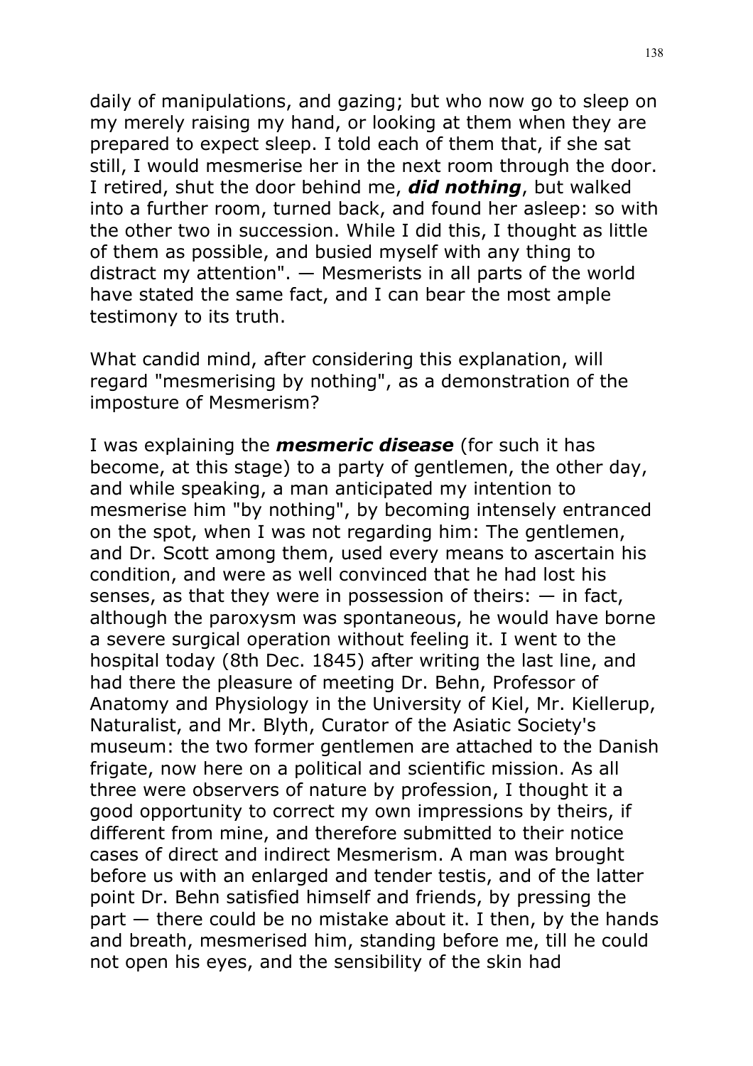daily of manipulations, and gazing; but who now go to sleep on my merely raising my hand, or looking at them when they are prepared to expect sleep. I told each of them that, if she sat still, I would mesmerise her in the next room through the door. I retired, shut the door behind me, ***did nothing***, but walked into a further room, turned back, and found her asleep: so with the other two in succession. While I did this, I thought as little of them as possible, and busied myself with any thing to distract my attention". — Mesmerists in all parts of the world have stated the same fact, and I can bear the most ample testimony to its truth.

What candid mind, after considering this explanation, will regard "mesmerising by nothing", as a demonstration of the imposture of Mesmerism?

I was explaining the ***mesmeric disease*** (for such it has become, at this stage) to a party of gentlemen, the other day, and while speaking, a man anticipated my intention to mesmerise him "by nothing", by becoming intensely entranced on the spot, when I was not regarding him: The gentlemen, and Dr. Scott among them, used every means to ascertain his condition, and were as well convinced that he had lost his senses, as that they were in possession of theirs: — in fact, although the paroxysm was spontaneous, he would have borne a severe surgical operation without feeling it. I went to the hospital today (8th Dec. 1845) after writing the last line, and had there the pleasure of meeting Dr. Behn, Professor of Anatomy and Physiology in the University of Kiel, Mr. Kiellerup, Naturalist, and Mr. Blyth, Curator of the Asiatic Society's museum: the two former gentlemen are attached to the Danish frigate, now here on a political and scientific mission. As all three were observers of nature by profession, I thought it a good opportunity to correct my own impressions by theirs, if different from mine, and therefore submitted to their notice cases of direct and indirect Mesmerism. A man was brought before us with an enlarged and tender testis, and of the latter point Dr. Behn satisfied himself and friends, by pressing the part — there could be no mistake about it. I then, by the hands and breath, mesmerised him, standing before me, till he could not open his eyes, and the sensibility of the skin had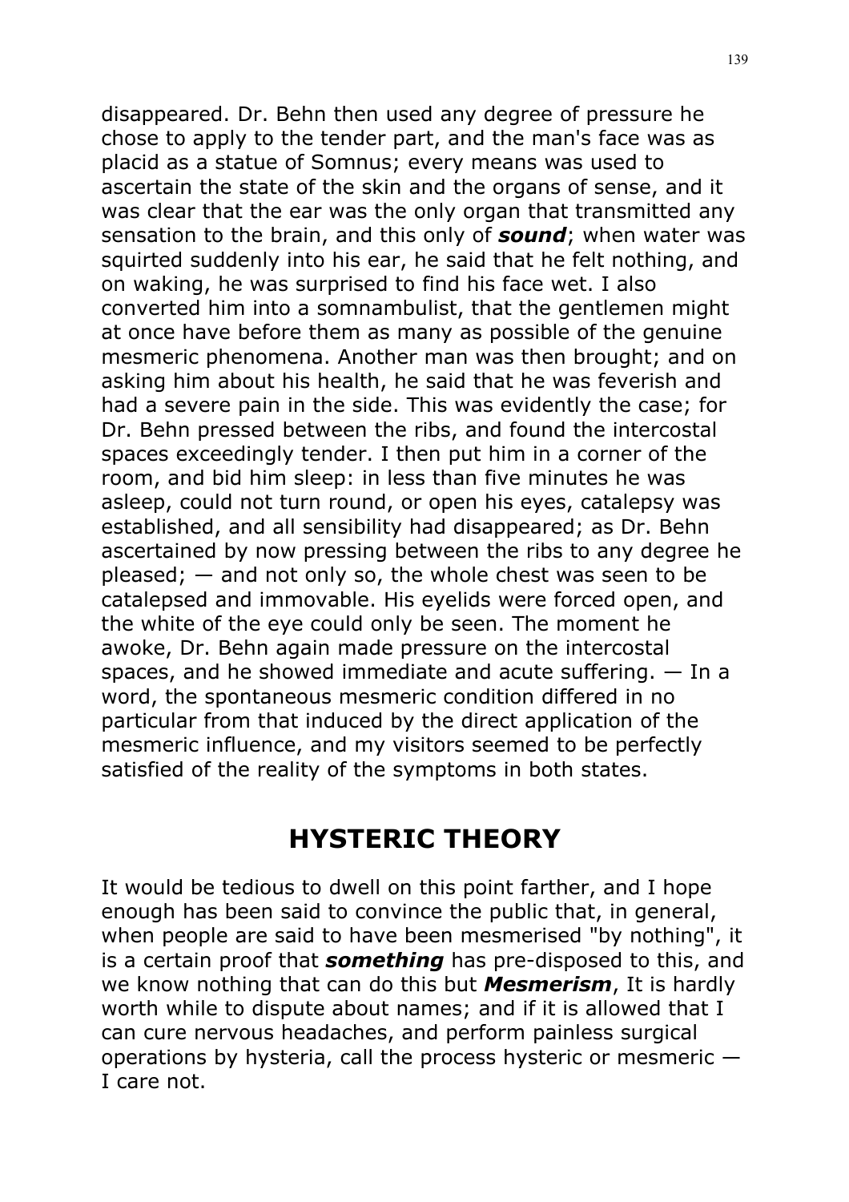disappeared. Dr. Behn then used any degree of pressure he chose to apply to the tender part, and the man's face was as placid as a statue of Somnus; every means was used to ascertain the state of the skin and the organs of sense, and it was clear that the ear was the only organ that transmitted any sensation to the brain, and this only of ***sound***; when water was squirted suddenly into his ear, he said that he felt nothing, and on waking, he was surprised to find his face wet. I also converted him into a somnambulist, that the gentlemen might at once have before them as many as possible of the genuine mesmeric phenomena. Another man was then brought; and on asking him about his health, he said that he was feverish and had a severe pain in the side. This was evidently the case; for Dr. Behn pressed between the ribs, and found the intercostal spaces exceedingly tender. I then put him in a corner of the room, and bid him sleep: in less than five minutes he was asleep, could not turn round, or open his eyes, catalepsy was established, and all sensibility had disappeared; as Dr. Behn ascertained by now pressing between the ribs to any degree he pleased; — and not only so, the whole chest was seen to be catalepsed and immovable. His eyelids were forced open, and the white of the eye could only be seen. The moment he awoke, Dr. Behn again made pressure on the intercostal spaces, and he showed immediate and acute suffering. — In a word, the spontaneous mesmeric condition differed in no particular from that induced by the direct application of the mesmeric influence, and my visitors seemed to be perfectly satisfied of the reality of the symptoms in both states.

## HYSTERIC THEORY

It would be tedious to dwell on this point farther, and I hope enough has been said to convince the public that, in general, when people are said to have been mesmerised "by nothing", it is a certain proof that ***something*** has pre-disposed to this, and we know nothing that can do this but ***Mesmerism***, It is hardly worth while to dispute about names; and if it is allowed that I can cure nervous headaches, and perform painless surgical operations by hysteria, call the process hysteric or mesmeric — I care not.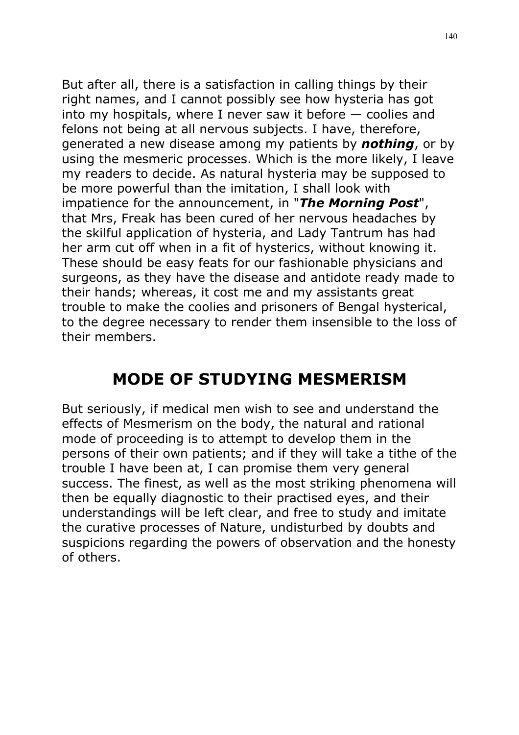But after all, there is a satisfaction in calling things by their right names, and I cannot possibly see how hysteria has got into my hospitals, where I never saw it before — coolies and felons not being at all nervous subjects. I have, therefore, generated a new disease among my patients by ***nothing***, or by using the mesmeric processes. Which is the more likely, I leave my readers to decide. As natural hysteria may be supposed to be more powerful than the imitation, I shall look with impatience for the announcement, in "***The Morning Post***", that Mrs, Freak has been cured of her nervous headaches by the skilful application of hysteria, and Lady Tantrum has had her arm cut off when in a fit of hysterics, without knowing it. These should be easy feats for our fashionable physicians and surgeons, as they have the disease and antidote ready made to their hands; whereas, it cost me and my assistants great trouble to make the coolies and prisoners of Bengal hysterical, to the degree necessary to render them insensible to the loss of their members.

## MODE OF STUDYING MESMERISM

But seriously, if medical men wish to see and understand the effects of Mesmerism on the body, the natural and rational mode of proceeding is to attempt to develop them in the persons of their own patients; and if they will take a tithe of the trouble I have been at, I can promise them very general success. The finest, as well as the most striking phenomena will then be equally diagnostic to their practised eyes, and their understandings will be left clear, and free to study and imitate the curative processes of Nature, undisturbed by doubts and suspicions regarding the powers of observation and the honesty of others.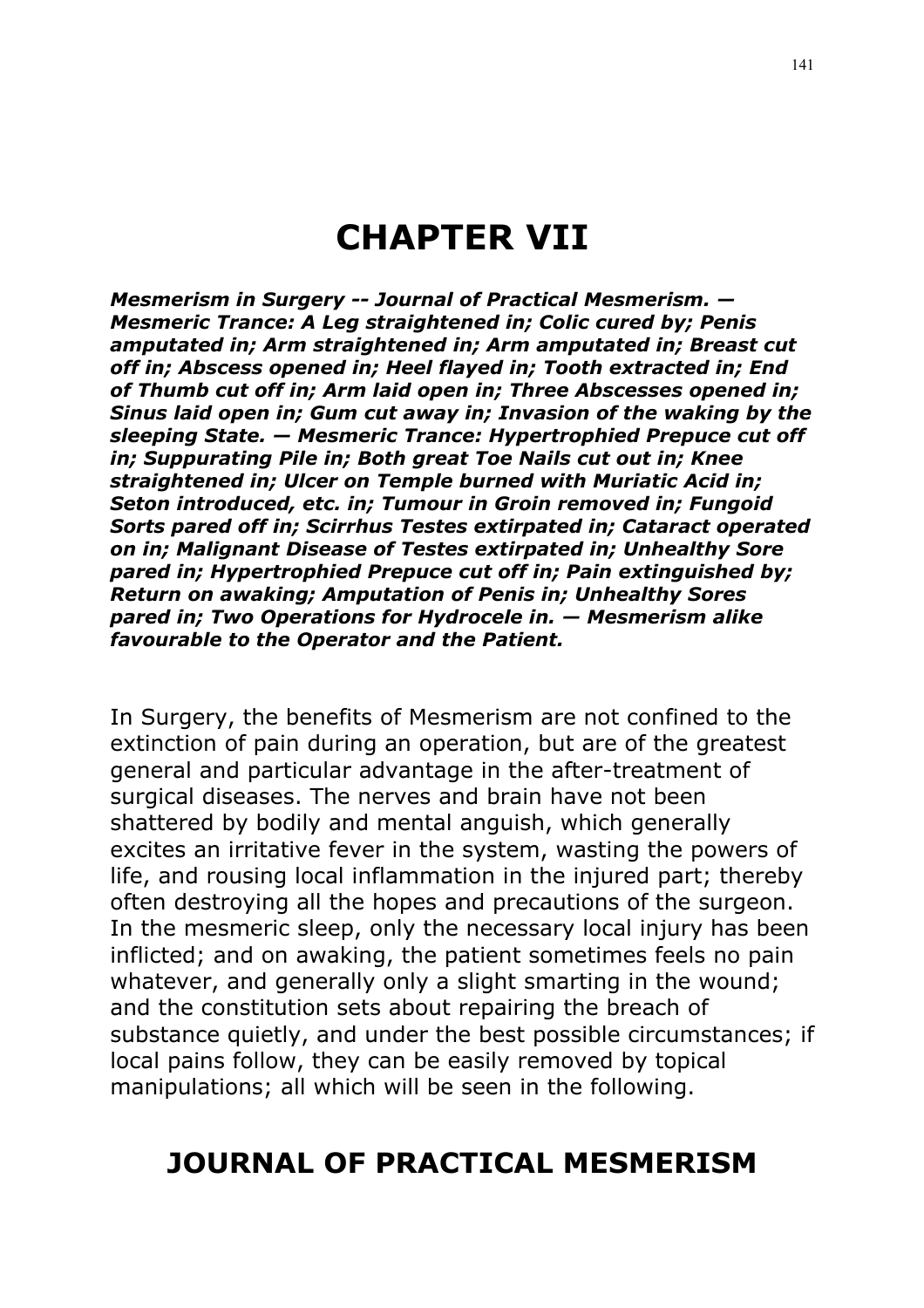# CHAPTER VII

***Mesmerism in Surgery -- Journal of Practical Mesmerism. — Mesmeric Trance: A Leg straightened in; Colic cured by; Penis amputated in; Arm straightened in; Arm amputated in; Breast cut off in; Abscess opened in; Heel flayed in; Tooth extracted in; End of Thumb cut off in; Arm laid open in; Three Abscesses opened in; Sinus laid open in; Gum cut away in; Invasion of the waking by the sleeping State. — Mesmeric Trance: Hypertrophied Prepuce cut off in; Suppurating Pile in; Both great Toe Nails cut out in; Knee straightened in; Ulcer on Temple burned with Muriatic Acid in; Seton introduced, etc. in; Tumour in Groin removed in; Fungoid Sorts pared off in; Scirrhus Testes extirpated in; Cataract operated on in; Malignant Disease of Testes extirpated in; Unhealthy Sore pared in; Hypertrophied Prepuce cut off in; Pain extinguished by; Return on awaking; Amputation of Penis in; Unhealthy Sores pared in; Two Operations for Hydrocele in. — Mesmerism alike favourable to the Operator and the Patient.***

In Surgery, the benefits of Mesmerism are not confined to the extinction of pain during an operation, but are of the greatest general and particular advantage in the after-treatment of surgical diseases. The nerves and brain have not been shattered by bodily and mental anguish, which generally excites an irritative fever in the system, wasting the powers of life, and rousing local inflammation in the injured part; thereby often destroying all the hopes and precautions of the surgeon. In the mesmeric sleep, only the necessary local injury has been inflicted; and on awaking, the patient sometimes feels no pain whatever, and generally only a slight smarting in the wound; and the constitution sets about repairing the breach of substance quietly, and under the best possible circumstances; if local pains follow, they can be easily removed by topical manipulations; all which will be seen in the following.

## JOURNAL OF PRACTICAL MESMERISM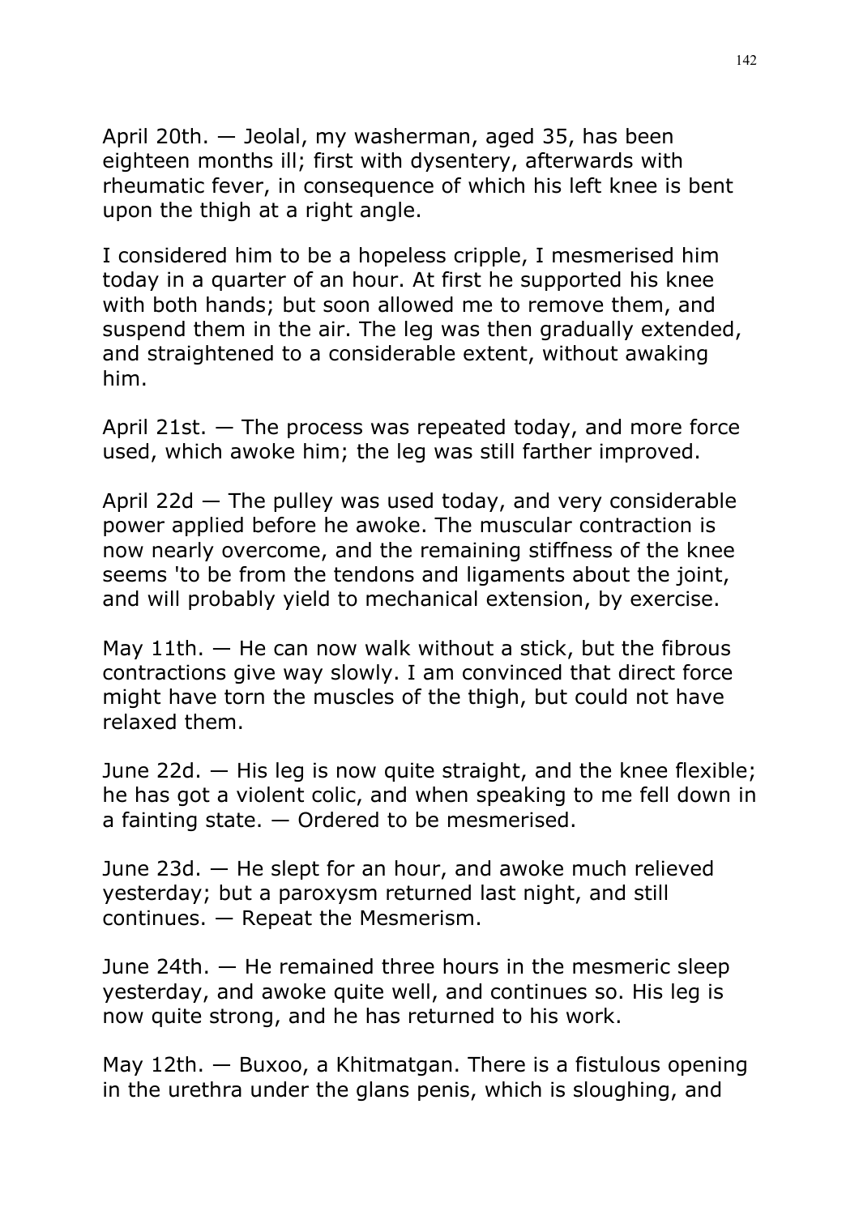April 20th. — Jeolal, my washerman, aged 35, has been eighteen months ill; first with dysentery, afterwards with rheumatic fever, in consequence of which his left knee is bent upon the thigh at a right angle.

I considered him to be a hopeless cripple, I mesmerised him today in a quarter of an hour. At first he supported his knee with both hands; but soon allowed me to remove them, and suspend them in the air. The leg was then gradually extended, and straightened to a considerable extent, without awaking him.

April 21st. — The process was repeated today, and more force used, which awoke him; the leg was still farther improved.

April 22d — The pulley was used today, and very considerable power applied before he awoke. The muscular contraction is now nearly overcome, and the remaining stiffness of the knee seems 'to be from the tendons and ligaments about the joint, and will probably yield to mechanical extension, by exercise.

May 11th. — He can now walk without a stick, but the fibrous contractions give way slowly. I am convinced that direct force might have torn the muscles of the thigh, but could not have relaxed them.

June 22d. — His leg is now quite straight, and the knee flexible; he has got a violent colic, and when speaking to me fell down in a fainting state. — Ordered to be mesmerised.

June 23d. — He slept for an hour, and awoke much relieved yesterday; but a paroxysm returned last night, and still continues. — Repeat the Mesmerism.

June 24th. — He remained three hours in the mesmeric sleep yesterday, and awoke quite well, and continues so. His leg is now quite strong, and he has returned to his work.

May 12th. — Buxoo, a Khitmatgan. There is a fistulous opening in the urethra under the glans penis, which is sloughing, and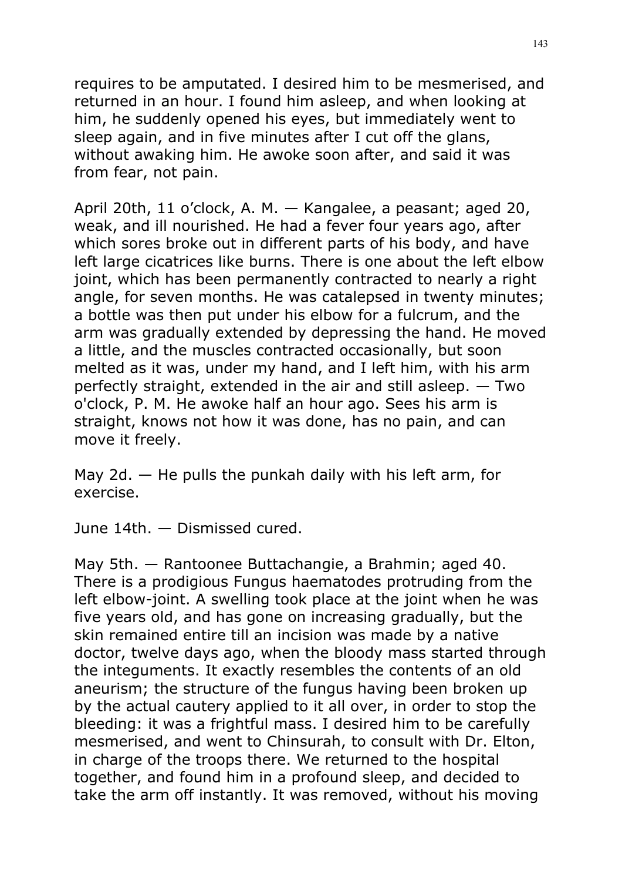requires to be amputated. I desired him to be mesmerised, and returned in an hour. I found him asleep, and when looking at him, he suddenly opened his eyes, but immediately went to sleep again, and in five minutes after I cut off the glans, without awaking him. He awoke soon after, and said it was from fear, not pain.

April 20th, 11 o'clock, A. M. — Kangalee, a peasant; aged 20, weak, and ill nourished. He had a fever four years ago, after which sores broke out in different parts of his body, and have left large cicatrices like burns. There is one about the left elbow joint, which has been permanently contracted to nearly a right angle, for seven months. He was catalepsed in twenty minutes; a bottle was then put under his elbow for a fulcrum, and the arm was gradually extended by depressing the hand. He moved a little, and the muscles contracted occasionally, but soon melted as it was, under my hand, and I left him, with his arm perfectly straight, extended in the air and still asleep. — Two o'clock, P. M. He awoke half an hour ago. Sees his arm is straight, knows not how it was done, has no pain, and can move it freely.

May 2d. — He pulls the punkah daily with his left arm, for exercise.

June 14th. — Dismissed cured.

May 5th. — Rantoonee Buttachangie, a Brahmin; aged 40. There is a prodigious Fungus haematodes protruding from the left elbow-joint. A swelling took place at the joint when he was five years old, and has gone on increasing gradually, but the skin remained entire till an incision was made by a native doctor, twelve days ago, when the bloody mass started through the integuments. It exactly resembles the contents of an old aneurism; the structure of the fungus having been broken up by the actual cautery applied to it all over, in order to stop the bleeding: it was a frightful mass. I desired him to be carefully mesmerised, and went to Chinsurah, to consult with Dr. Elton, in charge of the troops there. We returned to the hospital together, and found him in a profound sleep, and decided to take the arm off instantly. It was removed, without his moving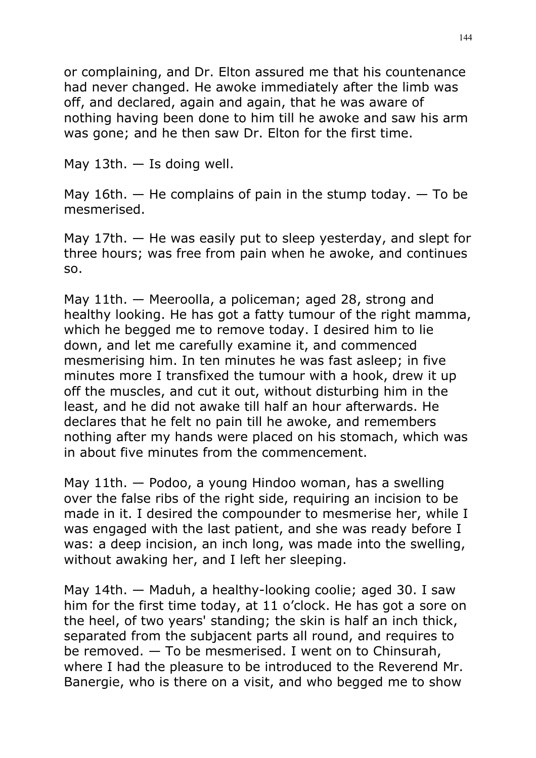or complaining, and Dr. Elton assured me that his countenance had never changed. He awoke immediately after the limb was off, and declared, again and again, that he was aware of nothing having been done to him till he awoke and saw his arm was gone; and he then saw Dr. Elton for the first time.

May 13th. — Is doing well.

May 16th. — He complains of pain in the stump today. — To be mesmerised.

May 17th. — He was easily put to sleep yesterday, and slept for three hours; was free from pain when he awoke, and continues so.

May 11th. — Meeroolla, a policeman; aged 28, strong and healthy looking. He has got a fatty tumour of the right mamma, which he begged me to remove today. I desired him to lie down, and let me carefully examine it, and commenced mesmerising him. In ten minutes he was fast asleep; in five minutes more I transfixed the tumour with a hook, drew it up off the muscles, and cut it out, without disturbing him in the least, and he did not awake till half an hour afterwards. He declares that he felt no pain till he awoke, and remembers nothing after my hands were placed on his stomach, which was in about five minutes from the commencement.

May 11th. — Podoo, a young Hindoo woman, has a swelling over the false ribs of the right side, requiring an incision to be made in it. I desired the compounder to mesmerise her, while I was engaged with the last patient, and she was ready before I was: a deep incision, an inch long, was made into the swelling, without awaking her, and I left her sleeping.

May 14th. — Maduh, a healthy-looking coolie; aged 30. I saw him for the first time today, at 11 o'clock. He has got a sore on the heel, of two years' standing; the skin is half an inch thick, separated from the subjacent parts all round, and requires to be removed. — To be mesmerised. I went on to Chinsurah, where I had the pleasure to be introduced to the Reverend Mr. Banergie, who is there on a visit, and who begged me to show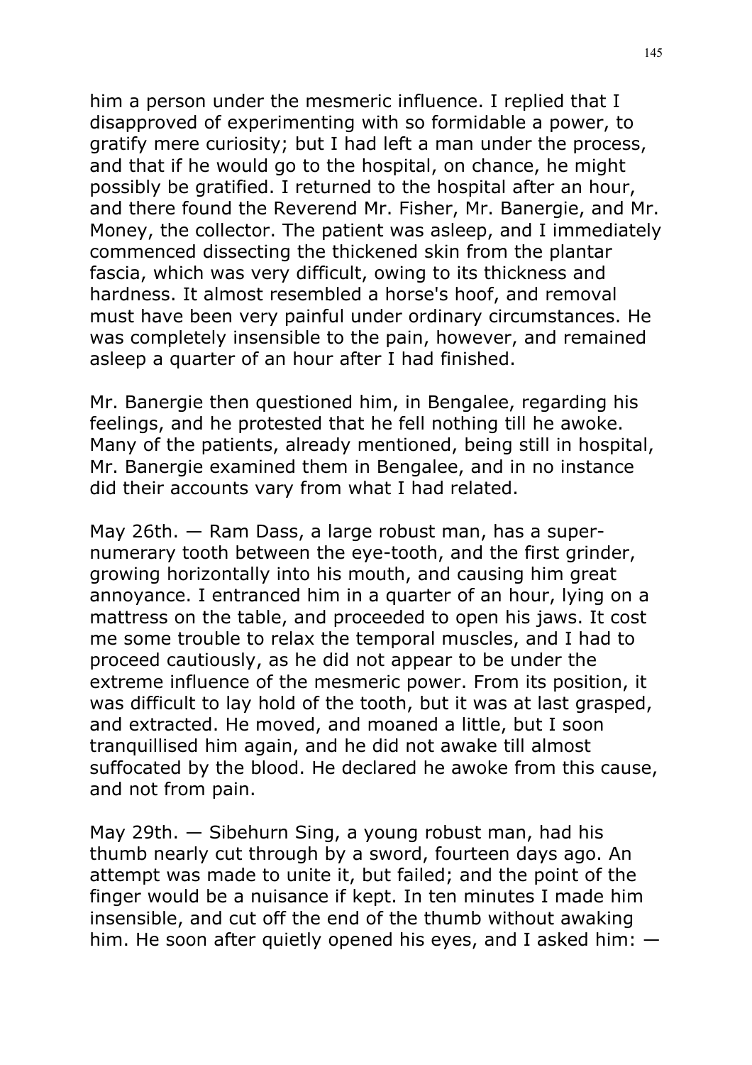him a person under the mesmeric influence. I replied that I disapproved of experimenting with so formidable a power, to gratify mere curiosity; but I had left a man under the process, and that if he would go to the hospital, on chance, he might possibly be gratified. I returned to the hospital after an hour, and there found the Reverend Mr. Fisher, Mr. Banergie, and Mr. Money, the collector. The patient was asleep, and I immediately commenced dissecting the thickened skin from the plantar fascia, which was very difficult, owing to its thickness and hardness. It almost resembled a horse's hoof, and removal must have been very painful under ordinary circumstances. He was completely insensible to the pain, however, and remained asleep a quarter of an hour after I had finished.

Mr. Banergie then questioned him, in Bengalee, regarding his feelings, and he protested that he fell nothing till he awoke. Many of the patients, already mentioned, being still in hospital, Mr. Banergie examined them in Bengalee, and in no instance did their accounts vary from what I had related.

May 26th. — Ram Dass, a large robust man, has a super-numerary tooth between the eye-tooth, and the first grinder, growing horizontally into his mouth, and causing him great annoyance. I entranced him in a quarter of an hour, lying on a mattress on the table, and proceeded to open his jaws. It cost me some trouble to relax the temporal muscles, and I had to proceed cautiously, as he did not appear to be under the extreme influence of the mesmeric power. From its position, it was difficult to lay hold of the tooth, but it was at last grasped, and extracted. He moved, and moaned a little, but I soon tranquillised him again, and he did not awake till almost suffocated by the blood. He declared he awoke from this cause, and not from pain.

May 29th. — Sibehurn Sing, a young robust man, had his thumb nearly cut through by a sword, fourteen days ago. An attempt was made to unite it, but failed; and the point of the finger would be a nuisance if kept. In ten minutes I made him insensible, and cut off the end of the thumb without awaking him. He soon after quietly opened his eyes, and I asked him: —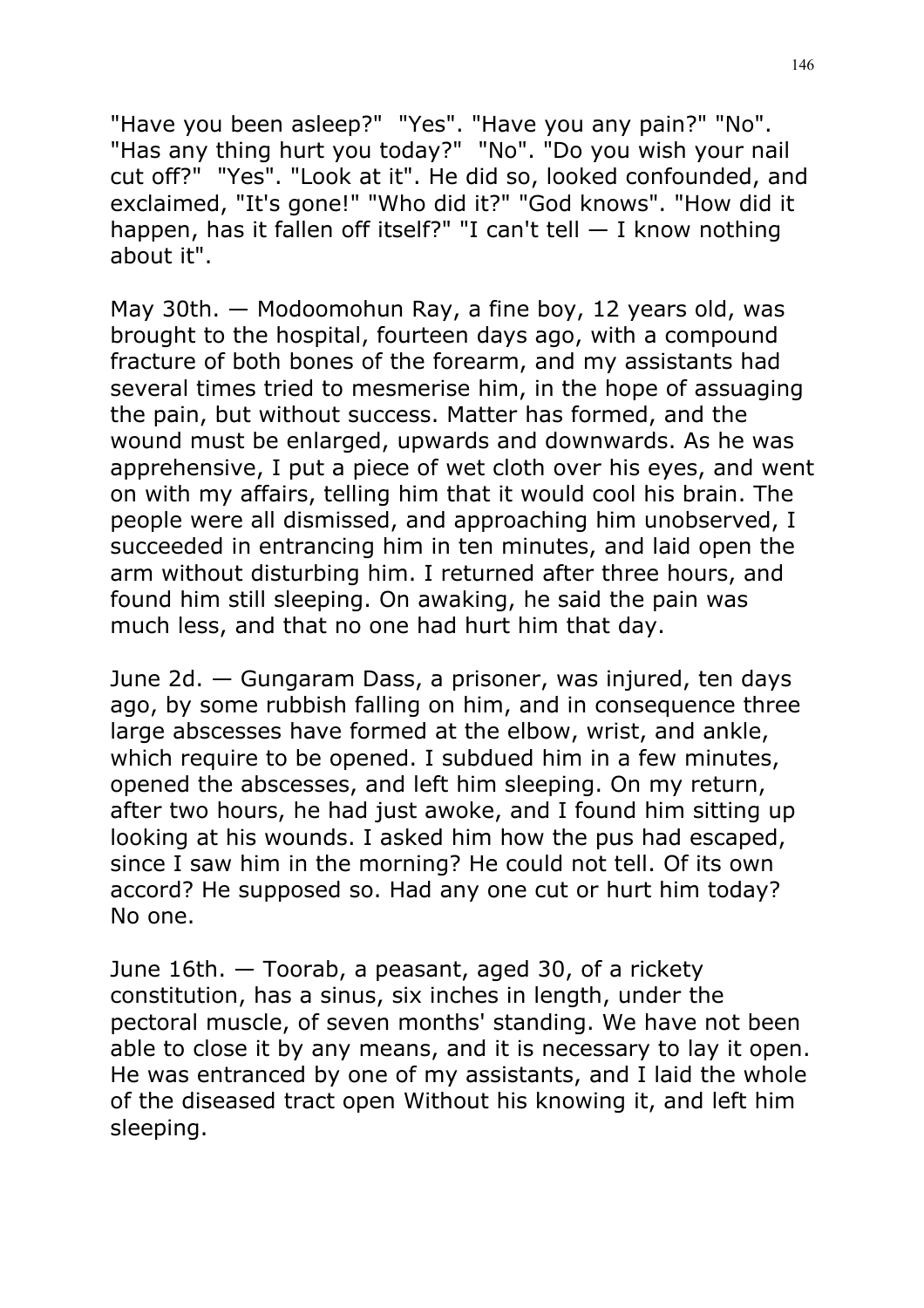"Have you been asleep?" "Yes". "Have you any pain?" "No". "Has any thing hurt you today?" "No". "Do you wish your nail cut off?" "Yes". "Look at it". He did so, looked confounded, and exclaimed, "It's gone!" "Who did it?" "God knows". "How did it happen, has it fallen off itself?" "I can't tell — I know nothing about it".

May 30th. — Modoomohun Ray, a fine boy, 12 years old, was brought to the hospital, fourteen days ago, with a compound fracture of both bones of the forearm, and my assistants had several times tried to mesmerise him, in the hope of assuaging the pain, but without success. Matter has formed, and the wound must be enlarged, upwards and downwards. As he was apprehensive, I put a piece of wet cloth over his eyes, and went on with my affairs, telling him that it would cool his brain. The people were all dismissed, and approaching him unobserved, I succeeded in entrancing him in ten minutes, and laid open the arm without disturbing him. I returned after three hours, and found him still sleeping. On awaking, he said the pain was much less, and that no one had hurt him that day.

June 2d. — Gungaram Dass, a prisoner, was injured, ten days ago, by some rubbish falling on him, and in consequence three large abscesses have formed at the elbow, wrist, and ankle, which require to be opened. I subdued him in a few minutes, opened the abscesses, and left him sleeping. On my return, after two hours, he had just awoke, and I found him sitting up looking at his wounds. I asked him how the pus had escaped, since I saw him in the morning? He could not tell. Of its own accord? He supposed so. Had any one cut or hurt him today? No one.

June 16th. — Toorab, a peasant, aged 30, of a rickety constitution, has a sinus, six inches in length, under the pectoral muscle, of seven months' standing. We have not been able to close it by any means, and it is necessary to lay it open. He was entranced by one of my assistants, and I laid the whole of the diseased tract open Without his knowing it, and left him sleeping.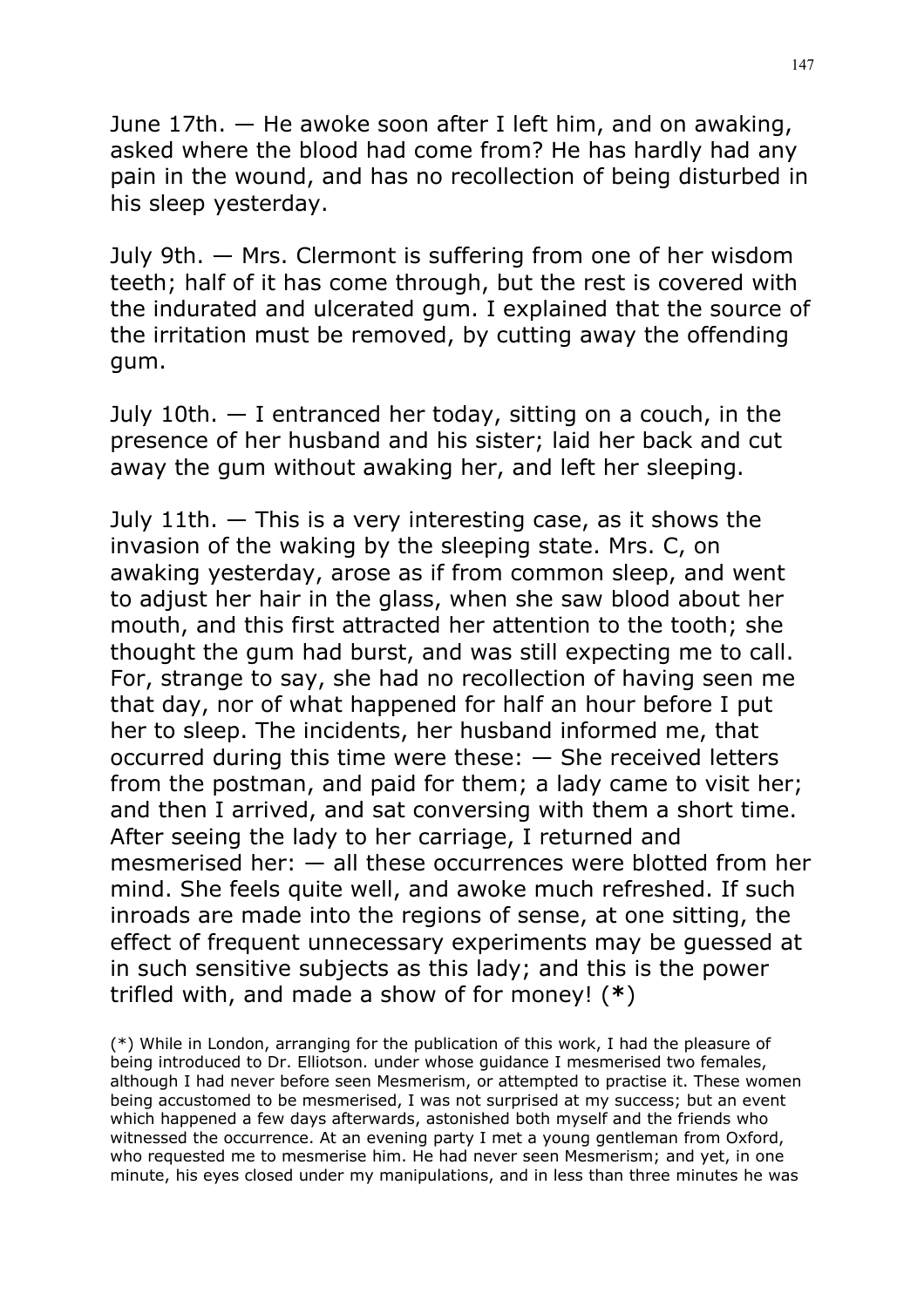June 17th. — He awoke soon after I left him, and on awaking, asked where the blood had come from? He has hardly had any pain in the wound, and has no recollection of being disturbed in his sleep yesterday.

July 9th. — Mrs. Clermont is suffering from one of her wisdom teeth; half of it has come through, but the rest is covered with the indurated and ulcerated gum. I explained that the source of the irritation must be removed, by cutting away the offending gum.

July 10th. — I entranced her today, sitting on a couch, in the presence of her husband and his sister; laid her back and cut away the gum without awaking her, and left her sleeping.

July 11th. — This is a very interesting case, as it shows the invasion of the waking by the sleeping state. Mrs. C, on awaking yesterday, arose as if from common sleep, and went to adjust her hair in the glass, when she saw blood about her mouth, and this first attracted her attention to the tooth; she thought the gum had burst, and was still expecting me to call. For, strange to say, she had no recollection of having seen me that day, nor of what happened for half an hour before I put her to sleep. The incidents, her husband informed me, that occurred during this time were these: — She received letters from the postman, and paid for them; a lady came to visit her; and then I arrived, and sat conversing with them a short time. After seeing the lady to her carriage, I returned and mesmerised her: — all these occurrences were blotted from her mind. She feels quite well, and awoke much refreshed. If such inroads are made into the regions of sense, at one sitting, the effect of frequent unnecessary experiments may be guessed at in such sensitive subjects as this lady; and this is the power trifled with, and made a show of for money! (**\***)

(\*) While in London, arranging for the publication of this work, I had the pleasure of being introduced to Dr. Elliotson. under whose guidance I mesmerised two females, although I had never before seen Mesmerism, or attempted to practise it. These women being accustomed to be mesmerised, I was not surprised at my success; but an event which happened a few days afterwards, astonished both myself and the friends who witnessed the occurrence. At an evening party I met a young gentleman from Oxford, who requested me to mesmerise him. He had never seen Mesmerism; and yet, in one minute, his eyes closed under my manipulations, and in less than three minutes he was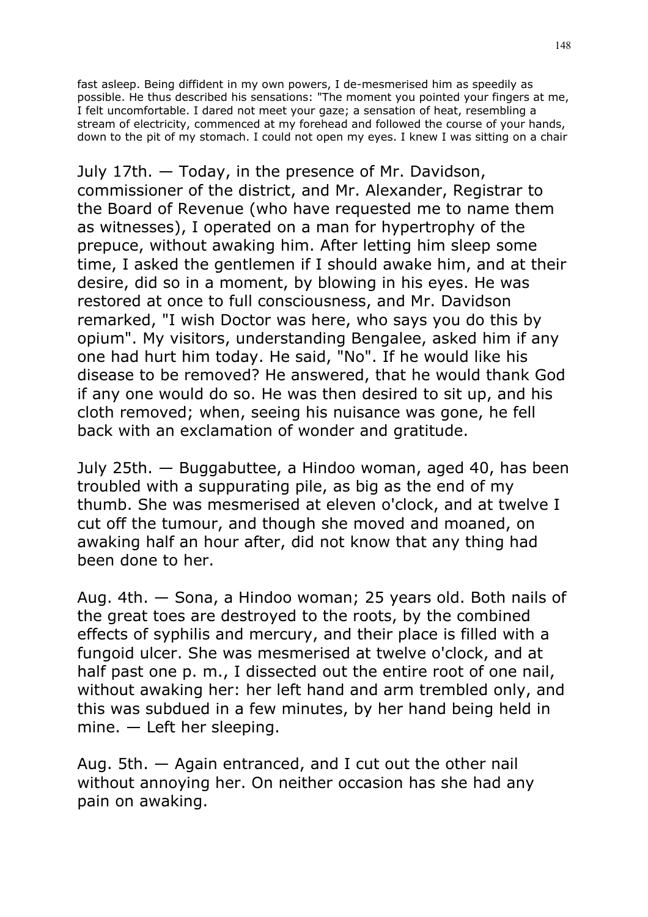fast asleep. Being diffident in my own powers, I de-mesmerised him as speedily as possible. He thus described his sensations: "The moment you pointed your fingers at me, I felt uncomfortable. I dared not meet your gaze; a sensation of heat, resembling a stream of electricity, commenced at my forehead and followed the course of your hands, down to the pit of my stomach. I could not open my eyes. I knew I was sitting on a chair

July 17th. — Today, in the presence of Mr. Davidson, commissioner of the district, and Mr. Alexander, Registrar to the Board of Revenue (who have requested me to name them as witnesses), I operated on a man for hypertrophy of the prepuce, without awaking him. After letting him sleep some time, I asked the gentlemen if I should awake him, and at their desire, did so in a moment, by blowing in his eyes. He was restored at once to full consciousness, and Mr. Davidson remarked, "I wish Doctor was here, who says you do this by opium". My visitors, understanding Bengalee, asked him if any one had hurt him today. He said, "No". If he would like his disease to be removed? He answered, that he would thank God if any one would do so. He was then desired to sit up, and his cloth removed; when, seeing his nuisance was gone, he fell back with an exclamation of wonder and gratitude.

July 25th. — Buggabuttee, a Hindoo woman, aged 40, has been troubled with a suppurating pile, as big as the end of my thumb. She was mesmerised at eleven o'clock, and at twelve I cut off the tumour, and though she moved and moaned, on awaking half an hour after, did not know that any thing had been done to her.

Aug. 4th. — Sona, a Hindoo woman; 25 years old. Both nails of the great toes are destroyed to the roots, by the combined effects of syphilis and mercury, and their place is filled with a fungoid ulcer. She was mesmerised at twelve o'clock, and at half past one p. m., I dissected out the entire root of one nail, without awaking her: her left hand and arm trembled only, and this was subdued in a few minutes, by her hand being held in mine. — Left her sleeping.

Aug. 5th. — Again entranced, and I cut out the other nail without annoying her. On neither occasion has she had any pain on awaking.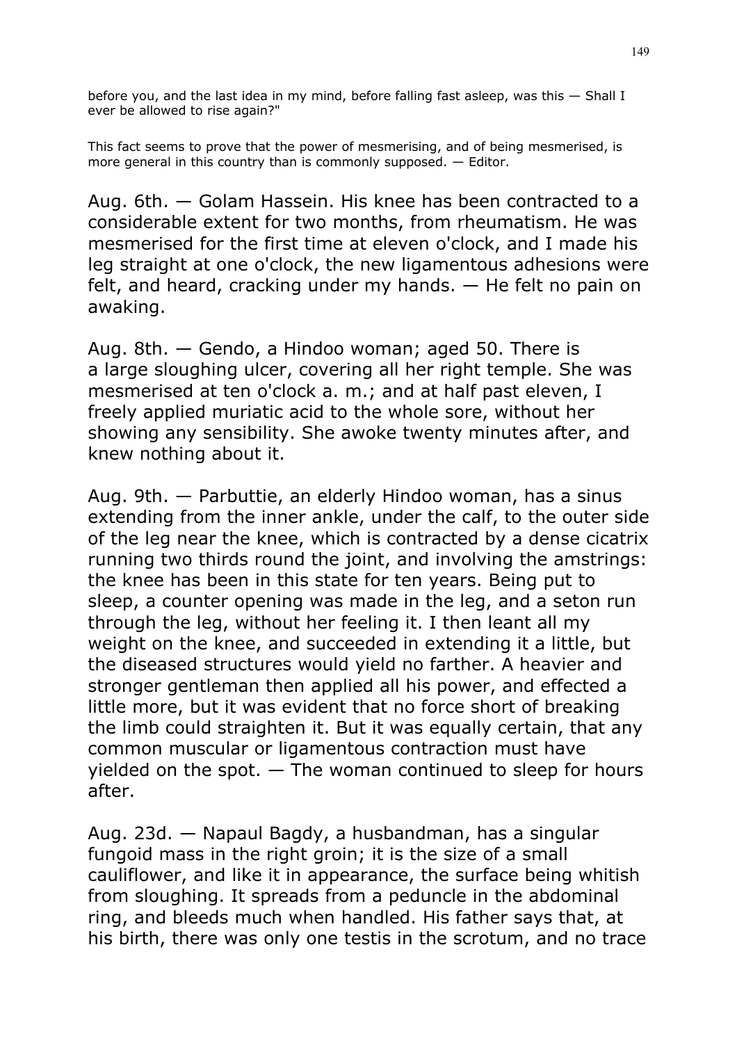before you, and the last idea in my mind, before falling fast asleep, was this — Shall I ever be allowed to rise again?"

This fact seems to prove that the power of mesmerising, and of being mesmerised, is more general in this country than is commonly supposed. — Editor.

Aug. 6th. — Golam Hassein. His knee has been contracted to a considerable extent for two months, from rheumatism. He was mesmerised for the first time at eleven o'clock, and I made his leg straight at one o'clock, the new ligamentous adhesions were felt, and heard, cracking under my hands. — He felt no pain on awaking.

Aug. 8th. — Gendo, a Hindoo woman; aged 50. There is a large sloughing ulcer, covering all her right temple. She was mesmerised at ten o'clock a. m.; and at half past eleven, I freely applied muriatic acid to the whole sore, without her showing any sensibility. She awoke twenty minutes after, and knew nothing about it.

Aug. 9th. — Parbuttie, an elderly Hindoo woman, has a sinus extending from the inner ankle, under the calf, to the outer side of the leg near the knee, which is contracted by a dense cicatrix running two thirds round the joint, and involving the amstrings: the knee has been in this state for ten years. Being put to sleep, a counter opening was made in the leg, and a seton run through the leg, without her feeling it. I then leant all my weight on the knee, and succeeded in extending it a little, but the diseased structures would yield no farther. A heavier and stronger gentleman then applied all his power, and effected a little more, but it was evident that no force short of breaking the limb could straighten it. But it was equally certain, that any common muscular or ligamentous contraction must have yielded on the spot. — The woman continued to sleep for hours after.

Aug. 23d. — Napaul Bagdy, a husbandman, has a singular fungoid mass in the right groin; it is the size of a small cauliflower, and like it in appearance, the surface being whitish from sloughing. It spreads from a peduncle in the abdominal ring, and bleeds much when handled. His father says that, at his birth, there was only one testis in the scrotum, and no trace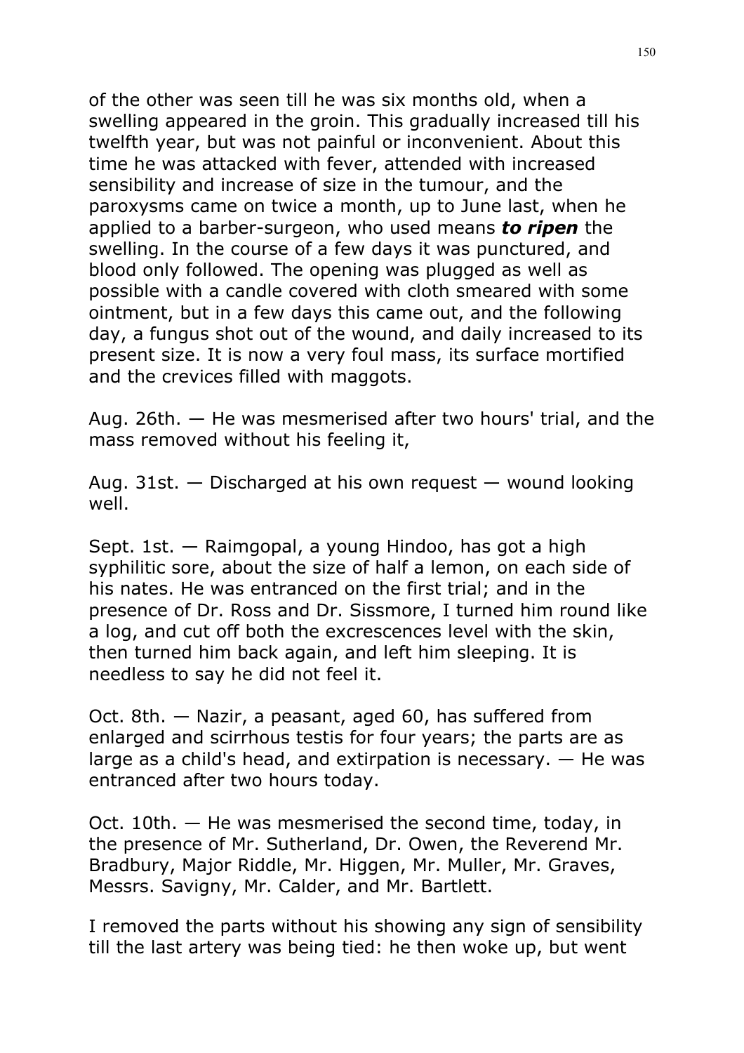of the other was seen till he was six months old, when a swelling appeared in the groin. This gradually increased till his twelfth year, but was not painful or inconvenient. About this time he was attacked with fever, attended with increased sensibility and increase of size in the tumour, and the paroxysms came on twice a month, up to June last, when he applied to a barber-surgeon, who used means ***to ripen*** the swelling. In the course of a few days it was punctured, and blood only followed. The opening was plugged as well as possible with a candle covered with cloth smeared with some ointment, but in a few days this came out, and the following day, a fungus shot out of the wound, and daily increased to its present size. It is now a very foul mass, its surface mortified and the crevices filled with maggots.

Aug. 26th. — He was mesmerised after two hours' trial, and the mass removed without his feeling it,

Aug. 31st. — Discharged at his own request — wound looking well.

Sept. 1st. — Raimgopal, a young Hindoo, has got a high syphilitic sore, about the size of half a lemon, on each side of his nates. He was entranced on the first trial; and in the presence of Dr. Ross and Dr. Sissmore, I turned him round like a log, and cut off both the excrescences level with the skin, then turned him back again, and left him sleeping. It is needless to say he did not feel it.

Oct. 8th. — Nazir, a peasant, aged 60, has suffered from enlarged and scirrhous testis for four years; the parts are as large as a child's head, and extirpation is necessary. — He was entranced after two hours today.

Oct. 10th. — He was mesmerised the second time, today, in the presence of Mr. Sutherland, Dr. Owen, the Reverend Mr. Bradbury, Major Riddle, Mr. Higgen, Mr. Muller, Mr. Graves, Messrs. Savigny, Mr. Calder, and Mr. Bartlett.

I removed the parts without his showing any sign of sensibility till the last artery was being tied: he then woke up, but went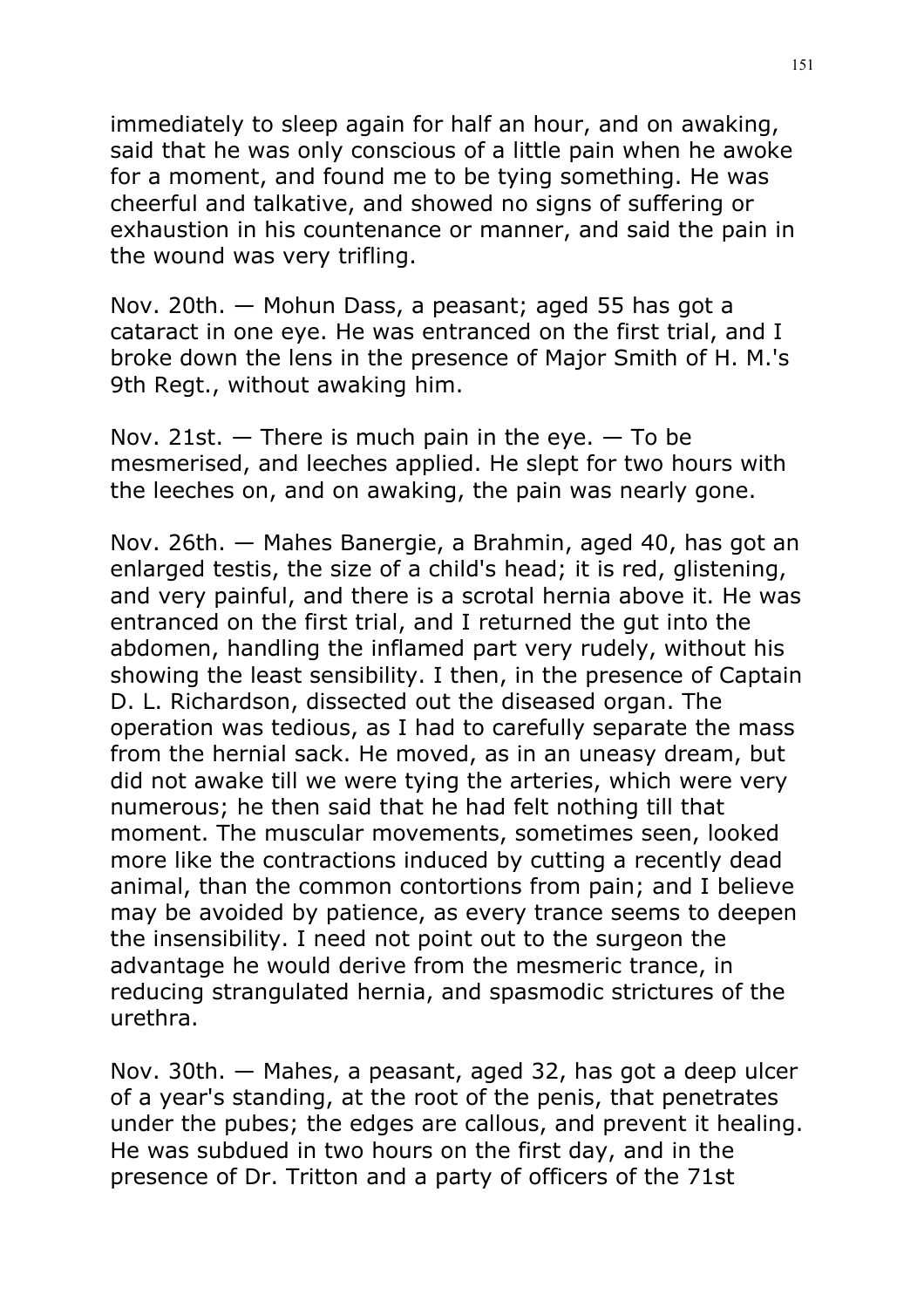immediately to sleep again for half an hour, and on awaking, said that he was only conscious of a little pain when he awoke for a moment, and found me to be tying something. He was cheerful and talkative, and showed no signs of suffering or exhaustion in his countenance or manner, and said the pain in the wound was very trifling.

Nov. 20th. — Mohun Dass, a peasant; aged 55 has got a cataract in one eye. He was entranced on the first trial, and I broke down the lens in the presence of Major Smith of H. M.'s 9th Regt., without awaking him.

Nov. 21st. — There is much pain in the eye. — To be mesmerised, and leeches applied. He slept for two hours with the leeches on, and on awaking, the pain was nearly gone.

Nov. 26th. — Mahes Banergie, a Brahmin, aged 40, has got an enlarged testis, the size of a child's head; it is red, glistening, and very painful, and there is a scrotal hernia above it. He was entranced on the first trial, and I returned the gut into the abdomen, handling the inflamed part very rudely, without his showing the least sensibility. I then, in the presence of Captain D. L. Richardson, dissected out the diseased organ. The operation was tedious, as I had to carefully separate the mass from the hernial sack. He moved, as in an uneasy dream, but did not awake till we were tying the arteries, which were very numerous; he then said that he had felt nothing till that moment. The muscular movements, sometimes seen, looked more like the contractions induced by cutting a recently dead animal, than the common contortions from pain; and I believe may be avoided by patience, as every trance seems to deepen the insensibility. I need not point out to the surgeon the advantage he would derive from the mesmeric trance, in reducing strangulated hernia, and spasmodic strictures of the urethra.

Nov. 30th. — Mahes, a peasant, aged 32, has got a deep ulcer of a year's standing, at the root of the penis, that penetrates under the pubes; the edges are callous, and prevent it healing. He was subdued in two hours on the first day, and in the presence of Dr. Tritton and a party of officers of the 71st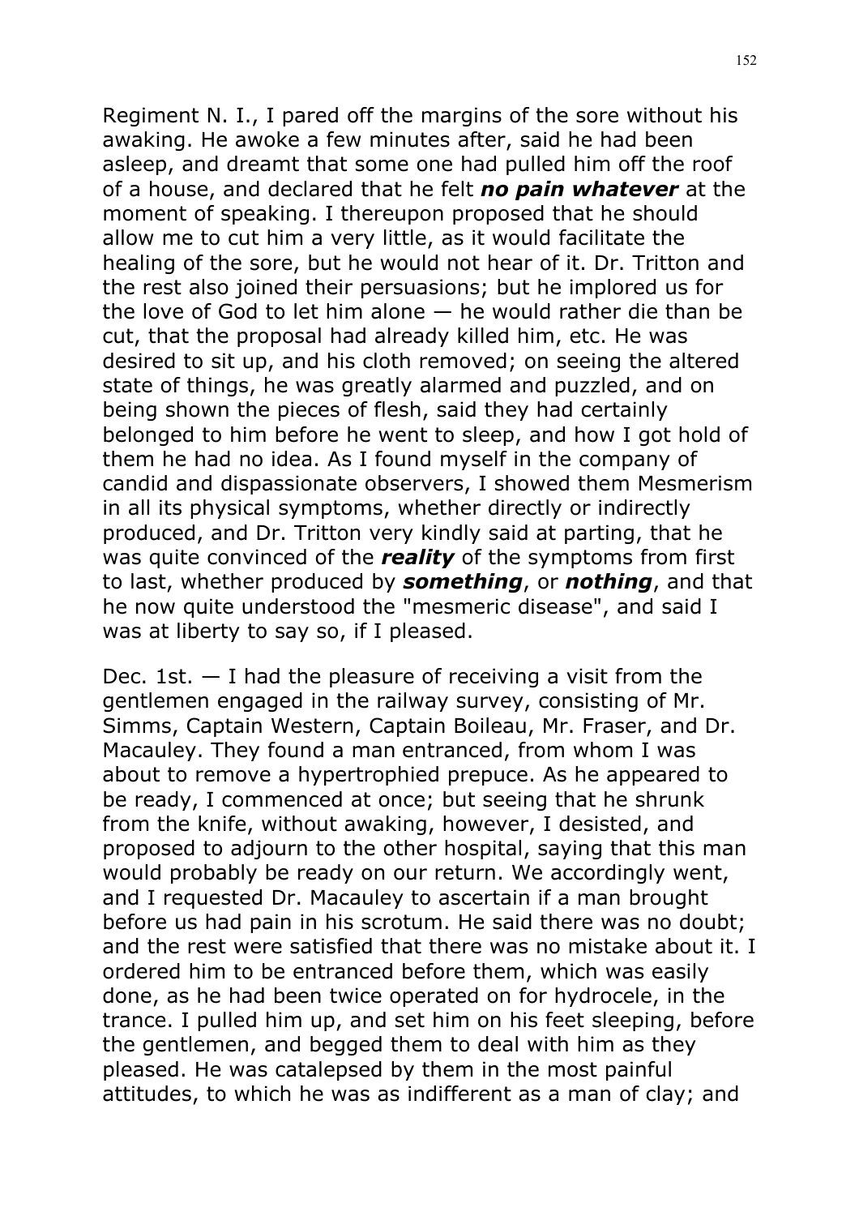Regiment N. I., I pared off the margins of the sore without his awaking. He awoke a few minutes after, said he had been asleep, and dreamt that some one had pulled him off the roof of a house, and declared that he felt ***no pain whatever*** at the moment of speaking. I thereupon proposed that he should allow me to cut him a very little, as it would facilitate the healing of the sore, but he would not hear of it. Dr. Tritton and the rest also joined their persuasions; but he implored us for the love of God to let him alone — he would rather die than be cut, that the proposal had already killed him, etc. He was desired to sit up, and his cloth removed; on seeing the altered state of things, he was greatly alarmed and puzzled, and on being shown the pieces of flesh, said they had certainly belonged to him before he went to sleep, and how I got hold of them he had no idea. As I found myself in the company of candid and dispassionate observers, I showed them Mesmerism in all its physical symptoms, whether directly or indirectly produced, and Dr. Tritton very kindly said at parting, that he was quite convinced of the ***reality*** of the symptoms from first to last, whether produced by ***something***, or ***nothing***, and that he now quite understood the "mesmeric disease", and said I was at liberty to say so, if I pleased.

Dec. 1st. — I had the pleasure of receiving a visit from the gentlemen engaged in the railway survey, consisting of Mr. Simms, Captain Western, Captain Boileau, Mr. Fraser, and Dr. Macauley. They found a man entranced, from whom I was about to remove a hypertrophied prepuce. As he appeared to be ready, I commenced at once; but seeing that he shrunk from the knife, without awaking, however, I desisted, and proposed to adjourn to the other hospital, saying that this man would probably be ready on our return. We accordingly went, and I requested Dr. Macauley to ascertain if a man brought before us had pain in his scrotum. He said there was no doubt; and the rest were satisfied that there was no mistake about it. I ordered him to be entranced before them, which was easily done, as he had been twice operated on for hydrocele, in the trance. I pulled him up, and set him on his feet sleeping, before the gentlemen, and begged them to deal with him as they pleased. He was catalepsed by them in the most painful attitudes, to which he was as indifferent as a man of clay; and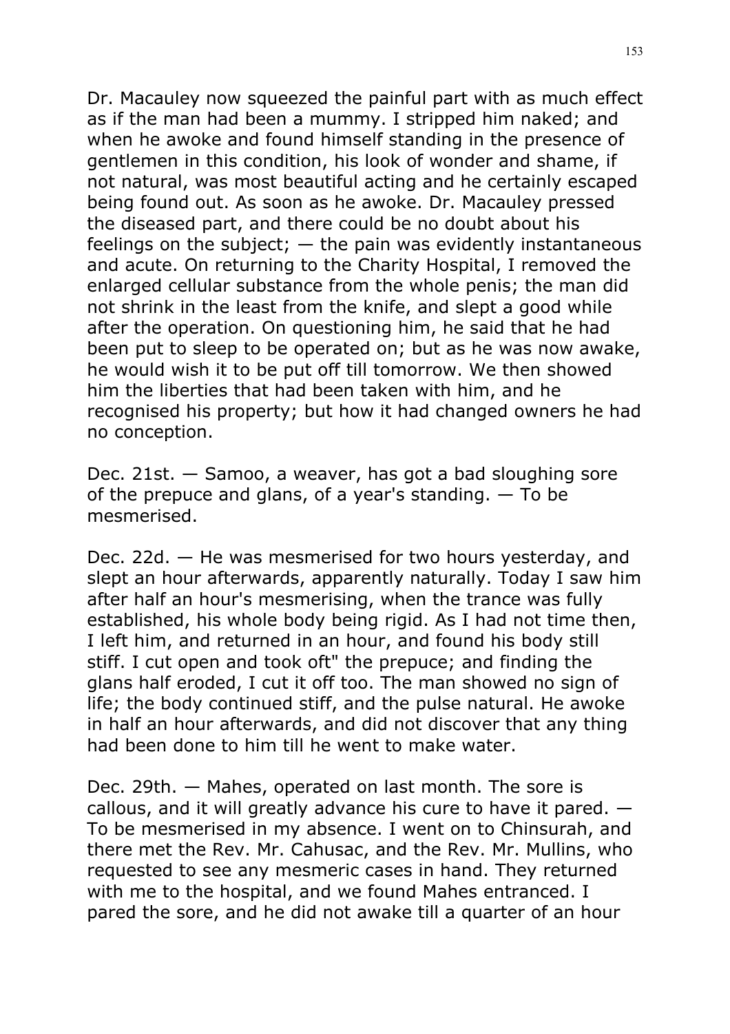Dr. Macauley now squeezed the painful part with as much effect as if the man had been a mummy. I stripped him naked; and when he awoke and found himself standing in the presence of gentlemen in this condition, his look of wonder and shame, if not natural, was most beautiful acting and he certainly escaped being found out. As soon as he awoke. Dr. Macauley pressed the diseased part, and there could be no doubt about his feelings on the subject; — the pain was evidently instantaneous and acute. On returning to the Charity Hospital, I removed the enlarged cellular substance from the whole penis; the man did not shrink in the least from the knife, and slept a good while after the operation. On questioning him, he said that he had been put to sleep to be operated on; but as he was now awake, he would wish it to be put off till tomorrow. We then showed him the liberties that had been taken with him, and he recognised his property; but how it had changed owners he had no conception.

Dec. 21st. — Samoo, a weaver, has got a bad sloughing sore of the prepuce and glans, of a year's standing. — To be mesmerised.

Dec. 22d. — He was mesmerised for two hours yesterday, and slept an hour afterwards, apparently naturally. Today I saw him after half an hour's mesmerising, when the trance was fully established, his whole body being rigid. As I had not time then, I left him, and returned in an hour, and found his body still stiff. I cut open and took oft" the prepuce; and finding the glans half eroded, I cut it off too. The man showed no sign of life; the body continued stiff, and the pulse natural. He awoke in half an hour afterwards, and did not discover that any thing had been done to him till he went to make water.

Dec. 29th. — Mahes, operated on last month. The sore is callous, and it will greatly advance his cure to have it pared. — To be mesmerised in my absence. I went on to Chinsurah, and there met the Rev. Mr. Cahusac, and the Rev. Mr. Mullins, who requested to see any mesmeric cases in hand. They returned with me to the hospital, and we found Mahes entranced. I pared the sore, and he did not awake till a quarter of an hour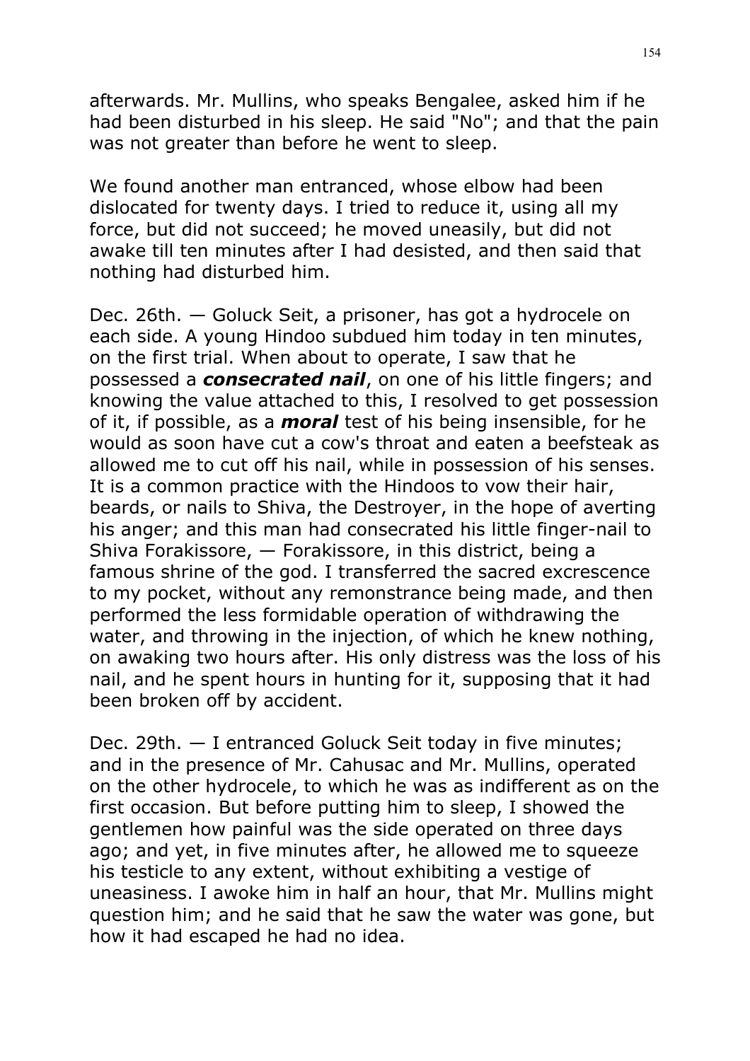afterwards. Mr. Mullins, who speaks Bengalee, asked him if he had been disturbed in his sleep. He said "No"; and that the pain was not greater than before he went to sleep.

We found another man entranced, whose elbow had been dislocated for twenty days. I tried to reduce it, using all my force, but did not succeed; he moved uneasily, but did not awake till ten minutes after I had desisted, and then said that nothing had disturbed him.

Dec. 26th. — Goluck Seit, a prisoner, has got a hydrocele on each side. A young Hindoo subdued him today in ten minutes, on the first trial. When about to operate, I saw that he possessed a ***consecrated nail***, on one of his little fingers; and knowing the value attached to this, I resolved to get possession of it, if possible, as a ***moral*** test of his being insensible, for he would as soon have cut a cow's throat and eaten a beefsteak as allowed me to cut off his nail, while in possession of his senses. It is a common practice with the Hindoos to vow their hair, beards, or nails to Shiva, the Destroyer, in the hope of averting his anger; and this man had consecrated his little finger-nail to Shiva Forakissore, — Forakissore, in this district, being a famous shrine of the god. I transferred the sacred excrescence to my pocket, without any remonstrance being made, and then performed the less formidable operation of withdrawing the water, and throwing in the injection, of which he knew nothing, on awaking two hours after. His only distress was the loss of his nail, and he spent hours in hunting for it, supposing that it had been broken off by accident.

Dec. 29th. — I entranced Goluck Seit today in five minutes; and in the presence of Mr. Cahusac and Mr. Mullins, operated on the other hydrocele, to which he was as indifferent as on the first occasion. But before putting him to sleep, I showed the gentlemen how painful was the side operated on three days ago; and yet, in five minutes after, he allowed me to squeeze his testicle to any extent, without exhibiting a vestige of uneasiness. I awoke him in half an hour, that Mr. Mullins might question him; and he said that he saw the water was gone, but how it had escaped he had no idea.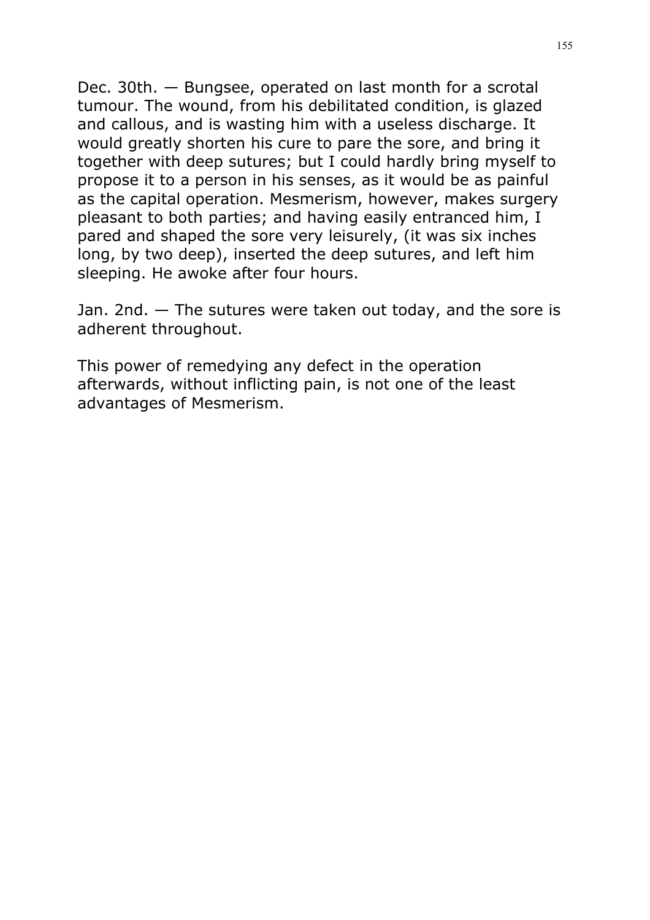Dec. 30th. — Bungsee, operated on last month for a scrotal tumour. The wound, from his debilitated condition, is glazed and callous, and is wasting him with a useless discharge. It would greatly shorten his cure to pare the sore, and bring it together with deep sutures; but I could hardly bring myself to propose it to a person in his senses, as it would be as painful as the capital operation. Mesmerism, however, makes surgery pleasant to both parties; and having easily entranced him, I pared and shaped the sore very leisurely, (it was six inches long, by two deep), inserted the deep sutures, and left him sleeping. He awoke after four hours.

Jan. 2nd. — The sutures were taken out today, and the sore is adherent throughout.

This power of remedying any defect in the operation afterwards, without inflicting pain, is not one of the least advantages of Mesmerism.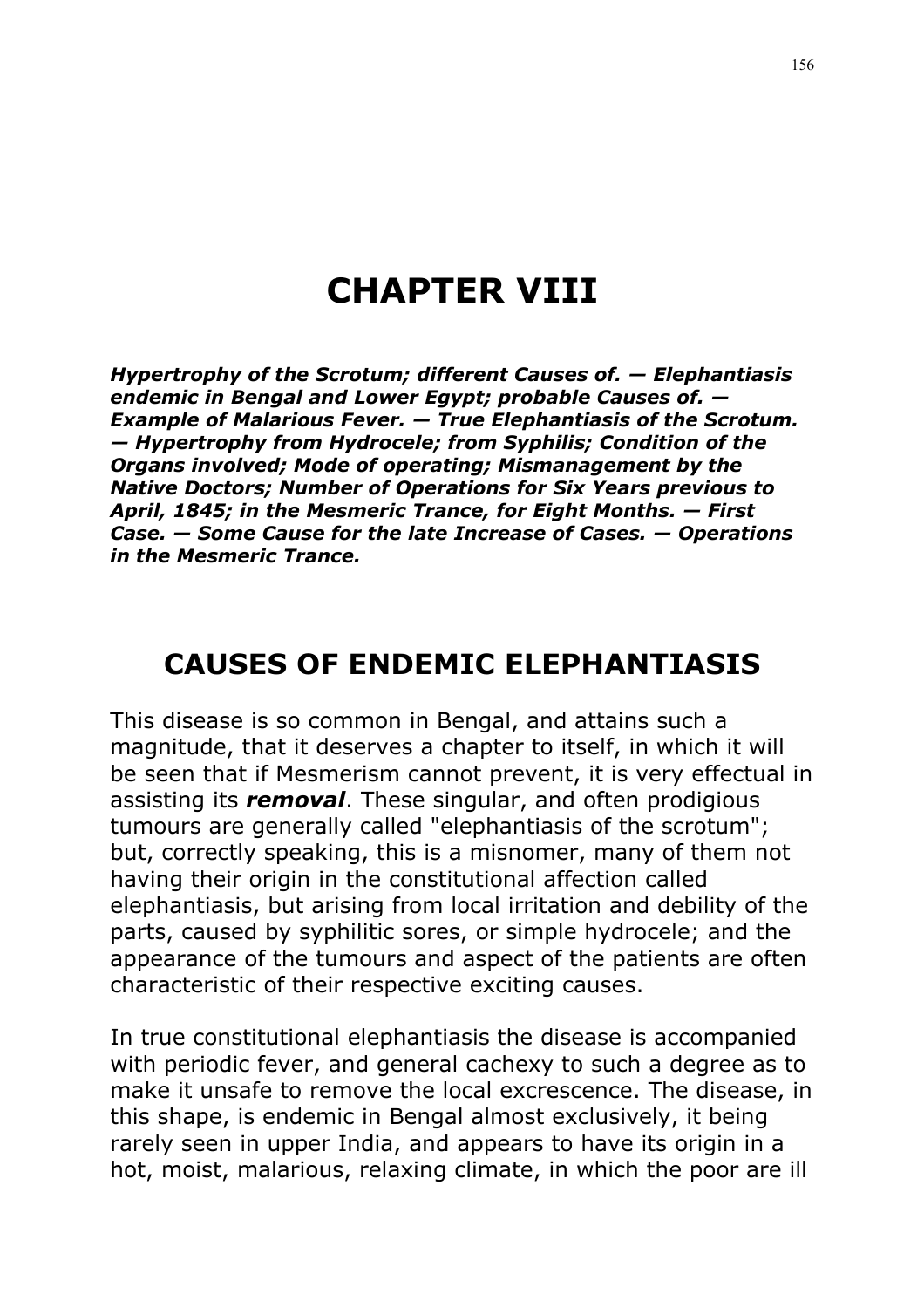# CHAPTER VIII

***Hypertrophy of the Scrotum; different Causes of. — Elephantiasis endemic in Bengal and Lower Egypt; probable Causes of. — Example of Malarious Fever. — True Elephantiasis of the Scrotum. — Hypertrophy from Hydrocele; from Syphilis; Condition of the Organs involved; Mode of operating; Mismanagement by the Native Doctors; Number of Operations for Six Years previous to April, 1845; in the Mesmeric Trance, for Eight Months. — First Case. — Some Cause for the late Increase of Cases. — Operations in the Mesmeric Trance.***

## CAUSES OF ENDEMIC ELEPHANTIASIS

This disease is so common in Bengal, and attains such a magnitude, that it deserves a chapter to itself, in which it will be seen that if Mesmerism cannot prevent, it is very effectual in assisting its ***removal***. These singular, and often prodigious tumours are generally called "elephantiasis of the scrotum"; but, correctly speaking, this is a misnomer, many of them not having their origin in the constitutional affection called elephantiasis, but arising from local irritation and debility of the parts, caused by syphilitic sores, or simple hydrocele; and the appearance of the tumours and aspect of the patients are often characteristic of their respective exciting causes.

In true constitutional elephantiasis the disease is accompanied with periodic fever, and general cachexy to such a degree as to make it unsafe to remove the local excrescence. The disease, in this shape, is endemic in Bengal almost exclusively, it being rarely seen in upper India, and appears to have its origin in a hot, moist, malarious, relaxing climate, in which the poor are ill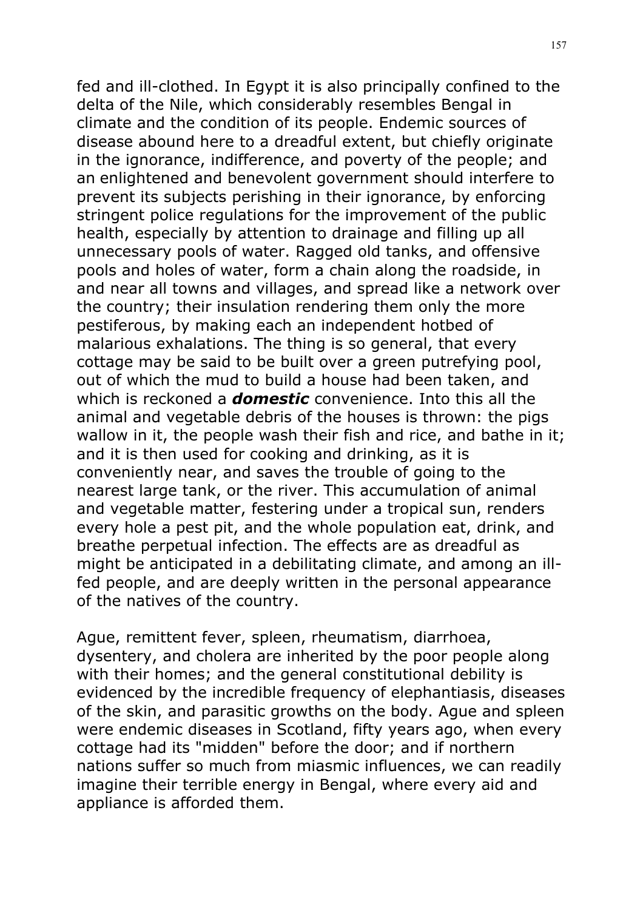fed and ill-clothed. In Egypt it is also principally confined to the delta of the Nile, which considerably resembles Bengal in climate and the condition of its people. Endemic sources of disease abound here to a dreadful extent, but chiefly originate in the ignorance, indifference, and poverty of the people; and an enlightened and benevolent government should interfere to prevent its subjects perishing in their ignorance, by enforcing stringent police regulations for the improvement of the public health, especially by attention to drainage and filling up all unnecessary pools of water. Ragged old tanks, and offensive pools and holes of water, form a chain along the roadside, in and near all towns and villages, and spread like a network over the country; their insulation rendering them only the more pestiferous, by making each an independent hotbed of malarious exhalations. The thing is so general, that every cottage may be said to be built over a green putrefying pool, out of which the mud to build a house had been taken, and which is reckoned a ***domestic*** convenience. Into this all the animal and vegetable debris of the houses is thrown: the pigs wallow in it, the people wash their fish and rice, and bathe in it; and it is then used for cooking and drinking, as it is conveniently near, and saves the trouble of going to the nearest large tank, or the river. This accumulation of animal and vegetable matter, festering under a tropical sun, renders every hole a pest pit, and the whole population eat, drink, and breathe perpetual infection. The effects are as dreadful as might be anticipated in a debilitating climate, and among an ill-fed people, and are deeply written in the personal appearance of the natives of the country.

Ague, remittent fever, spleen, rheumatism, diarrhoea, dysentery, and cholera are inherited by the poor people along with their homes; and the general constitutional debility is evidenced by the incredible frequency of elephantiasis, diseases of the skin, and parasitic growths on the body. Ague and spleen were endemic diseases in Scotland, fifty years ago, when every cottage had its "midden" before the door; and if northern nations suffer so much from miasmic influences, we can readily imagine their terrible energy in Bengal, where every aid and appliance is afforded them.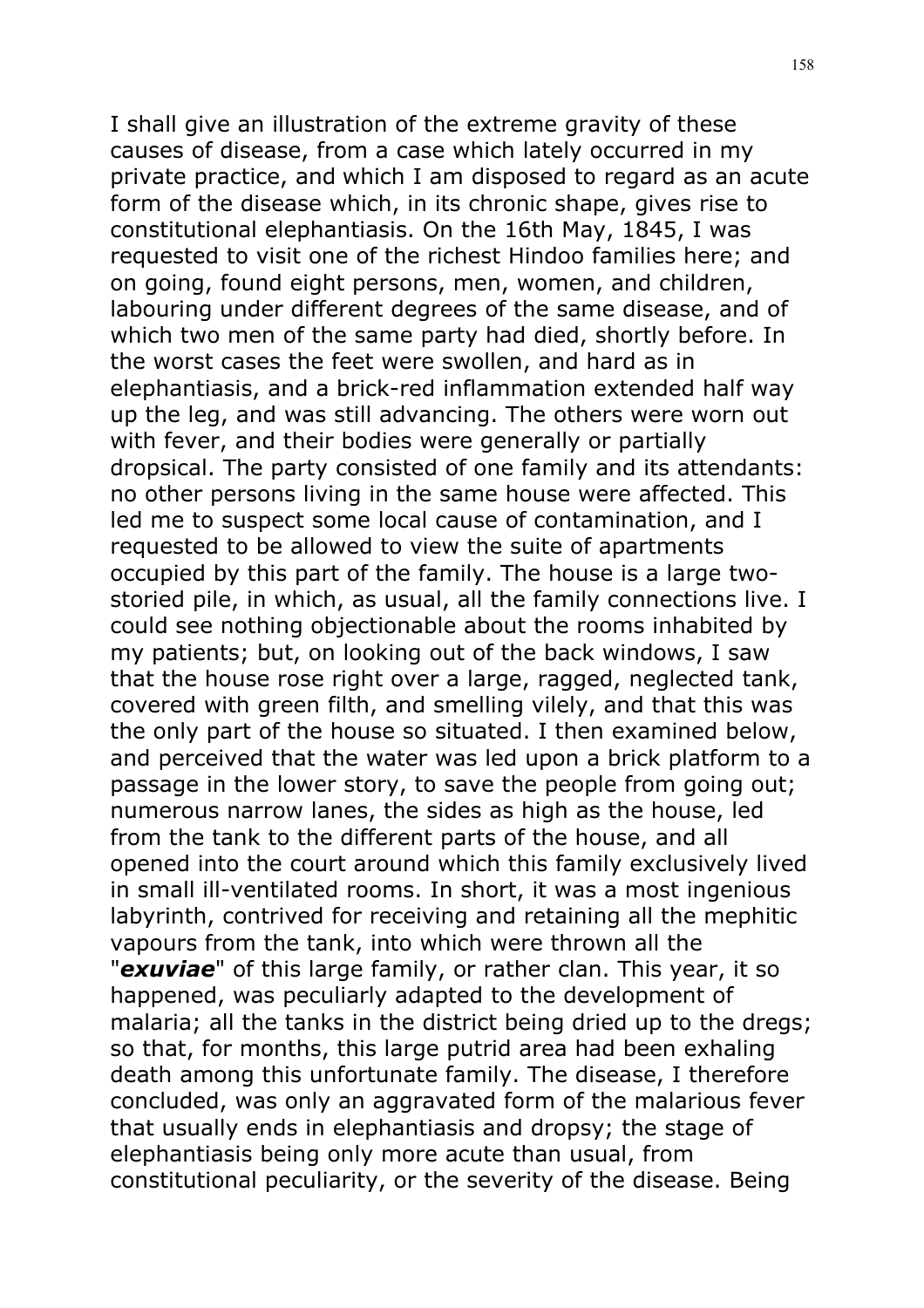I shall give an illustration of the extreme gravity of these causes of disease, from a case which lately occurred in my private practice, and which I am disposed to regard as an acute form of the disease which, in its chronic shape, gives rise to constitutional elephantiasis. On the 16th May, 1845, I was requested to visit one of the richest Hindoo families here; and on going, found eight persons, men, women, and children, labouring under different degrees of the same disease, and of which two men of the same party had died, shortly before. In the worst cases the feet were swollen, and hard as in elephantiasis, and a brick-red inflammation extended half way up the leg, and was still advancing. The others were worn out with fever, and their bodies were generally or partially dropsical. The party consisted of one family and its attendants: no other persons living in the same house were affected. This led me to suspect some local cause of contamination, and I requested to be allowed to view the suite of apartments occupied by this part of the family. The house is a large two-storied pile, in which, as usual, all the family connections live. I could see nothing objectionable about the rooms inhabited by my patients; but, on looking out of the back windows, I saw that the house rose right over a large, ragged, neglected tank, covered with green filth, and smelling vilely, and that this was the only part of the house so situated. I then examined below, and perceived that the water was led upon a brick platform to a passage in the lower story, to save the people from going out; numerous narrow lanes, the sides as high as the house, led from the tank to the different parts of the house, and all opened into the court around which this family exclusively lived in small ill-ventilated rooms. In short, it was a most ingenious labyrinth, contrived for receiving and retaining all the mephitic vapours from the tank, into which were thrown all the "***exuviae***" of this large family, or rather clan. This year, it so happened, was peculiarly adapted to the development of malaria; all the tanks in the district being dried up to the dregs; so that, for months, this large putrid area had been exhaling death among this unfortunate family. The disease, I therefore concluded, was only an aggravated form of the malarious fever that usually ends in elephantiasis and dropsy; the stage of elephantiasis being only more acute than usual, from constitutional peculiarity, or the severity of the disease. Being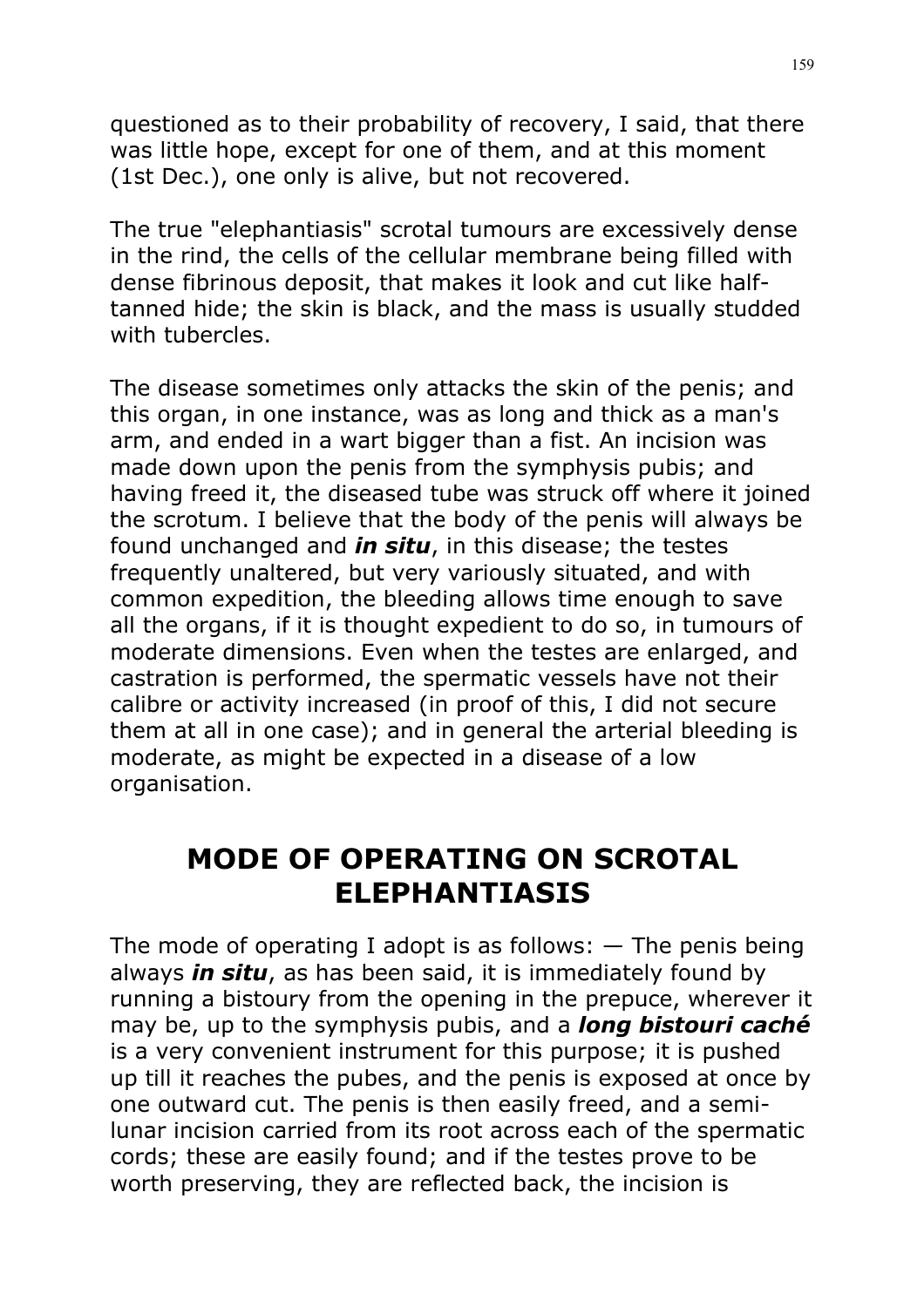questioned as to their probability of recovery, I said, that there was little hope, except for one of them, and at this moment (1st Dec.), one only is alive, but not recovered.

The true "elephantiasis" scrotal tumours are excessively dense in the rind, the cells of the cellular membrane being filled with dense fibrinous deposit, that makes it look and cut like half-tanned hide; the skin is black, and the mass is usually studded with tubercles.

The disease sometimes only attacks the skin of the penis; and this organ, in one instance, was as long and thick as a man's arm, and ended in a wart bigger than a fist. An incision was made down upon the penis from the symphysis pubis; and having freed it, the diseased tube was struck off where it joined the scrotum. I believe that the body of the penis will always be found unchanged and ***in situ***, in this disease; the testes frequently unaltered, but very variously situated, and with common expedition, the bleeding allows time enough to save all the organs, if it is thought expedient to do so, in tumours of moderate dimensions. Even when the testes are enlarged, and castration is performed, the spermatic vessels have not their calibre or activity increased (in proof of this, I did not secure them at all in one case); and in general the arterial bleeding is moderate, as might be expected in a disease of a low organisation.

## MODE OF OPERATING ON SCROTAL ELEPHANTIASIS

The mode of operating I adopt is as follows: — The penis being always ***in situ***, as has been said, it is immediately found by running a bistoury from the opening in the prepuce, wherever it may be, up to the symphysis pubis, and a ***long bistouri caché*** is a very convenient instrument for this purpose; it is pushed up till it reaches the pubes, and the penis is exposed at once by one outward cut. The penis is then easily freed, and a semi-lunar incision carried from its root across each of the spermatic cords; these are easily found; and if the testes prove to be worth preserving, they are reflected back, the incision is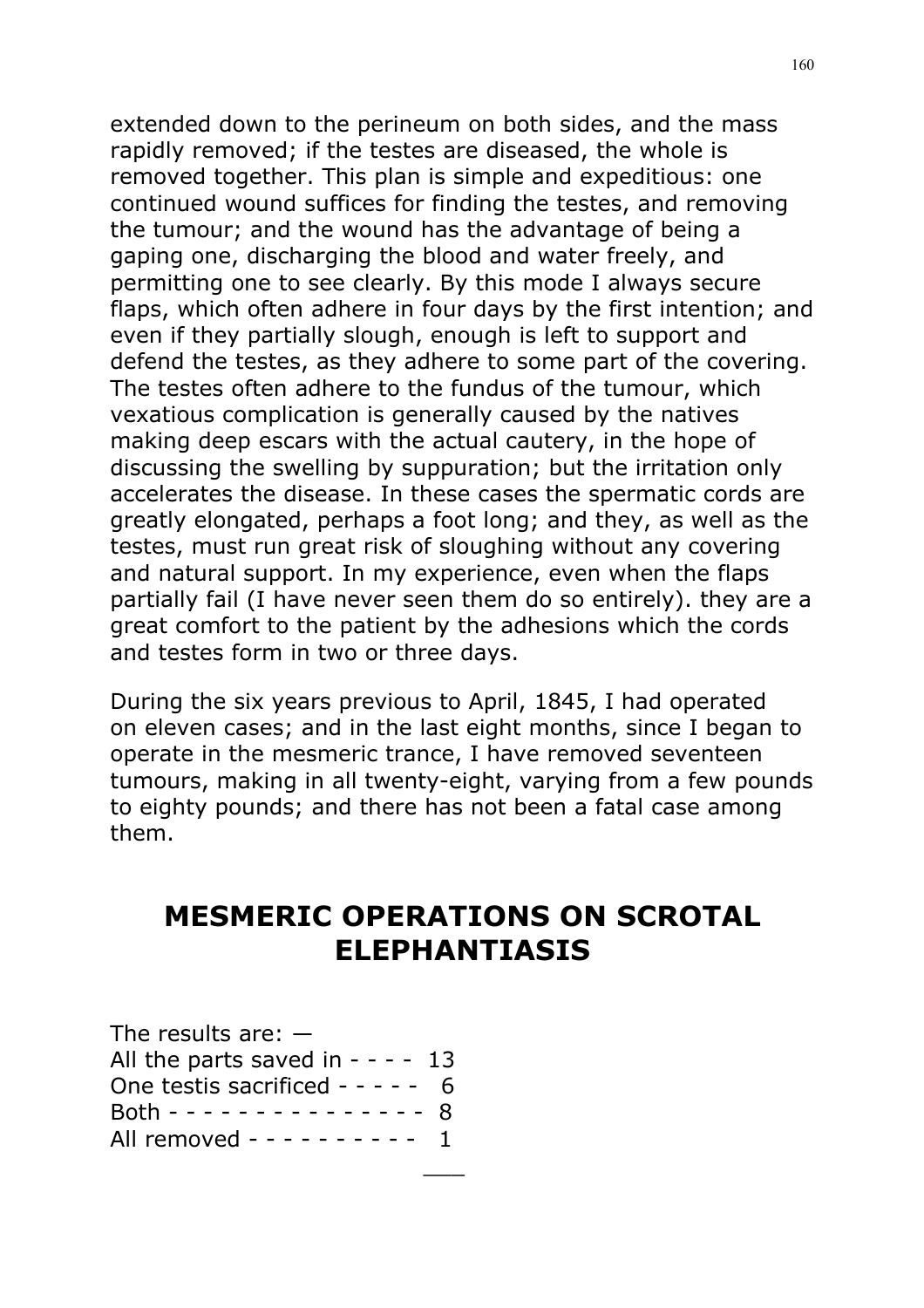extended down to the perineum on both sides, and the mass rapidly removed; if the testes are diseased, the whole is removed together. This plan is simple and expeditious: one continued wound suffices for finding the testes, and removing the tumour; and the wound has the advantage of being a gaping one, discharging the blood and water freely, and permitting one to see clearly. By this mode I always secure flaps, which often adhere in four days by the first intention; and even if they partially slough, enough is left to support and defend the testes, as they adhere to some part of the covering. The testes often adhere to the fundus of the tumour, which vexatious complication is generally caused by the natives making deep escars with the actual cautery, in the hope of discussing the swelling by suppuration; but the irritation only accelerates the disease. In these cases the spermatic cords are greatly elongated, perhaps a foot long; and they, as well as the testes, must run great risk of sloughing without any covering and natural support. In my experience, even when the flaps partially fail (I have never seen them do so entirely). they are a great comfort to the patient by the adhesions which the cords and testes form in two or three days.

During the six years previous to April, 1845, I had operated on eleven cases; and in the last eight months, since I began to operate in the mesmeric trance, I have removed seventeen tumours, making in all twenty-eight, varying from a few pounds to eighty pounds; and there has not been a fatal case among them.

## MESMERIC OPERATIONS ON SCROTAL ELEPHANTIASIS

The results are: —
All the parts saved in - - - - 13
One testis sacrificed - - - - - 6
Both - - - - - - - - - - - - - - 8
All removed - - - - - - - - - 1
___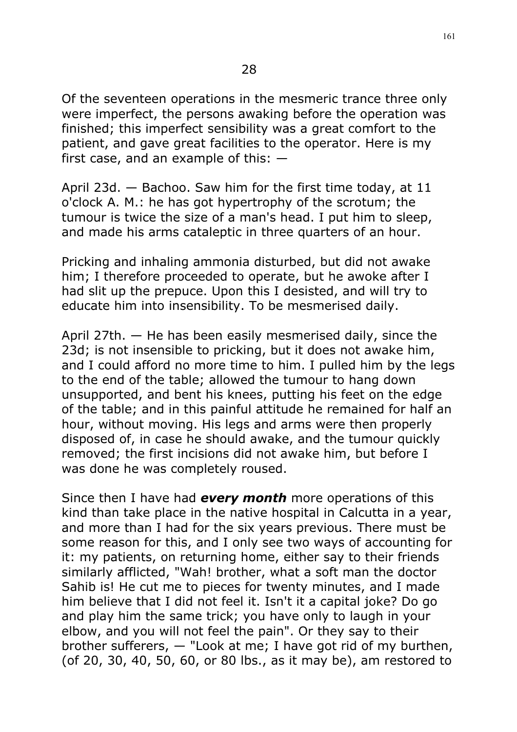## 28

Of the seventeen operations in the mesmeric trance three only were imperfect, the persons awaking before the operation was finished; this imperfect sensibility was a great comfort to the patient, and gave great facilities to the operator. Here is my first case, and an example of this: —

April 23d. — Bachoo. Saw him for the first time today, at 11 o'clock A. M.: he has got hypertrophy of the scrotum; the tumour is twice the size of a man's head. I put him to sleep, and made his arms cataleptic in three quarters of an hour.

Pricking and inhaling ammonia disturbed, but did not awake him; I therefore proceeded to operate, but he awoke after I had slit up the prepuce. Upon this I desisted, and will try to educate him into insensibility. To be mesmerised daily.

April 27th. — He has been easily mesmerised daily, since the 23d; is not insensible to pricking, but it does not awake him, and I could afford no more time to him. I pulled him by the legs to the end of the table; allowed the tumour to hang down unsupported, and bent his knees, putting his feet on the edge of the table; and in this painful attitude he remained for half an hour, without moving. His legs and arms were then properly disposed of, in case he should awake, and the tumour quickly removed; the first incisions did not awake him, but before I was done he was completely roused.

Since then I have had ***every month*** more operations of this kind than take place in the native hospital in Calcutta in a year, and more than I had for the six years previous. There must be some reason for this, and I only see two ways of accounting for it: my patients, on returning home, either say to their friends similarly afflicted, "Wah! brother, what a soft man the doctor Sahib is! He cut me to pieces for twenty minutes, and I made him believe that I did not feel it. Isn't it a capital joke? Do go and play him the same trick; you have only to laugh in your elbow, and you will not feel the pain". Or they say to their brother sufferers, — "Look at me; I have got rid of my burthen, (of 20, 30, 40, 50, 60, or 80 lbs., as it may be), am restored to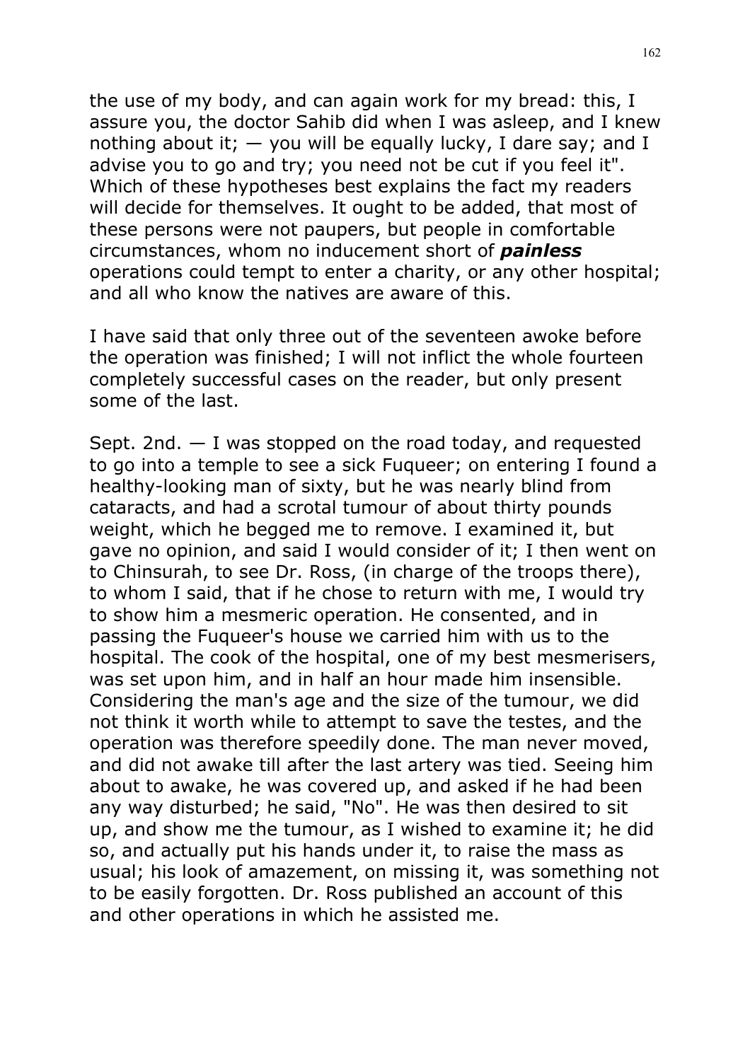the use of my body, and can again work for my bread: this, I assure you, the doctor Sahib did when I was asleep, and I knew nothing about it; — you will be equally lucky, I dare say; and I advise you to go and try; you need not be cut if you feel it". Which of these hypotheses best explains the fact my readers will decide for themselves. It ought to be added, that most of these persons were not paupers, but people in comfortable circumstances, whom no inducement short of ***painless*** operations could tempt to enter a charity, or any other hospital; and all who know the natives are aware of this.

I have said that only three out of the seventeen awoke before the operation was finished; I will not inflict the whole fourteen completely successful cases on the reader, but only present some of the last.

Sept. 2nd. — I was stopped on the road today, and requested to go into a temple to see a sick Fuqueer; on entering I found a healthy-looking man of sixty, but he was nearly blind from cataracts, and had a scrotal tumour of about thirty pounds weight, which he begged me to remove. I examined it, but gave no opinion, and said I would consider of it; I then went on to Chinsurah, to see Dr. Ross, (in charge of the troops there), to whom I said, that if he chose to return with me, I would try to show him a mesmeric operation. He consented, and in passing the Fuqueer's house we carried him with us to the hospital. The cook of the hospital, one of my best mesmerisers, was set upon him, and in half an hour made him insensible. Considering the man's age and the size of the tumour, we did not think it worth while to attempt to save the testes, and the operation was therefore speedily done. The man never moved, and did not awake till after the last artery was tied. Seeing him about to awake, he was covered up, and asked if he had been any way disturbed; he said, "No". He was then desired to sit up, and show me the tumour, as I wished to examine it; he did so, and actually put his hands under it, to raise the mass as usual; his look of amazement, on missing it, was something not to be easily forgotten. Dr. Ross published an account of this and other operations in which he assisted me.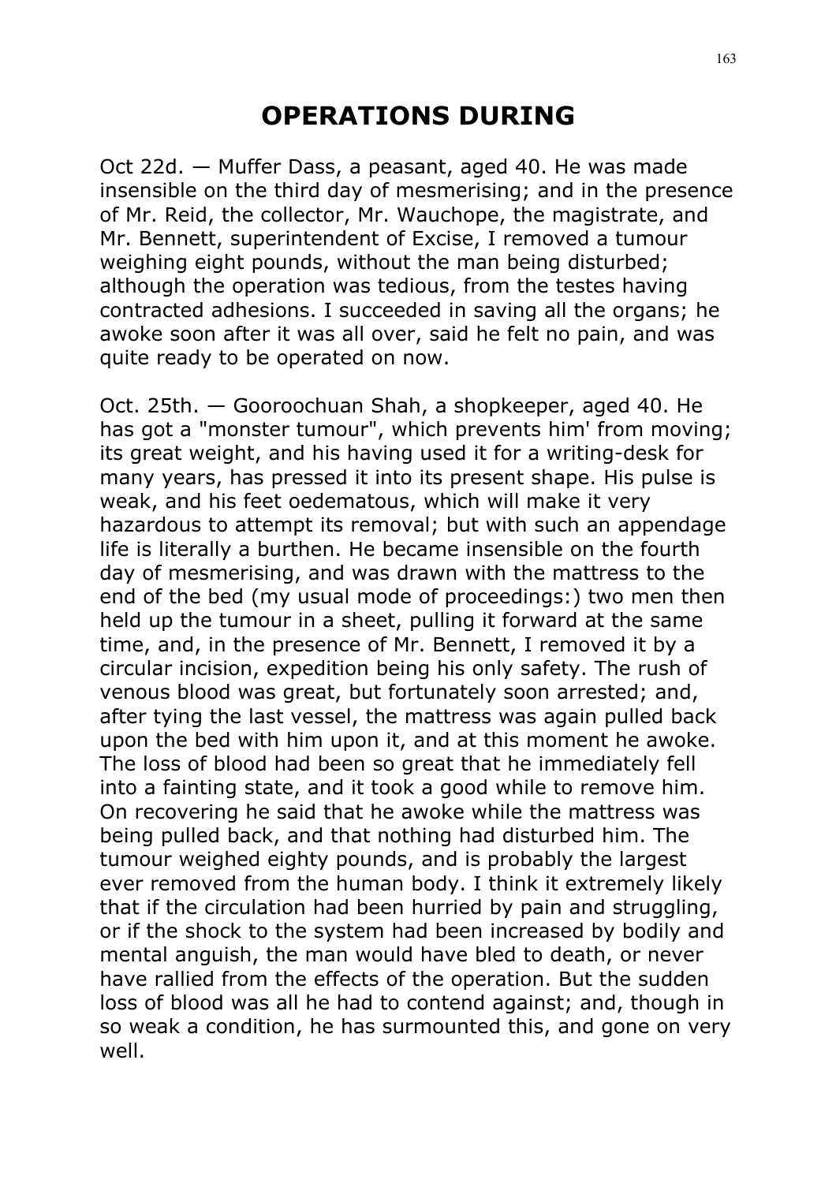# OPERATIONS DURING

Oct 22d. — Muffer Dass, a peasant, aged 40. He was made insensible on the third day of mesmerising; and in the presence of Mr. Reid, the collector, Mr. Wauchope, the magistrate, and Mr. Bennett, superintendent of Excise, I removed a tumour weighing eight pounds, without the man being disturbed; although the operation was tedious, from the testes having contracted adhesions. I succeeded in saving all the organs; he awoke soon after it was all over, said he felt no pain, and was quite ready to be operated on now.

Oct. 25th. — Gooroochuan Shah, a shopkeeper, aged 40. He has got a "monster tumour", which prevents him' from moving; its great weight, and his having used it for a writing-desk for many years, has pressed it into its present shape. His pulse is weak, and his feet oedematous, which will make it very hazardous to attempt its removal; but with such an appendage life is literally a burthen. He became insensible on the fourth day of mesmerising, and was drawn with the mattress to the end of the bed (my usual mode of proceedings:) two men then held up the tumour in a sheet, pulling it forward at the same time, and, in the presence of Mr. Bennett, I removed it by a circular incision, expedition being his only safety. The rush of venous blood was great, but fortunately soon arrested; and, after tying the last vessel, the mattress was again pulled back upon the bed with him upon it, and at this moment he awoke. The loss of blood had been so great that he immediately fell into a fainting state, and it took a good while to remove him. On recovering he said that he awoke while the mattress was being pulled back, and that nothing had disturbed him. The tumour weighed eighty pounds, and is probably the largest ever removed from the human body. I think it extremely likely that if the circulation had been hurried by pain and struggling, or if the shock to the system had been increased by bodily and mental anguish, the man would have bled to death, or never have rallied from the effects of the operation. But the sudden loss of blood was all he had to contend against; and, though in so weak a condition, he has surmounted this, and gone on very well.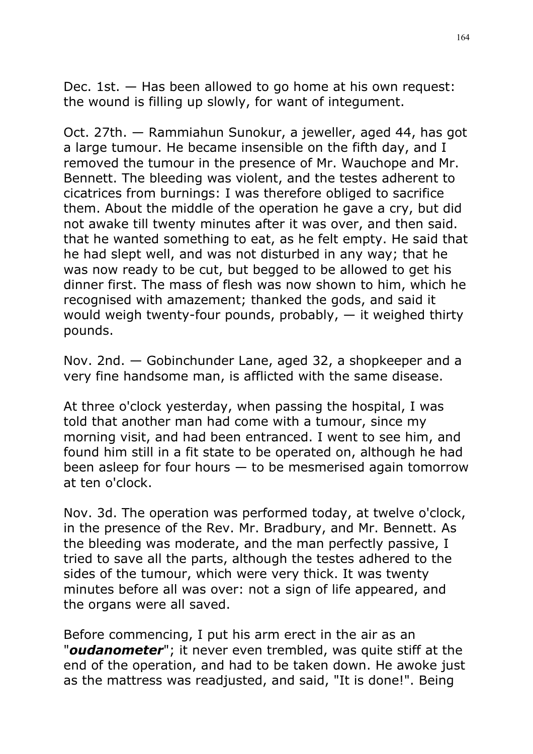Dec. 1st. — Has been allowed to go home at his own request: the wound is filling up slowly, for want of integument.

Oct. 27th. — Rammiahun Sunokur, a jeweller, aged 44, has got a large tumour. He became insensible on the fifth day, and I removed the tumour in the presence of Mr. Wauchope and Mr. Bennett. The bleeding was violent, and the testes adherent to cicatrices from burnings: I was therefore obliged to sacrifice them. About the middle of the operation he gave a cry, but did not awake till twenty minutes after it was over, and then said. that he wanted something to eat, as he felt empty. He said that he had slept well, and was not disturbed in any way; that he was now ready to be cut, but begged to be allowed to get his dinner first. The mass of flesh was now shown to him, which he recognised with amazement; thanked the gods, and said it would weigh twenty-four pounds, probably, — it weighed thirty pounds.

Nov. 2nd. — Gobinchunder Lane, aged 32, a shopkeeper and a very fine handsome man, is afflicted with the same disease.

At three o'clock yesterday, when passing the hospital, I was told that another man had come with a tumour, since my morning visit, and had been entranced. I went to see him, and found him still in a fit state to be operated on, although he had been asleep for four hours — to be mesmerised again tomorrow at ten o'clock.

Nov. 3d. The operation was performed today, at twelve o'clock, in the presence of the Rev. Mr. Bradbury, and Mr. Bennett. As the bleeding was moderate, and the man perfectly passive, I tried to save all the parts, although the testes adhered to the sides of the tumour, which were very thick. It was twenty minutes before all was over: not a sign of life appeared, and the organs were all saved.

Before commencing, I put his arm erect in the air as an "***oudanometer***"; it never even trembled, was quite stiff at the end of the operation, and had to be taken down. He awoke just as the mattress was readjusted, and said, "It is done!". Being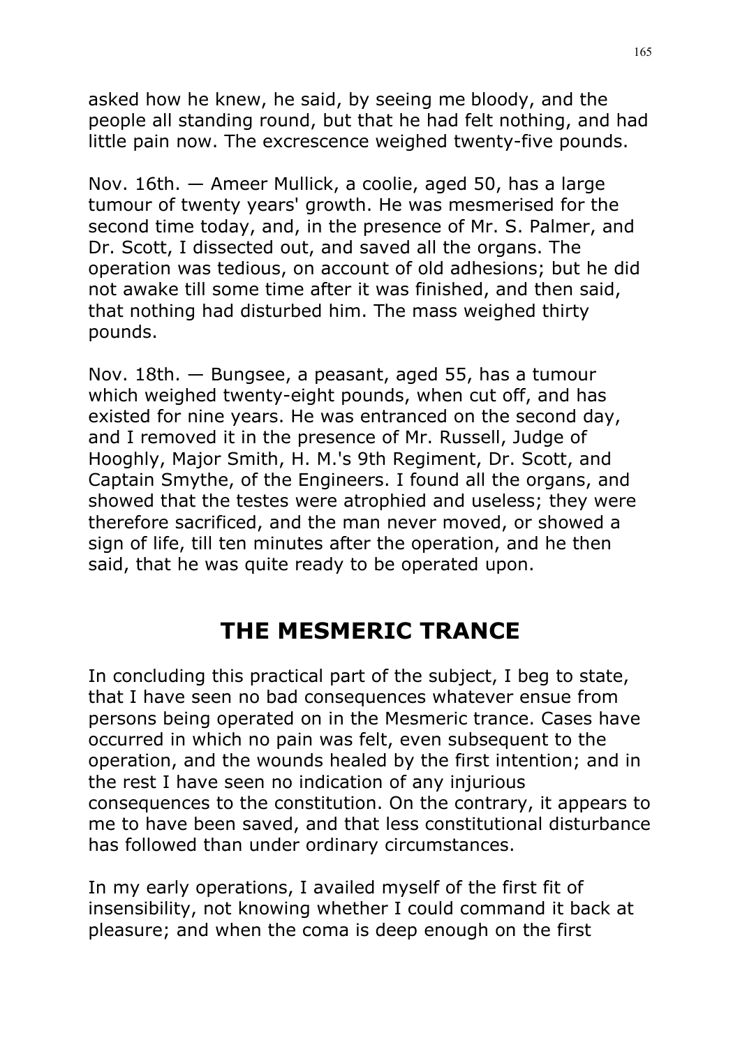asked how he knew, he said, by seeing me bloody, and the people all standing round, but that he had felt nothing, and had little pain now. The excrescence weighed twenty-five pounds.

Nov. 16th. — Ameer Mullick, a coolie, aged 50, has a large tumour of twenty years' growth. He was mesmerised for the second time today, and, in the presence of Mr. S. Palmer, and Dr. Scott, I dissected out, and saved all the organs. The operation was tedious, on account of old adhesions; but he did not awake till some time after it was finished, and then said, that nothing had disturbed him. The mass weighed thirty pounds.

Nov. 18th. — Bungsee, a peasant, aged 55, has a tumour which weighed twenty-eight pounds, when cut off, and has existed for nine years. He was entranced on the second day, and I removed it in the presence of Mr. Russell, Judge of Hooghly, Major Smith, H. M.'s 9th Regiment, Dr. Scott, and Captain Smythe, of the Engineers. I found all the organs, and showed that the testes were atrophied and useless; they were therefore sacrificed, and the man never moved, or showed a sign of life, till ten minutes after the operation, and he then said, that he was quite ready to be operated upon.

## THE MESMERIC TRANCE

In concluding this practical part of the subject, I beg to state, that I have seen no bad consequences whatever ensue from persons being operated on in the Mesmeric trance. Cases have occurred in which no pain was felt, even subsequent to the operation, and the wounds healed by the first intention; and in the rest I have seen no indication of any injurious consequences to the constitution. On the contrary, it appears to me to have been saved, and that less constitutional disturbance has followed than under ordinary circumstances.

In my early operations, I availed myself of the first fit of insensibility, not knowing whether I could command it back at pleasure; and when the coma is deep enough on the first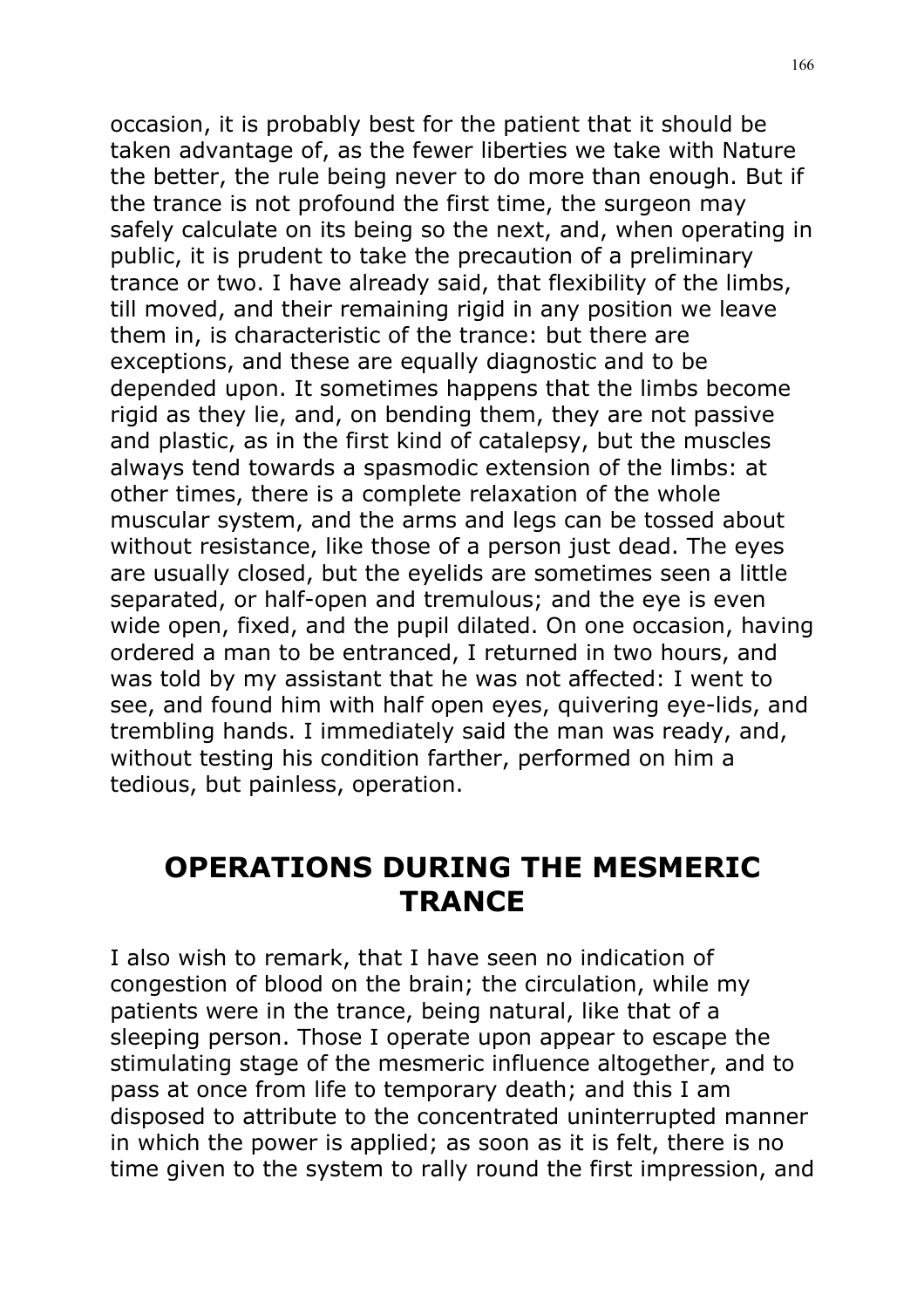occasion, it is probably best for the patient that it should be taken advantage of, as the fewer liberties we take with Nature the better, the rule being never to do more than enough. But if the trance is not profound the first time, the surgeon may safely calculate on its being so the next, and, when operating in public, it is prudent to take the precaution of a preliminary trance or two. I have already said, that flexibility of the limbs, till moved, and their remaining rigid in any position we leave them in, is characteristic of the trance: but there are exceptions, and these are equally diagnostic and to be depended upon. It sometimes happens that the limbs become rigid as they lie, and, on bending them, they are not passive and plastic, as in the first kind of catalepsy, but the muscles always tend towards a spasmodic extension of the limbs: at other times, there is a complete relaxation of the whole muscular system, and the arms and legs can be tossed about without resistance, like those of a person just dead. The eyes are usually closed, but the eyelids are sometimes seen a little separated, or half-open and tremulous; and the eye is even wide open, fixed, and the pupil dilated. On one occasion, having ordered a man to be entranced, I returned in two hours, and was told by my assistant that he was not affected: I went to see, and found him with half open eyes, quivering eye-lids, and trembling hands. I immediately said the man was ready, and, without testing his condition farther, performed on him a tedious, but painless, operation.

## OPERATIONS DURING THE MESMERIC TRANCE

I also wish to remark, that I have seen no indication of congestion of blood on the brain; the circulation, while my patients were in the trance, being natural, like that of a sleeping person. Those I operate upon appear to escape the stimulating stage of the mesmeric influence altogether, and to pass at once from life to temporary death; and this I am disposed to attribute to the concentrated uninterrupted manner in which the power is applied; as soon as it is felt, there is no time given to the system to rally round the first impression, and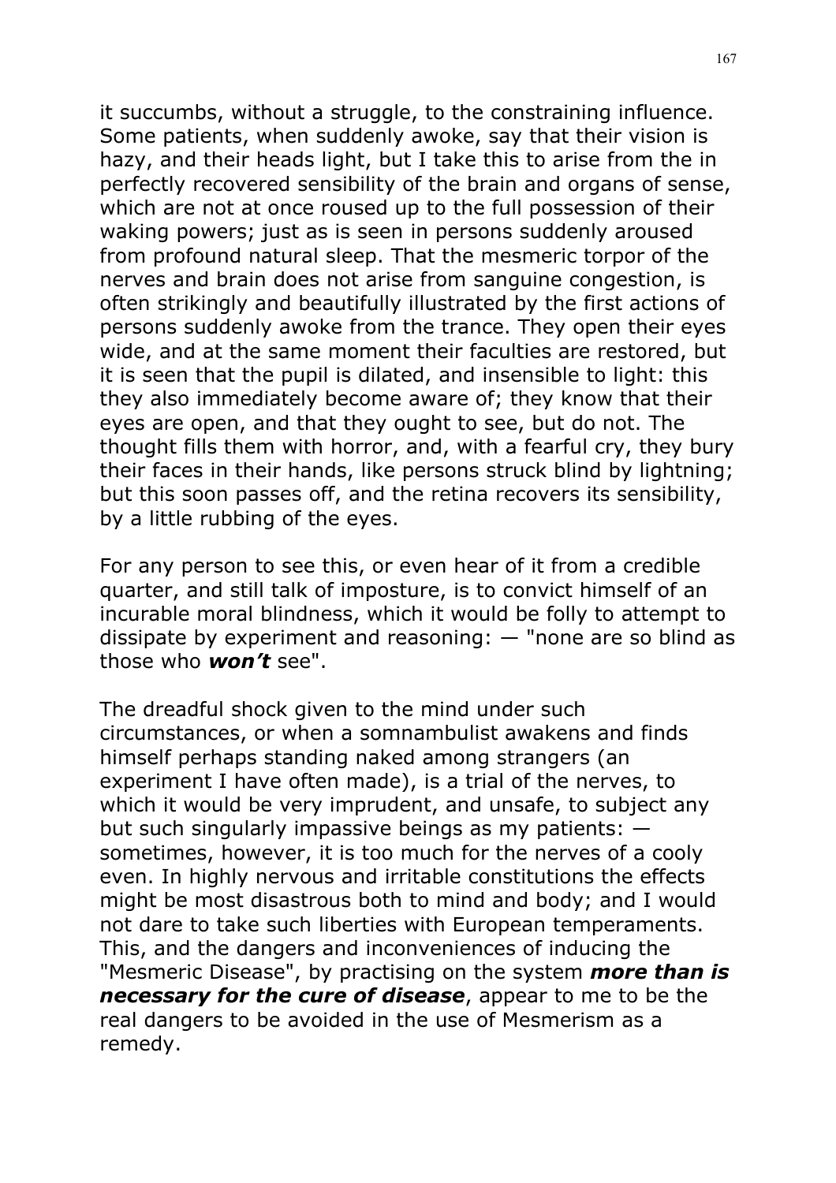it succumbs, without a struggle, to the constraining influence. Some patients, when suddenly awoke, say that their vision is hazy, and their heads light, but I take this to arise from the in perfectly recovered sensibility of the brain and organs of sense, which are not at once roused up to the full possession of their waking powers; just as is seen in persons suddenly aroused from profound natural sleep. That the mesmeric torpor of the nerves and brain does not arise from sanguine congestion, is often strikingly and beautifully illustrated by the first actions of persons suddenly awoke from the trance. They open their eyes wide, and at the same moment their faculties are restored, but it is seen that the pupil is dilated, and insensible to light: this they also immediately become aware of; they know that their eyes are open, and that they ought to see, but do not. The thought fills them with horror, and, with a fearful cry, they bury their faces in their hands, like persons struck blind by lightning; but this soon passes off, and the retina recovers its sensibility, by a little rubbing of the eyes.

For any person to see this, or even hear of it from a credible quarter, and still talk of imposture, is to convict himself of an incurable moral blindness, which it would be folly to attempt to dissipate by experiment and reasoning: — "none are so blind as those who ***won't*** see".

The dreadful shock given to the mind under such circumstances, or when a somnambulist awakens and finds himself perhaps standing naked among strangers (an experiment I have often made), is a trial of the nerves, to which it would be very imprudent, and unsafe, to subject any but such singularly impassive beings as my patients: — sometimes, however, it is too much for the nerves of a cooly even. In highly nervous and irritable constitutions the effects might be most disastrous both to mind and body; and I would not dare to take such liberties with European temperaments. This, and the dangers and inconveniences of inducing the "Mesmeric Disease", by practising on the system ***more than is necessary for the cure of disease***, appear to me to be the real dangers to be avoided in the use of Mesmerism as a remedy.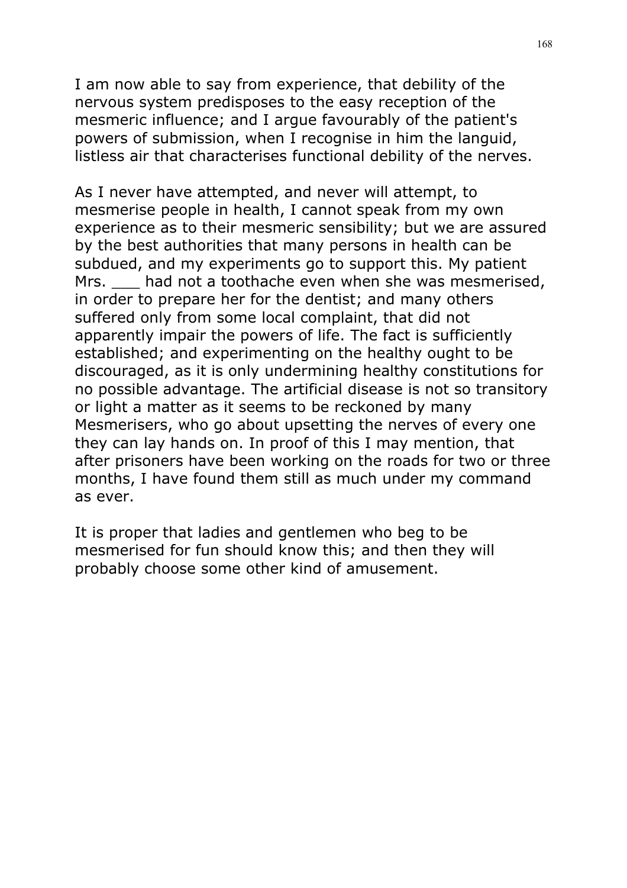I am now able to say from experience, that debility of the nervous system predisposes to the easy reception of the mesmeric influence; and I argue favourably of the patient's powers of submission, when I recognise in him the languid, listless air that characterises functional debility of the nerves.

As I never have attempted, and never will attempt, to mesmerise people in health, I cannot speak from my own experience as to their mesmeric sensibility; but we are assured by the best authorities that many persons in health can be subdued, and my experiments go to support this. My patient Mrs. ___ had not a toothache even when she was mesmerised, in order to prepare her for the dentist; and many others suffered only from some local complaint, that did not apparently impair the powers of life. The fact is sufficiently established; and experimenting on the healthy ought to be discouraged, as it is only undermining healthy constitutions for no possible advantage. The artificial disease is not so transitory or light a matter as it seems to be reckoned by many Mesmerisers, who go about upsetting the nerves of every one they can lay hands on. In proof of this I may mention, that after prisoners have been working on the roads for two or three months, I have found them still as much under my command as ever.

It is proper that ladies and gentlemen who beg to be mesmerised for fun should know this; and then they will probably choose some other kind of amusement.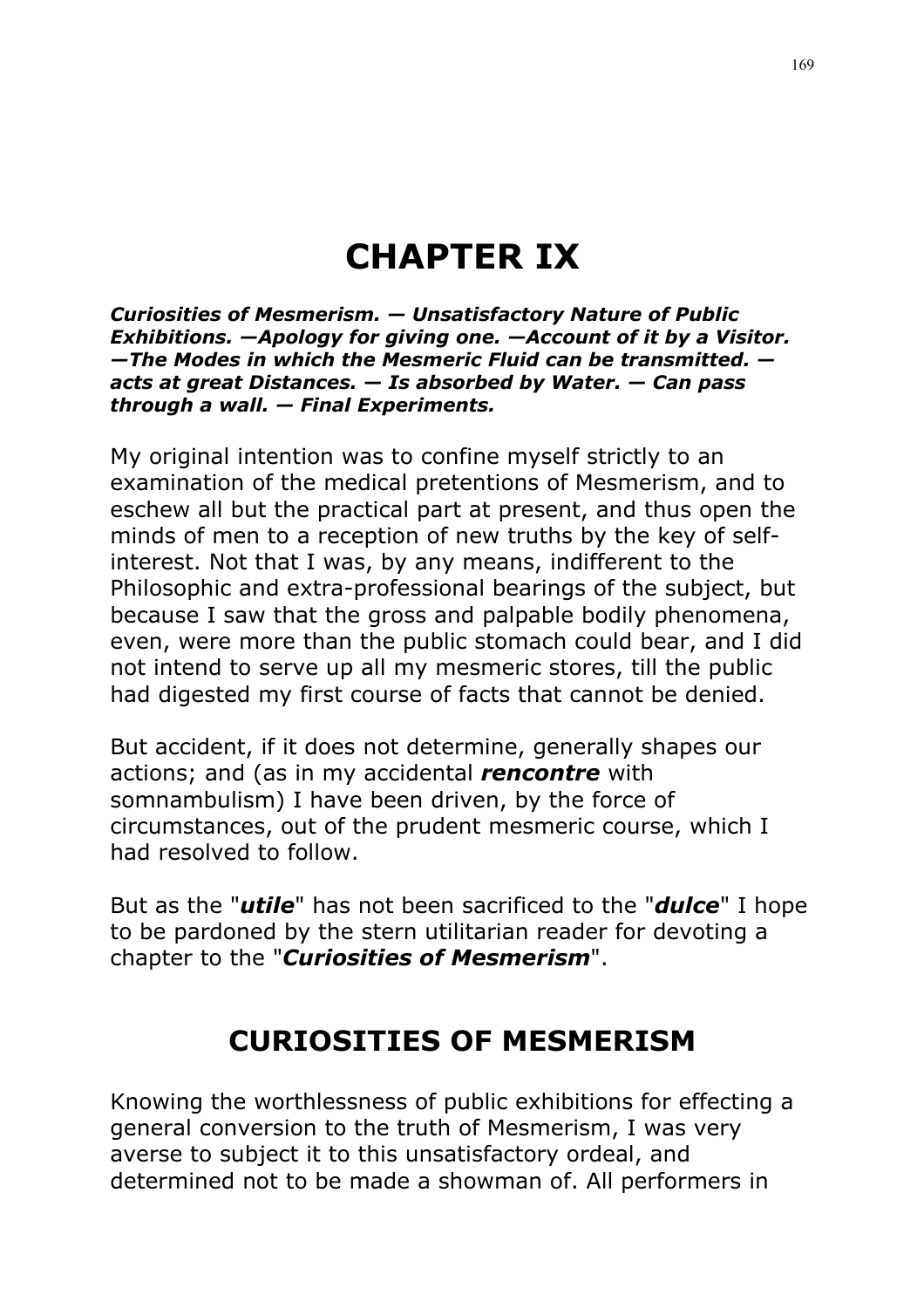# CHAPTER IX

***Curiosities of Mesmerism. — Unsatisfactory Nature of Public Exhibitions. —Apology for giving one. —Account of it by a Visitor. —The Modes in which the Mesmeric Fluid can be transmitted. — acts at great Distances. — Is absorbed by Water. — Can pass through a wall. — Final Experiments.***

My original intention was to confine myself strictly to an examination of the medical pretentions of Mesmerism, and to eschew all but the practical part at present, and thus open the minds of men to a reception of new truths by the key of self-interest. Not that I was, by any means, indifferent to the Philosophic and extra-professional bearings of the subject, but because I saw that the gross and palpable bodily phenomena, even, were more than the public stomach could bear, and I did not intend to serve up all my mesmeric stores, till the public had digested my first course of facts that cannot be denied.

But accident, if it does not determine, generally shapes our actions; and (as in my accidental ***rencontre*** with somnambulism) I have been driven, by the force of circumstances, out of the prudent mesmeric course, which I had resolved to follow.

But as the "***utile***" has not been sacrificed to the "***dulce***" I hope to be pardoned by the stern utilitarian reader for devoting a chapter to the "***Curiosities of Mesmerism***".

## CURIOSITIES OF MESMERISM

Knowing the worthlessness of public exhibitions for effecting a general conversion to the truth of Mesmerism, I was very averse to subject it to this unsatisfactory ordeal, and determined not to be made a showman of. All performers in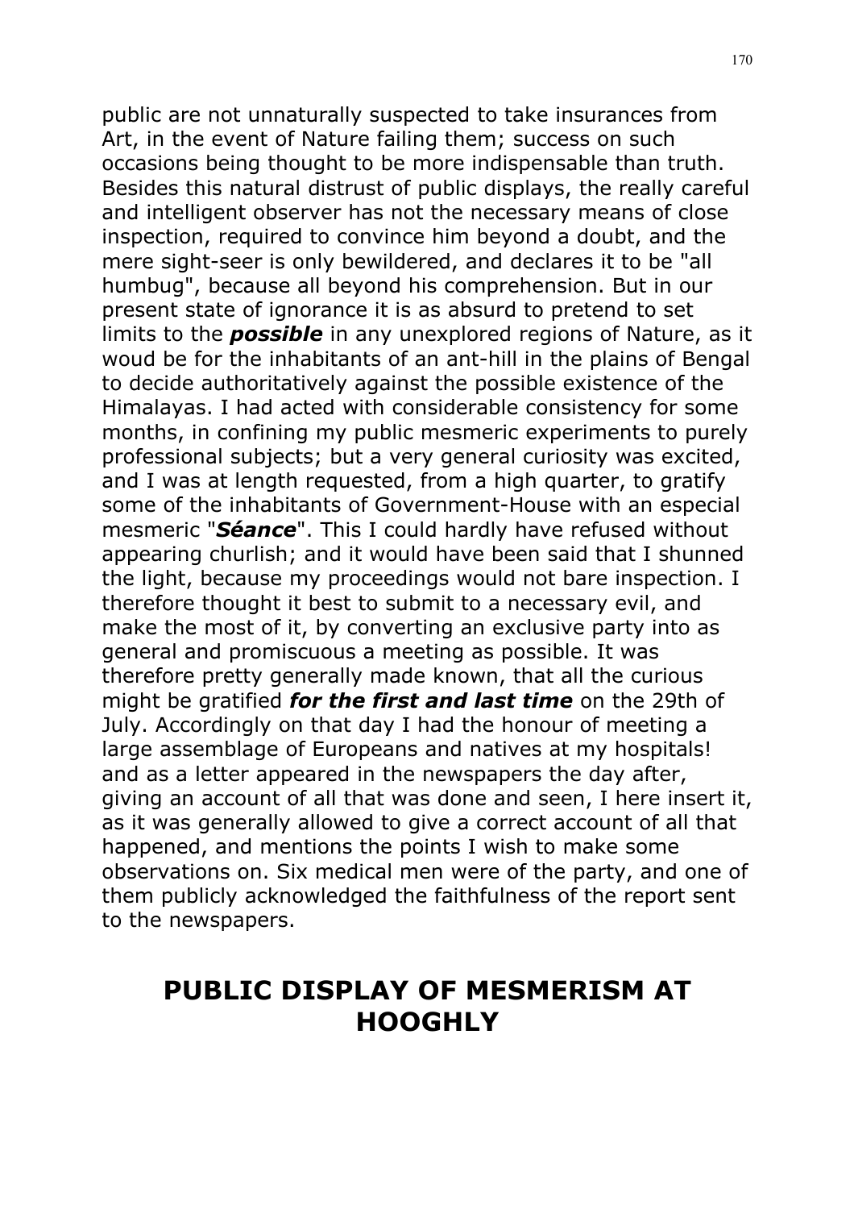public are not unnaturally suspected to take insurances from Art, in the event of Nature failing them; success on such occasions being thought to be more indispensable than truth. Besides this natural distrust of public displays, the really careful and intelligent observer has not the necessary means of close inspection, required to convince him beyond a doubt, and the mere sight-seer is only bewildered, and declares it to be "all humbug", because all beyond his comprehension. But in our present state of ignorance it is as absurd to pretend to set limits to the ***possible*** in any unexplored regions of Nature, as it woud be for the inhabitants of an ant-hill in the plains of Bengal to decide authoritatively against the possible existence of the Himalayas. I had acted with considerable consistency for some months, in confining my public mesmeric experiments to purely professional subjects; but a very general curiosity was excited, and I was at length requested, from a high quarter, to gratify some of the inhabitants of Government-House with an especial mesmeric "***Séance***". This I could hardly have refused without appearing churlish; and it would have been said that I shunned the light, because my proceedings would not bare inspection. I therefore thought it best to submit to a necessary evil, and make the most of it, by converting an exclusive party into as general and promiscuous a meeting as possible. It was therefore pretty generally made known, that all the curious might be gratified ***for the first and last time*** on the 29th of July. Accordingly on that day I had the honour of meeting a large assemblage of Europeans and natives at my hospitals! and as a letter appeared in the newspapers the day after, giving an account of all that was done and seen, I here insert it, as it was generally allowed to give a correct account of all that happened, and mentions the points I wish to make some observations on. Six medical men were of the party, and one of them publicly acknowledged the faithfulness of the report sent to the newspapers.

## PUBLIC DISPLAY OF MESMERISM AT HOOGHLY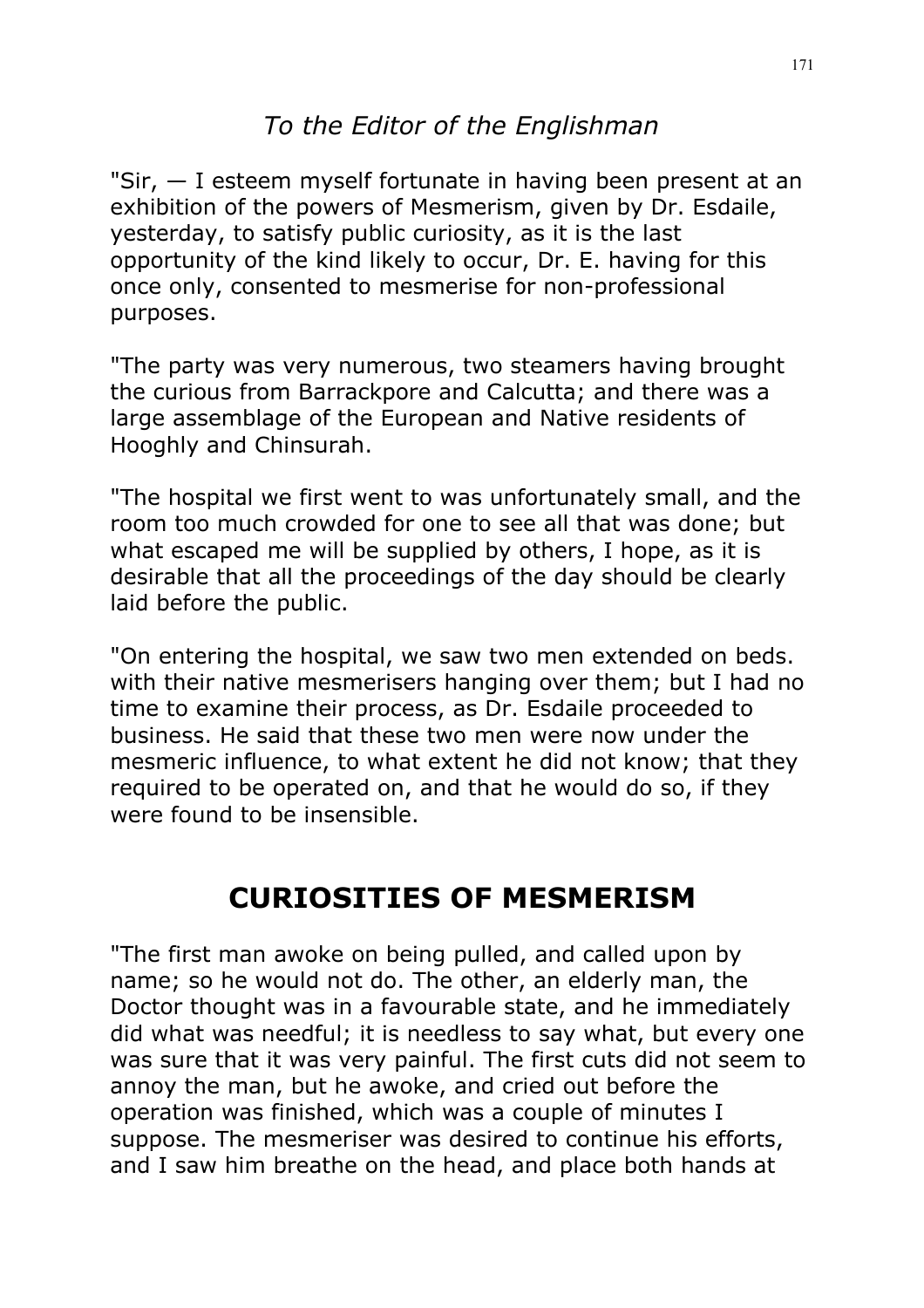*To the Editor of the Englishman*

"Sir, — I esteem myself fortunate in having been present at an exhibition of the powers of Mesmerism, given by Dr. Esdaile, yesterday, to satisfy public curiosity, as it is the last opportunity of the kind likely to occur, Dr. E. having for this once only, consented to mesmerise for non-professional purposes.

"The party was very numerous, two steamers having brought the curious from Barrackpore and Calcutta; and there was a large assemblage of the European and Native residents of Hooghly and Chinsurah.

"The hospital we first went to was unfortunately small, and the room too much crowded for one to see all that was done; but what escaped me will be supplied by others, I hope, as it is desirable that all the proceedings of the day should be clearly laid before the public.

"On entering the hospital, we saw two men extended on beds. with their native mesmerisers hanging over them; but I had no time to examine their process, as Dr. Esdaile proceeded to business. He said that these two men were now under the mesmeric influence, to what extent he did not know; that they required to be operated on, and that he would do so, if they were found to be insensible.

## CURIOSITIES OF MESMERISM

"The first man awoke on being pulled, and called upon by name; so he would not do. The other, an elderly man, the Doctor thought was in a favourable state, and he immediately did what was needful; it is needless to say what, but every one was sure that it was very painful. The first cuts did not seem to annoy the man, but he awoke, and cried out before the operation was finished, which was a couple of minutes I suppose. The mesmeriser was desired to continue his efforts, and I saw him breathe on the head, and place both hands at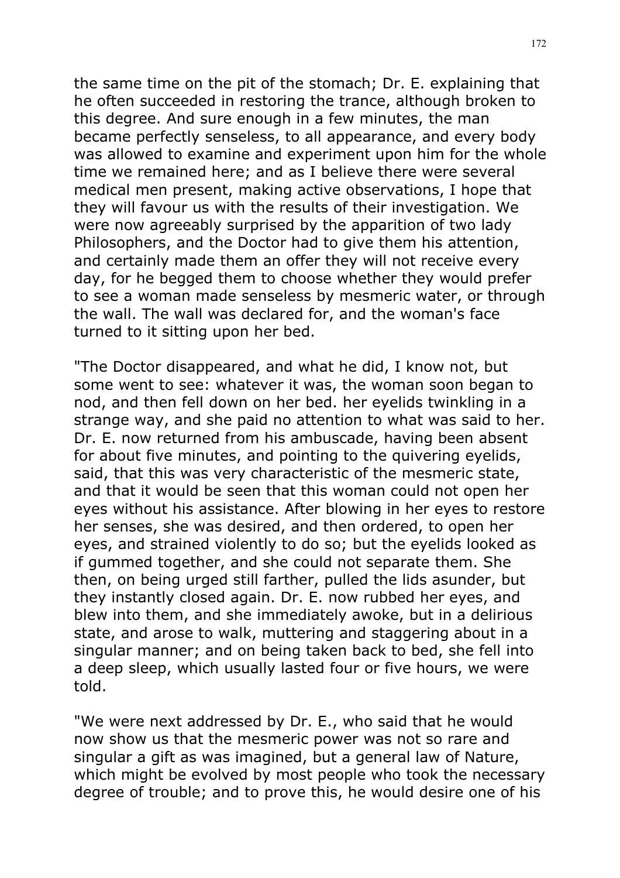the same time on the pit of the stomach; Dr. E. explaining that he often succeeded in restoring the trance, although broken to this degree. And sure enough in a few minutes, the man became perfectly senseless, to all appearance, and every body was allowed to examine and experiment upon him for the whole time we remained here; and as I believe there were several medical men present, making active observations, I hope that they will favour us with the results of their investigation. We were now agreeably surprised by the apparition of two lady Philosophers, and the Doctor had to give them his attention, and certainly made them an offer they will not receive every day, for he begged them to choose whether they would prefer to see a woman made senseless by mesmeric water, or through the wall. The wall was declared for, and the woman's face turned to it sitting upon her bed.

"The Doctor disappeared, and what he did, I know not, but some went to see: whatever it was, the woman soon began to nod, and then fell down on her bed. her eyelids twinkling in a strange way, and she paid no attention to what was said to her. Dr. E. now returned from his ambuscade, having been absent for about five minutes, and pointing to the quivering eyelids, said, that this was very characteristic of the mesmeric state, and that it would be seen that this woman could not open her eyes without his assistance. After blowing in her eyes to restore her senses, she was desired, and then ordered, to open her eyes, and strained violently to do so; but the eyelids looked as if gummed together, and she could not separate them. She then, on being urged still farther, pulled the lids asunder, but they instantly closed again. Dr. E. now rubbed her eyes, and blew into them, and she immediately awoke, but in a delirious state, and arose to walk, muttering and staggering about in a singular manner; and on being taken back to bed, she fell into a deep sleep, which usually lasted four or five hours, we were told.

"We were next addressed by Dr. E., who said that he would now show us that the mesmeric power was not so rare and singular a gift as was imagined, but a general law of Nature, which might be evolved by most people who took the necessary degree of trouble; and to prove this, he would desire one of his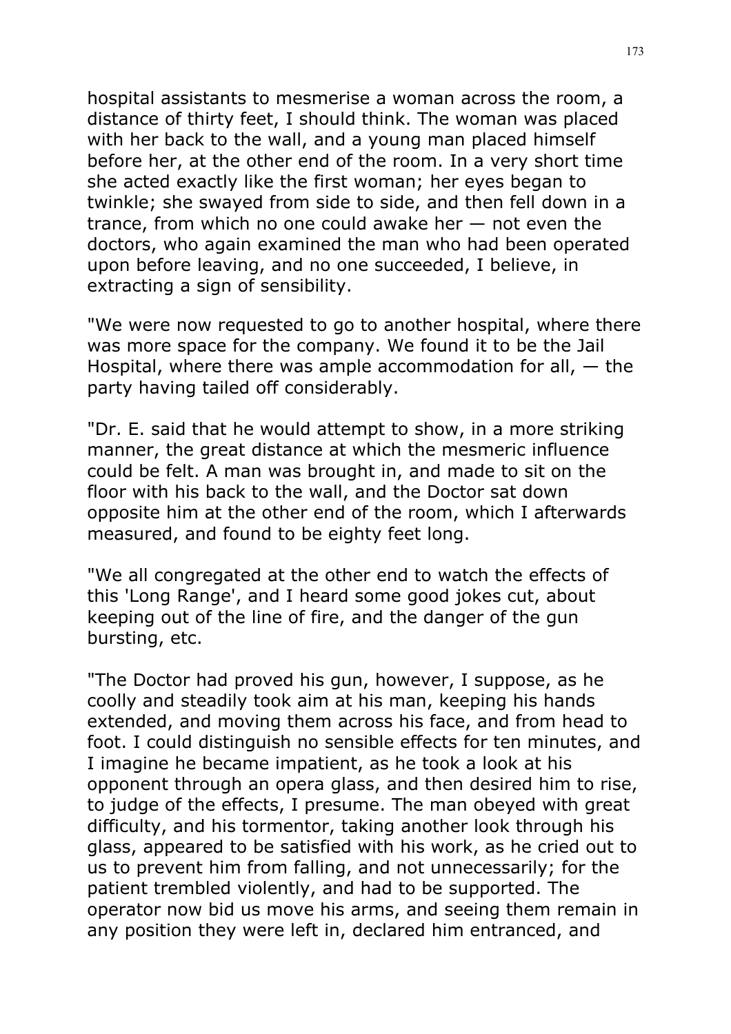hospital assistants to mesmerise a woman across the room, a distance of thirty feet, I should think. The woman was placed with her back to the wall, and a young man placed himself before her, at the other end of the room. In a very short time she acted exactly like the first woman; her eyes began to twinkle; she swayed from side to side, and then fell down in a trance, from which no one could awake her — not even the doctors, who again examined the man who had been operated upon before leaving, and no one succeeded, I believe, in extracting a sign of sensibility.

"We were now requested to go to another hospital, where there was more space for the company. We found it to be the Jail Hospital, where there was ample accommodation for all, — the party having tailed off considerably.

"Dr. E. said that he would attempt to show, in a more striking manner, the great distance at which the mesmeric influence could be felt. A man was brought in, and made to sit on the floor with his back to the wall, and the Doctor sat down opposite him at the other end of the room, which I afterwards measured, and found to be eighty feet long.

"We all congregated at the other end to watch the effects of this 'Long Range', and I heard some good jokes cut, about keeping out of the line of fire, and the danger of the gun bursting, etc.

"The Doctor had proved his gun, however, I suppose, as he coolly and steadily took aim at his man, keeping his hands extended, and moving them across his face, and from head to foot. I could distinguish no sensible effects for ten minutes, and I imagine he became impatient, as he took a look at his opponent through an opera glass, and then desired him to rise, to judge of the effects, I presume. The man obeyed with great difficulty, and his tormentor, taking another look through his glass, appeared to be satisfied with his work, as he cried out to us to prevent him from falling, and not unnecessarily; for the patient trembled violently, and had to be supported. The operator now bid us move his arms, and seeing them remain in any position they were left in, declared him entranced, and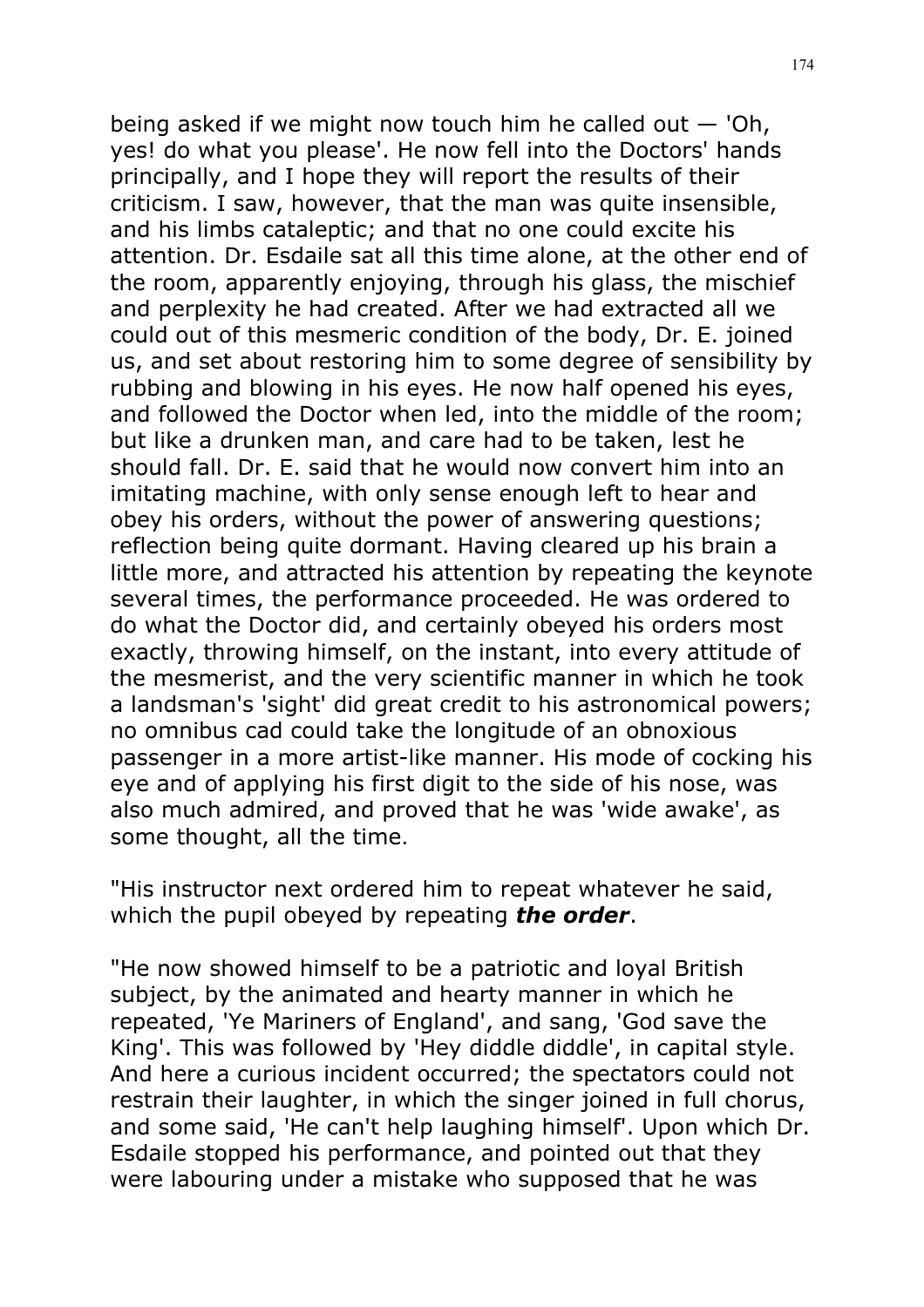being asked if we might now touch him he called out — 'Oh, yes! do what you please'. He now fell into the Doctors' hands principally, and I hope they will report the results of their criticism. I saw, however, that the man was quite insensible, and his limbs cataleptic; and that no one could excite his attention. Dr. Esdaile sat all this time alone, at the other end of the room, apparently enjoying, through his glass, the mischief and perplexity he had created. After we had extracted all we could out of this mesmeric condition of the body, Dr. E. joined us, and set about restoring him to some degree of sensibility by rubbing and blowing in his eyes. He now half opened his eyes, and followed the Doctor when led, into the middle of the room; but like a drunken man, and care had to be taken, lest he should fall. Dr. E. said that he would now convert him into an imitating machine, with only sense enough left to hear and obey his orders, without the power of answering questions; reflection being quite dormant. Having cleared up his brain a little more, and attracted his attention by repeating the keynote several times, the performance proceeded. He was ordered to do what the Doctor did, and certainly obeyed his orders most exactly, throwing himself, on the instant, into every attitude of the mesmerist, and the very scientific manner in which he took a landsman's 'sight' did great credit to his astronomical powers; no omnibus cad could take the longitude of an obnoxious passenger in a more artist-like manner. His mode of cocking his eye and of applying his first digit to the side of his nose, was also much admired, and proved that he was 'wide awake', as some thought, all the time.

"His instructor next ordered him to repeat whatever he said, which the pupil obeyed by repeating ***the order***.

"He now showed himself to be a patriotic and loyal British subject, by the animated and hearty manner in which he repeated, 'Ye Mariners of England', and sang, 'God save the King'. This was followed by 'Hey diddle diddle', in capital style. And here a curious incident occurred; the spectators could not restrain their laughter, in which the singer joined in full chorus, and some said, 'He can't help laughing himself'. Upon which Dr. Esdaile stopped his performance, and pointed out that they were labouring under a mistake who supposed that he was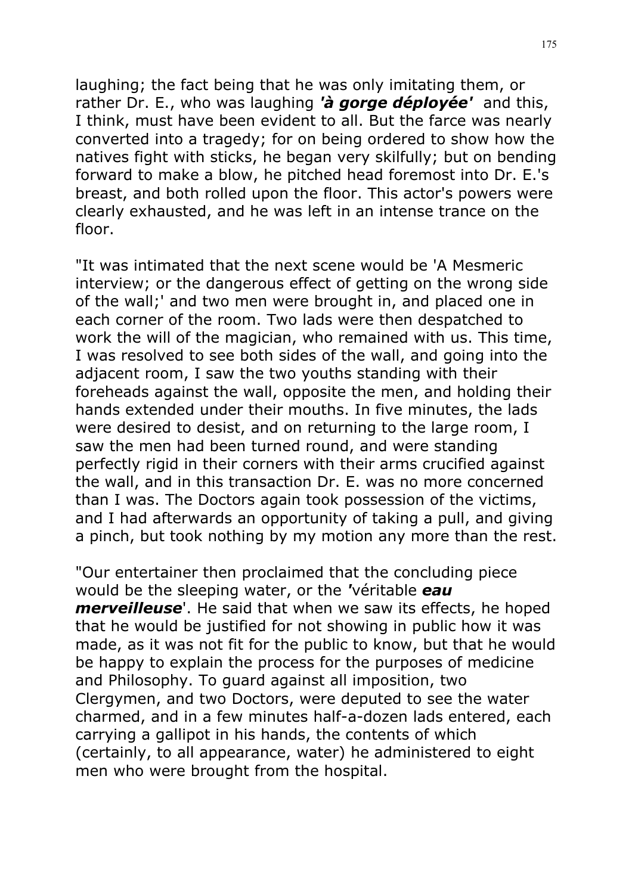laughing; the fact being that he was only imitating them, or rather Dr. E., who was laughing ***'à gorge déployée'*** and this, I think, must have been evident to all. But the farce was nearly converted into a tragedy; for on being ordered to show how the natives fight with sticks, he began very skilfully; but on bending forward to make a blow, he pitched head foremost into Dr. E.'s breast, and both rolled upon the floor. This actor's powers were clearly exhausted, and he was left in an intense trance on the floor.

"It was intimated that the next scene would be 'A Mesmeric interview; or the dangerous effect of getting on the wrong side of the wall;' and two men were brought in, and placed one in each corner of the room. Two lads were then despatched to work the will of the magician, who remained with us. This time, I was resolved to see both sides of the wall, and going into the adjacent room, I saw the two youths standing with their foreheads against the wall, opposite the men, and holding their hands extended under their mouths. In five minutes, the lads were desired to desist, and on returning to the large room, I saw the men had been turned round, and were standing perfectly rigid in their corners with their arms crucified against the wall, and in this transaction Dr. E. was no more concerned than I was. The Doctors again took possession of the victims, and I had afterwards an opportunity of taking a pull, and giving a pinch, but took nothing by my motion any more than the rest.

"Our entertainer then proclaimed that the concluding piece would be the sleeping water, or the *'*véritable ***eau merveilleuse***'. He said that when we saw its effects, he hoped that he would be justified for not showing in public how it was made, as it was not fit for the public to know, but that he would be happy to explain the process for the purposes of medicine and Philosophy. To guard against all imposition, two Clergymen, and two Doctors, were deputed to see the water charmed, and in a few minutes half-a-dozen lads entered, each carrying a gallipot in his hands, the contents of which (certainly, to all appearance, water) he administered to eight men who were brought from the hospital.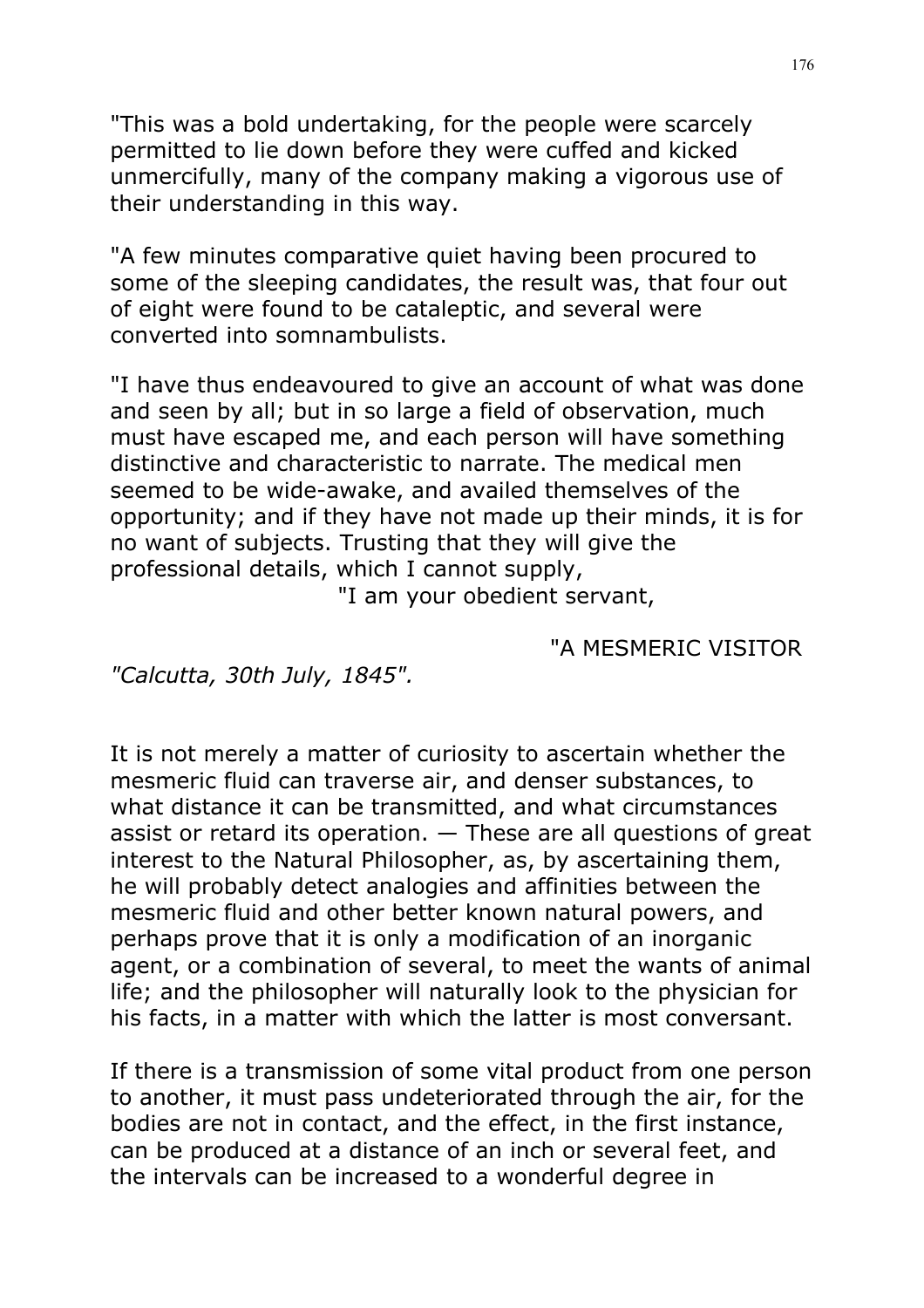"This was a bold undertaking, for the people were scarcely permitted to lie down before they were cuffed and kicked unmercifully, many of the company making a vigorous use of their understanding in this way.

"A few minutes comparative quiet having been procured to some of the sleeping candidates, the result was, that four out of eight were found to be cataleptic, and several were converted into somnambulists.

"I have thus endeavoured to give an account of what was done and seen by all; but in so large a field of observation, much must have escaped me, and each person will have something distinctive and characteristic to narrate. The medical men seemed to be wide-awake, and availed themselves of the opportunity; and if they have not made up their minds, it is for no want of subjects. Trusting that they will give the professional details, which I cannot supply,

"I am your obedient servant,

"A MESMERIC VISITOR

*"Calcutta, 30th July, 1845".*

It is not merely a matter of curiosity to ascertain whether the mesmeric fluid can traverse air, and denser substances, to what distance it can be transmitted, and what circumstances assist or retard its operation. — These are all questions of great interest to the Natural Philosopher, as, by ascertaining them, he will probably detect analogies and affinities between the mesmeric fluid and other better known natural powers, and perhaps prove that it is only a modification of an inorganic agent, or a combination of several, to meet the wants of animal life; and the philosopher will naturally look to the physician for his facts, in a matter with which the latter is most conversant.

If there is a transmission of some vital product from one person to another, it must pass undeteriorated through the air, for the bodies are not in contact, and the effect, in the first instance, can be produced at a distance of an inch or several feet, and the intervals can be increased to a wonderful degree in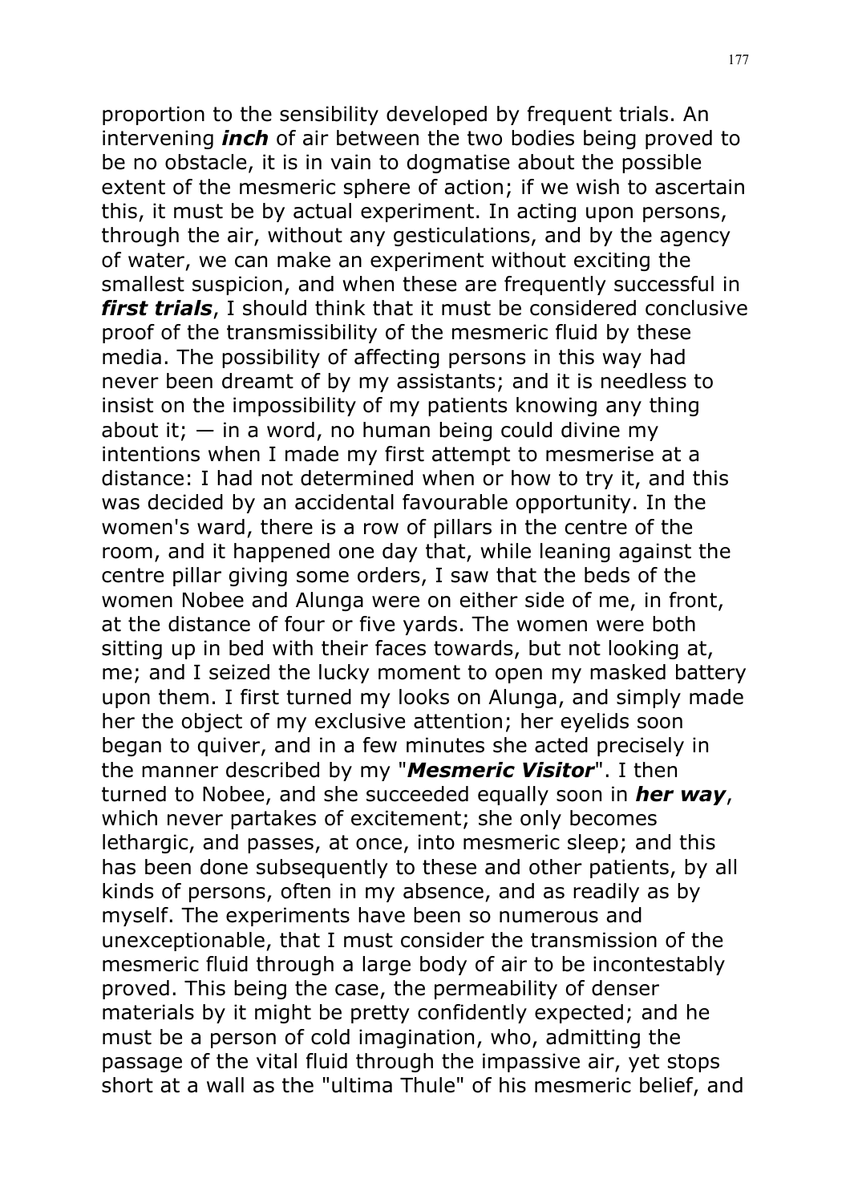proportion to the sensibility developed by frequent trials. An intervening ***inch*** of air between the two bodies being proved to be no obstacle, it is in vain to dogmatise about the possible extent of the mesmeric sphere of action; if we wish to ascertain this, it must be by actual experiment. In acting upon persons, through the air, without any gesticulations, and by the agency of water, we can make an experiment without exciting the smallest suspicion, and when these are frequently successful in ***first trials***, I should think that it must be considered conclusive proof of the transmissibility of the mesmeric fluid by these media. The possibility of affecting persons in this way had never been dreamt of by my assistants; and it is needless to insist on the impossibility of my patients knowing any thing about it; — in a word, no human being could divine my intentions when I made my first attempt to mesmerise at a distance: I had not determined when or how to try it, and this was decided by an accidental favourable opportunity. In the women's ward, there is a row of pillars in the centre of the room, and it happened one day that, while leaning against the centre pillar giving some orders, I saw that the beds of the women Nobee and Alunga were on either side of me, in front, at the distance of four or five yards. The women were both sitting up in bed with their faces towards, but not looking at, me; and I seized the lucky moment to open my masked battery upon them. I first turned my looks on Alunga, and simply made her the object of my exclusive attention; her eyelids soon began to quiver, and in a few minutes she acted precisely in the manner described by my "***Mesmeric Visitor***". I then turned to Nobee, and she succeeded equally soon in ***her way***, which never partakes of excitement; she only becomes lethargic, and passes, at once, into mesmeric sleep; and this has been done subsequently to these and other patients, by all kinds of persons, often in my absence, and as readily as by myself. The experiments have been so numerous and unexceptionable, that I must consider the transmission of the mesmeric fluid through a large body of air to be incontestably proved. This being the case, the permeability of denser materials by it might be pretty confidently expected; and he must be a person of cold imagination, who, admitting the passage of the vital fluid through the impassive air, yet stops short at a wall as the "ultima Thule" of his mesmeric belief, and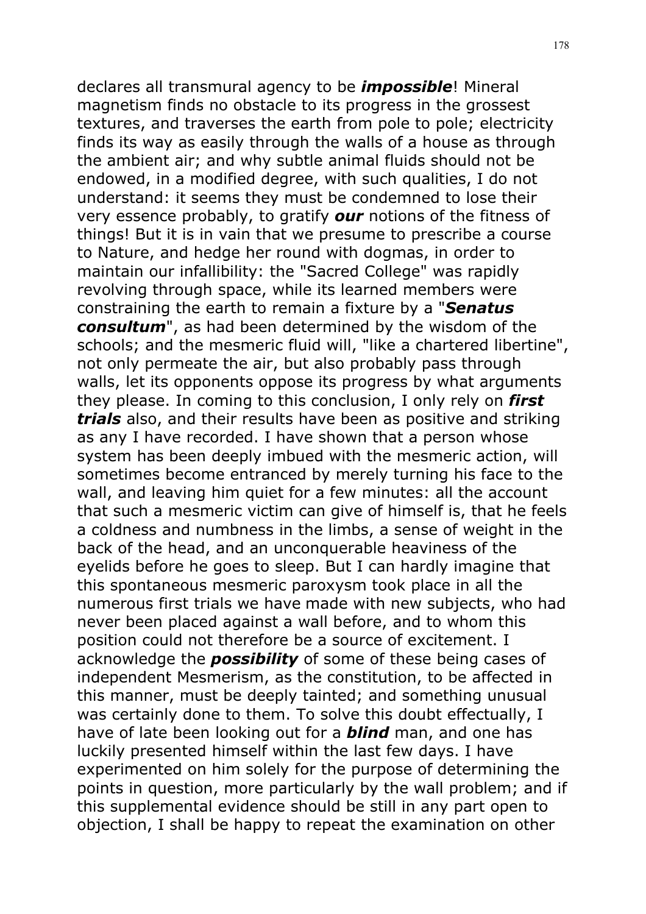declares all transmural agency to be ***impossible***! Mineral magnetism finds no obstacle to its progress in the grossest textures, and traverses the earth from pole to pole; electricity finds its way as easily through the walls of a house as through the ambient air; and why subtle animal fluids should not be endowed, in a modified degree, with such qualities, I do not understand: it seems they must be condemned to lose their very essence probably, to gratify ***our*** notions of the fitness of things! But it is in vain that we presume to prescribe a course to Nature, and hedge her round with dogmas, in order to maintain our infallibility: the "Sacred College" was rapidly revolving through space, while its learned members were constraining the earth to remain a fixture by a "***Senatus consultum***", as had been determined by the wisdom of the schools; and the mesmeric fluid will, "like a chartered libertine", not only permeate the air, but also probably pass through walls, let its opponents oppose its progress by what arguments they please. In coming to this conclusion, I only rely on ***first trials*** also, and their results have been as positive and striking as any I have recorded. I have shown that a person whose system has been deeply imbued with the mesmeric action, will sometimes become entranced by merely turning his face to the wall, and leaving him quiet for a few minutes: all the account that such a mesmeric victim can give of himself is, that he feels a coldness and numbness in the limbs, a sense of weight in the back of the head, and an unconquerable heaviness of the eyelids before he goes to sleep. But I can hardly imagine that this spontaneous mesmeric paroxysm took place in all the numerous first trials we have made with new subjects, who had never been placed against a wall before, and to whom this position could not therefore be a source of excitement. I acknowledge the ***possibility*** of some of these being cases of independent Mesmerism, as the constitution, to be affected in this manner, must be deeply tainted; and something unusual was certainly done to them. To solve this doubt effectually, I have of late been looking out for a ***blind*** man, and one has luckily presented himself within the last few days. I have experimented on him solely for the purpose of determining the points in question, more particularly by the wall problem; and if this supplemental evidence should be still in any part open to objection, I shall be happy to repeat the examination on other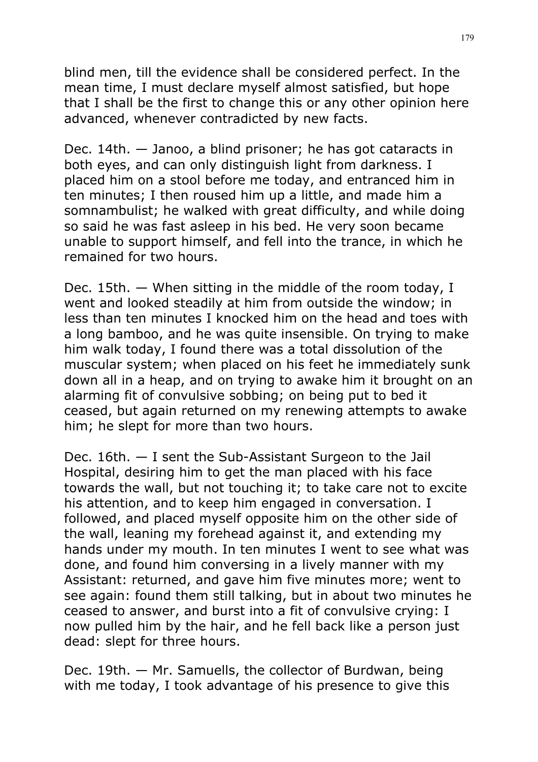blind men, till the evidence shall be considered perfect. In the mean time, I must declare myself almost satisfied, but hope that I shall be the first to change this or any other opinion here advanced, whenever contradicted by new facts.

Dec. 14th. — Janoo, a blind prisoner; he has got cataracts in both eyes, and can only distinguish light from darkness. I placed him on a stool before me today, and entranced him in ten minutes; I then roused him up a little, and made him a somnambulist; he walked with great difficulty, and while doing so said he was fast asleep in his bed. He very soon became unable to support himself, and fell into the trance, in which he remained for two hours.

Dec. 15th. — When sitting in the middle of the room today, I went and looked steadily at him from outside the window; in less than ten minutes I knocked him on the head and toes with a long bamboo, and he was quite insensible. On trying to make him walk today, I found there was a total dissolution of the muscular system; when placed on his feet he immediately sunk down all in a heap, and on trying to awake him it brought on an alarming fit of convulsive sobbing; on being put to bed it ceased, but again returned on my renewing attempts to awake him; he slept for more than two hours.

Dec. 16th. — I sent the Sub-Assistant Surgeon to the Jail Hospital, desiring him to get the man placed with his face towards the wall, but not touching it; to take care not to excite his attention, and to keep him engaged in conversation. I followed, and placed myself opposite him on the other side of the wall, leaning my forehead against it, and extending my hands under my mouth. In ten minutes I went to see what was done, and found him conversing in a lively manner with my Assistant: returned, and gave him five minutes more; went to see again: found them still talking, but in about two minutes he ceased to answer, and burst into a fit of convulsive crying: I now pulled him by the hair, and he fell back like a person just dead: slept for three hours.

Dec. 19th. — Mr. Samuells, the collector of Burdwan, being with me today, I took advantage of his presence to give this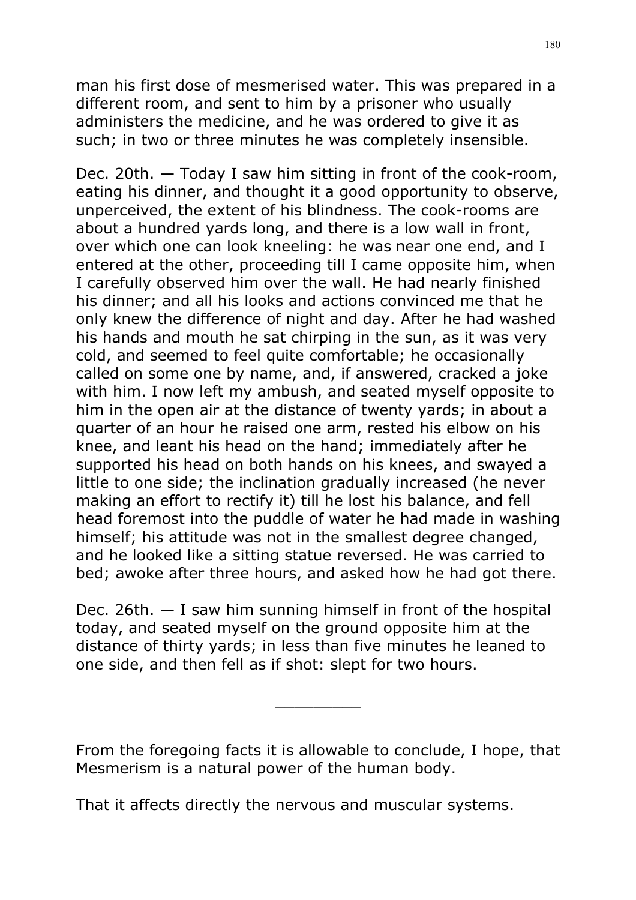man his first dose of mesmerised water. This was prepared in a different room, and sent to him by a prisoner who usually administers the medicine, and he was ordered to give it as such; in two or three minutes he was completely insensible.

Dec. 20th. — Today I saw him sitting in front of the cook-room, eating his dinner, and thought it a good opportunity to observe, unperceived, the extent of his blindness. The cook-rooms are about a hundred yards long, and there is a low wall in front, over which one can look kneeling: he was near one end, and I entered at the other, proceeding till I came opposite him, when I carefully observed him over the wall. He had nearly finished his dinner; and all his looks and actions convinced me that he only knew the difference of night and day. After he had washed his hands and mouth he sat chirping in the sun, as it was very cold, and seemed to feel quite comfortable; he occasionally called on some one by name, and, if answered, cracked a joke with him. I now left my ambush, and seated myself opposite to him in the open air at the distance of twenty yards; in about a quarter of an hour he raised one arm, rested his elbow on his knee, and leant his head on the hand; immediately after he supported his head on both hands on his knees, and swayed a little to one side; the inclination gradually increased (he never making an effort to rectify it) till he lost his balance, and fell head foremost into the puddle of water he had made in washing himself; his attitude was not in the smallest degree changed, and he looked like a sitting statue reversed. He was carried to bed; awoke after three hours, and asked how he had got there.

Dec. 26th. — I saw him sunning himself in front of the hospital today, and seated myself on the ground opposite him at the distance of thirty yards; in less than five minutes he leaned to one side, and then fell as if shot: slept for two hours.

---

From the foregoing facts it is allowable to conclude, I hope, that Mesmerism is a natural power of the human body.

That it affects directly the nervous and muscular systems.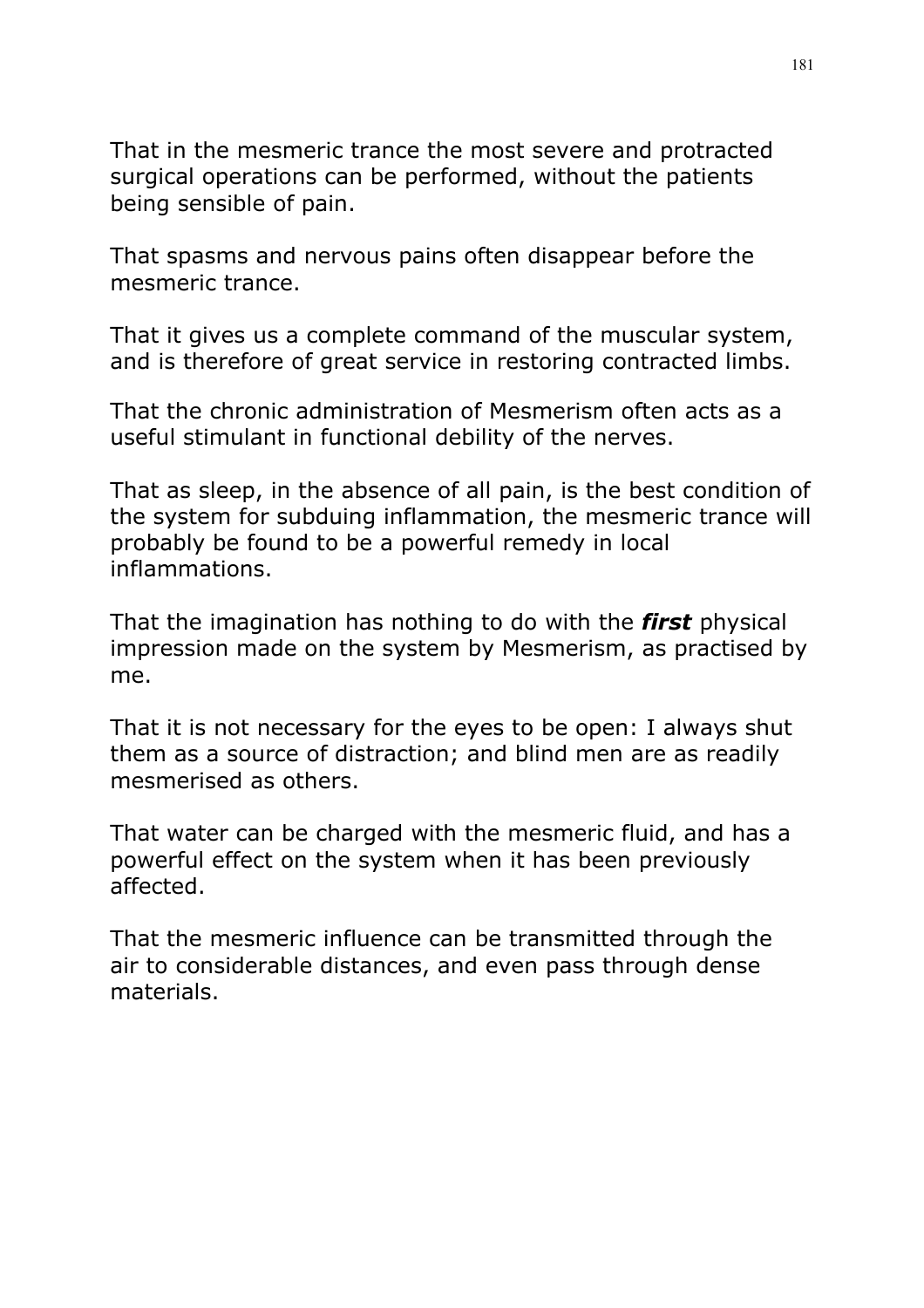That in the mesmeric trance the most severe and protracted surgical operations can be performed, without the patients being sensible of pain.

That spasms and nervous pains often disappear before the mesmeric trance.

That it gives us a complete command of the muscular system, and is therefore of great service in restoring contracted limbs.

That the chronic administration of Mesmerism often acts as a useful stimulant in functional debility of the nerves.

That as sleep, in the absence of all pain, is the best condition of the system for subduing inflammation, the mesmeric trance will probably be found to be a powerful remedy in local inflammations.

That the imagination has nothing to do with the ***first*** physical impression made on the system by Mesmerism, as practised by me.

That it is not necessary for the eyes to be open: I always shut them as a source of distraction; and blind men are as readily mesmerised as others.

That water can be charged with the mesmeric fluid, and has a powerful effect on the system when it has been previously affected.

That the mesmeric influence can be transmitted through the air to considerable distances, and even pass through dense materials.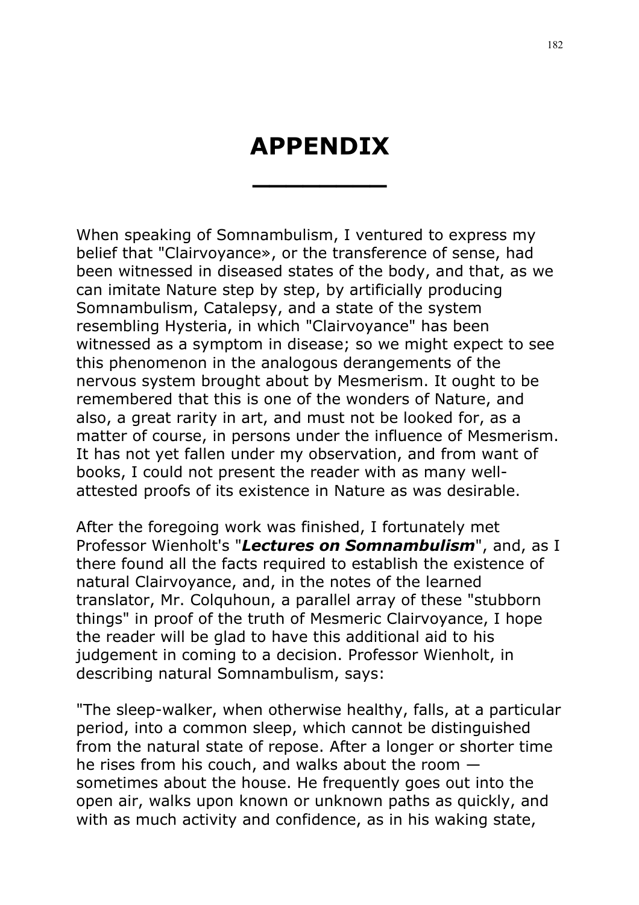# APPENDIX

When speaking of Somnambulism, I ventured to express my belief that "Clairvoyance», or the transference of sense, had been witnessed in diseased states of the body, and that, as we can imitate Nature step by step, by artificially producing Somnambulism, Catalepsy, and a state of the system resembling Hysteria, in which "Clairvoyance" has been witnessed as a symptom in disease; so we might expect to see this phenomenon in the analogous derangements of the nervous system brought about by Mesmerism. It ought to be remembered that this is one of the wonders of Nature, and also, a great rarity in art, and must not be looked for, as a matter of course, in persons under the influence of Mesmerism. It has not yet fallen under my observation, and from want of books, I could not present the reader with as many well-attested proofs of its existence in Nature as was desirable.

After the foregoing work was finished, I fortunately met Professor Wienholt's "***Lectures on Somnambulism***", and, as I there found all the facts required to establish the existence of natural Clairvoyance, and, in the notes of the learned translator, Mr. Colquhoun, a parallel array of these "stubborn things" in proof of the truth of Mesmeric Clairvoyance, I hope the reader will be glad to have this additional aid to his judgement in coming to a decision. Professor Wienholt, in describing natural Somnambulism, says:

"The sleep-walker, when otherwise healthy, falls, at a particular period, into a common sleep, which cannot be distinguished from the natural state of repose. After a longer or shorter time he rises from his couch, and walks about the room — sometimes about the house. He frequently goes out into the open air, walks upon known or unknown paths as quickly, and with as much activity and confidence, as in his waking state,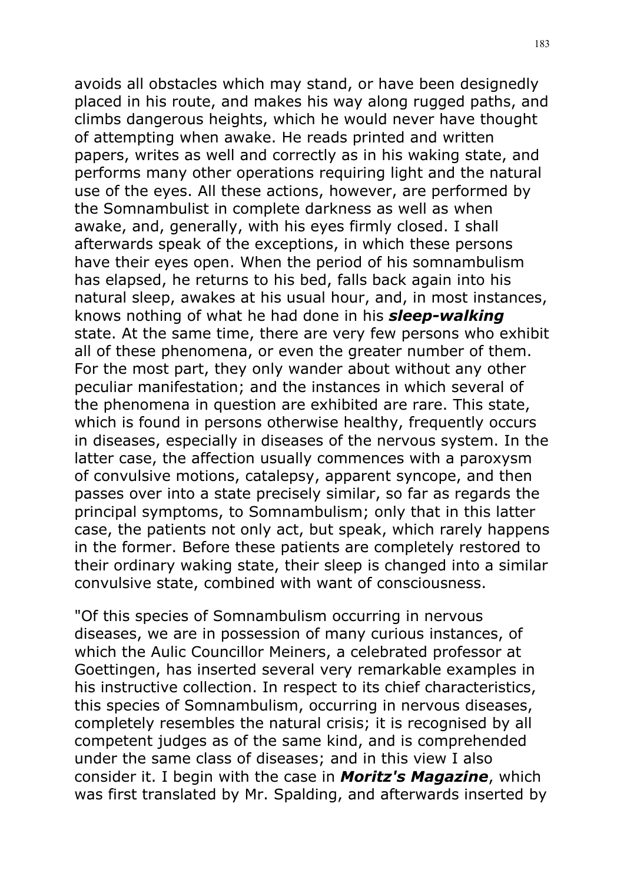avoids all obstacles which may stand, or have been designedly placed in his route, and makes his way along rugged paths, and climbs dangerous heights, which he would never have thought of attempting when awake. He reads printed and written papers, writes as well and correctly as in his waking state, and performs many other operations requiring light and the natural use of the eyes. All these actions, however, are performed by the Somnambulist in complete darkness as well as when awake, and, generally, with his eyes firmly closed. I shall afterwards speak of the exceptions, in which these persons have their eyes open. When the period of his somnambulism has elapsed, he returns to his bed, falls back again into his natural sleep, awakes at his usual hour, and, in most instances, knows nothing of what he had done in his ***sleep-walking*** state. At the same time, there are very few persons who exhibit all of these phenomena, or even the greater number of them. For the most part, they only wander about without any other peculiar manifestation; and the instances in which several of the phenomena in question are exhibited are rare. This state, which is found in persons otherwise healthy, frequently occurs in diseases, especially in diseases of the nervous system. In the latter case, the affection usually commences with a paroxysm of convulsive motions, catalepsy, apparent syncope, and then passes over into a state precisely similar, so far as regards the principal symptoms, to Somnambulism; only that in this latter case, the patients not only act, but speak, which rarely happens in the former. Before these patients are completely restored to their ordinary waking state, their sleep is changed into a similar convulsive state, combined with want of consciousness.

"Of this species of Somnambulism occurring in nervous diseases, we are in possession of many curious instances, of which the Aulic Councillor Meiners, a celebrated professor at Goettingen, has inserted several very remarkable examples in his instructive collection. In respect to its chief characteristics, this species of Somnambulism, occurring in nervous diseases, completely resembles the natural crisis; it is recognised by all competent judges as of the same kind, and is comprehended under the same class of diseases; and in this view I also consider it. I begin with the case in ***Moritz's Magazine***, which was first translated by Mr. Spalding, and afterwards inserted by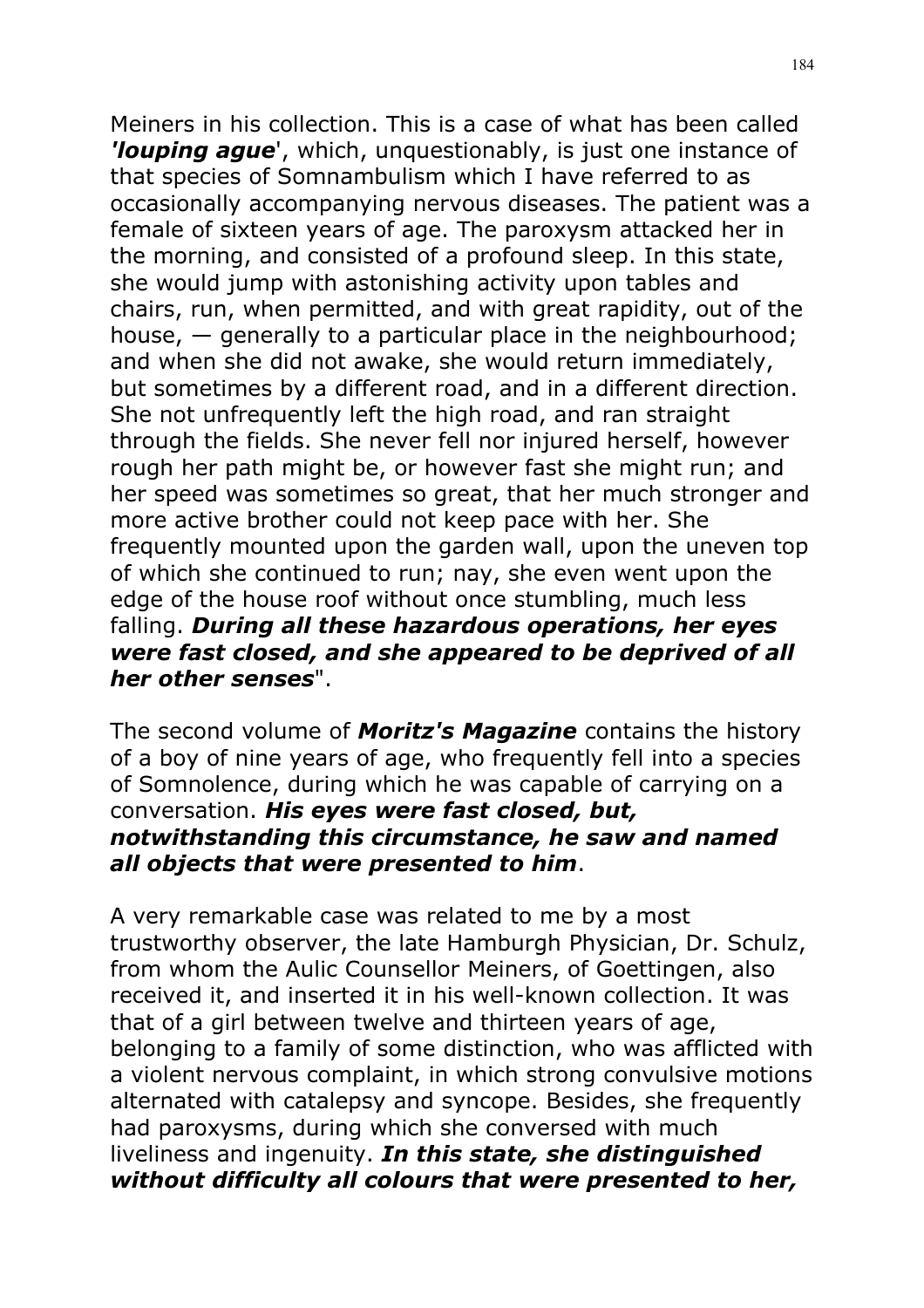Meiners in his collection. This is a case of what has been called ***'louping ague***', which, unquestionably, is just one instance of that species of Somnambulism which I have referred to as occasionally accompanying nervous diseases. The patient was a female of sixteen years of age. The paroxysm attacked her in the morning, and consisted of a profound sleep. In this state, she would jump with astonishing activity upon tables and chairs, run, when permitted, and with great rapidity, out of the house, — generally to a particular place in the neighbourhood; and when she did not awake, she would return immediately, but sometimes by a different road, and in a different direction. She not unfrequently left the high road, and ran straight through the fields. She never fell nor injured herself, however rough her path might be, or however fast she might run; and her speed was sometimes so great, that her much stronger and more active brother could not keep pace with her. She frequently mounted upon the garden wall, upon the uneven top of which she continued to run; nay, she even went upon the edge of the house roof without once stumbling, much less falling. ***During all these hazardous operations, her eyes were fast closed, and she appeared to be deprived of all her other senses***".

The second volume of ***Moritz's Magazine*** contains the history of a boy of nine years of age, who frequently fell into a species of Somnolence, during which he was capable of carrying on a conversation. ***His eyes were fast closed, but, notwithstanding this circumstance, he saw and named all objects that were presented to him***.

A very remarkable case was related to me by a most trustworthy observer, the late Hamburgh Physician, Dr. Schulz, from whom the Aulic Counsellor Meiners, of Goettingen, also received it, and inserted it in his well-known collection. It was that of a girl between twelve and thirteen years of age, belonging to a family of some distinction, who was afflicted with a violent nervous complaint, in which strong convulsive motions alternated with catalepsy and syncope. Besides, she frequently had paroxysms, during which she conversed with much liveliness and ingenuity. ***In this state, she distinguished without difficulty all colours that were presented to her,***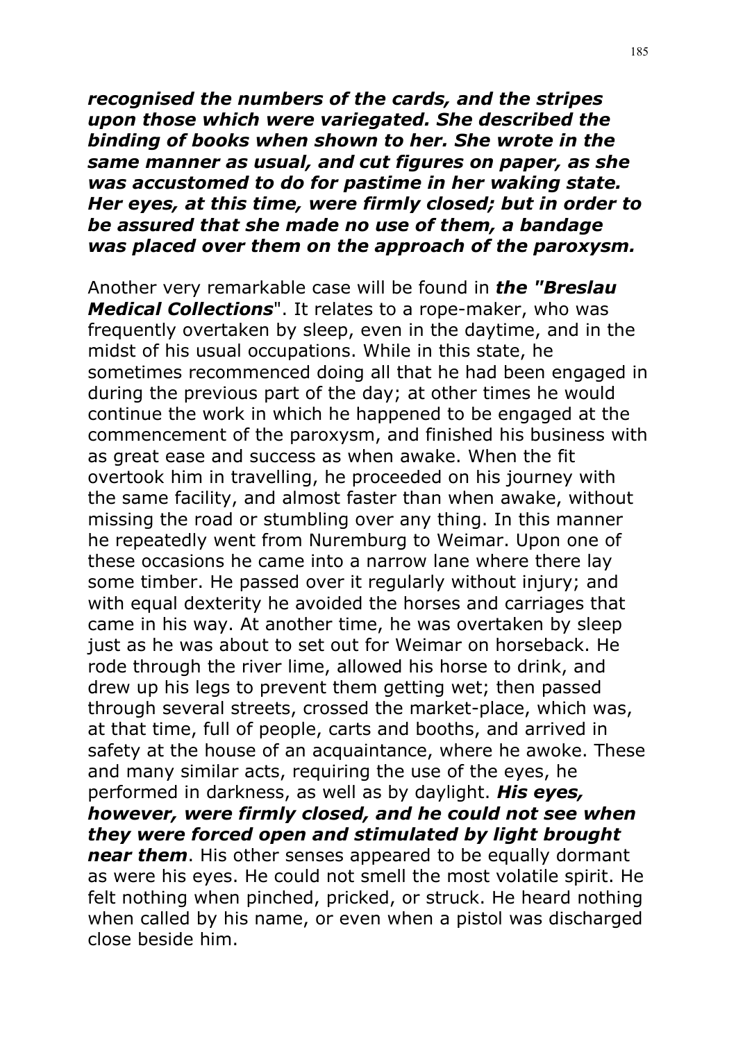***recognised the numbers of the cards, and the stripes upon those which were variegated. She described the binding of books when shown to her. She wrote in the same manner as usual, and cut figures on paper, as she was accustomed to do for pastime in her waking state. Her eyes, at this time, were firmly closed; but in order to be assured that she made no use of them, a bandage was placed over them on the approach of the paroxysm.***

Another very remarkable case will be found in ***the "Breslau Medical Collections***". It relates to a rope-maker, who was frequently overtaken by sleep, even in the daytime, and in the midst of his usual occupations. While in this state, he sometimes recommenced doing all that he had been engaged in during the previous part of the day; at other times he would continue the work in which he happened to be engaged at the commencement of the paroxysm, and finished his business with as great ease and success as when awake. When the fit overtook him in travelling, he proceeded on his journey with the same facility, and almost faster than when awake, without missing the road or stumbling over any thing. In this manner he repeatedly went from Nuremburg to Weimar. Upon one of these occasions he came into a narrow lane where there lay some timber. He passed over it regularly without injury; and with equal dexterity he avoided the horses and carriages that came in his way. At another time, he was overtaken by sleep just as he was about to set out for Weimar on horseback. He rode through the river lime, allowed his horse to drink, and drew up his legs to prevent them getting wet; then passed through several streets, crossed the market-place, which was, at that time, full of people, carts and booths, and arrived in safety at the house of an acquaintance, where he awoke. These and many similar acts, requiring the use of the eyes, he performed in darkness, as well as by daylight. ***His eyes, however, were firmly closed, and he could not see when they were forced open and stimulated by light brought near them***. His other senses appeared to be equally dormant as were his eyes. He could not smell the most volatile spirit. He felt nothing when pinched, pricked, or struck. He heard nothing when called by his name, or even when a pistol was discharged close beside him.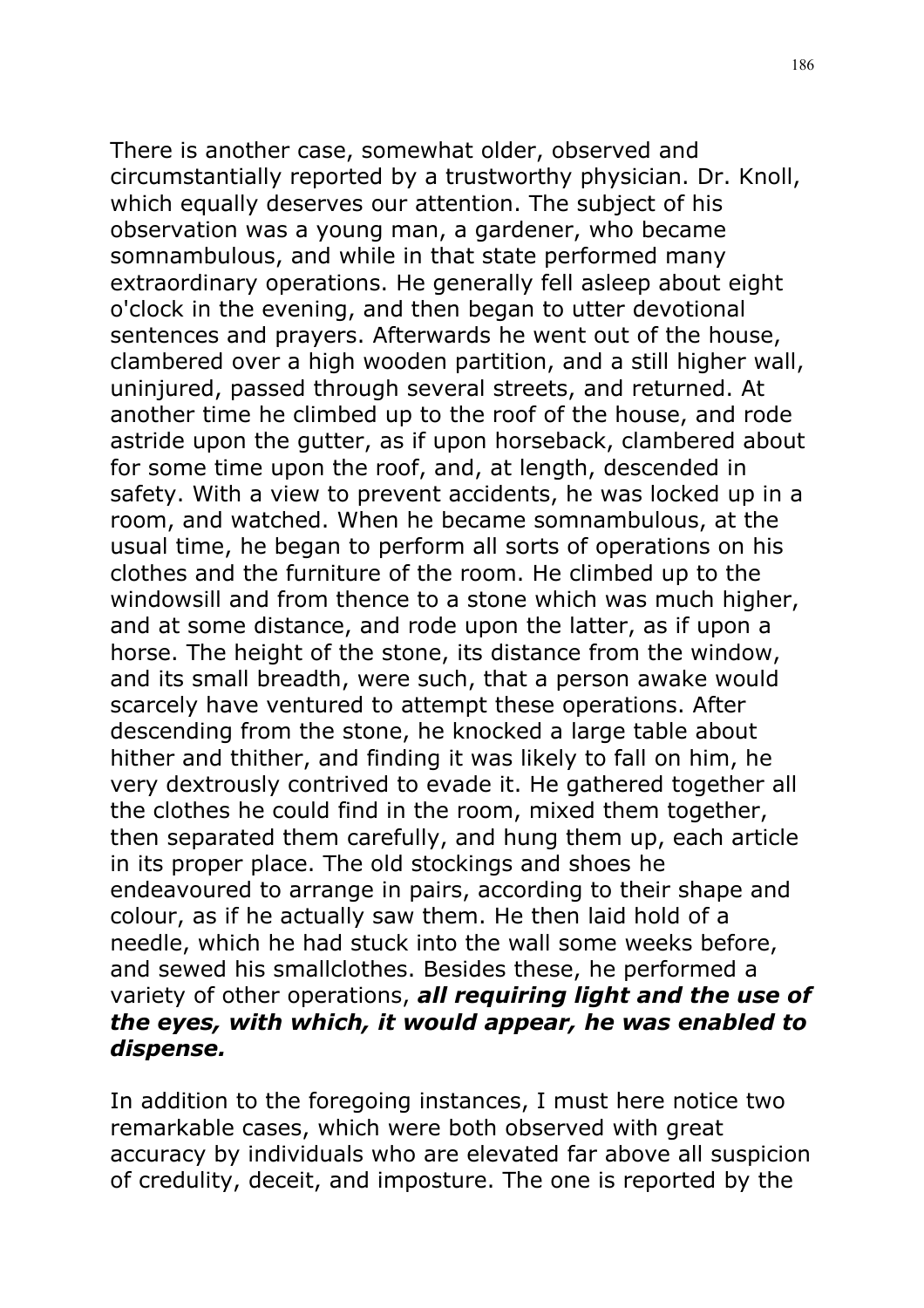There is another case, somewhat older, observed and circumstantially reported by a trustworthy physician. Dr. Knoll, which equally deserves our attention. The subject of his observation was a young man, a gardener, who became somnambulous, and while in that state performed many extraordinary operations. He generally fell asleep about eight o'clock in the evening, and then began to utter devotional sentences and prayers. Afterwards he went out of the house, clambered over a high wooden partition, and a still higher wall, uninjured, passed through several streets, and returned. At another time he climbed up to the roof of the house, and rode astride upon the gutter, as if upon horseback, clambered about for some time upon the roof, and, at length, descended in safety. With a view to prevent accidents, he was locked up in a room, and watched. When he became somnambulous, at the usual time, he began to perform all sorts of operations on his clothes and the furniture of the room. He climbed up to the windowsill and from thence to a stone which was much higher, and at some distance, and rode upon the latter, as if upon a horse. The height of the stone, its distance from the window, and its small breadth, were such, that a person awake would scarcely have ventured to attempt these operations. After descending from the stone, he knocked a large table about hither and thither, and finding it was likely to fall on him, he very dextrously contrived to evade it. He gathered together all the clothes he could find in the room, mixed them together, then separated them carefully, and hung them up, each article in its proper place. The old stockings and shoes he endeavoured to arrange in pairs, according to their shape and colour, as if he actually saw them. He then laid hold of a needle, which he had stuck into the wall some weeks before, and sewed his smallclothes. Besides these, he performed a variety of other operations, ***all requiring light and the use of the eyes, with which, it would appear, he was enabled to dispense.***

In addition to the foregoing instances, I must here notice two remarkable cases, which were both observed with great accuracy by individuals who are elevated far above all suspicion of credulity, deceit, and imposture. The one is reported by the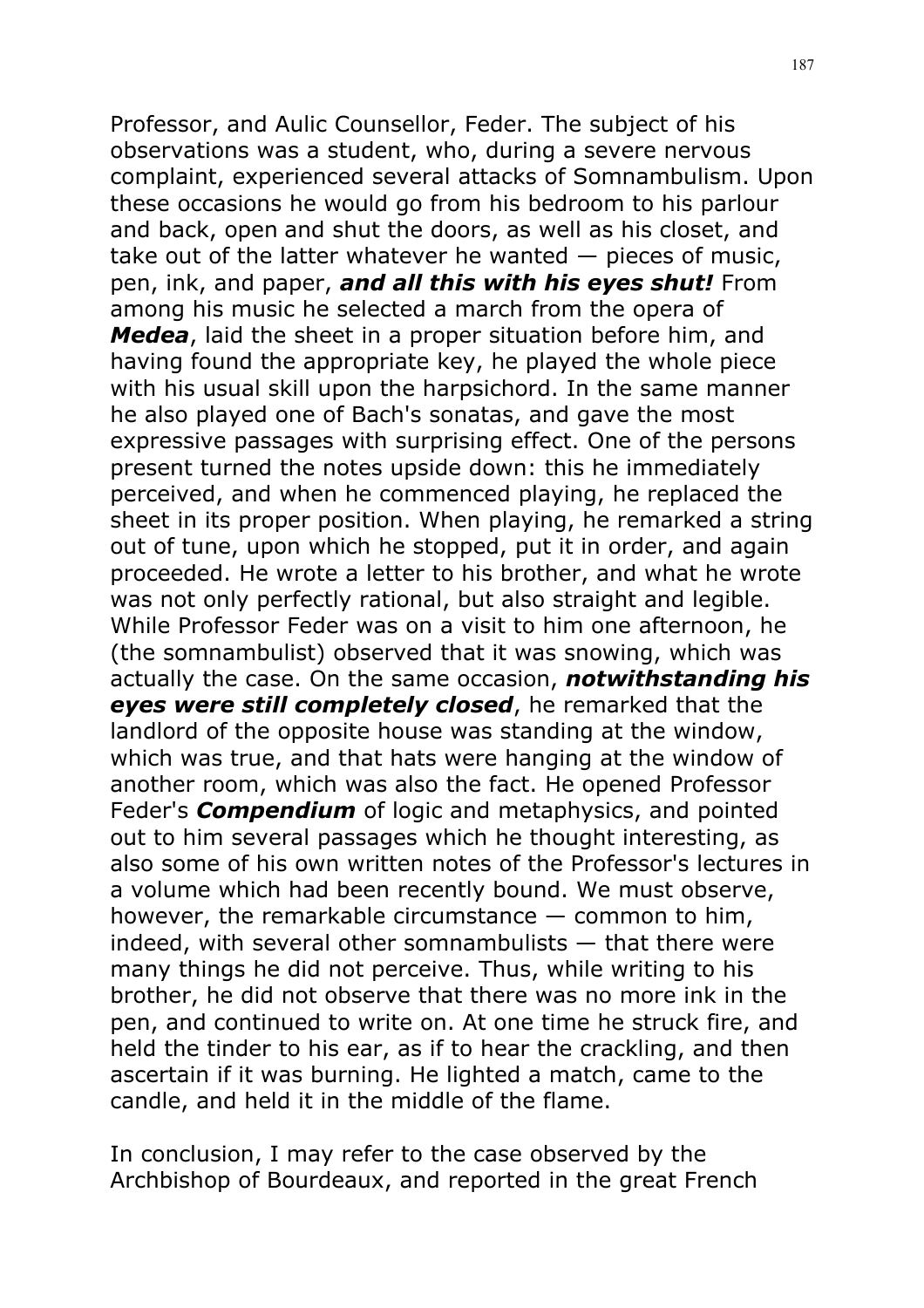Professor, and Aulic Counsellor, Feder. The subject of his observations was a student, who, during a severe nervous complaint, experienced several attacks of Somnambulism. Upon these occasions he would go from his bedroom to his parlour and back, open and shut the doors, as well as his closet, and take out of the latter whatever he wanted — pieces of music, pen, ink, and paper, ***and all this with his eyes shut!*** From among his music he selected a march from the opera of ***Medea***, laid the sheet in a proper situation before him, and having found the appropriate key, he played the whole piece with his usual skill upon the harpsichord. In the same manner he also played one of Bach's sonatas, and gave the most expressive passages with surprising effect. One of the persons present turned the notes upside down: this he immediately perceived, and when he commenced playing, he replaced the sheet in its proper position. When playing, he remarked a string out of tune, upon which he stopped, put it in order, and again proceeded. He wrote a letter to his brother, and what he wrote was not only perfectly rational, but also straight and legible. While Professor Feder was on a visit to him one afternoon, he (the somnambulist) observed that it was snowing, which was actually the case. On the same occasion, ***notwithstanding his eyes were still completely closed***, he remarked that the landlord of the opposite house was standing at the window, which was true, and that hats were hanging at the window of another room, which was also the fact. He opened Professor Feder's ***Compendium*** of logic and metaphysics, and pointed out to him several passages which he thought interesting, as also some of his own written notes of the Professor's lectures in a volume which had been recently bound. We must observe, however, the remarkable circumstance — common to him, indeed, with several other somnambulists — that there were many things he did not perceive. Thus, while writing to his brother, he did not observe that there was no more ink in the pen, and continued to write on. At one time he struck fire, and held the tinder to his ear, as if to hear the crackling, and then ascertain if it was burning. He lighted a match, came to the candle, and held it in the middle of the flame.

In conclusion, I may refer to the case observed by the Archbishop of Bourdeaux, and reported in the great French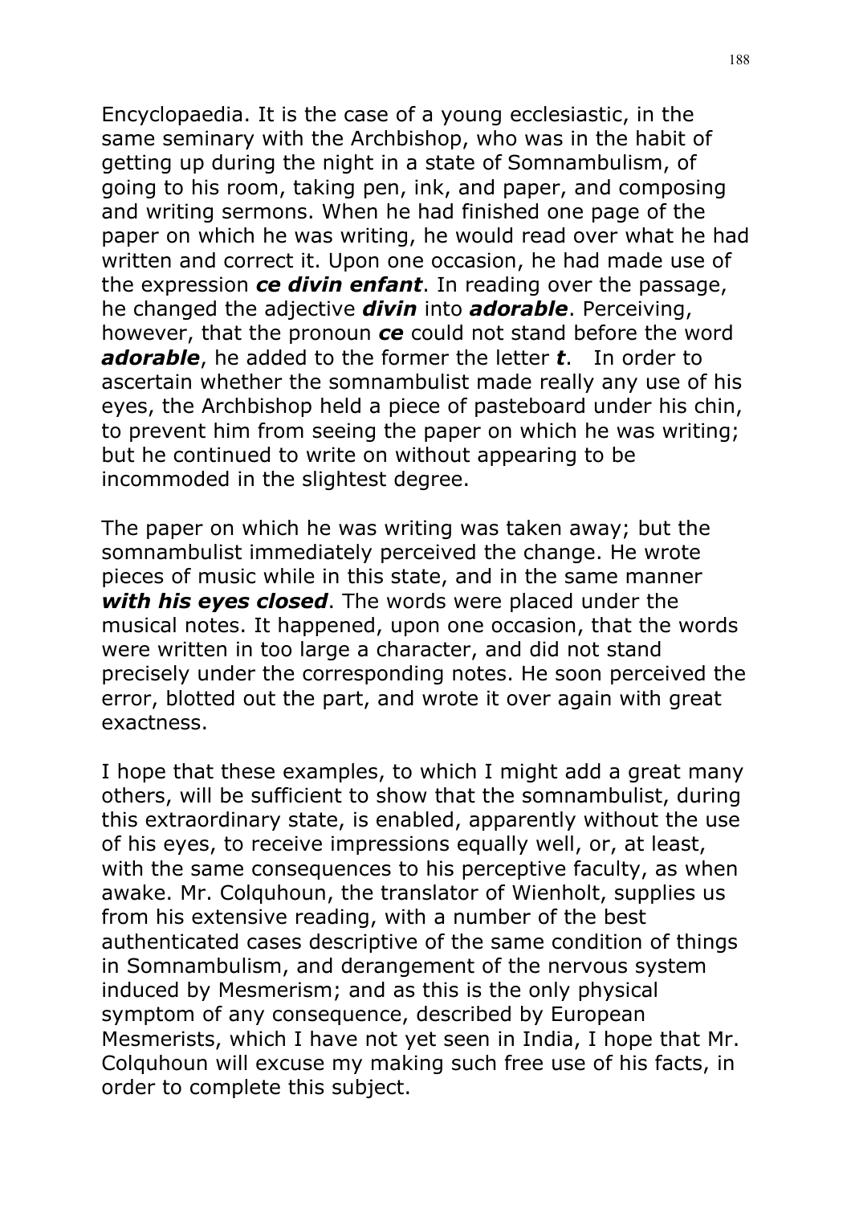Encyclopaedia. It is the case of a young ecclesiastic, in the same seminary with the Archbishop, who was in the habit of getting up during the night in a state of Somnambulism, of going to his room, taking pen, ink, and paper, and composing and writing sermons. When he had finished one page of the paper on which he was writing, he would read over what he had written and correct it. Upon one occasion, he had made use of the expression ***ce divin enfant***. In reading over the passage, he changed the adjective ***divin*** into ***adorable***. Perceiving, however, that the pronoun ***ce*** could not stand before the word ***adorable***, he added to the former the letter ***t***. In order to ascertain whether the somnambulist made really any use of his eyes, the Archbishop held a piece of pasteboard under his chin, to prevent him from seeing the paper on which he was writing; but he continued to write on without appearing to be incommoded in the slightest degree.

The paper on which he was writing was taken away; but the somnambulist immediately perceived the change. He wrote pieces of music while in this state, and in the same manner ***with his eyes closed***. The words were placed under the musical notes. It happened, upon one occasion, that the words were written in too large a character, and did not stand precisely under the corresponding notes. He soon perceived the error, blotted out the part, and wrote it over again with great exactness.

I hope that these examples, to which I might add a great many others, will be sufficient to show that the somnambulist, during this extraordinary state, is enabled, apparently without the use of his eyes, to receive impressions equally well, or, at least, with the same consequences to his perceptive faculty, as when awake. Mr. Colquhoun, the translator of Wienholt, supplies us from his extensive reading, with a number of the best authenticated cases descriptive of the same condition of things in Somnambulism, and derangement of the nervous system induced by Mesmerism; and as this is the only physical symptom of any consequence, described by European Mesmerists, which I have not yet seen in India, I hope that Mr. Colquhoun will excuse my making such free use of his facts, in order to complete this subject.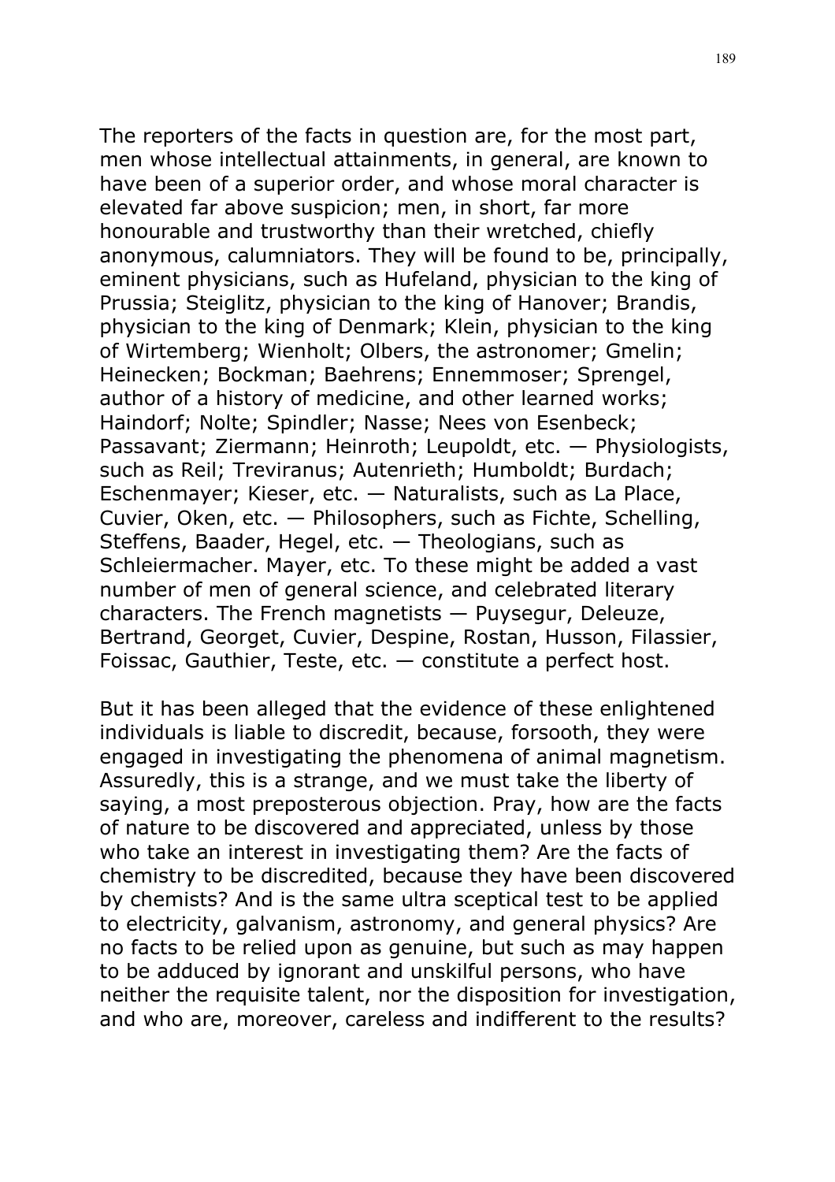The reporters of the facts in question are, for the most part, men whose intellectual attainments, in general, are known to have been of a superior order, and whose moral character is elevated far above suspicion; men, in short, far more honourable and trustworthy than their wretched, chiefly anonymous, calumniators. They will be found to be, principally, eminent physicians, such as Hufeland, physician to the king of Prussia; Steiglitz, physician to the king of Hanover; Brandis, physician to the king of Denmark; Klein, physician to the king of Wirtemberg; Wienholt; Olbers, the astronomer; Gmelin; Heinecken; Bockman; Baehrens; Ennemmoser; Sprengel, author of a history of medicine, and other learned works; Haindorf; Nolte; Spindler; Nasse; Nees von Esenbeck; Passavant; Ziermann; Heinroth; Leupoldt, etc. — Physiologists, such as Reil; Treviranus; Autenrieth; Humboldt; Burdach; Eschenmayer; Kieser, etc. — Naturalists, such as La Place, Cuvier, Oken, etc. — Philosophers, such as Fichte, Schelling, Steffens, Baader, Hegel, etc. — Theologians, such as Schleiermacher. Mayer, etc. To these might be added a vast number of men of general science, and celebrated literary characters. The French magnetists — Puysegur, Deleuze, Bertrand, Georget, Cuvier, Despine, Rostan, Husson, Filassier, Foissac, Gauthier, Teste, etc. — constitute a perfect host.

But it has been alleged that the evidence of these enlightened individuals is liable to discredit, because, forsooth, they were engaged in investigating the phenomena of animal magnetism. Assuredly, this is a strange, and we must take the liberty of saying, a most preposterous objection. Pray, how are the facts of nature to be discovered and appreciated, unless by those who take an interest in investigating them? Are the facts of chemistry to be discredited, because they have been discovered by chemists? And is the same ultra sceptical test to be applied to electricity, galvanism, astronomy, and general physics? Are no facts to be relied upon as genuine, but such as may happen to be adduced by ignorant and unskilful persons, who have neither the requisite talent, nor the disposition for investigation, and who are, moreover, careless and indifferent to the results?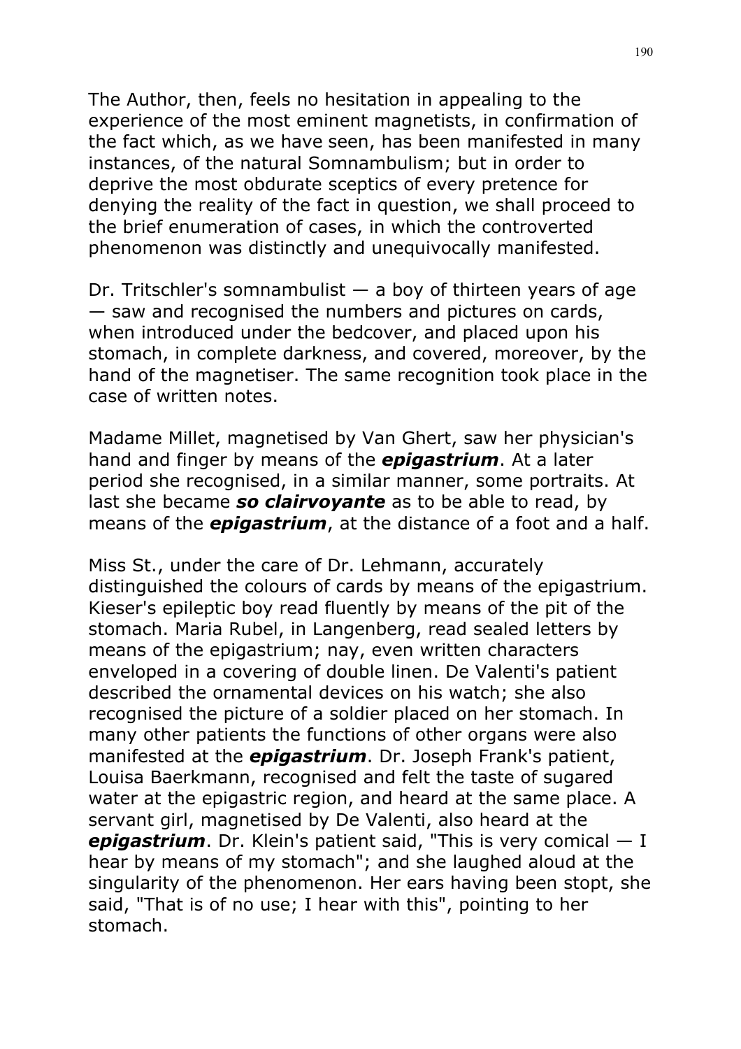The Author, then, feels no hesitation in appealing to the experience of the most eminent magnetists, in confirmation of the fact which, as we have seen, has been manifested in many instances, of the natural Somnambulism; but in order to deprive the most obdurate sceptics of every pretence for denying the reality of the fact in question, we shall proceed to the brief enumeration of cases, in which the controverted phenomenon was distinctly and unequivocally manifested.

Dr. Tritschler's somnambulist — a boy of thirteen years of age — saw and recognised the numbers and pictures on cards, when introduced under the bedcover, and placed upon his stomach, in complete darkness, and covered, moreover, by the hand of the magnetiser. The same recognition took place in the case of written notes.

Madame Millet, magnetised by Van Ghert, saw her physician's hand and finger by means of the ***epigastrium***. At a later period she recognised, in a similar manner, some portraits. At last she became ***so clairvoyante*** as to be able to read, by means of the ***epigastrium***, at the distance of a foot and a half.

Miss St., under the care of Dr. Lehmann, accurately distinguished the colours of cards by means of the epigastrium. Kieser's epileptic boy read fluently by means of the pit of the stomach. Maria Rubel, in Langenberg, read sealed letters by means of the epigastrium; nay, even written characters enveloped in a covering of double linen. De Valenti's patient described the ornamental devices on his watch; she also recognised the picture of a soldier placed on her stomach. In many other patients the functions of other organs were also manifested at the ***epigastrium***. Dr. Joseph Frank's patient, Louisa Baerkmann, recognised and felt the taste of sugared water at the epigastric region, and heard at the same place. A servant girl, magnetised by De Valenti, also heard at the ***epigastrium***. Dr. Klein's patient said, "This is very comical — I hear by means of my stomach"; and she laughed aloud at the singularity of the phenomenon. Her ears having been stopt, she said, "That is of no use; I hear with this", pointing to her stomach.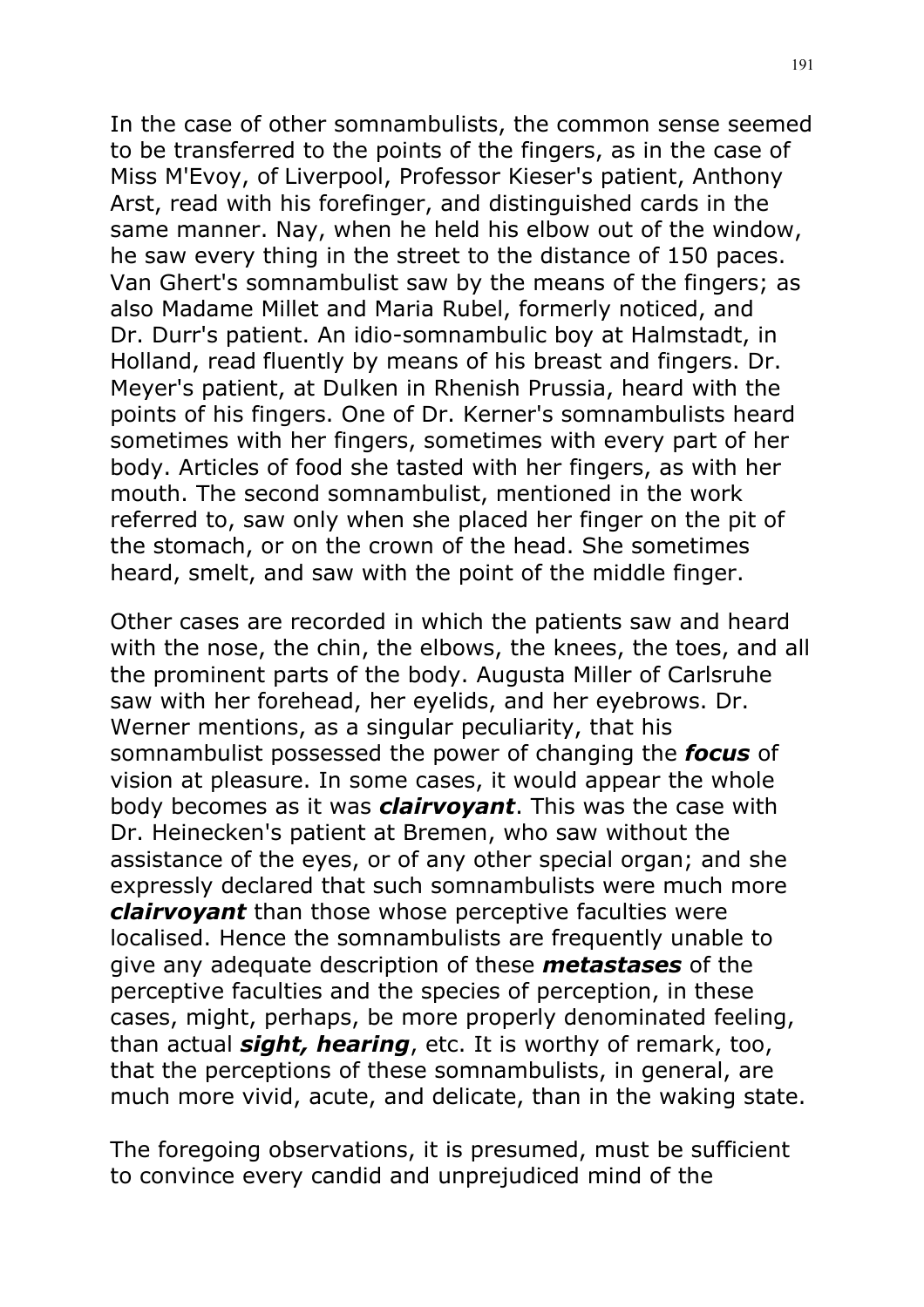In the case of other somnambulists, the common sense seemed to be transferred to the points of the fingers, as in the case of Miss M'Evoy, of Liverpool, Professor Kieser's patient, Anthony Arst, read with his forefinger, and distinguished cards in the same manner. Nay, when he held his elbow out of the window, he saw every thing in the street to the distance of 150 paces. Van Ghert's somnambulist saw by the means of the fingers; as also Madame Millet and Maria Rubel, formerly noticed, and Dr. Durr's patient. An idio-somnambulic boy at Halmstadt, in Holland, read fluently by means of his breast and fingers. Dr. Meyer's patient, at Dulken in Rhenish Prussia, heard with the points of his fingers. One of Dr. Kerner's somnambulists heard sometimes with her fingers, sometimes with every part of her body. Articles of food she tasted with her fingers, as with her mouth. The second somnambulist, mentioned in the work referred to, saw only when she placed her finger on the pit of the stomach, or on the crown of the head. She sometimes heard, smelt, and saw with the point of the middle finger.

Other cases are recorded in which the patients saw and heard with the nose, the chin, the elbows, the knees, the toes, and all the prominent parts of the body. Augusta Miller of Carlsruhe saw with her forehead, her eyelids, and her eyebrows. Dr. Werner mentions, as a singular peculiarity, that his somnambulist possessed the power of changing the ***focus*** of vision at pleasure. In some cases, it would appear the whole body becomes as it was ***clairvoyant***. This was the case with Dr. Heinecken's patient at Bremen, who saw without the assistance of the eyes, or of any other special organ; and she expressly declared that such somnambulists were much more ***clairvoyant*** than those whose perceptive faculties were localised. Hence the somnambulists are frequently unable to give any adequate description of these ***metastases*** of the perceptive faculties and the species of perception, in these cases, might, perhaps, be more properly denominated feeling, than actual ***sight, hearing***, etc. It is worthy of remark, too, that the perceptions of these somnambulists, in general, are much more vivid, acute, and delicate, than in the waking state.

The foregoing observations, it is presumed, must be sufficient to convince every candid and unprejudiced mind of the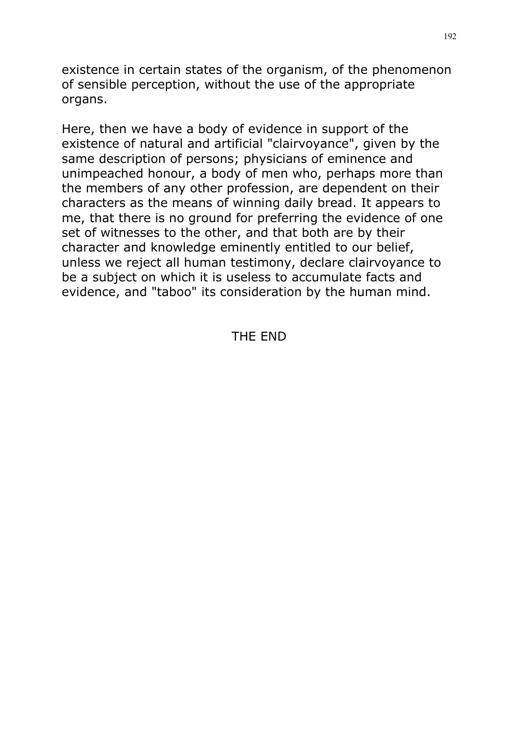existence in certain states of the organism, of the phenomenon of sensible perception, without the use of the appropriate organs.

Here, then we have a body of evidence in support of the existence of natural and artificial "clairvoyance", given by the same description of persons; physicians of eminence and unimpeached honour, a body of men who, perhaps more than the members of any other profession, are dependent on their characters as the means of winning daily bread. It appears to me, that there is no ground for preferring the evidence of one set of witnesses to the other, and that both are by their character and knowledge eminently entitled to our belief, unless we reject all human testimony, declare clairvoyance to be a subject on which it is useless to accumulate facts and evidence, and "taboo" its consideration by the human mind.

THE END